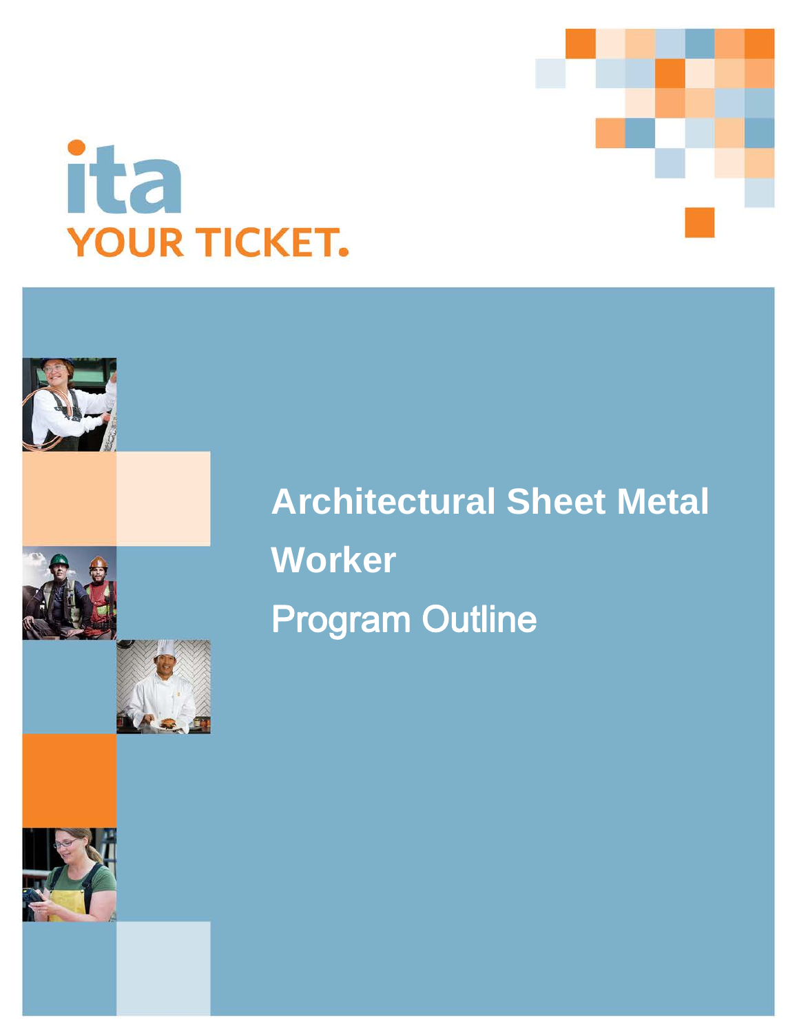ita

YOUR TICKET.

# Architectural Sheet Metal Worker

# Program Outline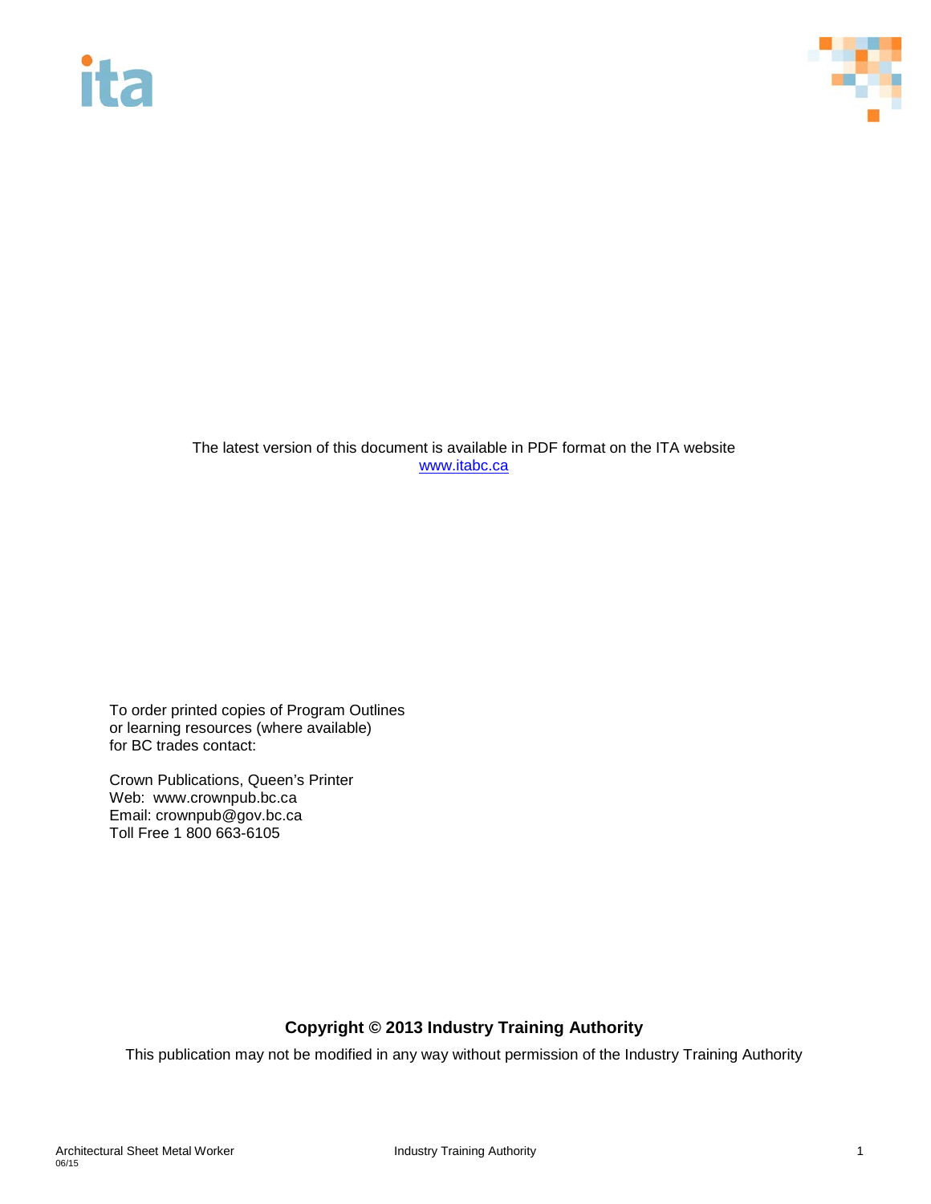The latest version of this document is available in PDF format on the ITA website
[www.itabc.ca](http://www.itabc.ca)

To order printed copies of Program Outlines
or learning resources (where available)
for BC trades contact:

Crown Publications, Queen's Printer
Web: www.crownpub.bc.ca
Email: crownpub@gov.bc.ca
Toll Free 1 800 663-6105

**Copyright © 2013 Industry Training Authority**

This publication may not be modified in any way without permission of the Industry Training Authority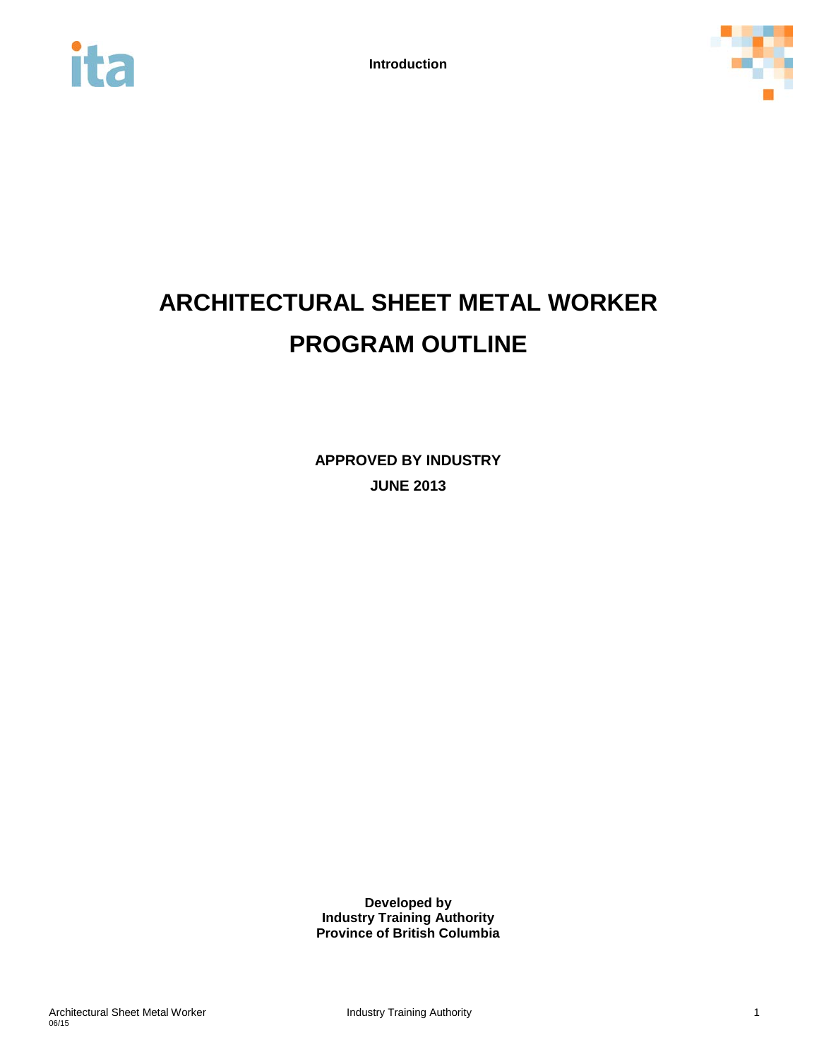# ARCHITECTURAL SHEET METAL WORKER PROGRAM OUTLINE

**APPROVED BY INDUSTRY**

**JUNE 2013**

**Developed by**
**Industry Training Authority**
**Province of British Columbia**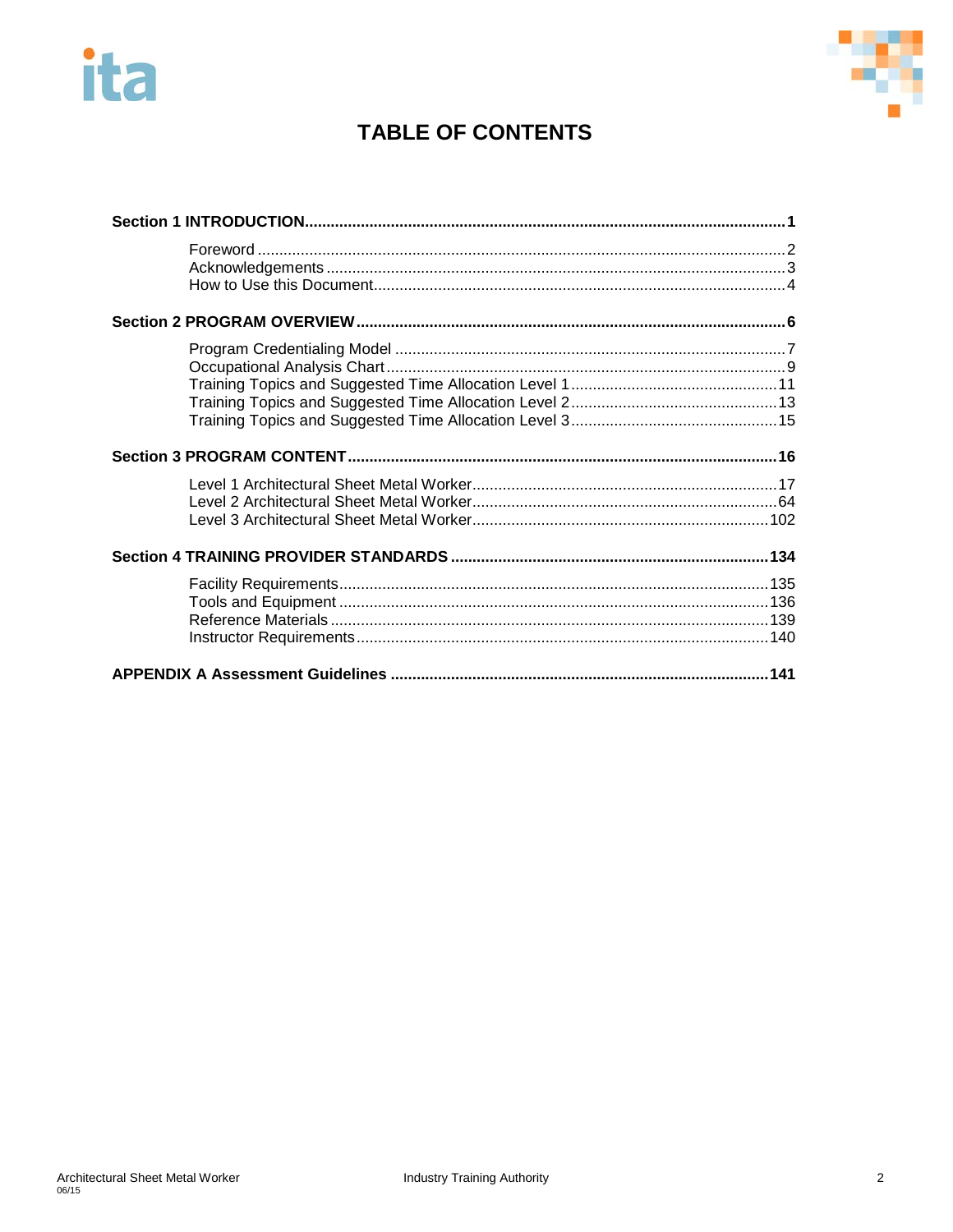# TABLE OF CONTENTS

**Section 1 INTRODUCTION** ..... **1**

- Foreword ..... 2
- Acknowledgements ..... 3
- How to Use this Document ..... 4

**Section 2 PROGRAM OVERVIEW** ..... **6**

- Program Credentialing Model ..... 7
- Occupational Analysis Chart ..... 9
- Training Topics and Suggested Time Allocation Level 1 ..... 11
- Training Topics and Suggested Time Allocation Level 2 ..... 13
- Training Topics and Suggested Time Allocation Level 3 ..... 15

**Section 3 PROGRAM CONTENT** ..... **16**

- Level 1 Architectural Sheet Metal Worker ..... 17
- Level 2 Architectural Sheet Metal Worker ..... 64
- Level 3 Architectural Sheet Metal Worker ..... 102

**Section 4 TRAINING PROVIDER STANDARDS** ..... **134**

- Facility Requirements ..... 135
- Tools and Equipment ..... 136
- Reference Materials ..... 139
- Instructor Requirements ..... 140

**APPENDIX A Assessment Guidelines** ..... **141**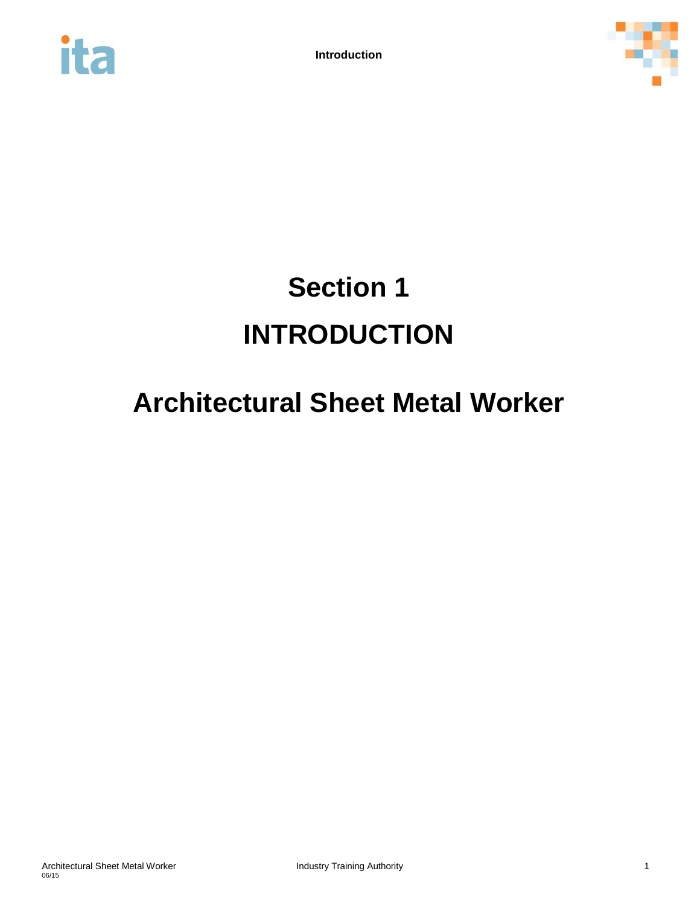# Section 1

# INTRODUCTION

## Architectural Sheet Metal Worker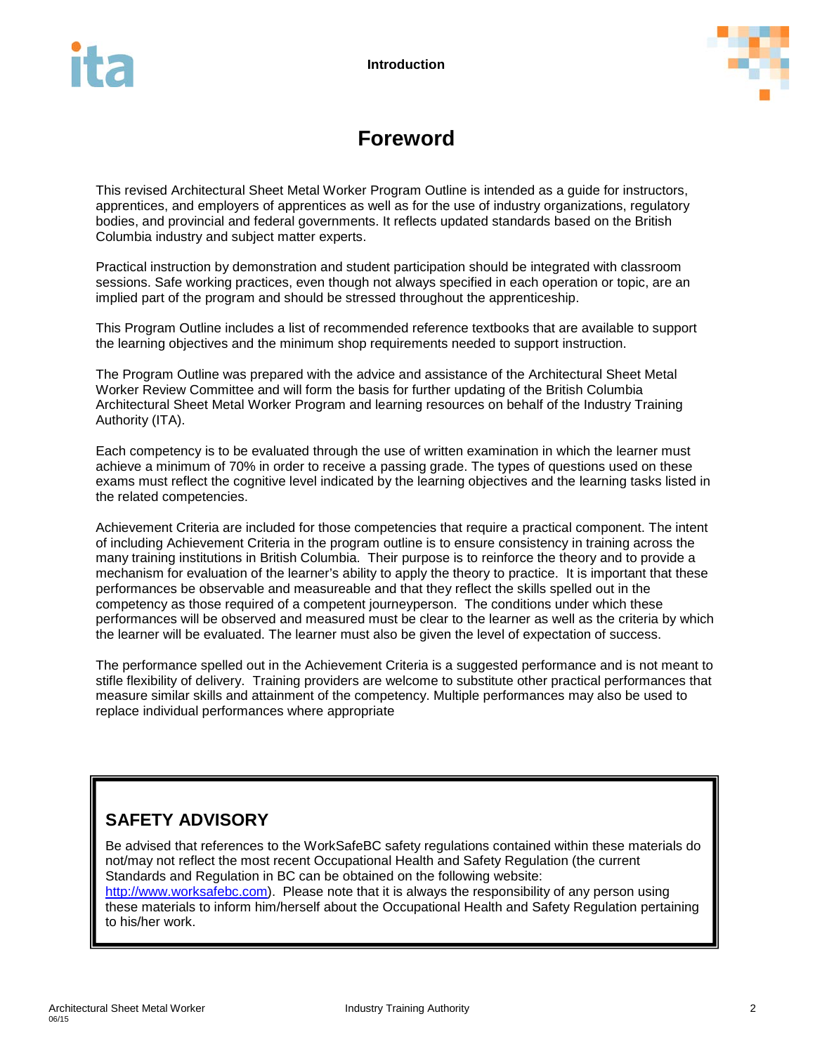# Foreword

This revised Architectural Sheet Metal Worker Program Outline is intended as a guide for instructors, apprentices, and employers of apprentices as well as for the use of industry organizations, regulatory bodies, and provincial and federal governments. It reflects updated standards based on the British Columbia industry and subject matter experts.

Practical instruction by demonstration and student participation should be integrated with classroom sessions. Safe working practices, even though not always specified in each operation or topic, are an implied part of the program and should be stressed throughout the apprenticeship.

This Program Outline includes a list of recommended reference textbooks that are available to support the learning objectives and the minimum shop requirements needed to support instruction.

The Program Outline was prepared with the advice and assistance of the Architectural Sheet Metal Worker Review Committee and will form the basis for further updating of the British Columbia Architectural Sheet Metal Worker Program and learning resources on behalf of the Industry Training Authority (ITA).

Each competency is to be evaluated through the use of written examination in which the learner must achieve a minimum of 70% in order to receive a passing grade. The types of questions used on these exams must reflect the cognitive level indicated by the learning objectives and the learning tasks listed in the related competencies.

Achievement Criteria are included for those competencies that require a practical component. The intent of including Achievement Criteria in the program outline is to ensure consistency in training across the many training institutions in British Columbia. Their purpose is to reinforce the theory and to provide a mechanism for evaluation of the learner's ability to apply the theory to practice. It is important that these performances be observable and measureable and that they reflect the skills spelled out in the competency as those required of a competent journeyperson. The conditions under which these performances will be observed and measured must be clear to the learner as well as the criteria by which the learner will be evaluated. The learner must also be given the level of expectation of success.

The performance spelled out in the Achievement Criteria is a suggested performance and is not meant to stifle flexibility of delivery. Training providers are welcome to substitute other practical performances that measure similar skills and attainment of the competency. Multiple performances may also be used to replace individual performances where appropriate

## SAFETY ADVISORY

Be advised that references to the WorkSafeBC safety regulations contained within these materials do not/may not reflect the most recent Occupational Health and Safety Regulation (the current Standards and Regulation in BC can be obtained on the following website: http://www.worksafebc.com). Please note that it is always the responsibility of any person using these materials to inform him/herself about the Occupational Health and Safety Regulation pertaining to his/her work.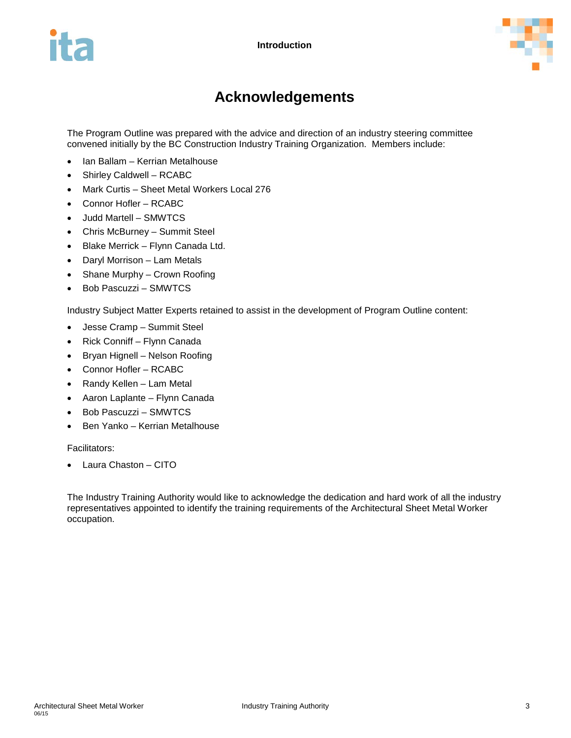# Acknowledgements

The Program Outline was prepared with the advice and direction of an industry steering committee convened initially by the BC Construction Industry Training Organization. Members include:

- Ian Ballam – Kerrian Metalhouse
- Shirley Caldwell – RCABC
- Mark Curtis – Sheet Metal Workers Local 276
- Connor Hofler – RCABC
- Judd Martell – SMWTCS
- Chris McBurney – Summit Steel
- Blake Merrick – Flynn Canada Ltd.
- Daryl Morrison – Lam Metals
- Shane Murphy – Crown Roofing
- Bob Pascuzzi – SMWTCS

Industry Subject Matter Experts retained to assist in the development of Program Outline content:

- Jesse Cramp – Summit Steel
- Rick Conniff – Flynn Canada
- Bryan Hignell – Nelson Roofing
- Connor Hofler – RCABC
- Randy Kellen – Lam Metal
- Aaron Laplante – Flynn Canada
- Bob Pascuzzi – SMWTCS
- Ben Yanko – Kerrian Metalhouse

Facilitators:

- Laura Chaston – CITO

The Industry Training Authority would like to acknowledge the dedication and hard work of all the industry representatives appointed to identify the training requirements of the Architectural Sheet Metal Worker occupation.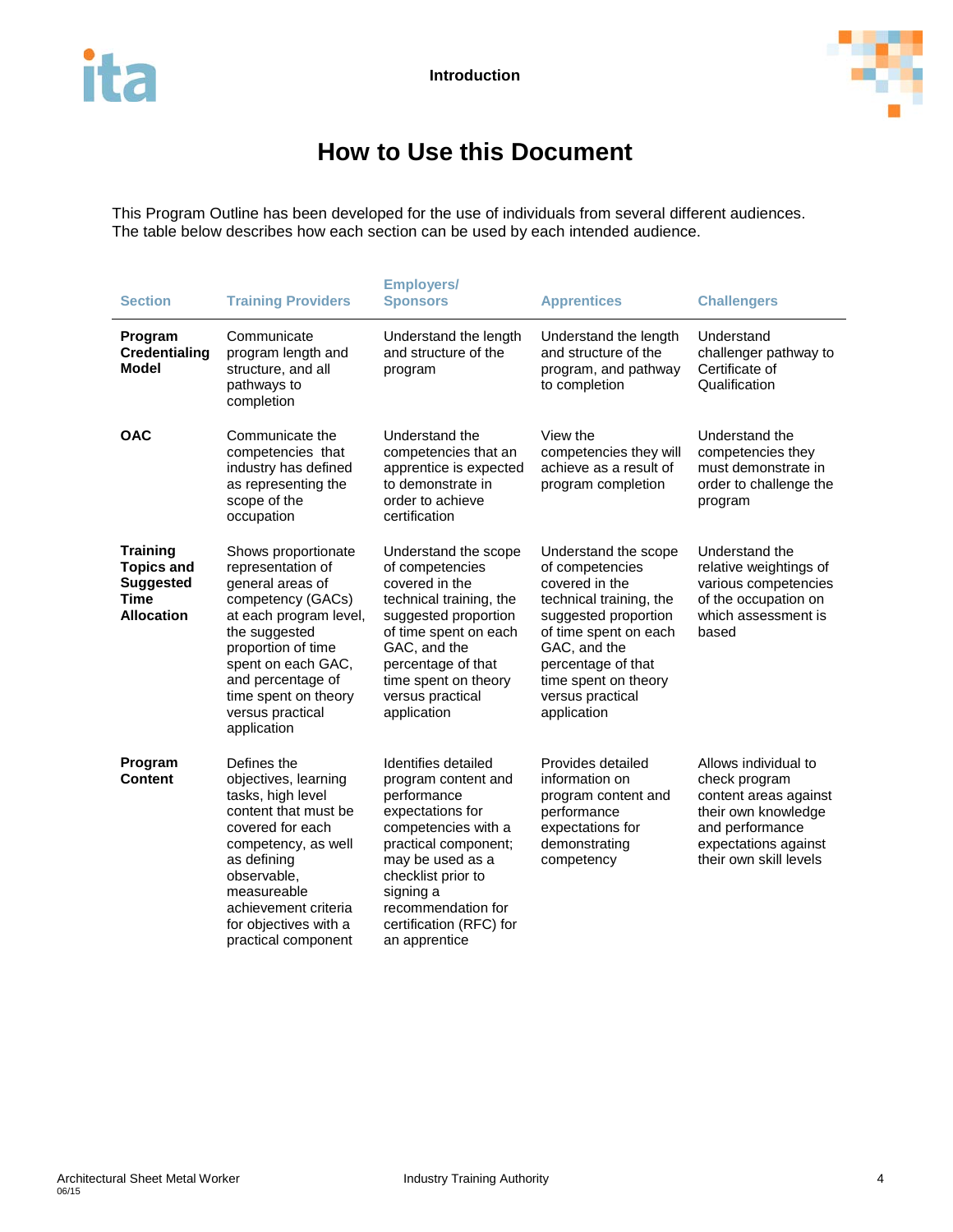# How to Use this Document

This Program Outline has been developed for the use of individuals from several different audiences. The table below describes how each section can be used by each intended audience.

| Section | Training Providers | Employers/ Sponsors | Apprentices | Challengers |
|---|---|---|---|---|
| **Program Credentialing Model** | Communicate program length and structure, and all pathways to completion | Understand the length and structure of the program | Understand the length and structure of the program, and pathway to completion | Understand challenger pathway to Certificate of Qualification |
| **OAC** | Communicate the competencies that industry has defined as representing the scope of the occupation | Understand the competencies that an apprentice is expected to demonstrate in order to achieve certification | View the competencies they will achieve as a result of program completion | Understand the competencies they must demonstrate in order to challenge the program |
| **Training Topics and Suggested Time Allocation** | Shows proportionate representation of general areas of competency (GACs) at each program level, the suggested proportion of time spent on each GAC, and percentage of time spent on theory versus practical application | Understand the scope of competencies covered in the technical training, the suggested proportion of time spent on each GAC, and the percentage of that time spent on theory versus practical application | Understand the scope of competencies covered in the technical training, the suggested proportion of time spent on each GAC, and the percentage of that time spent on theory versus practical application | Understand the relative weightings of various competencies of the occupation on which assessment is based |
| **Program Content** | Defines the objectives, learning tasks, high level content that must be covered for each competency, as well as defining observable, measureable achievement criteria for objectives with a practical component | Identifies detailed program content and performance expectations for competencies with a practical component; may be used as a checklist prior to signing a recommendation for certification (RFC) for an apprentice | Provides detailed information on program content and performance expectations for demonstrating competency | Allows individual to check program content areas against their own knowledge and performance expectations against their own skill levels |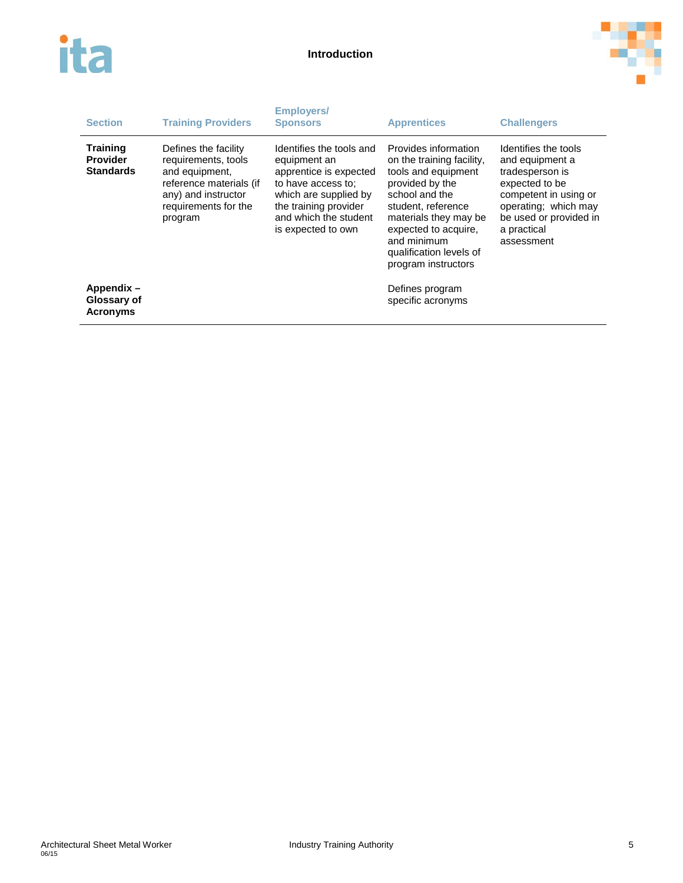| Section | Training Providers | Employers/ Sponsors | Apprentices | Challengers |
|---|---|---|---|---|
| **Training Provider Standards** | Defines the facility requirements, tools and equipment, reference materials (if any) and instructor requirements for the program | Identifies the tools and equipment an apprentice is expected to have access to; which are supplied by the training provider and which the student is expected to own | Provides information on the training facility, tools and equipment provided by the school and the student, reference materials they may be expected to acquire, and minimum qualification levels of program instructors | Identifies the tools and equipment a tradesperson is expected to be competent in using or operating; which may be used or provided in a practical assessment |
| **Appendix – Glossary of Acronyms** | | | Defines program specific acronyms | |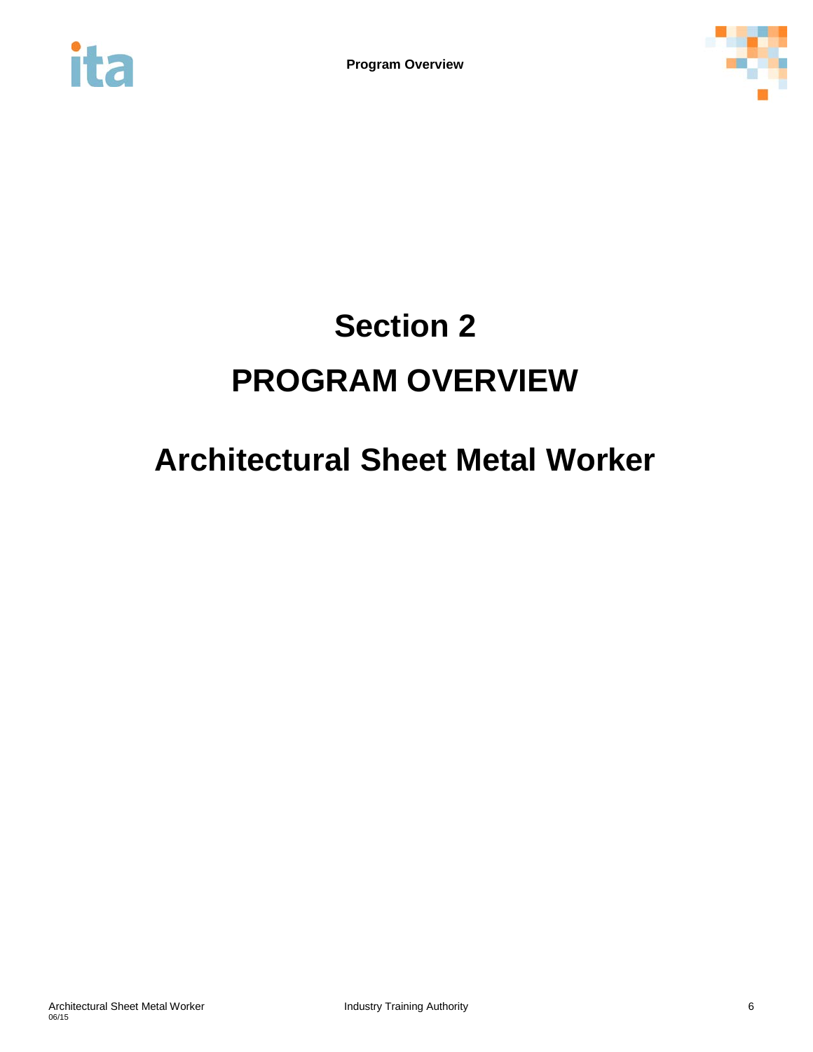# Section 2

# PROGRAM OVERVIEW

## Architectural Sheet Metal Worker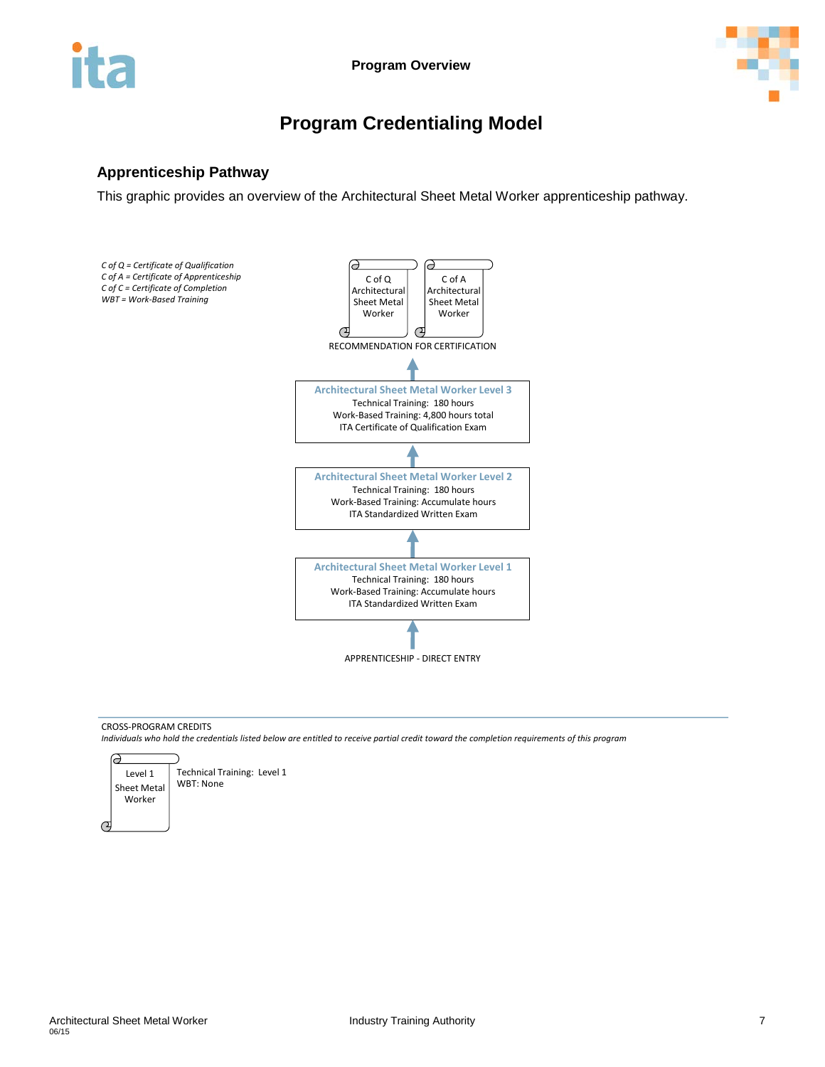# Program Credentialing Model

## Apprenticeship Pathway

This graphic provides an overview of the Architectural Sheet Metal Worker apprenticeship pathway.

*C of Q = Certificate of Qualification*
*C of A = Certificate of Apprenticeship*
*C of C = Certificate of Completion*
*WBT = Work-Based Training*

C of Q Architectural Sheet Metal Worker

C of A Architectural Sheet Metal Worker

RECOMMENDATION FOR CERTIFICATION

↑

**Architectural Sheet Metal Worker Level 3**
Technical Training: 180 hours
Work-Based Training: 4,800 hours total
ITA Certificate of Qualification Exam

↑

**Architectural Sheet Metal Worker Level 2**
Technical Training: 180 hours
Work-Based Training: Accumulate hours
ITA Standardized Written Exam

↑

**Architectural Sheet Metal Worker Level 1**
Technical Training: 180 hours
Work-Based Training: Accumulate hours
ITA Standardized Written Exam

↑

APPRENTICESHIP - DIRECT ENTRY

---

CROSS-PROGRAM CREDITS

*Individuals who hold the credentials listed below are entitled to receive partial credit toward the completion requirements of this program*

| Credential | Credit |
|---|---|
| Level 1 Sheet Metal Worker | Technical Training: Level 1<br>WBT: None |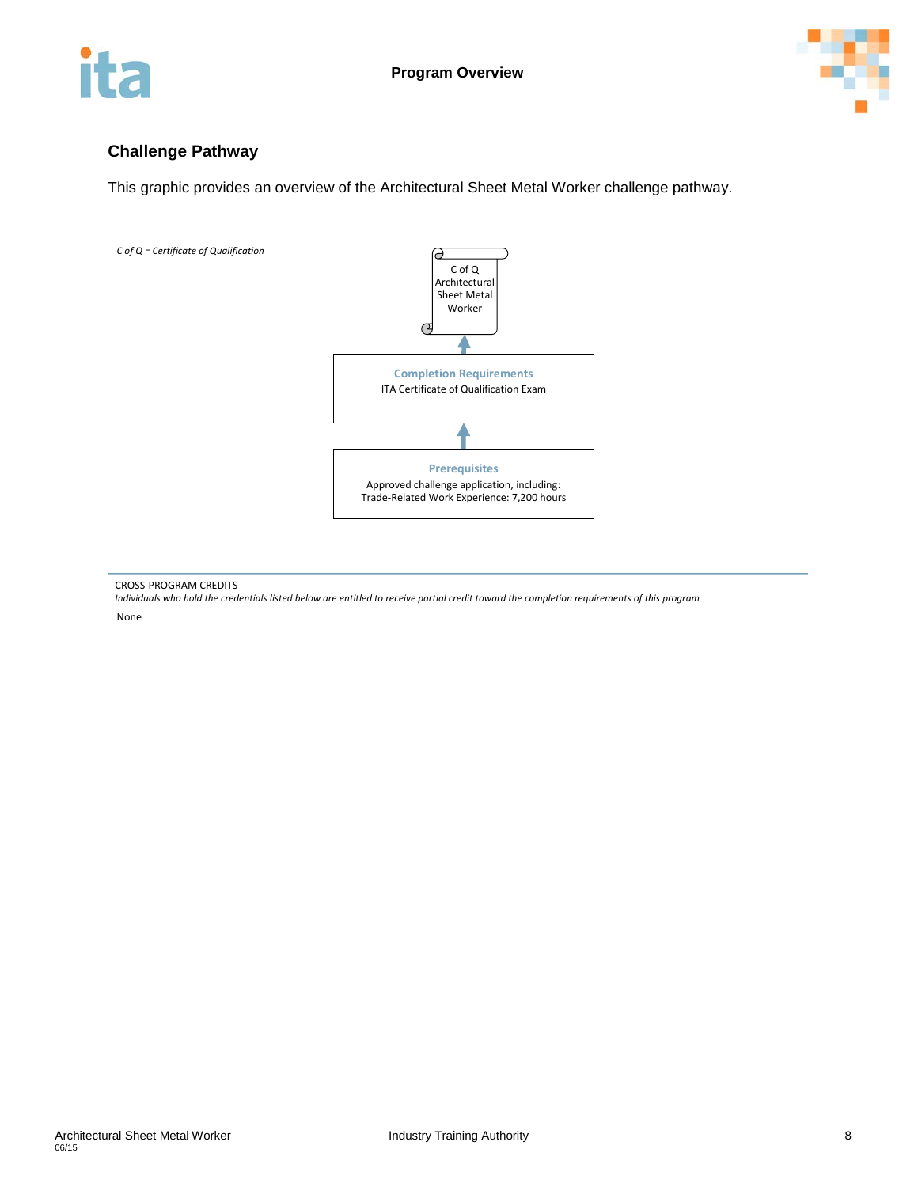## Challenge Pathway

This graphic provides an overview of the Architectural Sheet Metal Worker challenge pathway.

*C of Q = Certificate of Qualification*

C of Q Architectural Sheet Metal Worker

↑

**Completion Requirements**
ITA Certificate of Qualification Exam

↑

**Prerequisites**
Approved challenge application, including:
Trade-Related Work Experience: 7,200 hours

---

CROSS-PROGRAM CREDITS

*Individuals who hold the credentials listed below are entitled to receive partial credit toward the completion requirements of this program*

None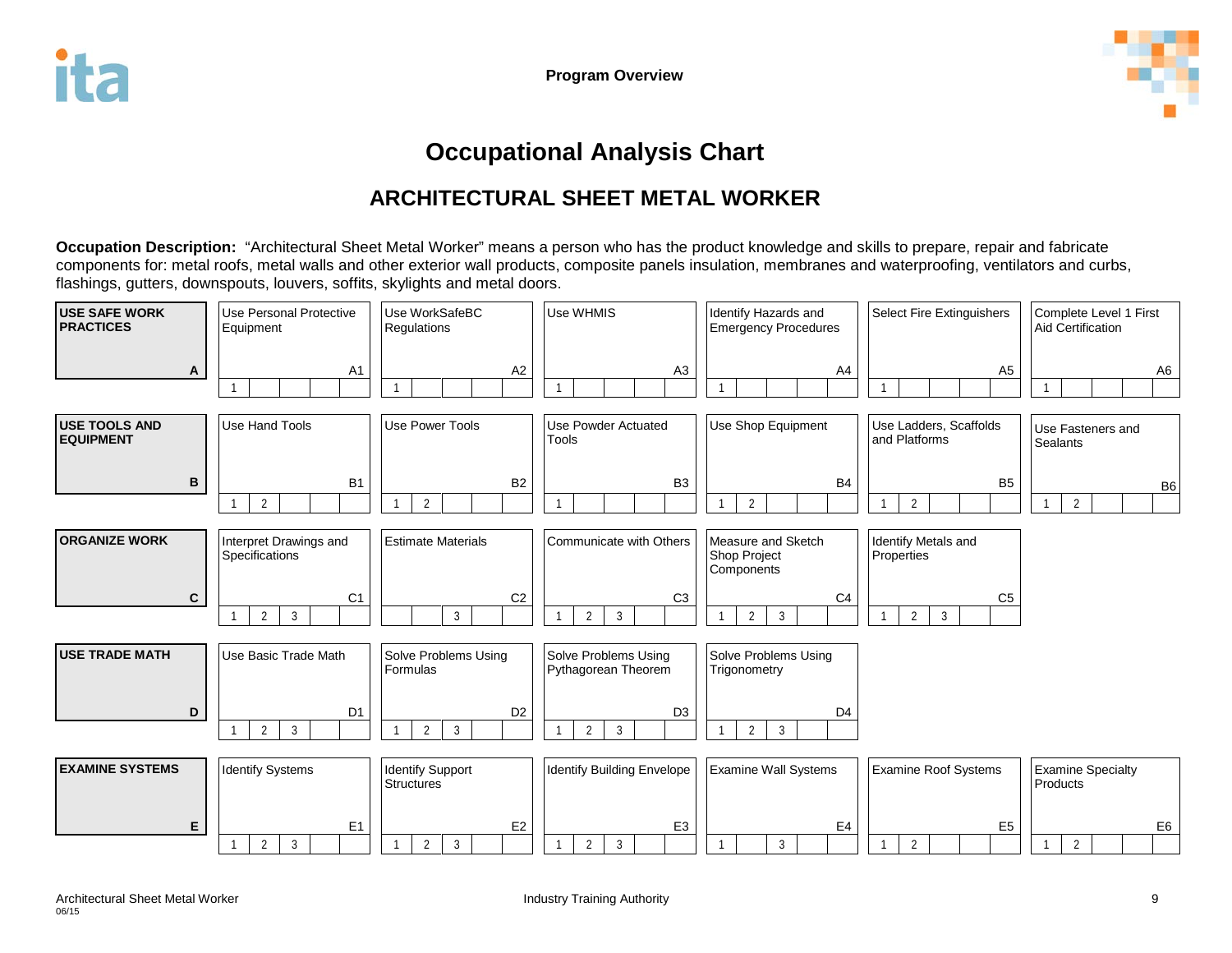# Occupational Analysis Chart

## ARCHITECTURAL SHEET METAL WORKER

**Occupation Description:** "Architectural Sheet Metal Worker" means a person who has the product knowledge and skills to prepare, repair and fabricate components for: metal roofs, metal walls and other exterior wall products, composite panels insulation, membranes and waterproofing, ventilators and curbs, flashings, gutters, downspouts, louvers, soffits, skylights and metal doors.

| Line | | | | | | |
|---|---|---|---|---|---|---|
| **USE SAFE WORK PRACTICES** A | Use Personal Protective Equipment A1 (1) | Use WorkSafeBC Regulations A2 (1) | Use WHMIS A3 (1) | Identify Hazards and Emergency Procedures A4 (1) | Select Fire Extinguishers A5 (1) | Complete Level 1 First Aid Certification A6 (1) |
| **USE TOOLS AND EQUIPMENT** B | Use Hand Tools B1 (1, 2) | Use Power Tools B2 (1, 2) | Use Powder Actuated Tools B3 (1) | Use Shop Equipment B4 (1, 2) | Use Ladders, Scaffolds and Platforms B5 (1, 2) | Use Fasteners and Sealants B6 (1, 2) |
| **ORGANIZE WORK** C | Interpret Drawings and Specifications C1 (1, 2, 3) | Estimate Materials C2 (3) | Communicate with Others C3 (1, 2, 3) | Measure and Sketch Shop Project Components C4 (1, 2, 3) | Identify Metals and Properties C5 (1, 2, 3) | |
| **USE TRADE MATH** D | Use Basic Trade Math D1 (1, 2, 3) | Solve Problems Using Formulas D2 (1, 2, 3) | Solve Problems Using Pythagorean Theorem D3 (1, 2, 3) | Solve Problems Using Trigonometry D4 (1, 2, 3) | | |
| **EXAMINE SYSTEMS** E | Identify Systems E1 (1, 2, 3) | Identify Support Structures E2 (1, 2, 3) | Identify Building Envelope E3 (1, 2, 3) | Examine Wall Systems E4 (1, 3) | Examine Roof Systems E5 (1, 2) | Examine Specialty Products E6 (1, 2) |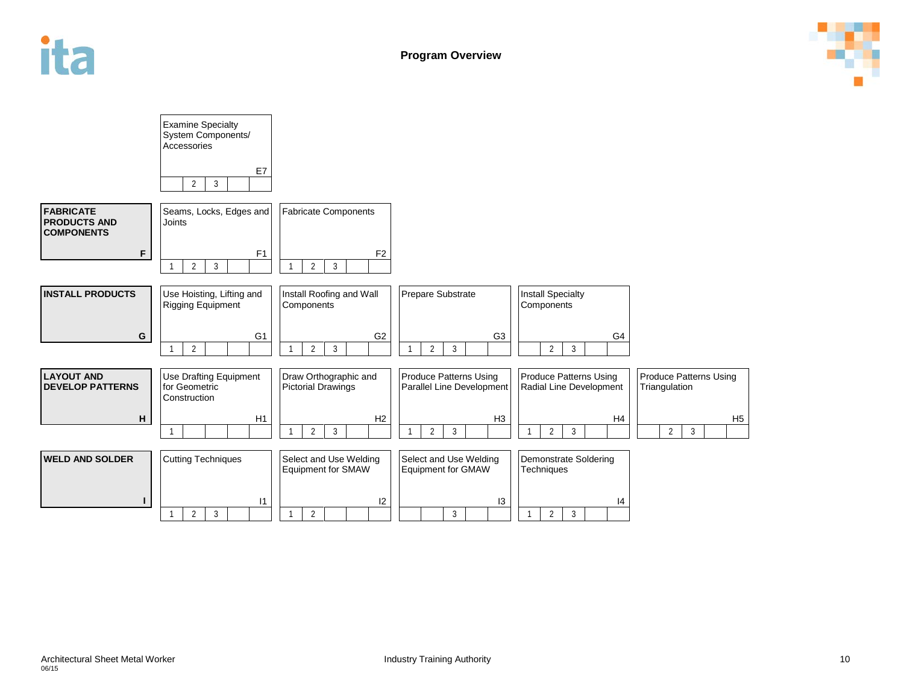**Program Overview**

| | | | | | |
|---|---|---|---|---|---|
| | Examine Specialty System Components/ Accessories E7 (Levels: 2, 3) | | | | |
| **FABRICATE PRODUCTS AND COMPONENTS** F | Seams, Locks, Edges and Joints F1 (Levels: 1, 2, 3) | Fabricate Components F2 (Levels: 1, 2, 3) | | | |
| **INSTALL PRODUCTS** G | Use Hoisting, Lifting and Rigging Equipment G1 (Levels: 1, 2) | Install Roofing and Wall Components G2 (Levels: 1, 2, 3) | Prepare Substrate G3 (Levels: 1, 2, 3) | Install Specialty Components G4 (Levels: 2, 3) | |
| **LAYOUT AND DEVELOP PATTERNS** H | Use Drafting Equipment for Geometric Construction H1 (Levels: 1) | Draw Orthographic and Pictorial Drawings H2 (Levels: 1, 2, 3) | Produce Patterns Using Parallel Line Development H3 (Levels: 1, 2, 3) | Produce Patterns Using Radial Line Development H4 (Levels: 1, 2, 3) | Produce Patterns Using Triangulation H5 (Levels: 2, 3) |
| **WELD AND SOLDER** I | Cutting Techniques I1 (Levels: 1, 2, 3) | Select and Use Welding Equipment for SMAW I2 (Levels: 1, 2) | Select and Use Welding Equipment for GMAW I3 (Levels: 3) | Demonstrate Soldering Techniques I4 (Levels: 1, 2, 3) | |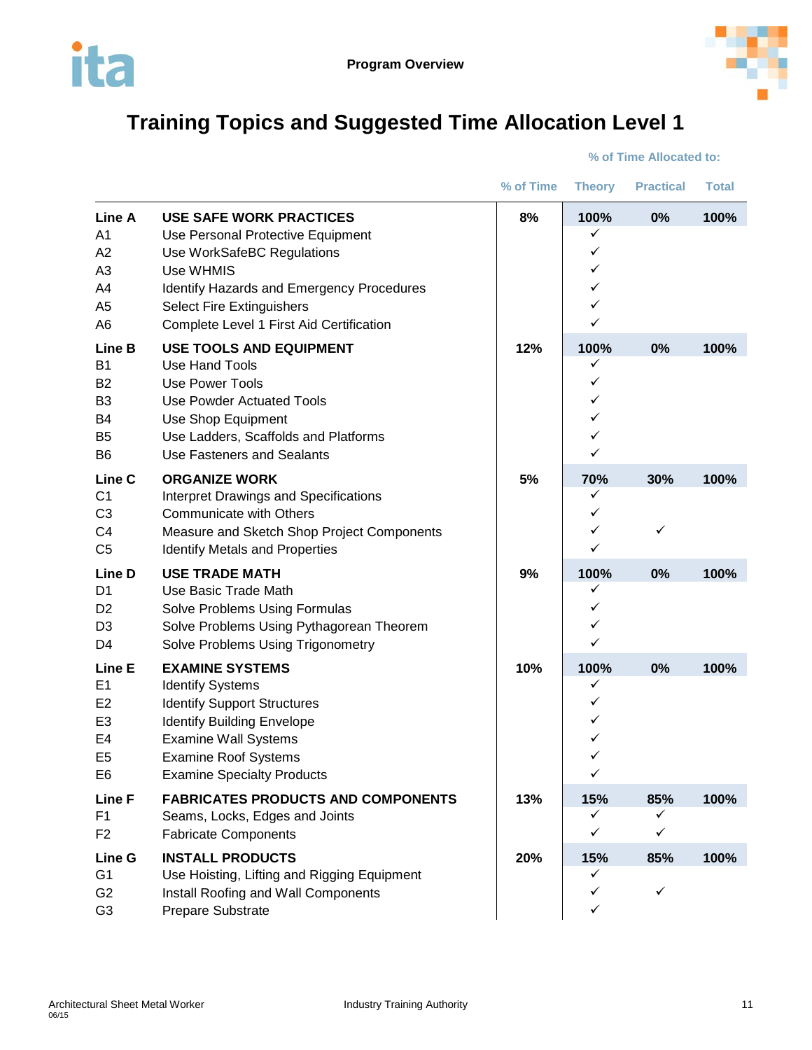# Training Topics and Suggested Time Allocation Level 1

| | | % of Time | % of Time Allocated to: Theory | Practical | Total |
|---|---|---|---|---|---|
| **Line A** | **USE SAFE WORK PRACTICES** | **8%** | **100%** | **0%** | **100%** |
| A1 | Use Personal Protective Equipment | | ✓ | | |
| A2 | Use WorkSafeBC Regulations | | ✓ | | |
| A3 | Use WHMIS | | ✓ | | |
| A4 | Identify Hazards and Emergency Procedures | | ✓ | | |
| A5 | Select Fire Extinguishers | | ✓ | | |
| A6 | Complete Level 1 First Aid Certification | | ✓ | | |
| **Line B** | **USE TOOLS AND EQUIPMENT** | **12%** | **100%** | **0%** | **100%** |
| B1 | Use Hand Tools | | ✓ | | |
| B2 | Use Power Tools | | ✓ | | |
| B3 | Use Powder Actuated Tools | | ✓ | | |
| B4 | Use Shop Equipment | | ✓ | | |
| B5 | Use Ladders, Scaffolds and Platforms | | ✓ | | |
| B6 | Use Fasteners and Sealants | | ✓ | | |
| **Line C** | **ORGANIZE WORK** | **5%** | **70%** | **30%** | **100%** |
| C1 | Interpret Drawings and Specifications | | ✓ | | |
| C3 | Communicate with Others | | ✓ | | |
| C4 | Measure and Sketch Shop Project Components | | ✓ | ✓ | |
| C5 | Identify Metals and Properties | | ✓ | | |
| **Line D** | **USE TRADE MATH** | **9%** | **100%** | **0%** | **100%** |
| D1 | Use Basic Trade Math | | ✓ | | |
| D2 | Solve Problems Using Formulas | | ✓ | | |
| D3 | Solve Problems Using Pythagorean Theorem | | ✓ | | |
| D4 | Solve Problems Using Trigonometry | | ✓ | | |
| **Line E** | **EXAMINE SYSTEMS** | **10%** | **100%** | **0%** | **100%** |
| E1 | Identify Systems | | ✓ | | |
| E2 | Identify Support Structures | | ✓ | | |
| E3 | Identify Building Envelope | | ✓ | | |
| E4 | Examine Wall Systems | | ✓ | | |
| E5 | Examine Roof Systems | | ✓ | | |
| E6 | Examine Specialty Products | | ✓ | | |
| **Line F** | **FABRICATES PRODUCTS AND COMPONENTS** | **13%** | **15%** | **85%** | **100%** |
| F1 | Seams, Locks, Edges and Joints | | ✓ | ✓ | |
| F2 | Fabricate Components | | ✓ | ✓ | |
| **Line G** | **INSTALL PRODUCTS** | **20%** | **15%** | **85%** | **100%** |
| G1 | Use Hoisting, Lifting and Rigging Equipment | | ✓ | | |
| G2 | Install Roofing and Wall Components | | ✓ | ✓ | |
| G3 | Prepare Substrate | | ✓ | | |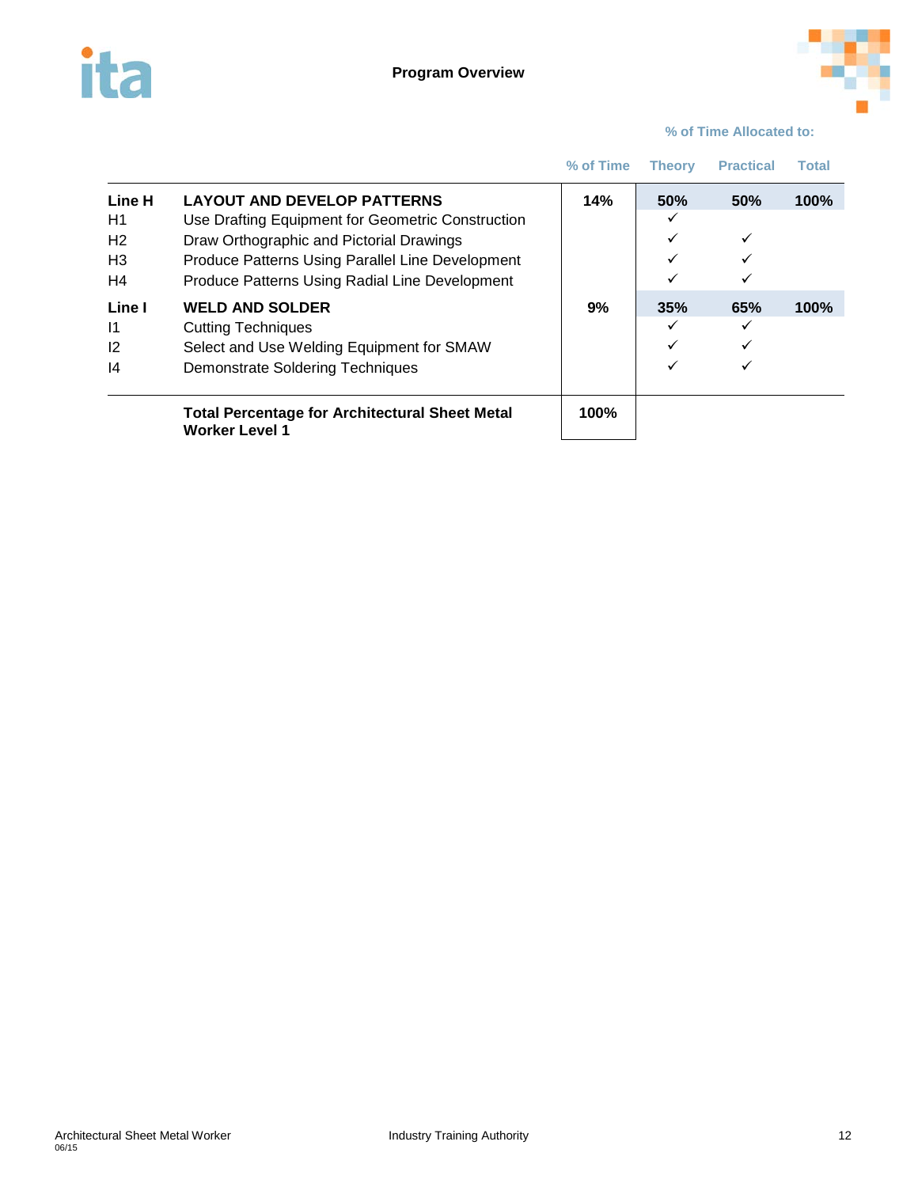## Program Overview

| | | % of Time | Theory | Practical | Total |
|---|---|---|---|---|---|
| | | | % of Time Allocated to: | | |
| **Line H** | **LAYOUT AND DEVELOP PATTERNS** | **14%** | **50%** | **50%** | **100%** |
| H1 | Use Drafting Equipment for Geometric Construction | | ✓ | | |
| H2 | Draw Orthographic and Pictorial Drawings | | ✓ | ✓ | |
| H3 | Produce Patterns Using Parallel Line Development | | ✓ | ✓ | |
| H4 | Produce Patterns Using Radial Line Development | | ✓ | ✓ | |
| **Line I** | **WELD AND SOLDER** | **9%** | **35%** | **65%** | **100%** |
| I1 | Cutting Techniques | | ✓ | ✓ | |
| I2 | Select and Use Welding Equipment for SMAW | | ✓ | ✓ | |
| I4 | Demonstrate Soldering Techniques | | ✓ | ✓ | |
| | **Total Percentage for Architectural Sheet Metal Worker Level 1** | **100%** | | | |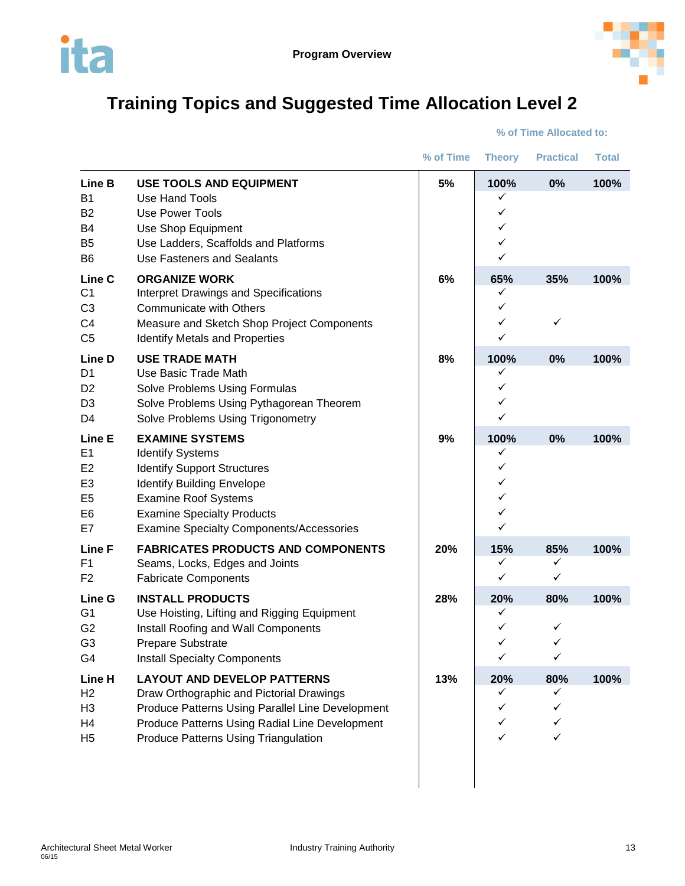## Training Topics and Suggested Time Allocation Level 2

| | | % of Time | Theory | Practical | Total |
|---|---|---|---|---|---|
| | | | % of Time Allocated to: | | |
| **Line B** | **USE TOOLS AND EQUIPMENT** | **5%** | **100%** | **0%** | **100%** |
| B1 | Use Hand Tools | | ✓ | | |
| B2 | Use Power Tools | | ✓ | | |
| B4 | Use Shop Equipment | | ✓ | | |
| B5 | Use Ladders, Scaffolds and Platforms | | ✓ | | |
| B6 | Use Fasteners and Sealants | | ✓ | | |
| **Line C** | **ORGANIZE WORK** | **6%** | **65%** | **35%** | **100%** |
| C1 | Interpret Drawings and Specifications | | ✓ | | |
| C3 | Communicate with Others | | ✓ | | |
| C4 | Measure and Sketch Shop Project Components | | ✓ | ✓ | |
| C5 | Identify Metals and Properties | | ✓ | | |
| **Line D** | **USE TRADE MATH** | **8%** | **100%** | **0%** | **100%** |
| D1 | Use Basic Trade Math | | ✓ | | |
| D2 | Solve Problems Using Formulas | | ✓ | | |
| D3 | Solve Problems Using Pythagorean Theorem | | ✓ | | |
| D4 | Solve Problems Using Trigonometry | | ✓ | | |
| **Line E** | **EXAMINE SYSTEMS** | **9%** | **100%** | **0%** | **100%** |
| E1 | Identify Systems | | ✓ | | |
| E2 | Identify Support Structures | | ✓ | | |
| E3 | Identify Building Envelope | | ✓ | | |
| E5 | Examine Roof Systems | | ✓ | | |
| E6 | Examine Specialty Products | | ✓ | | |
| E7 | Examine Specialty Components/Accessories | | ✓ | | |
| **Line F** | **FABRICATES PRODUCTS AND COMPONENTS** | **20%** | **15%** | **85%** | **100%** |
| F1 | Seams, Locks, Edges and Joints | | ✓ | ✓ | |
| F2 | Fabricate Components | | ✓ | ✓ | |
| **Line G** | **INSTALL PRODUCTS** | **28%** | **20%** | **80%** | **100%** |
| G1 | Use Hoisting, Lifting and Rigging Equipment | | ✓ | | |
| G2 | Install Roofing and Wall Components | | ✓ | ✓ | |
| G3 | Prepare Substrate | | ✓ | ✓ | |
| G4 | Install Specialty Components | | ✓ | ✓ | |
| **Line H** | **LAYOUT AND DEVELOP PATTERNS** | **13%** | **20%** | **80%** | **100%** |
| H2 | Draw Orthographic and Pictorial Drawings | | ✓ | ✓ | |
| H3 | Produce Patterns Using Parallel Line Development | | ✓ | ✓ | |
| H4 | Produce Patterns Using Radial Line Development | | ✓ | ✓ | |
| H5 | Produce Patterns Using Triangulation | | ✓ | ✓ | |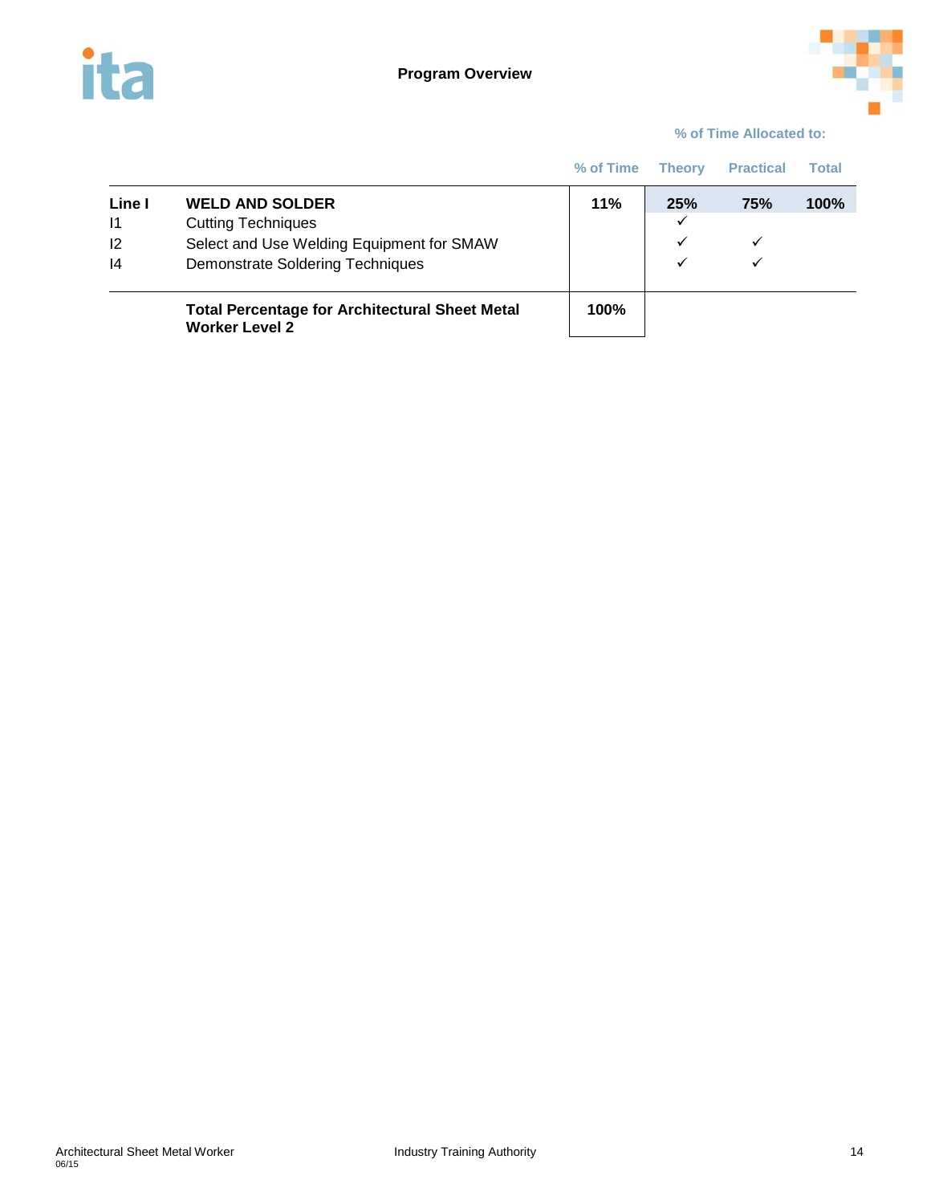## Program Overview

| | | % of Time | % of Time Allocated to: Theory | Practical | Total |
|---|---|---|---|---|---|
| **Line I** | **WELD AND SOLDER** | **11%** | **25%** | **75%** | **100%** |
| I1 | Cutting Techniques | | ✓ | | |
| I2 | Select and Use Welding Equipment for SMAW | | ✓ | ✓ | |
| I4 | Demonstrate Soldering Techniques | | ✓ | ✓ | |
| | **Total Percentage for Architectural Sheet Metal Worker Level 2** | **100%** | | | |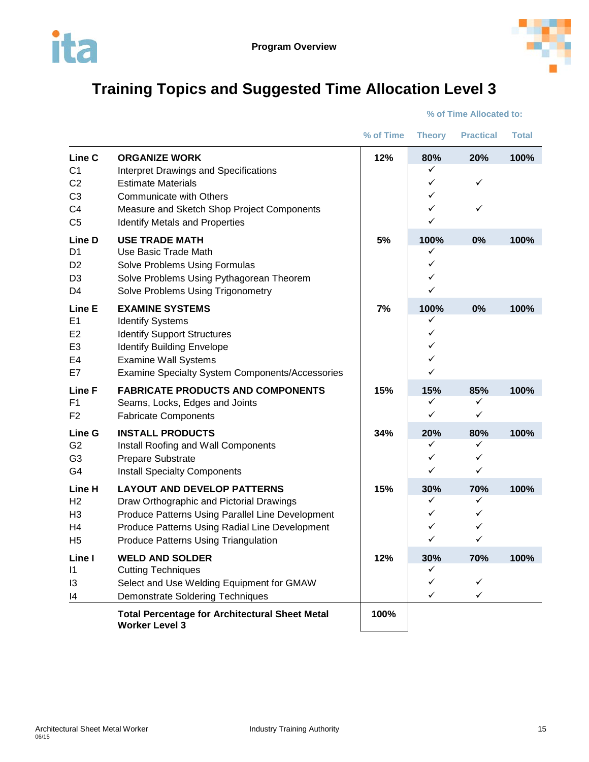## Program Overview

# Training Topics and Suggested Time Allocation Level 3

| | | % of Time | % of Time Allocated to: Theory | Practical | Total |
|---|---|---|---|---|---|
| **Line C** | **ORGANIZE WORK** | **12%** | **80%** | **20%** | **100%** |
| C1 | Interpret Drawings and Specifications | | ✓ | | |
| C2 | Estimate Materials | | ✓ | ✓ | |
| C3 | Communicate with Others | | ✓ | | |
| C4 | Measure and Sketch Shop Project Components | | ✓ | ✓ | |
| C5 | Identify Metals and Properties | | ✓ | | |
| **Line D** | **USE TRADE MATH** | **5%** | **100%** | **0%** | **100%** |
| D1 | Use Basic Trade Math | | ✓ | | |
| D2 | Solve Problems Using Formulas | | ✓ | | |
| D3 | Solve Problems Using Pythagorean Theorem | | ✓ | | |
| D4 | Solve Problems Using Trigonometry | | ✓ | | |
| **Line E** | **EXAMINE SYSTEMS** | **7%** | **100%** | **0%** | **100%** |
| E1 | Identify Systems | | ✓ | | |
| E2 | Identify Support Structures | | ✓ | | |
| E3 | Identify Building Envelope | | ✓ | | |
| E4 | Examine Wall Systems | | ✓ | | |
| E7 | Examine Specialty System Components/Accessories | | ✓ | | |
| **Line F** | **FABRICATE PRODUCTS AND COMPONENTS** | **15%** | **15%** | **85%** | **100%** |
| F1 | Seams, Locks, Edges and Joints | | ✓ | ✓ | |
| F2 | Fabricate Components | | ✓ | ✓ | |
| **Line G** | **INSTALL PRODUCTS** | **34%** | **20%** | **80%** | **100%** |
| G2 | Install Roofing and Wall Components | | ✓ | ✓ | |
| G3 | Prepare Substrate | | ✓ | ✓ | |
| G4 | Install Specialty Components | | ✓ | ✓ | |
| **Line H** | **LAYOUT AND DEVELOP PATTERNS** | **15%** | **30%** | **70%** | **100%** |
| H2 | Draw Orthographic and Pictorial Drawings | | ✓ | ✓ | |
| H3 | Produce Patterns Using Parallel Line Development | | ✓ | ✓ | |
| H4 | Produce Patterns Using Radial Line Development | | ✓ | ✓ | |
| H5 | Produce Patterns Using Triangulation | | ✓ | ✓ | |
| **Line I** | **WELD AND SOLDER** | **12%** | **30%** | **70%** | **100%** |
| I1 | Cutting Techniques | | ✓ | | |
| I3 | Select and Use Welding Equipment for GMAW | | ✓ | ✓ | |
| I4 | Demonstrate Soldering Techniques | | ✓ | ✓ | |
| | **Total Percentage for Architectural Sheet Metal Worker Level 3** | **100%** | | | |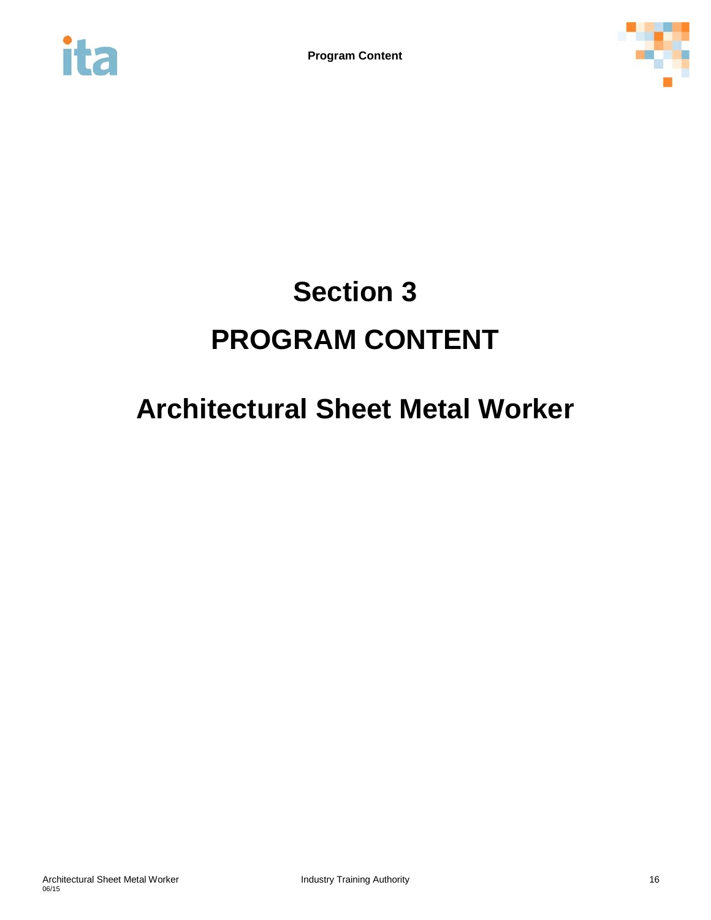# Section 3

# PROGRAM CONTENT

## Architectural Sheet Metal Worker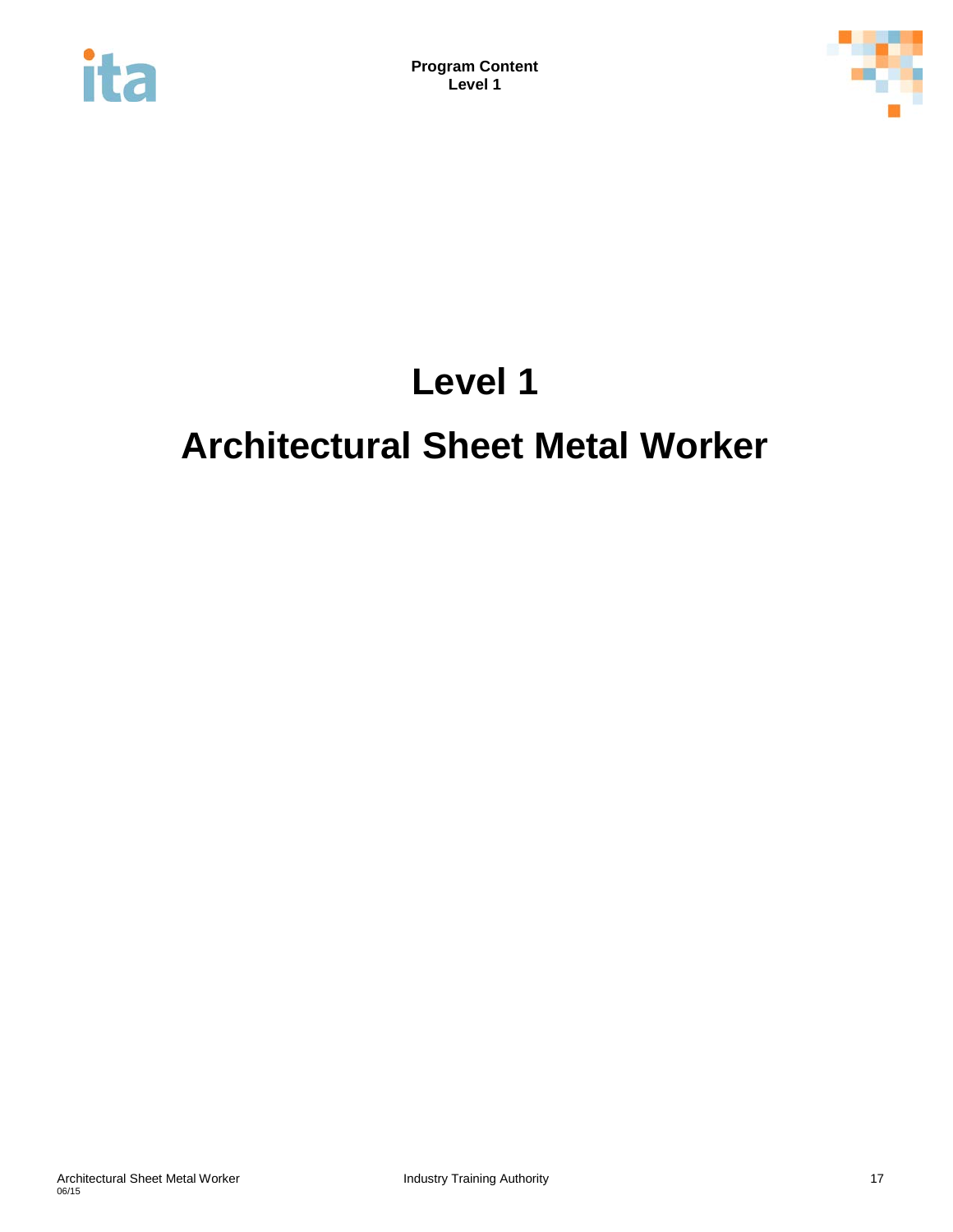# Level 1

# Architectural Sheet Metal Worker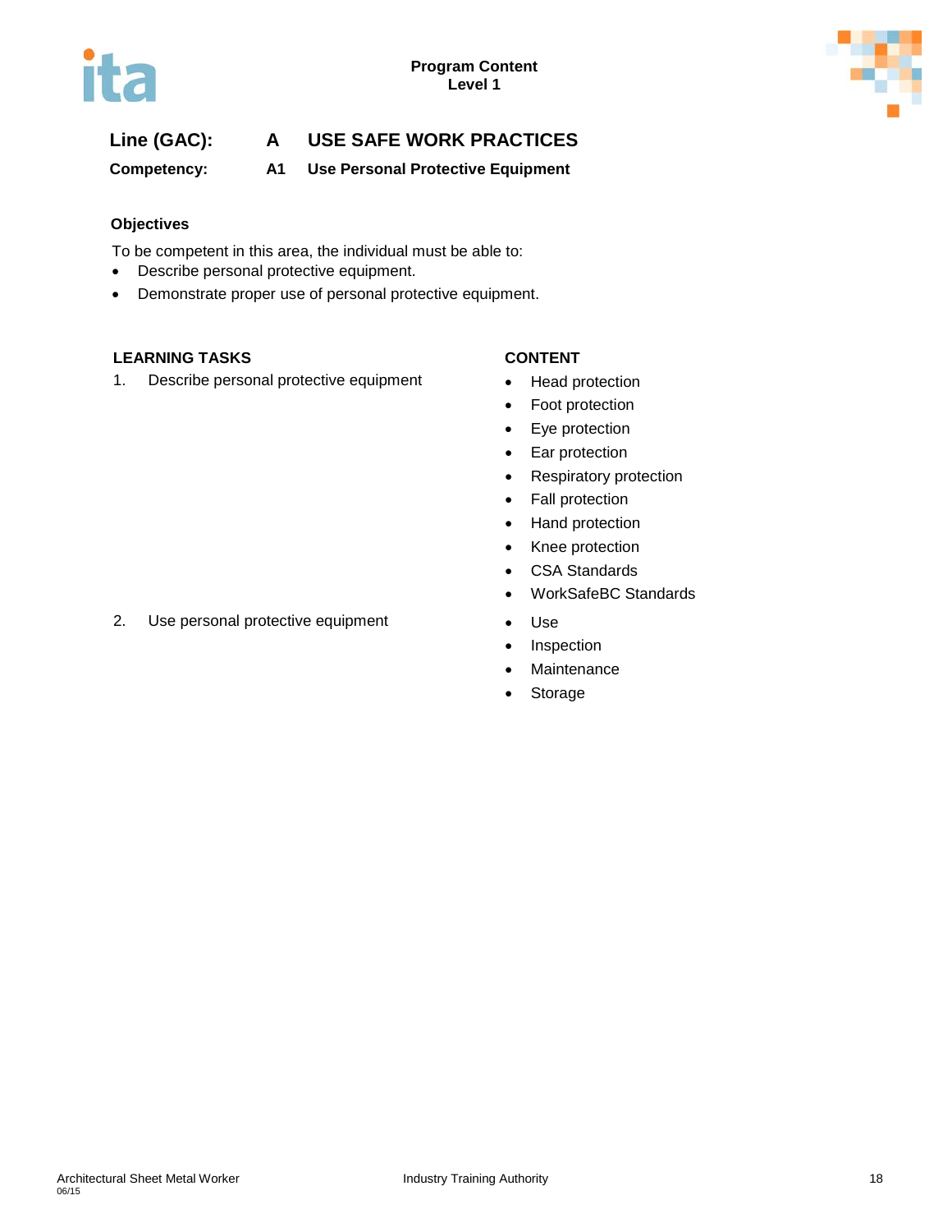**Line (GAC):** **A USE SAFE WORK PRACTICES**

**Competency:** **A1 Use Personal Protective Equipment**

**Objectives**

To be competent in this area, the individual must be able to:

- Describe personal protective equipment.
- Demonstrate proper use of personal protective equipment.

| LEARNING TASKS | CONTENT |
|---|---|
| 1. Describe personal protective equipment | • Head protection<br>• Foot protection<br>• Eye protection<br>• Ear protection<br>• Respiratory protection<br>• Fall protection<br>• Hand protection<br>• Knee protection<br>• CSA Standards<br>• WorkSafeBC Standards |
| 2. Use personal protective equipment | • Use<br>• Inspection<br>• Maintenance<br>• Storage |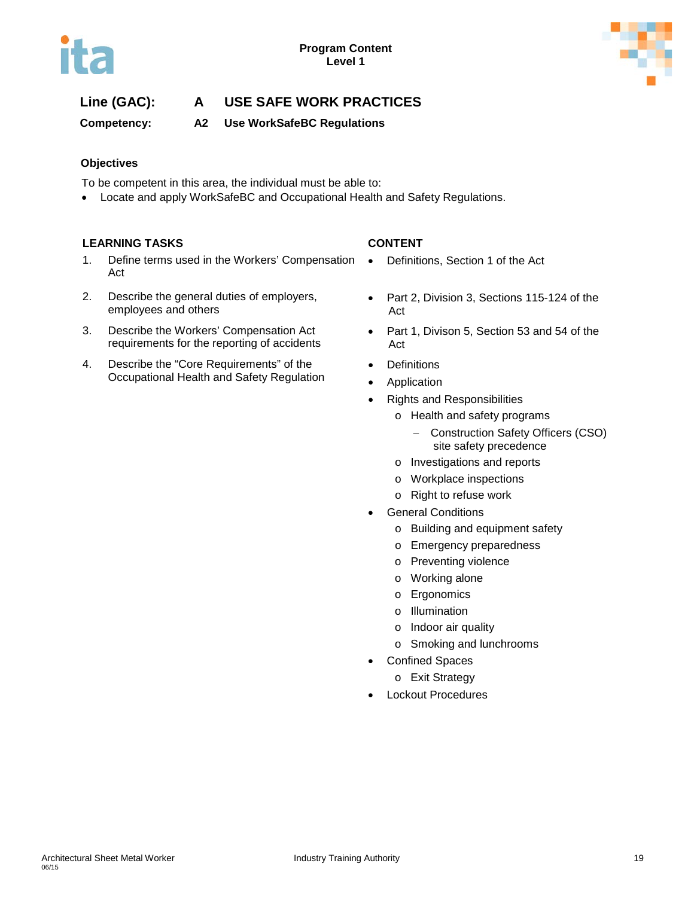**Line (GAC):** **A USE SAFE WORK PRACTICES**

**Competency:** **A2 Use WorkSafeBC Regulations**

**Objectives**

To be competent in this area, the individual must be able to:

- Locate and apply WorkSafeBC and Occupational Health and Safety Regulations.

| LEARNING TASKS | CONTENT |
|---|---|
| 1. Define terms used in the Workers' Compensation Act | • Definitions, Section 1 of the Act |
| 2. Describe the general duties of employers, employees and others | • Part 2, Division 3, Sections 115-124 of the Act |
| 3. Describe the Workers' Compensation Act requirements for the reporting of accidents | • Part 1, Divison 5, Section 53 and 54 of the Act |
| 4. Describe the "Core Requirements" of the Occupational Health and Safety Regulation | • Definitions<br>• Application<br>• Rights and Responsibilities<br>  o Health and safety programs<br>    – Construction Safety Officers (CSO) site safety precedence<br>  o Investigations and reports<br>  o Workplace inspections<br>  o Right to refuse work<br>• General Conditions<br>  o Building and equipment safety<br>  o Emergency preparedness<br>  o Preventing violence<br>  o Working alone<br>  o Ergonomics<br>  o Illumination<br>  o Indoor air quality<br>  o Smoking and lunchrooms<br>• Confined Spaces<br>  o Exit Strategy<br>• Lockout Procedures |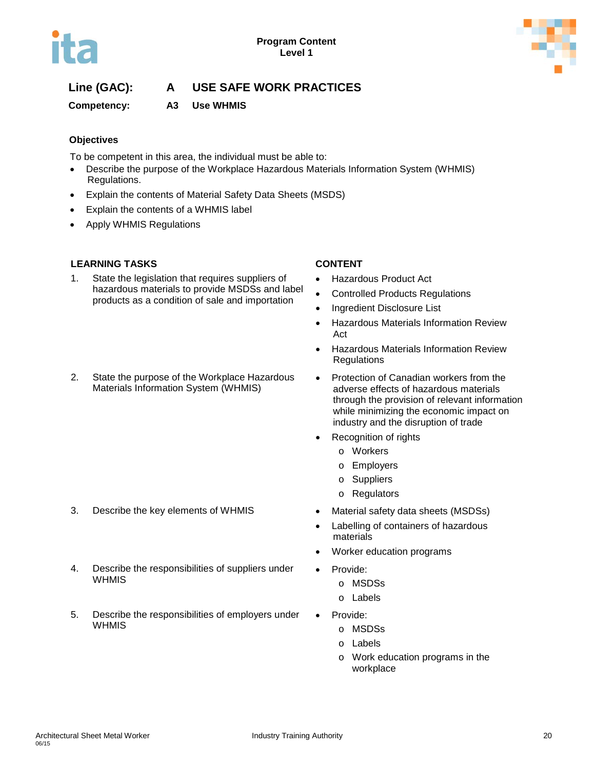**Line (GAC):** **A USE SAFE WORK PRACTICES**

**Competency:** **A3 Use WHMIS**

### Objectives

To be competent in this area, the individual must be able to:

- Describe the purpose of the Workplace Hazardous Materials Information System (WHMIS) Regulations.
- Explain the contents of Material Safety Data Sheets (MSDS)
- Explain the contents of a WHMIS label
- Apply WHMIS Regulations

| LEARNING TASKS | CONTENT |
| --- | --- |
| 1. State the legislation that requires suppliers of hazardous materials to provide MSDSs and label products as a condition of sale and importation | • Hazardous Product Act<br>• Controlled Products Regulations<br>• Ingredient Disclosure List<br>• Hazardous Materials Information Review Act<br>• Hazardous Materials Information Review Regulations |
| 2. State the purpose of the Workplace Hazardous Materials Information System (WHMIS) | • Protection of Canadian workers from the adverse effects of hazardous materials through the provision of relevant information while minimizing the economic impact on industry and the disruption of trade<br>• Recognition of rights<br>  o Workers<br>  o Employers<br>  o Suppliers<br>  o Regulators |
| 3. Describe the key elements of WHMIS | • Material safety data sheets (MSDSs)<br>• Labelling of containers of hazardous materials<br>• Worker education programs |
| 4. Describe the responsibilities of suppliers under WHMIS | • Provide:<br>  o MSDSs<br>  o Labels |
| 5. Describe the responsibilities of employers under WHMIS | • Provide:<br>  o MSDSs<br>  o Labels<br>  o Work education programs in the workplace |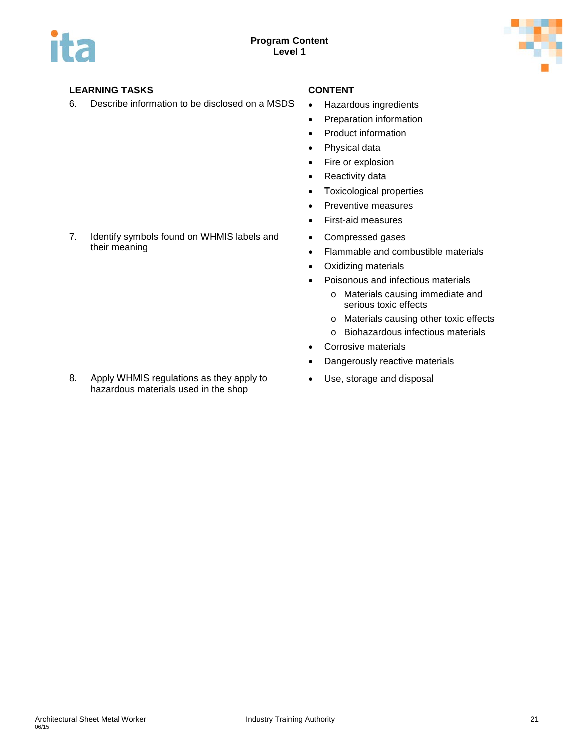| LEARNING TASKS | CONTENT |
|---|---|
| 6. Describe information to be disclosed on a MSDS | • Hazardous ingredients<br>• Preparation information<br>• Product information<br>• Physical data<br>• Fire or explosion<br>• Reactivity data<br>• Toxicological properties<br>• Preventive measures<br>• First-aid measures |
| 7. Identify symbols found on WHMIS labels and their meaning | • Compressed gases<br>• Flammable and combustible materials<br>• Oxidizing materials<br>• Poisonous and infectious materials<br>&nbsp;&nbsp;&nbsp;&nbsp;o Materials causing immediate and serious toxic effects<br>&nbsp;&nbsp;&nbsp;&nbsp;o Materials causing other toxic effects<br>&nbsp;&nbsp;&nbsp;&nbsp;o Biohazardous infectious materials<br>• Corrosive materials<br>• Dangerously reactive materials |
| 8. Apply WHMIS regulations as they apply to hazardous materials used in the shop | • Use, storage and disposal |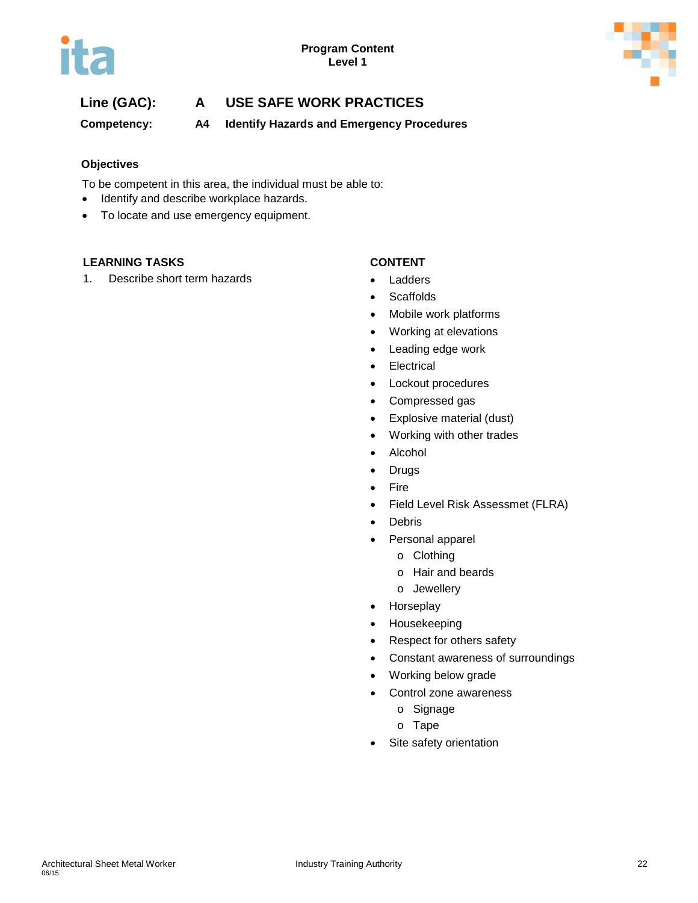**Line (GAC):** **A USE SAFE WORK PRACTICES**

**Competency:** **A4 Identify Hazards and Emergency Procedures**

**Objectives**

To be competent in this area, the individual must be able to:

- Identify and describe workplace hazards.
- To locate and use emergency equipment.

| LEARNING TASKS | CONTENT |
|---|---|
| 1. Describe short term hazards | • Ladders<br>• Scaffolds<br>• Mobile work platforms<br>• Working at elevations<br>• Leading edge work<br>• Electrical<br>• Lockout procedures<br>• Compressed gas<br>• Explosive material (dust)<br>• Working with other trades<br>• Alcohol<br>• Drugs<br>• Fire<br>• Field Level Risk Assessmet (FLRA)<br>• Debris<br>• Personal apparel<br>&nbsp;&nbsp;&nbsp;&nbsp;o Clothing<br>&nbsp;&nbsp;&nbsp;&nbsp;o Hair and beards<br>&nbsp;&nbsp;&nbsp;&nbsp;o Jewellery<br>• Horseplay<br>• Housekeeping<br>• Respect for others safety<br>• Constant awareness of surroundings<br>• Working below grade<br>• Control zone awareness<br>&nbsp;&nbsp;&nbsp;&nbsp;o Signage<br>&nbsp;&nbsp;&nbsp;&nbsp;o Tape<br>• Site safety orientation |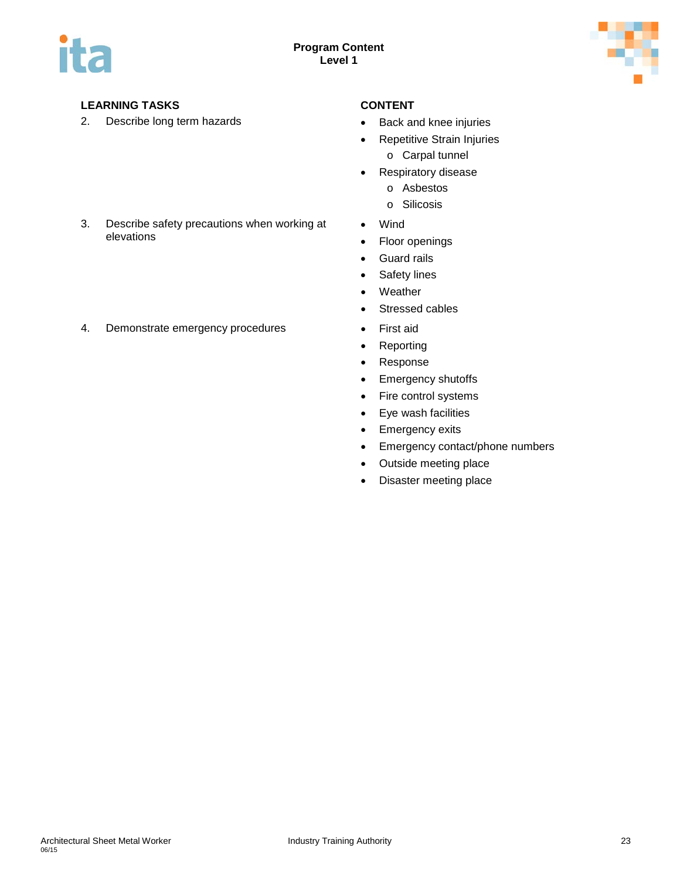| LEARNING TASKS | CONTENT |
|---|---|
| 2. Describe long term hazards | • Back and knee injuries<br>• Repetitive Strain Injuries<br>  o Carpal tunnel<br>• Respiratory disease<br>  o Asbestos<br>  o Silicosis |
| 3. Describe safety precautions when working at elevations | • Wind<br>• Floor openings<br>• Guard rails<br>• Safety lines<br>• Weather<br>• Stressed cables |
| 4. Demonstrate emergency procedures | • First aid<br>• Reporting<br>• Response<br>• Emergency shutoffs<br>• Fire control systems<br>• Eye wash facilities<br>• Emergency exits<br>• Emergency contact/phone numbers<br>• Outside meeting place<br>• Disaster meeting place |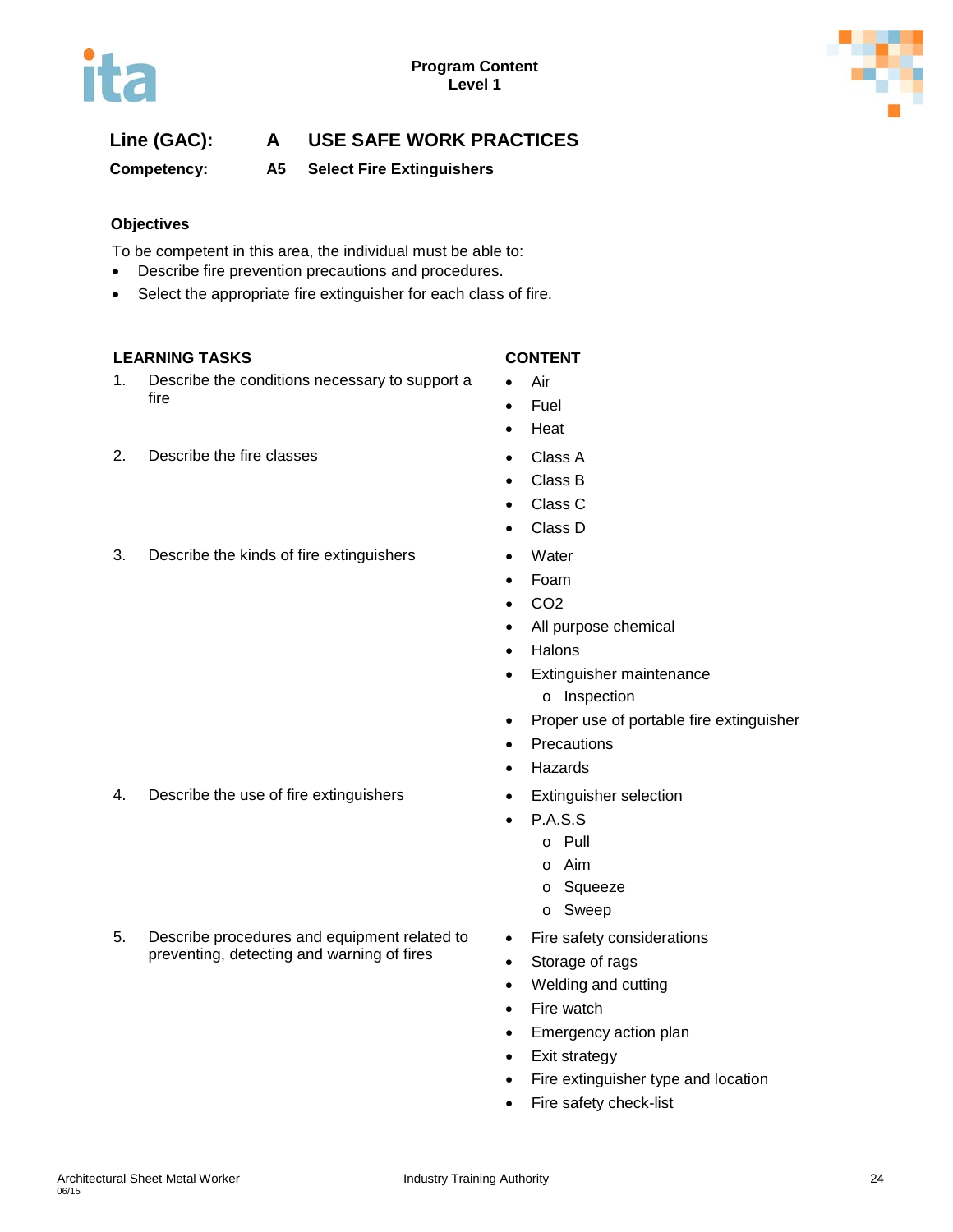**Line (GAC):** **A USE SAFE WORK PRACTICES**

**Competency:** **A5 Select Fire Extinguishers**

### Objectives

To be competent in this area, the individual must be able to:

- Describe fire prevention precautions and procedures.
- Select the appropriate fire extinguisher for each class of fire.

| LEARNING TASKS | CONTENT |
|---|---|
| 1. Describe the conditions necessary to support a fire | • Air<br>• Fuel<br>• Heat |
| 2. Describe the fire classes | • Class A<br>• Class B<br>• Class C<br>• Class D |
| 3. Describe the kinds of fire extinguishers | • Water<br>• Foam<br>• CO2<br>• All purpose chemical<br>• Halons<br>• Extinguisher maintenance<br>&nbsp;&nbsp;&nbsp;o Inspection<br>• Proper use of portable fire extinguisher<br>• Precautions<br>• Hazards |
| 4. Describe the use of fire extinguishers | • Extinguisher selection<br>• P.A.S.S<br>&nbsp;&nbsp;&nbsp;o Pull<br>&nbsp;&nbsp;&nbsp;o Aim<br>&nbsp;&nbsp;&nbsp;o Squeeze<br>&nbsp;&nbsp;&nbsp;o Sweep |
| 5. Describe procedures and equipment related to preventing, detecting and warning of fires | • Fire safety considerations<br>• Storage of rags<br>• Welding and cutting<br>• Fire watch<br>• Emergency action plan<br>• Exit strategy<br>• Fire extinguisher type and location<br>• Fire safety check-list |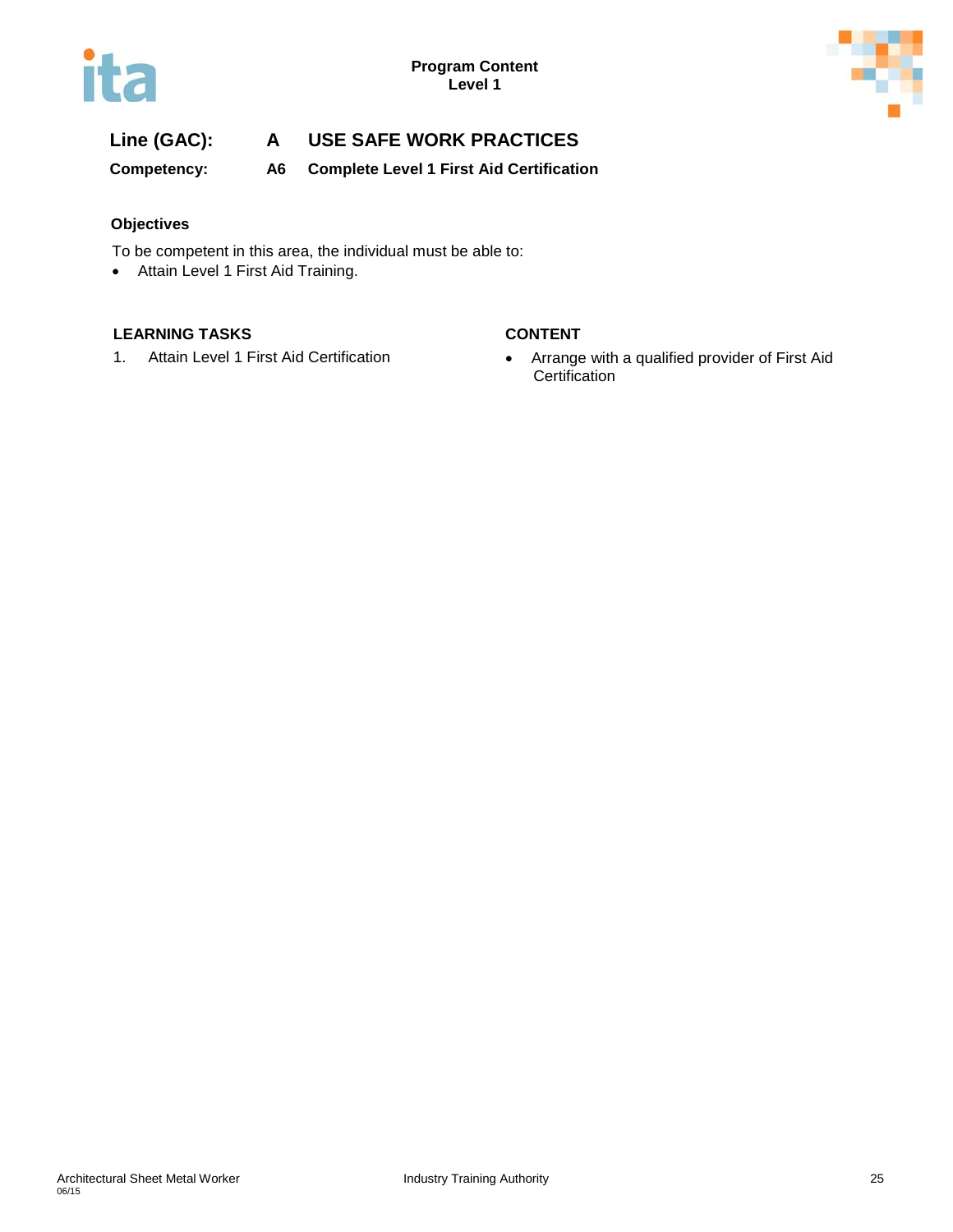**Program Content**
**Level 1**

## Line (GAC): A USE SAFE WORK PRACTICES

### Competency: A6 Complete Level 1 First Aid Certification

**Objectives**

To be competent in this area, the individual must be able to:

- Attain Level 1 First Aid Training.

| LEARNING TASKS | CONTENT |
|---|---|
| 1. Attain Level 1 First Aid Certification | • Arrange with a qualified provider of First Aid Certification |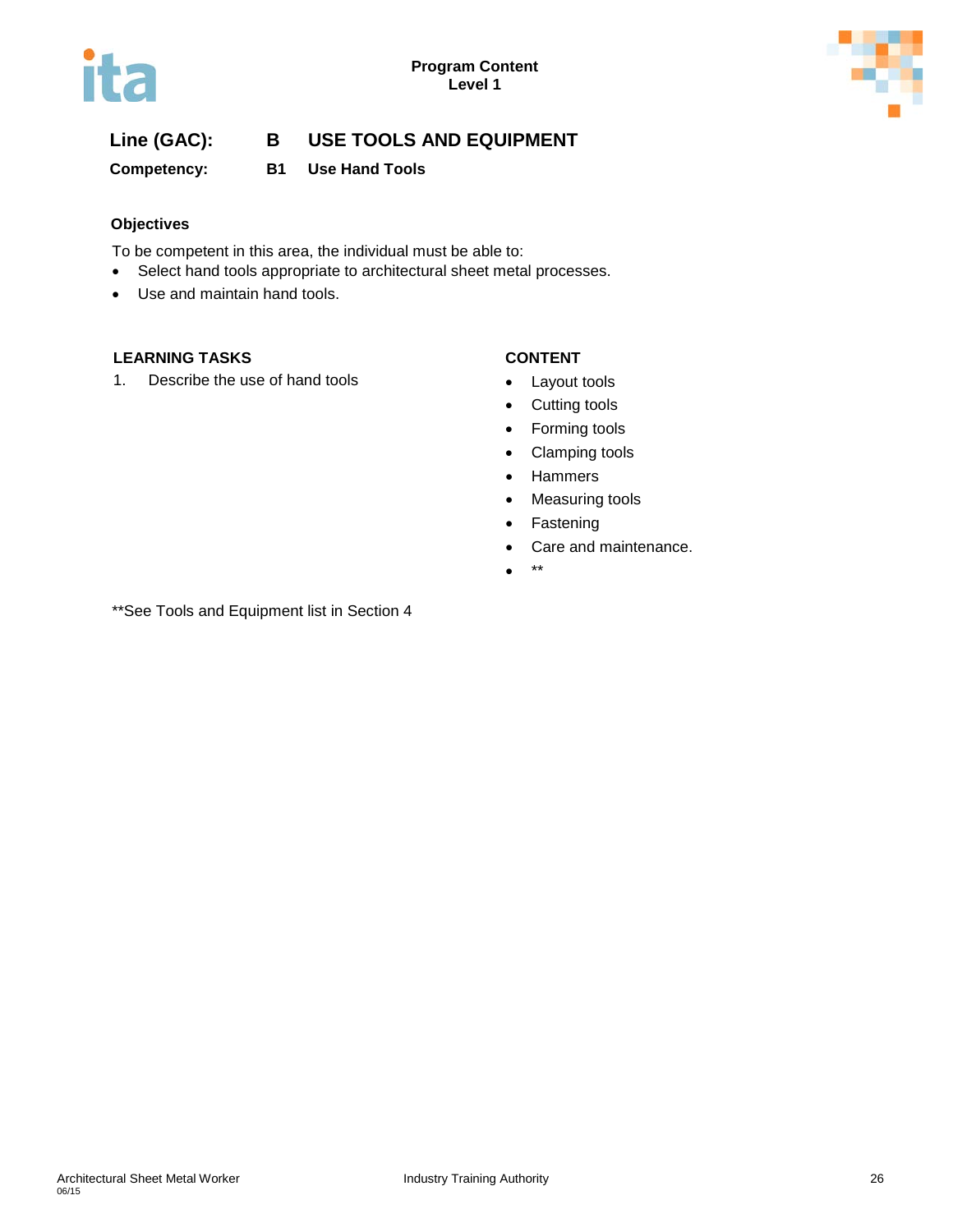**Line (GAC):** **B USE TOOLS AND EQUIPMENT**

**Competency:** **B1 Use Hand Tools**

### Objectives

To be competent in this area, the individual must be able to:

- Select hand tools appropriate to architectural sheet metal processes.
- Use and maintain hand tools.

| LEARNING TASKS | CONTENT |
|---|---|
| 1. Describe the use of hand tools | • Layout tools<br>• Cutting tools<br>• Forming tools<br>• Clamping tools<br>• Hammers<br>• Measuring tools<br>• Fastening<br>• Care and maintenance.<br>• ** |

**See Tools and Equipment list in Section 4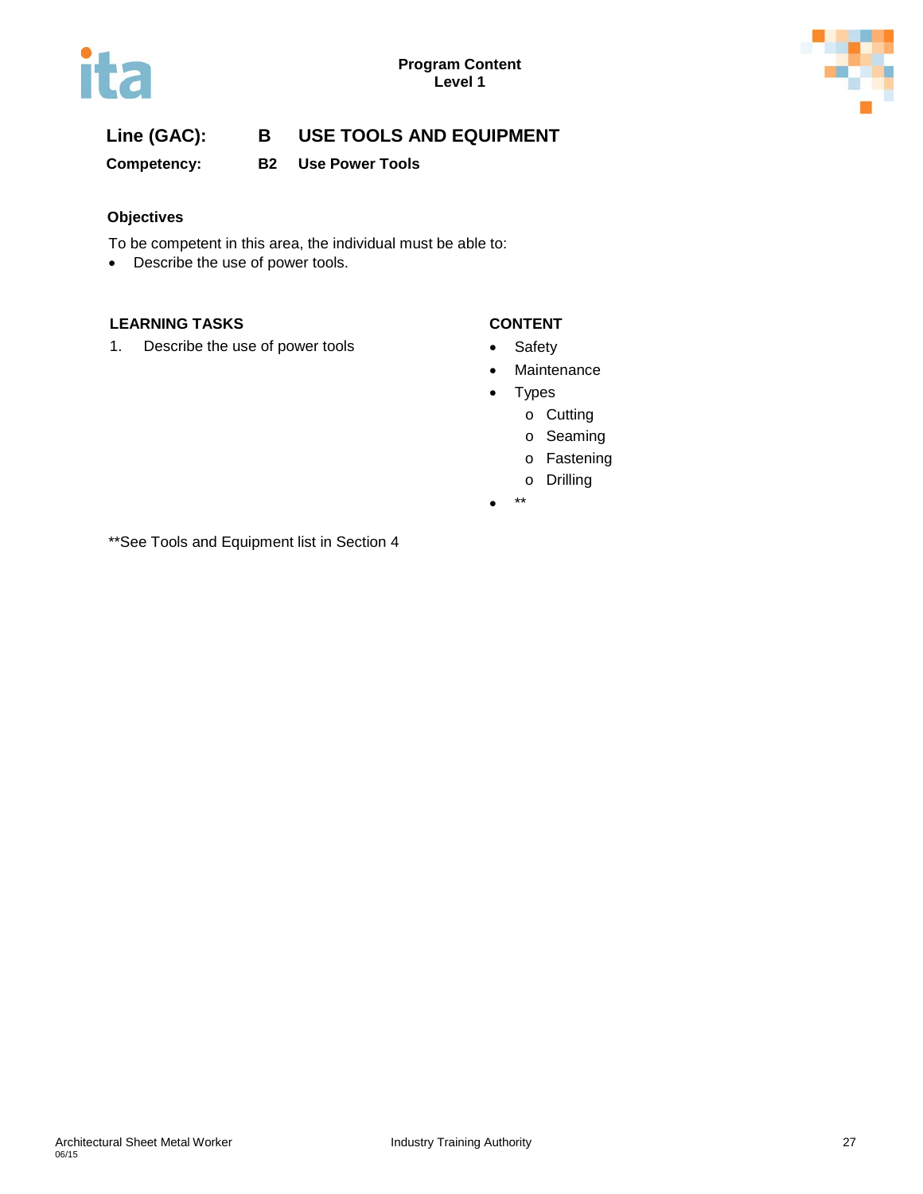**Line (GAC):** **B USE TOOLS AND EQUIPMENT**

**Competency:** **B2 Use Power Tools**

### Objectives

To be competent in this area, the individual must be able to:

- Describe the use of power tools.

| LEARNING TASKS | CONTENT |
| --- | --- |
| 1. Describe the use of power tools | • Safety<br>• Maintenance<br>• Types<br>  o Cutting<br>  o Seaming<br>  o Fastening<br>  o Drilling<br>• ** |

**See Tools and Equipment list in Section 4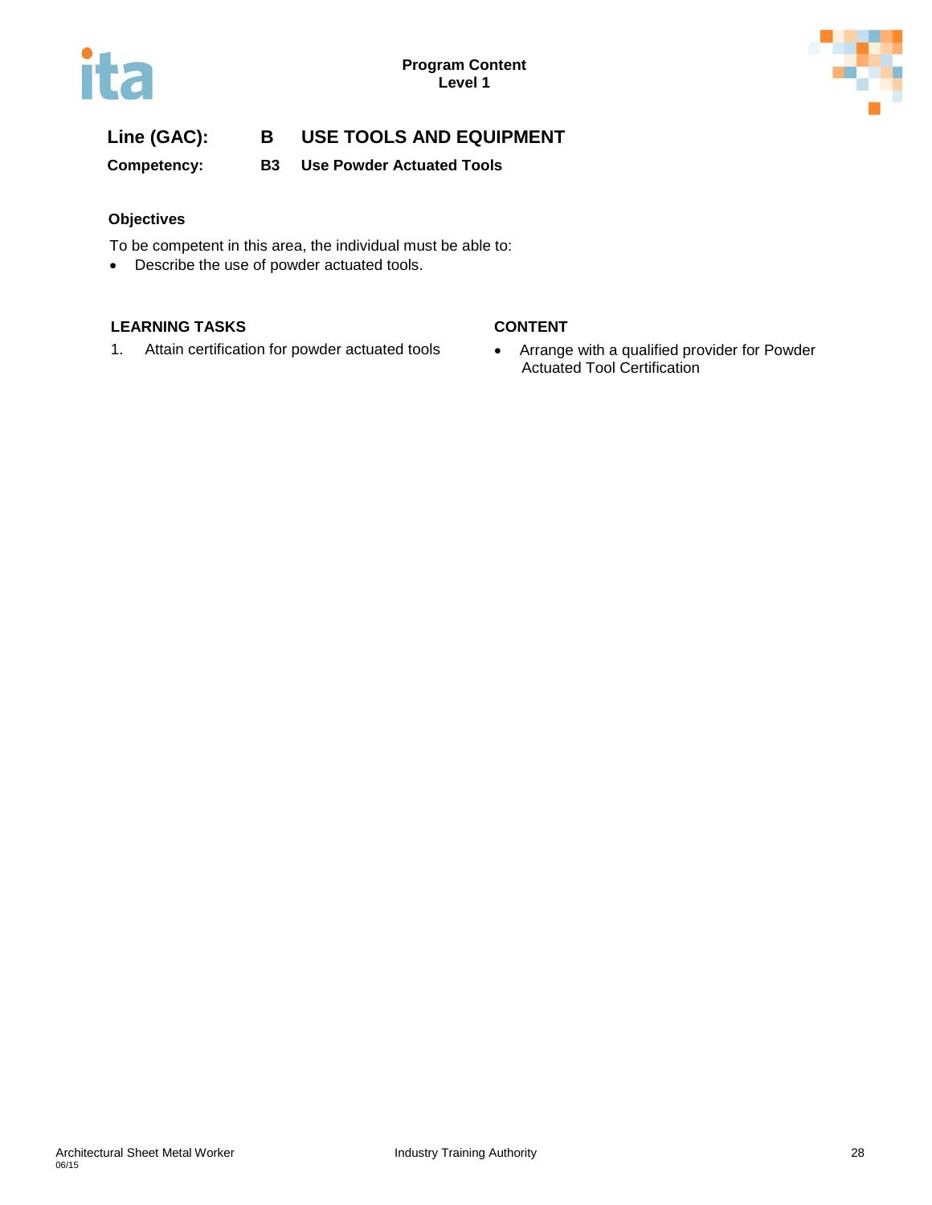**Line (GAC):** **B USE TOOLS AND EQUIPMENT**

**Competency:** **B3 Use Powder Actuated Tools**

### Objectives

To be competent in this area, the individual must be able to:

- Describe the use of powder actuated tools.

| LEARNING TASKS | CONTENT |
| --- | --- |
| 1. Attain certification for powder actuated tools | • Arrange with a qualified provider for Powder Actuated Tool Certification |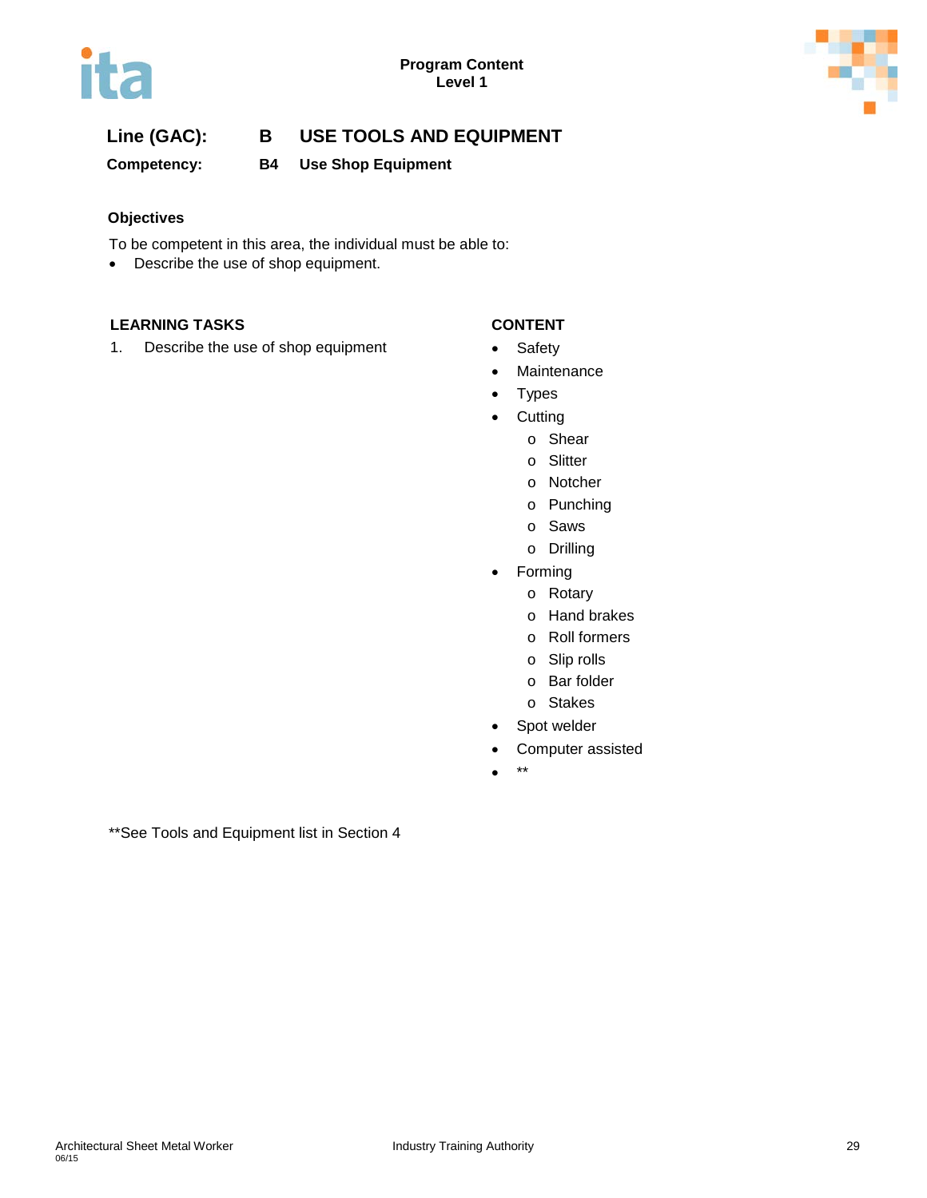**Line (GAC):** **B USE TOOLS AND EQUIPMENT**

**Competency:** **B4 Use Shop Equipment**

### Objectives

To be competent in this area, the individual must be able to:

- Describe the use of shop equipment.

**LEARNING TASKS**

1. Describe the use of shop equipment

**CONTENT**

- Safety
- Maintenance
- Types
- Cutting
  - Shear
  - Slitter
  - Notcher
  - Punching
  - Saws
  - Drilling
- Forming
  - Rotary
  - Hand brakes
  - Roll formers
  - Slip rolls
  - Bar folder
  - Stakes
- Spot welder
- Computer assisted
- **

**See Tools and Equipment list in Section 4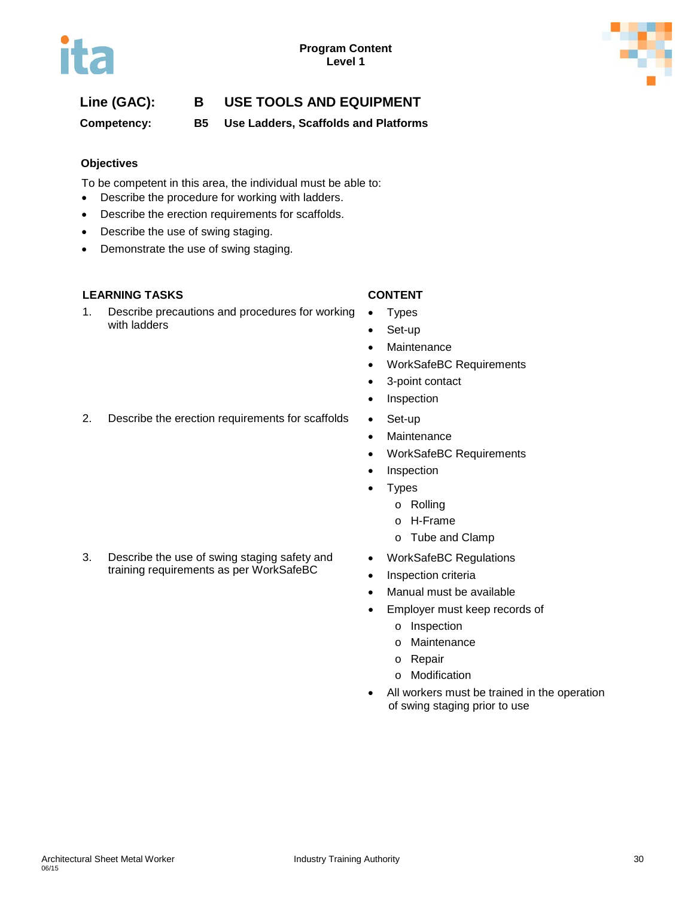Program Content
Level 1

**Line (GAC):** **B USE TOOLS AND EQUIPMENT**

**Competency:** **B5 Use Ladders, Scaffolds and Platforms**

## Objectives

To be competent in this area, the individual must be able to:

- Describe the procedure for working with ladders.
- Describe the erection requirements for scaffolds.
- Describe the use of swing staging.
- Demonstrate the use of swing staging.

| LEARNING TASKS | CONTENT |
|---|---|
| 1. Describe precautions and procedures for working with ladders | • Types<br>• Set-up<br>• Maintenance<br>• WorkSafeBC Requirements<br>• 3-point contact<br>• Inspection |
| 2. Describe the erection requirements for scaffolds | • Set-up<br>• Maintenance<br>• WorkSafeBC Requirements<br>• Inspection<br>• Types<br>&nbsp;&nbsp;o Rolling<br>&nbsp;&nbsp;o H-Frame<br>&nbsp;&nbsp;o Tube and Clamp |
| 3. Describe the use of swing staging safety and training requirements as per WorkSafeBC | • WorkSafeBC Regulations<br>• Inspection criteria<br>• Manual must be available<br>• Employer must keep records of<br>&nbsp;&nbsp;o Inspection<br>&nbsp;&nbsp;o Maintenance<br>&nbsp;&nbsp;o Repair<br>&nbsp;&nbsp;o Modification<br>• All workers must be trained in the operation of swing staging prior to use |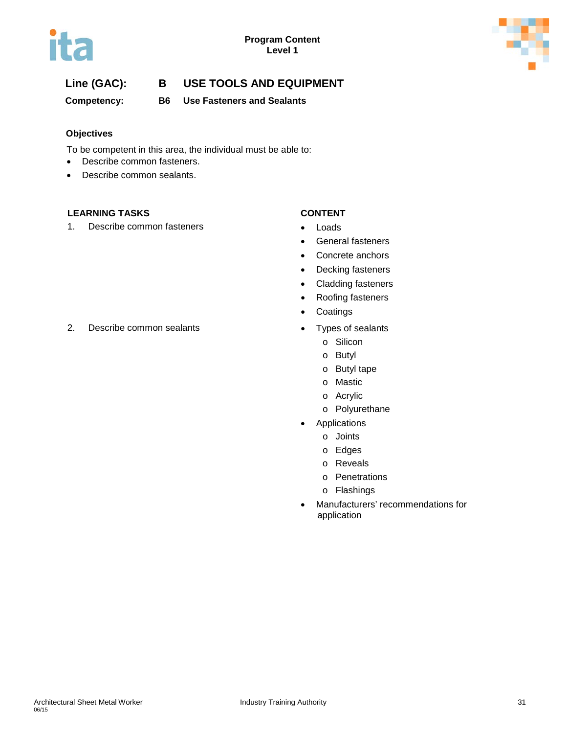**Line (GAC):** **B USE TOOLS AND EQUIPMENT**

**Competency:** **B6 Use Fasteners and Sealants**

**Objectives**

To be competent in this area, the individual must be able to:

- Describe common fasteners.
- Describe common sealants.

| LEARNING TASKS | CONTENT |
|---|---|
| 1. Describe common fasteners | • Loads<br>• General fasteners<br>• Concrete anchors<br>• Decking fasteners<br>• Cladding fasteners<br>• Roofing fasteners<br>• Coatings |
| 2. Describe common sealants | • Types of sealants<br>  o Silicon<br>  o Butyl<br>  o Butyl tape<br>  o Mastic<br>  o Acrylic<br>  o Polyurethane<br>• Applications<br>  o Joints<br>  o Edges<br>  o Reveals<br>  o Penetrations<br>  o Flashings<br>• Manufacturers' recommendations for application |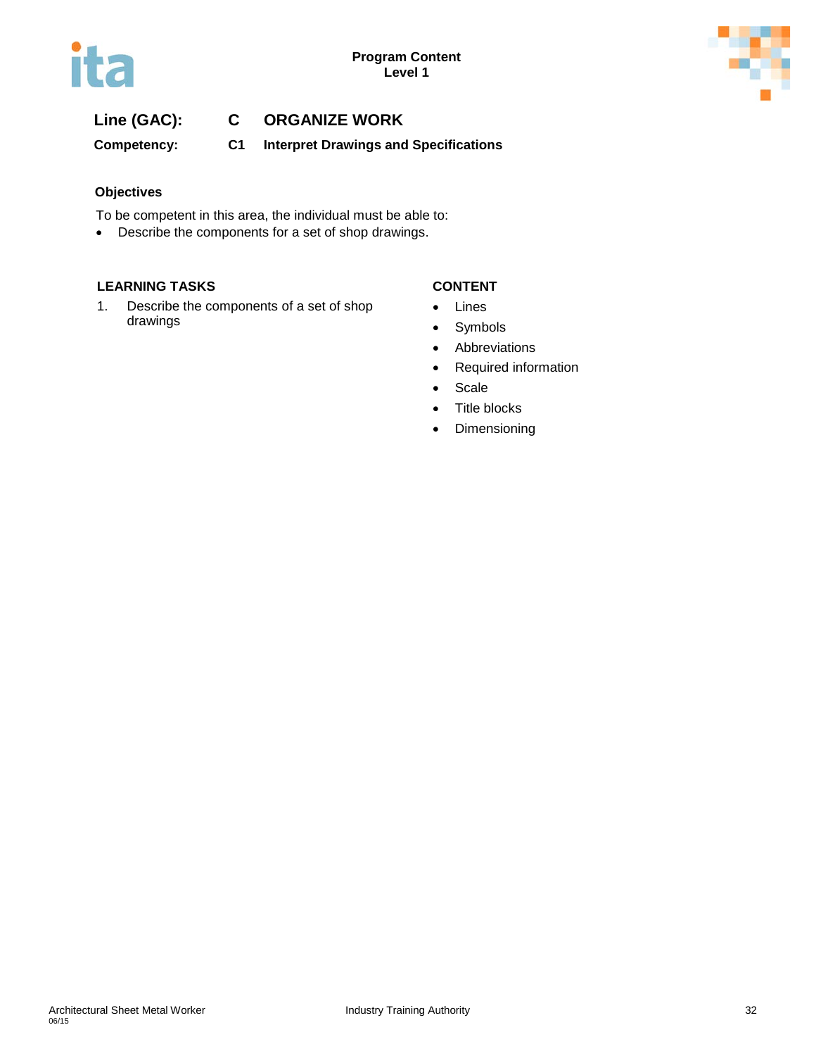**Line (GAC):** C ORGANIZE WORK

**Competency:** C1 Interpret Drawings and Specifications

### Objectives

To be competent in this area, the individual must be able to:

- Describe the components for a set of shop drawings.

| LEARNING TASKS | CONTENT |
|---|---|
| 1. Describe the components of a set of shop drawings | • Lines<br>• Symbols<br>• Abbreviations<br>• Required information<br>• Scale<br>• Title blocks<br>• Dimensioning |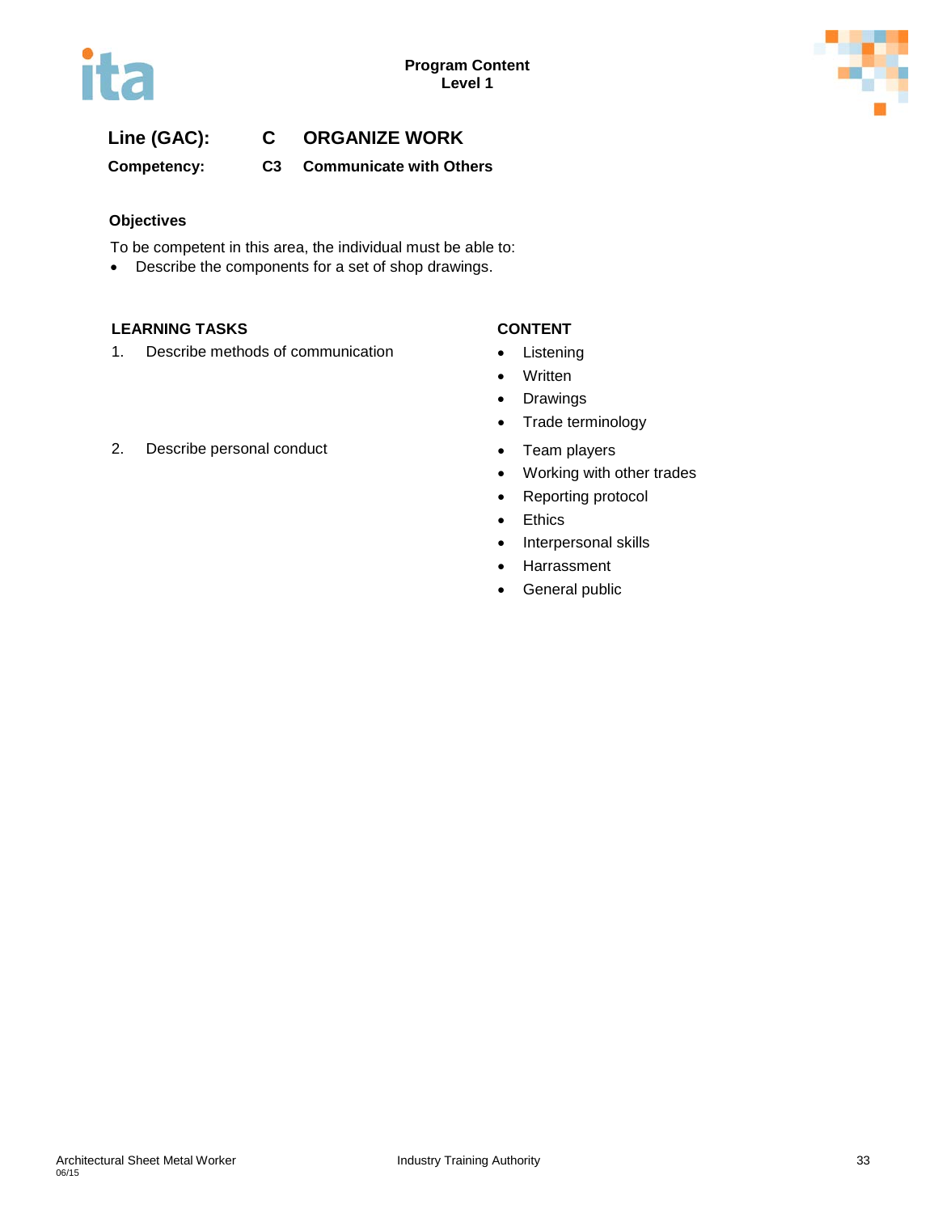**Line (GAC):** **C ORGANIZE WORK**

**Competency:** **C3 Communicate with Others**

### Objectives

To be competent in this area, the individual must be able to:

- Describe the components for a set of shop drawings.

| LEARNING TASKS | CONTENT |
|---|---|
| 1. Describe methods of communication | • Listening<br>• Written<br>• Drawings<br>• Trade terminology |
| 2. Describe personal conduct | • Team players<br>• Working with other trades<br>• Reporting protocol<br>• Ethics<br>• Interpersonal skills<br>• Harrassment<br>• General public |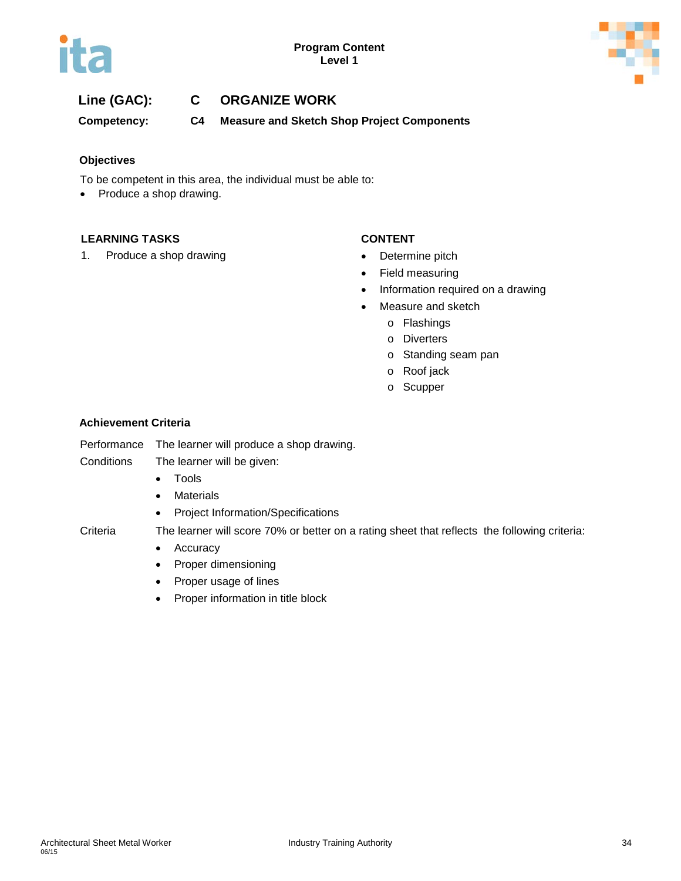**Line (GAC):** C ORGANIZE WORK

**Competency:** C4 Measure and Sketch Shop Project Components

### Objectives

To be competent in this area, the individual must be able to:

- Produce a shop drawing.

| LEARNING TASKS | CONTENT |
|---|---|
| 1. Produce a shop drawing | • Determine pitch<br>• Field measuring<br>• Information required on a drawing<br>• Measure and sketch<br>  o Flashings<br>  o Diverters<br>  o Standing seam pan<br>  o Roof jack<br>  o Scupper |

### Achievement Criteria

**Performance** The learner will produce a shop drawing.

**Conditions** The learner will be given:

- Tools
- Materials
- Project Information/Specifications

**Criteria** The learner will score 70% or better on a rating sheet that reflects the following criteria:

- Accuracy
- Proper dimensioning
- Proper usage of lines
- Proper information in title block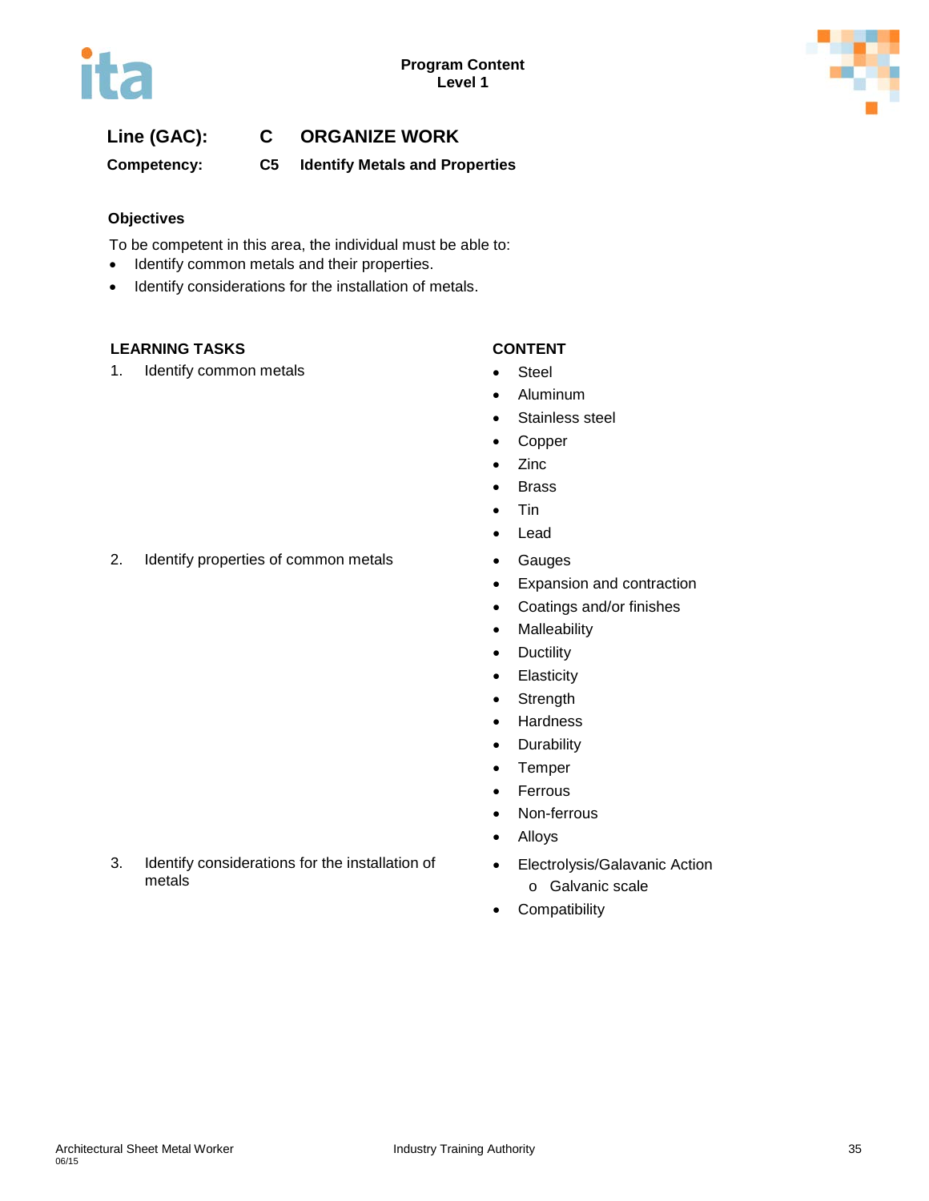**Line (GAC):** **C ORGANIZE WORK**

**Competency:** **C5 Identify Metals and Properties**

### Objectives

To be competent in this area, the individual must be able to:

- Identify common metals and their properties.
- Identify considerations for the installation of metals.

| LEARNING TASKS | CONTENT |
|---|---|
| 1. Identify common metals | • Steel<br>• Aluminum<br>• Stainless steel<br>• Copper<br>• Zinc<br>• Brass<br>• Tin<br>• Lead |
| 2. Identify properties of common metals | • Gauges<br>• Expansion and contraction<br>• Coatings and/or finishes<br>• Malleability<br>• Ductility<br>• Elasticity<br>• Strength<br>• Hardness<br>• Durability<br>• Temper<br>• Ferrous<br>• Non-ferrous<br>• Alloys |
| 3. Identify considerations for the installation of metals | • Electrolysis/Galavanic Action<br>&nbsp;&nbsp;&nbsp;&nbsp;o Galvanic scale<br>• Compatibility |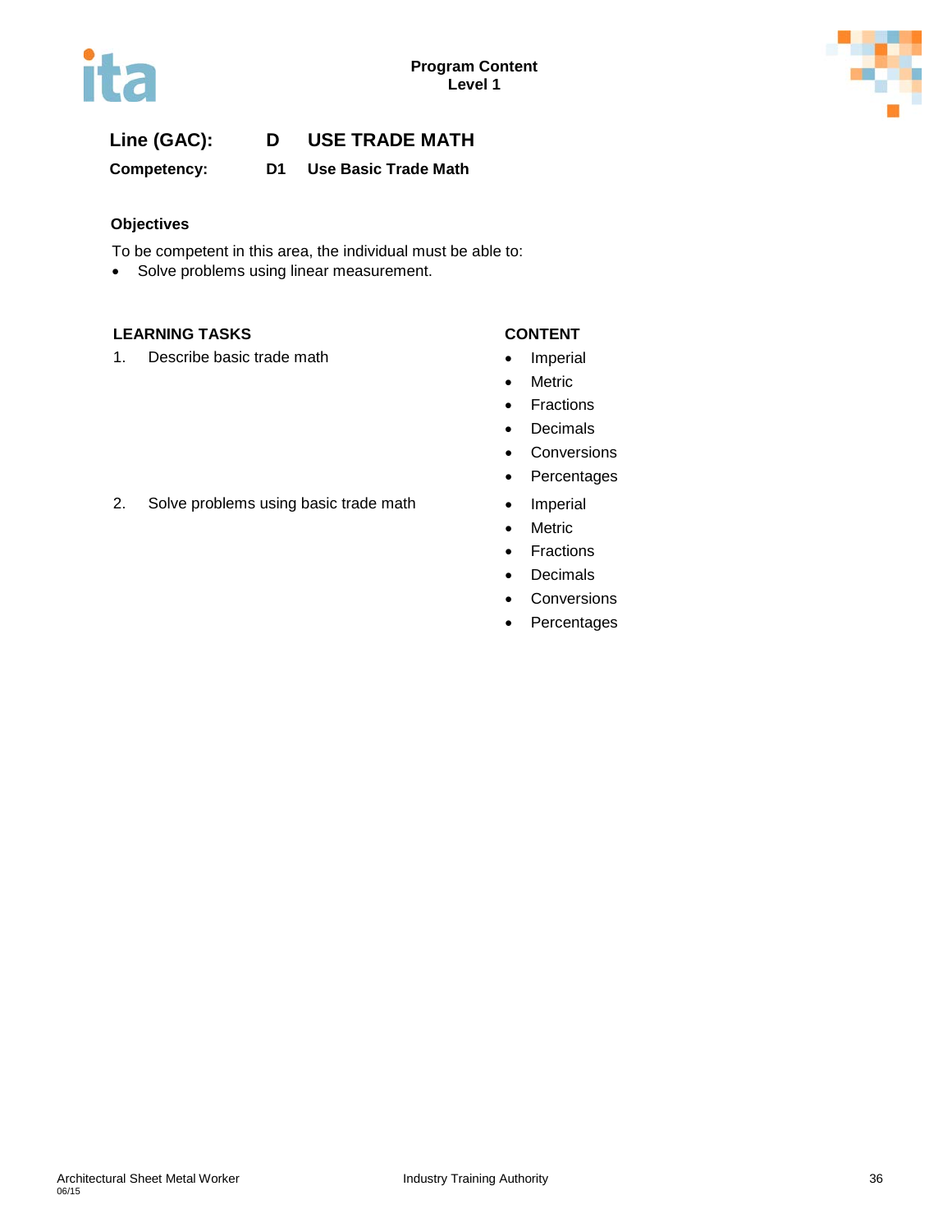## Line (GAC): D USE TRADE MATH

**Competency: D1 Use Basic Trade Math**

### Objectives

To be competent in this area, the individual must be able to:

- Solve problems using linear measurement.

| LEARNING TASKS | CONTENT |
| --- | --- |
| 1. Describe basic trade math | • Imperial<br>• Metric<br>• Fractions<br>• Decimals<br>• Conversions<br>• Percentages |
| 2. Solve problems using basic trade math | • Imperial<br>• Metric<br>• Fractions<br>• Decimals<br>• Conversions<br>• Percentages |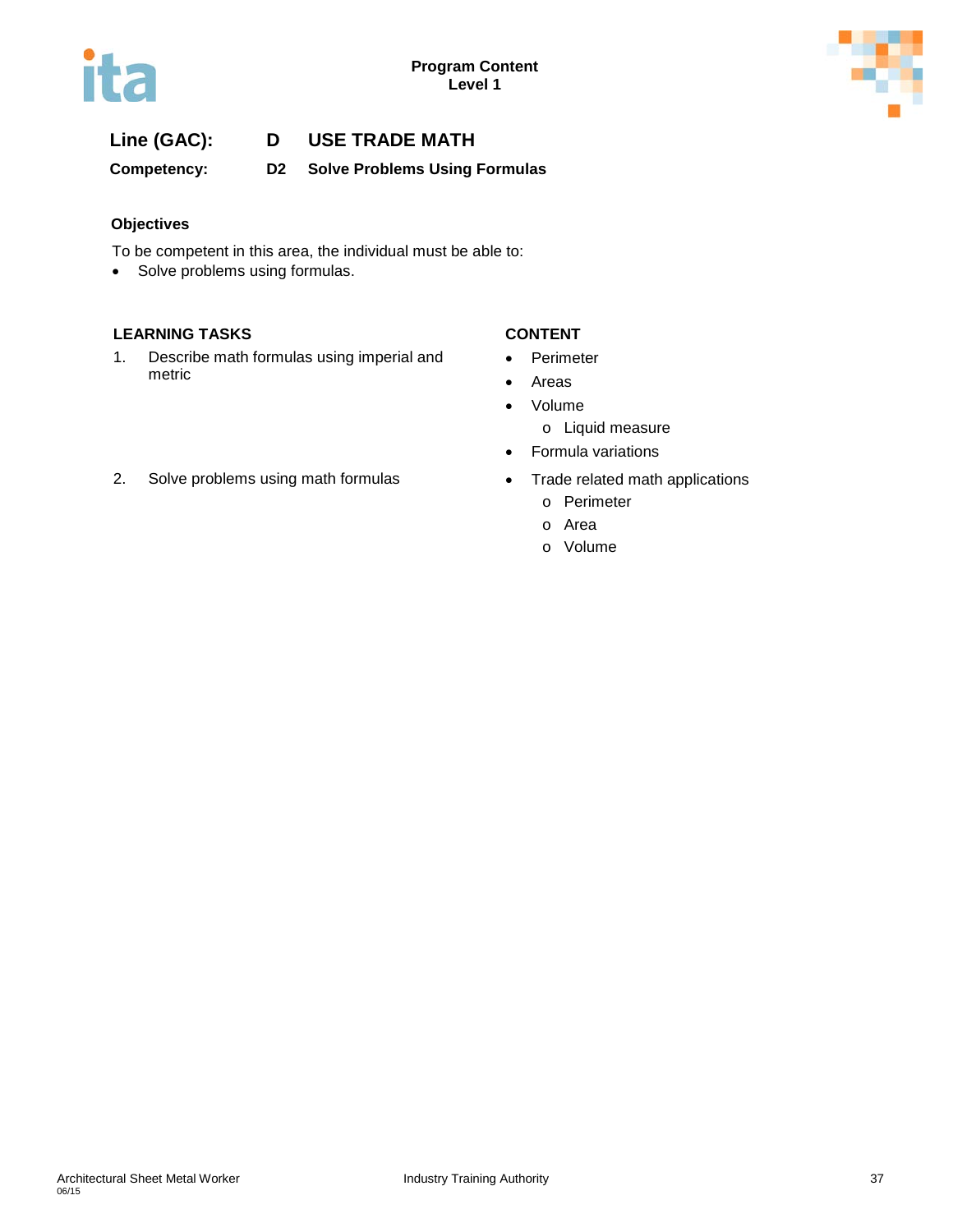**Line (GAC):** **D USE TRADE MATH**

**Competency:** **D2 Solve Problems Using Formulas**

### Objectives

To be competent in this area, the individual must be able to:

- Solve problems using formulas.

| LEARNING TASKS | CONTENT |
|---|---|
| 1. Describe math formulas using imperial and metric | • Perimeter<br>• Areas<br>• Volume<br>  o Liquid measure<br>• Formula variations |
| 2. Solve problems using math formulas | • Trade related math applications<br>  o Perimeter<br>  o Area<br>  o Volume |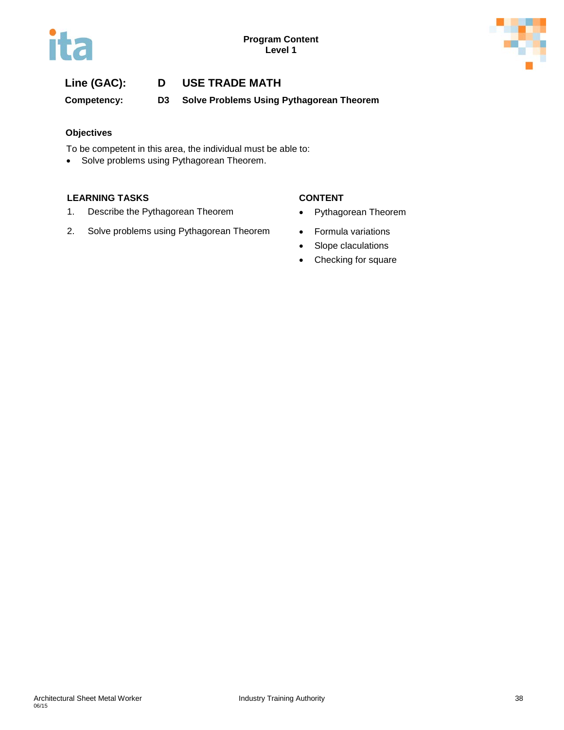**Line (GAC):** **D** **USE TRADE MATH**

**Competency:** **D3** **Solve Problems Using Pythagorean Theorem**

**Objectives**

To be competent in this area, the individual must be able to:

- Solve problems using Pythagorean Theorem.

| LEARNING TASKS | CONTENT |
| --- | --- |
| 1. Describe the Pythagorean Theorem | • Pythagorean Theorem |
| 2. Solve problems using Pythagorean Theorem | • Formula variations<br>• Slope claculations<br>• Checking for square |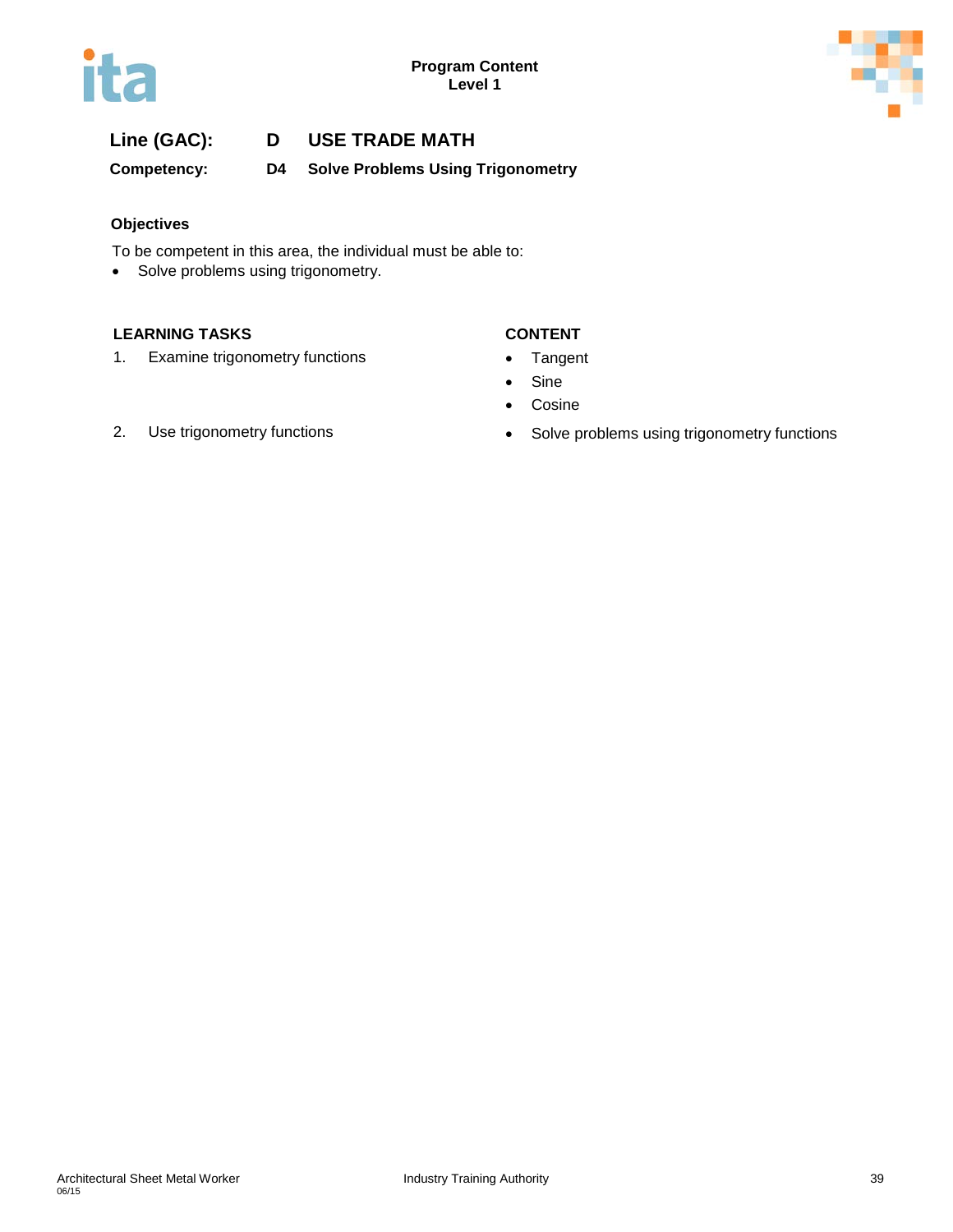**Line (GAC):** D USE TRADE MATH

**Competency:** D4 Solve Problems Using Trigonometry

### Objectives

To be competent in this area, the individual must be able to:

- Solve problems using trigonometry.

| LEARNING TASKS | CONTENT |
|---|---|
| 1. Examine trigonometry functions | • Tangent<br>• Sine<br>• Cosine |
| 2. Use trigonometry functions | • Solve problems using trigonometry functions |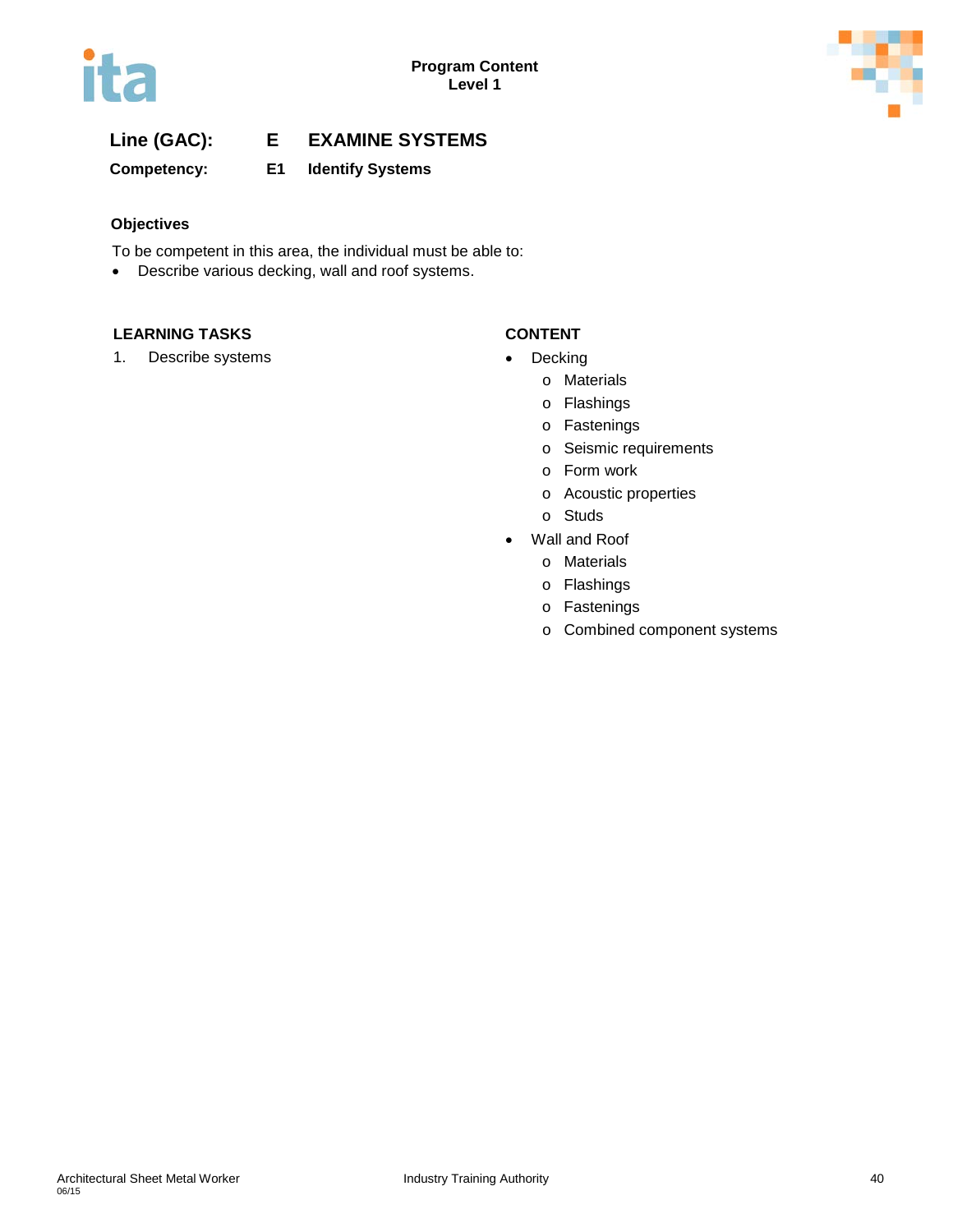**Line (GAC): E EXAMINE SYSTEMS**

**Competency: E1 Identify Systems**

**Objectives**

To be competent in this area, the individual must be able to:

- Describe various decking, wall and roof systems.

| LEARNING TASKS | CONTENT |
|---|---|
| 1. Describe systems | • Decking<br>o Materials<br>o Flashings<br>o Fastenings<br>o Seismic requirements<br>o Form work<br>o Acoustic properties<br>o Studs<br>• Wall and Roof<br>o Materials<br>o Flashings<br>o Fastenings<br>o Combined component systems |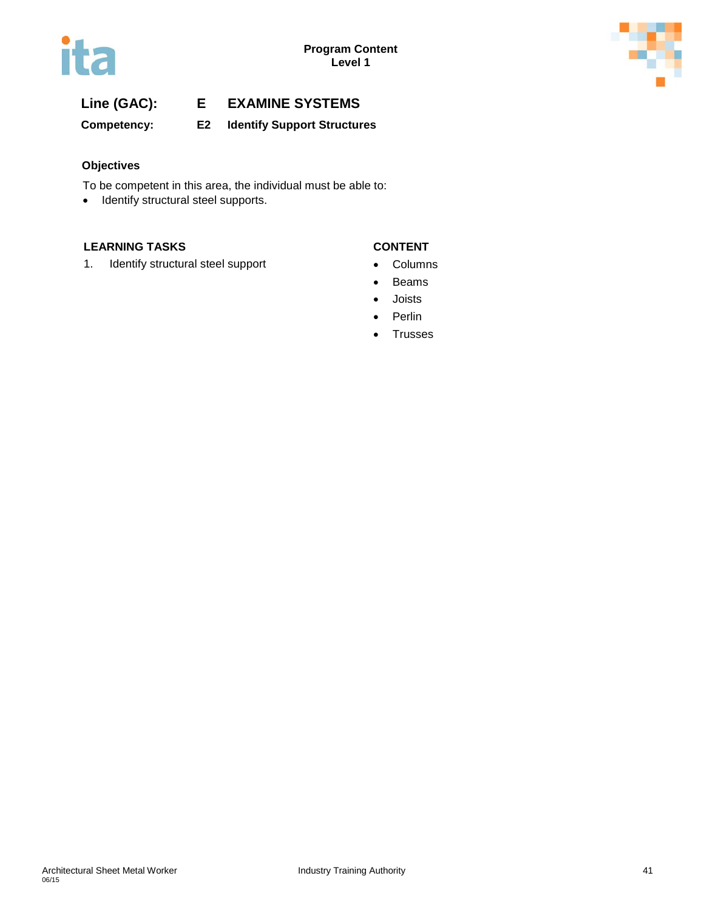**Line (GAC):** **E EXAMINE SYSTEMS**

**Competency:** **E2 Identify Support Structures**

**Objectives**

To be competent in this area, the individual must be able to:

- Identify structural steel supports.

| LEARNING TASKS | CONTENT |
|---|---|
| 1. Identify structural steel support | • Columns<br>• Beams<br>• Joists<br>• Perlin<br>• Trusses |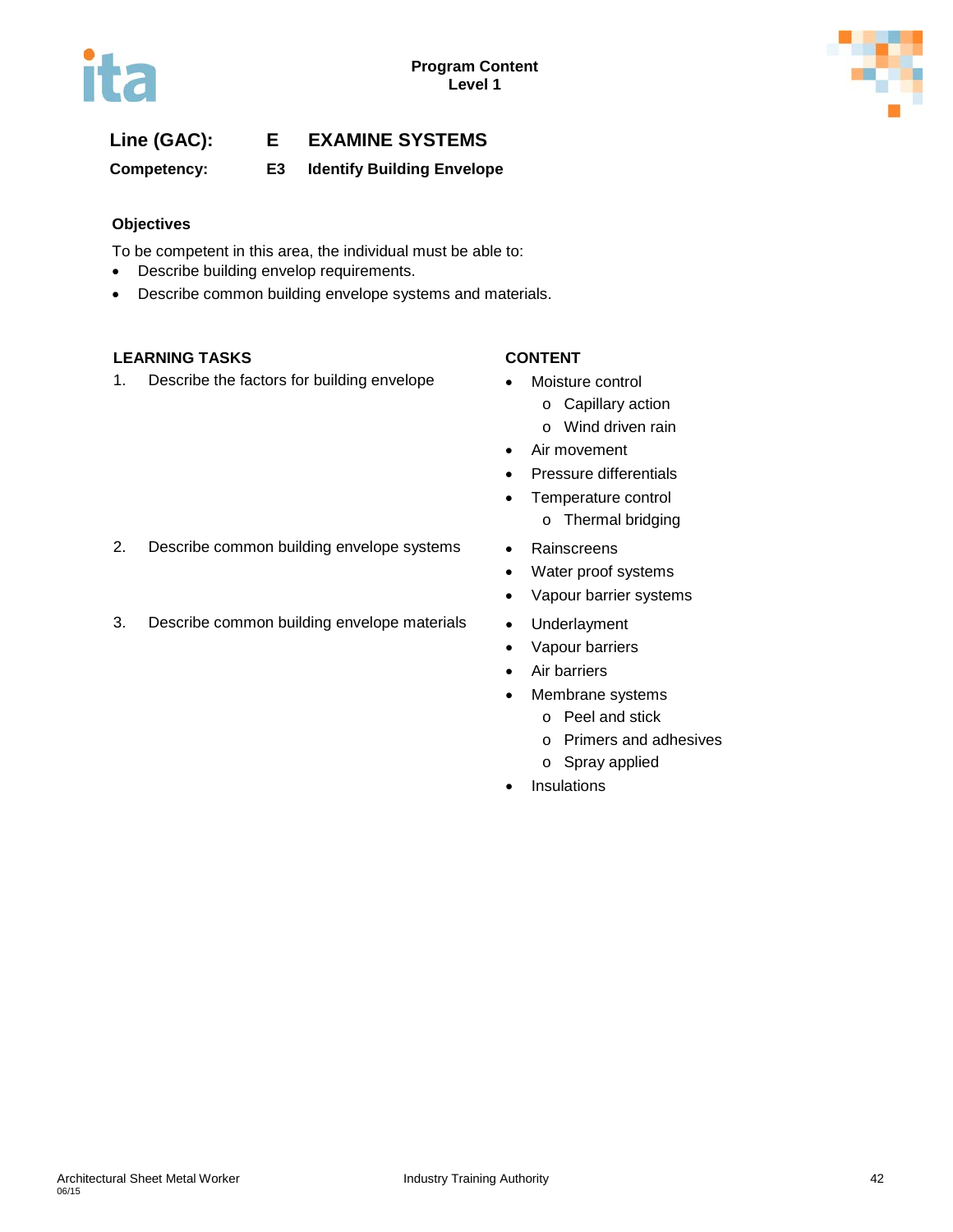**Line (GAC):** E EXAMINE SYSTEMS

**Competency:** E3 Identify Building Envelope

### Objectives

To be competent in this area, the individual must be able to:

- Describe building envelop requirements.
- Describe common building envelope systems and materials.

| LEARNING TASKS | CONTENT |
| --- | --- |
| 1. Describe the factors for building envelope | • Moisture control<br>  o Capillary action<br>  o Wind driven rain<br>• Air movement<br>• Pressure differentials<br>• Temperature control<br>  o Thermal bridging |
| 2. Describe common building envelope systems | • Rainscreens<br>• Water proof systems<br>• Vapour barrier systems |
| 3. Describe common building envelope materials | • Underlayment<br>• Vapour barriers<br>• Air barriers<br>• Membrane systems<br>  o Peel and stick<br>  o Primers and adhesives<br>  o Spray applied<br>• Insulations |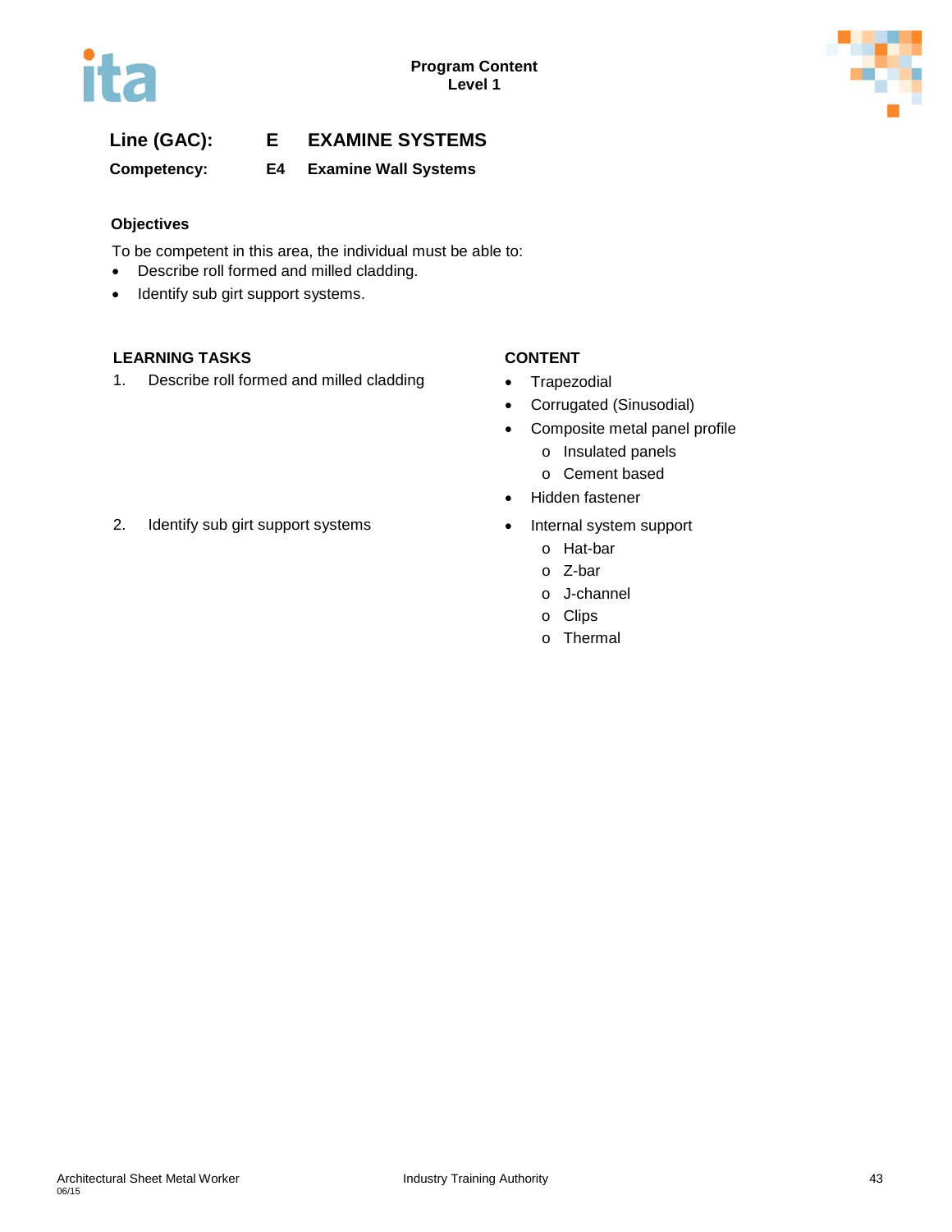**Line (GAC):** **E EXAMINE SYSTEMS**

**Competency:** **E4 Examine Wall Systems**

### Objectives

To be competent in this area, the individual must be able to:

- Describe roll formed and milled cladding.
- Identify sub girt support systems.

| LEARNING TASKS | CONTENT |
|---|---|
| 1. Describe roll formed and milled cladding | • Trapezodial<br>• Corrugated (Sinusodial)<br>• Composite metal panel profile<br>  o Insulated panels<br>  o Cement based<br>• Hidden fastener |
| 2. Identify sub girt support systems | • Internal system support<br>  o Hat-bar<br>  o Z-bar<br>  o J-channel<br>  o Clips<br>  o Thermal |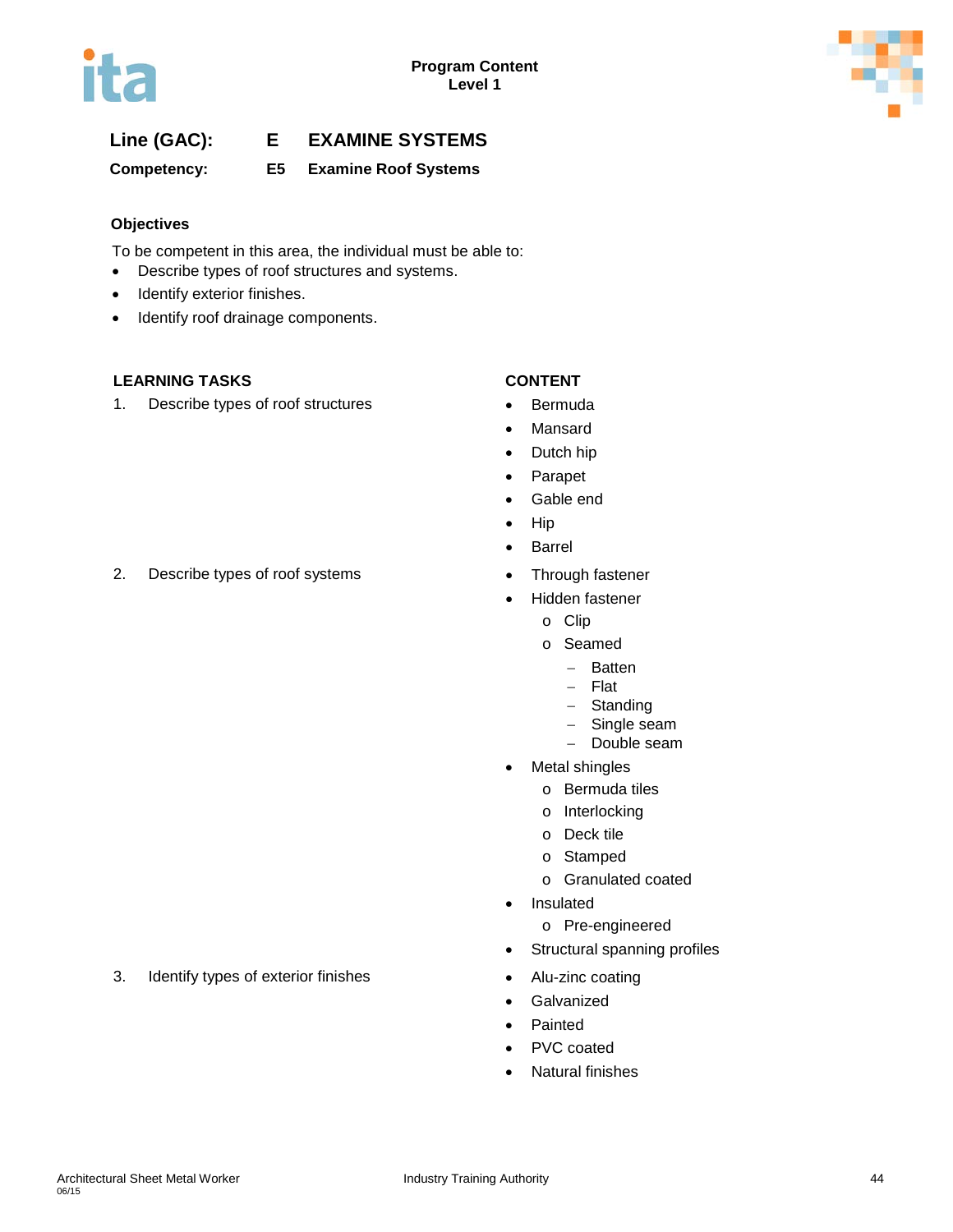**Line (GAC):** **E EXAMINE SYSTEMS**

**Competency:** **E5 Examine Roof Systems**

**Objectives**

To be competent in this area, the individual must be able to:

- Describe types of roof structures and systems.
- Identify exterior finishes.
- Identify roof drainage components.

| LEARNING TASKS | CONTENT |
|---|---|
| 1. Describe types of roof structures | • Bermuda<br>• Mansard<br>• Dutch hip<br>• Parapet<br>• Gable end<br>• Hip<br>• Barrel |
| 2. Describe types of roof systems | • Through fastener<br>• Hidden fastener<br>  o Clip<br>  o Seamed<br>    – Batten<br>    – Flat<br>    – Standing<br>    – Single seam<br>    – Double seam<br>• Metal shingles<br>  o Bermuda tiles<br>  o Interlocking<br>  o Deck tile<br>  o Stamped<br>  o Granulated coated<br>• Insulated<br>  o Pre-engineered<br>• Structural spanning profiles |
| 3. Identify types of exterior finishes | • Alu-zinc coating<br>• Galvanized<br>• Painted<br>• PVC coated<br>• Natural finishes |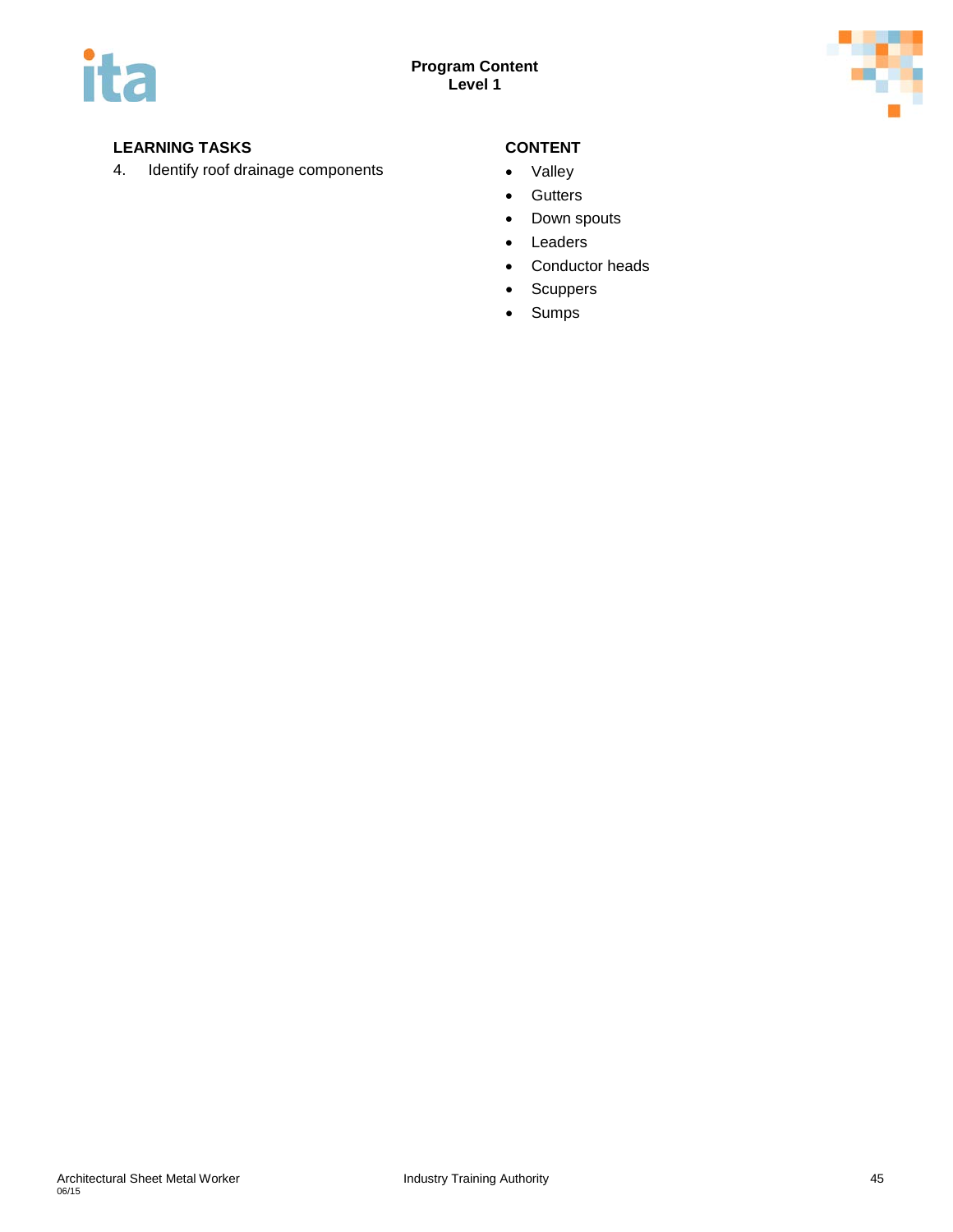| LEARNING TASKS | CONTENT |
| --- | --- |
| 4. Identify roof drainage components | • Valley<br>• Gutters<br>• Down spouts<br>• Leaders<br>• Conductor heads<br>• Scuppers<br>• Sumps |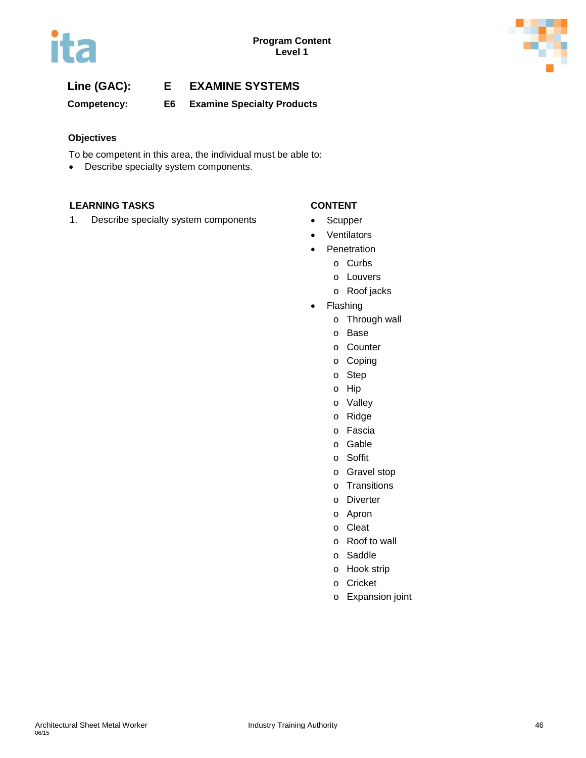**Line (GAC):** E **EXAMINE SYSTEMS**

**Competency:** E6 **Examine Specialty Products**

**Objectives**

To be competent in this area, the individual must be able to:

- Describe specialty system components.

| LEARNING TASKS | CONTENT |
|---|---|
| 1. Describe specialty system components | • Scupper<br>• Ventilators<br>• Penetration<br>  o Curbs<br>  o Louvers<br>  o Roof jacks<br>• Flashing<br>  o Through wall<br>  o Base<br>  o Counter<br>  o Coping<br>  o Step<br>  o Hip<br>  o Valley<br>  o Ridge<br>  o Fascia<br>  o Gable<br>  o Soffit<br>  o Gravel stop<br>  o Transitions<br>  o Diverter<br>  o Apron<br>  o Cleat<br>  o Roof to wall<br>  o Saddle<br>  o Hook strip<br>  o Cricket<br>  o Expansion joint |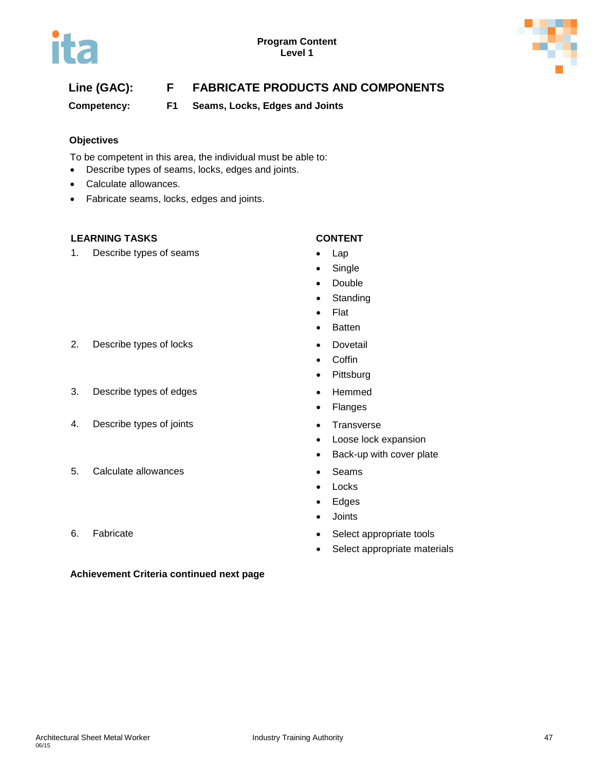**Line (GAC):** **F** **FABRICATE PRODUCTS AND COMPONENTS**

**Competency:** **F1** **Seams, Locks, Edges and Joints**

**Objectives**

To be competent in this area, the individual must be able to:

- Describe types of seams, locks, edges and joints.
- Calculate allowances.
- Fabricate seams, locks, edges and joints.

| LEARNING TASKS | CONTENT |
|---|---|
| 1. Describe types of seams | • Lap<br>• Single<br>• Double<br>• Standing<br>• Flat<br>• Batten |
| 2. Describe types of locks | • Dovetail<br>• Coffin<br>• Pittsburg |
| 3. Describe types of edges | • Hemmed<br>• Flanges |
| 4. Describe types of joints | • Transverse<br>• Loose lock expansion<br>• Back-up with cover plate |
| 5. Calculate allowances | • Seams<br>• Locks<br>• Edges<br>• Joints |
| 6. Fabricate | • Select appropriate tools<br>• Select appropriate materials |

**Achievement Criteria continued next page**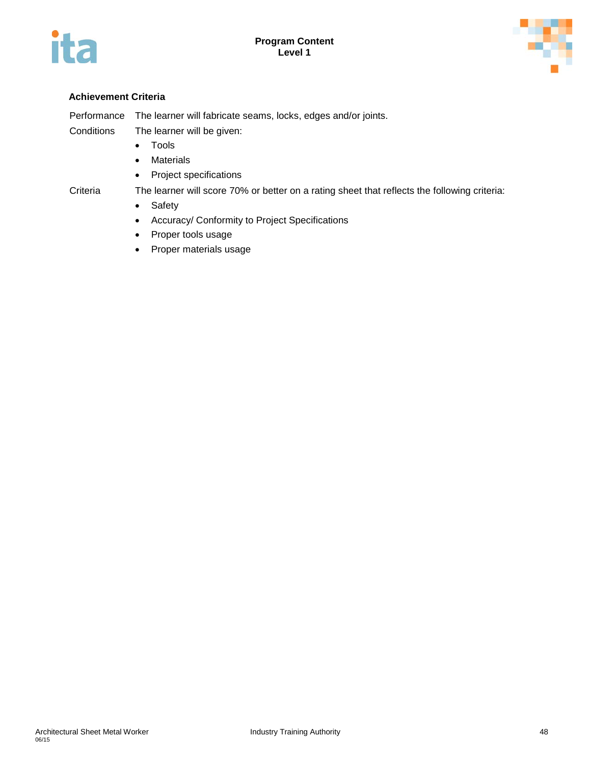### Achievement Criteria

Performance The learner will fabricate seams, locks, edges and/or joints.

Conditions The learner will be given:

- Tools
- Materials
- Project specifications

Criteria The learner will score 70% or better on a rating sheet that reflects the following criteria:

- Safety
- Accuracy/ Conformity to Project Specifications
- Proper tools usage
- Proper materials usage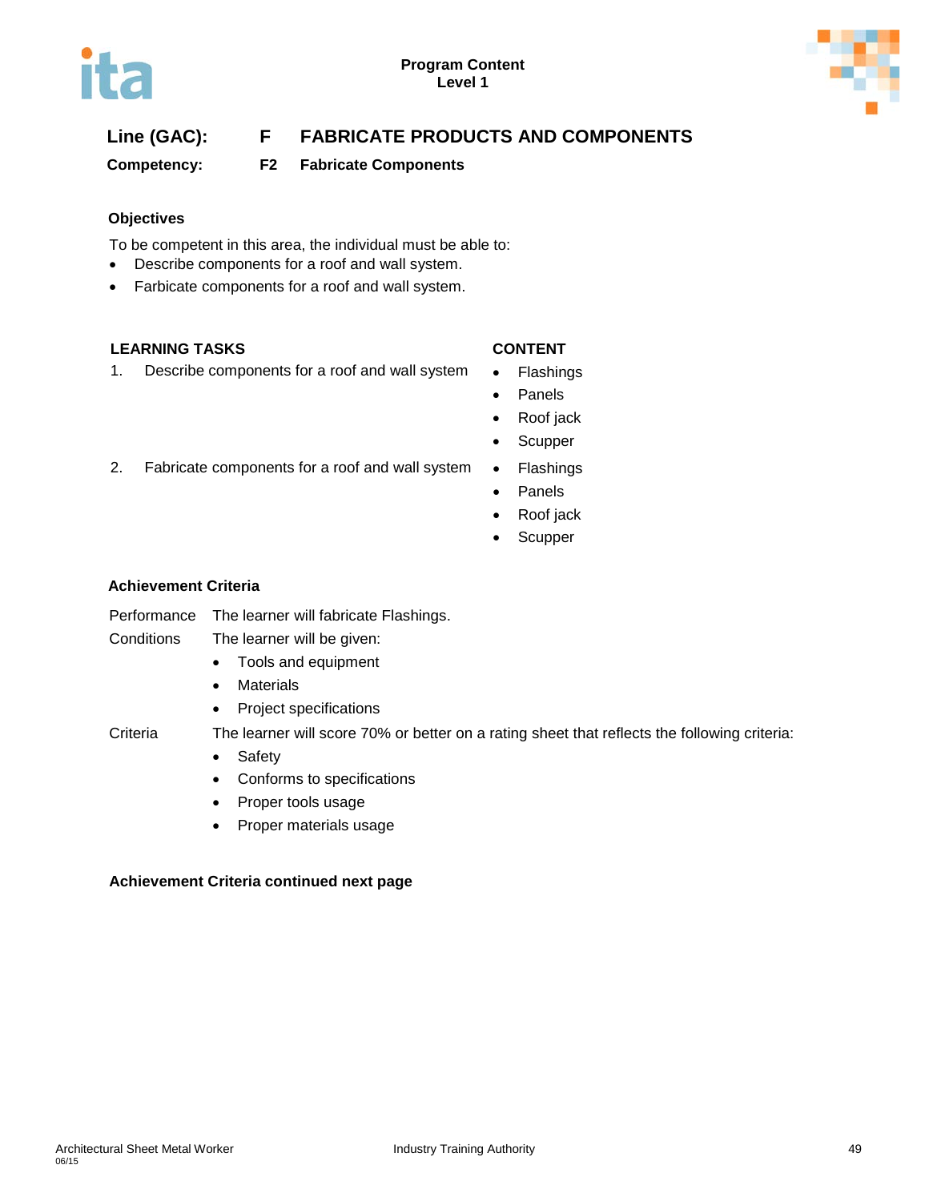## Line (GAC): F FABRICATE PRODUCTS AND COMPONENTS

**Competency: F2 Fabricate Components**

### Objectives

To be competent in this area, the individual must be able to:

- Describe components for a roof and wall system.
- Farbicate components for a roof and wall system.

| LEARNING TASKS | CONTENT |
|---|---|
| 1. Describe components for a roof and wall system | • Flashings<br>• Panels<br>• Roof jack<br>• Scupper |
| 2. Fabricate components for a roof and wall system | • Flashings<br>• Panels<br>• Roof jack<br>• Scupper |

### Achievement Criteria

**Performance** The learner will fabricate Flashings.

**Conditions** The learner will be given:

- Tools and equipment
- Materials
- Project specifications

**Criteria** The learner will score 70% or better on a rating sheet that reflects the following criteria:

- Safety
- Conforms to specifications
- Proper tools usage
- Proper materials usage

**Achievement Criteria continued next page**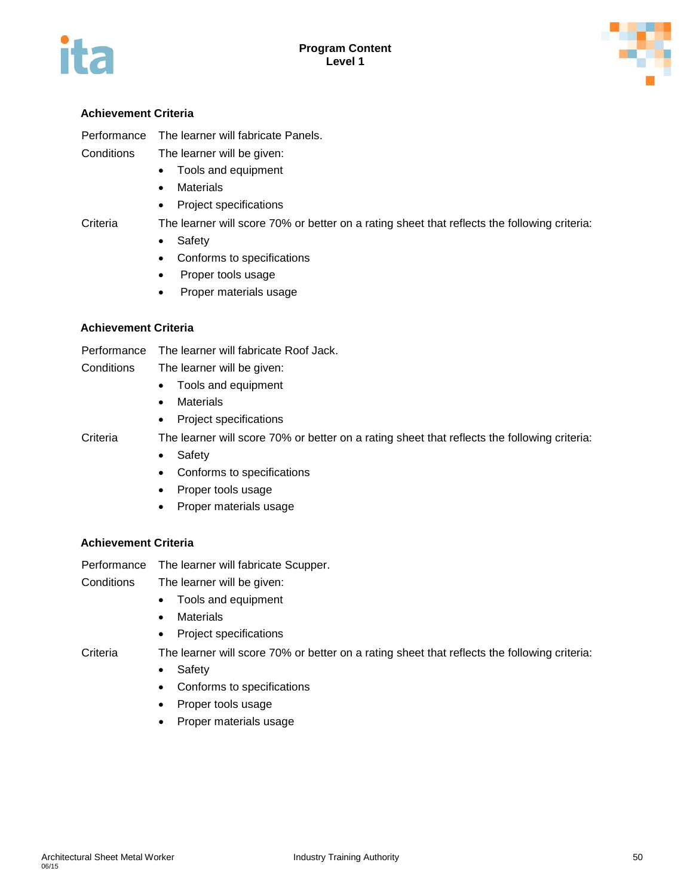### Achievement Criteria

Performance — The learner will fabricate Panels.

Conditions — The learner will be given:

- Tools and equipment
- Materials
- Project specifications

Criteria — The learner will score 70% or better on a rating sheet that reflects the following criteria:

- Safety
- Conforms to specifications
- Proper tools usage
- Proper materials usage

### Achievement Criteria

Performance — The learner will fabricate Roof Jack.

Conditions — The learner will be given:

- Tools and equipment
- Materials
- Project specifications

Criteria — The learner will score 70% or better on a rating sheet that reflects the following criteria:

- Safety
- Conforms to specifications
- Proper tools usage
- Proper materials usage

### Achievement Criteria

Performance — The learner will fabricate Scupper.

Conditions — The learner will be given:

- Tools and equipment
- Materials
- Project specifications

Criteria — The learner will score 70% or better on a rating sheet that reflects the following criteria:

- Safety
- Conforms to specifications
- Proper tools usage
- Proper materials usage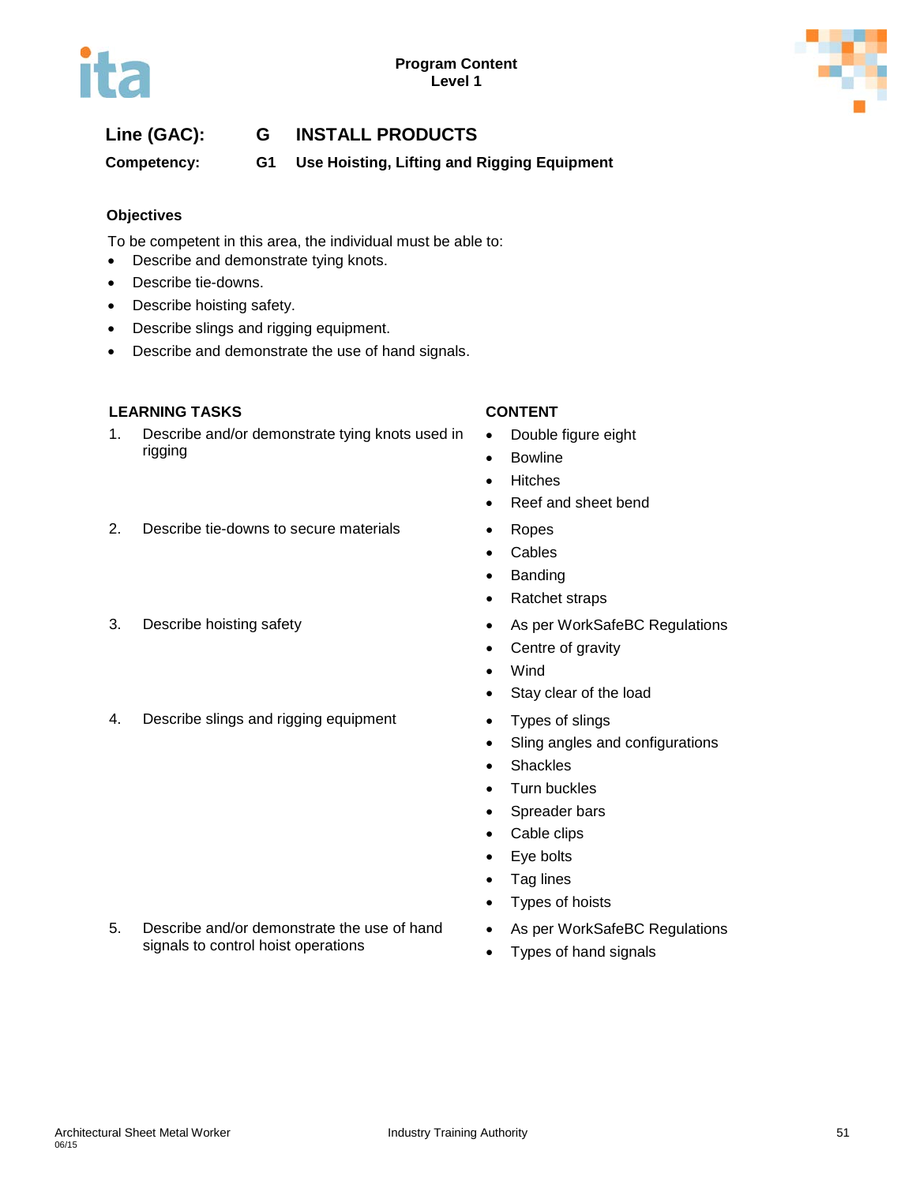**Line (GAC): G INSTALL PRODUCTS**

**Competency: G1 Use Hoisting, Lifting and Rigging Equipment**

**Objectives**

To be competent in this area, the individual must be able to:

- Describe and demonstrate tying knots.
- Describe tie-downs.
- Describe hoisting safety.
- Describe slings and rigging equipment.
- Describe and demonstrate the use of hand signals.

| LEARNING TASKS | CONTENT |
|---|---|
| 1. Describe and/or demonstrate tying knots used in rigging | • Double figure eight<br>• Bowline<br>• Hitches<br>• Reef and sheet bend |
| 2. Describe tie-downs to secure materials | • Ropes<br>• Cables<br>• Banding<br>• Ratchet straps |
| 3. Describe hoisting safety | • As per WorkSafeBC Regulations<br>• Centre of gravity<br>• Wind<br>• Stay clear of the load |
| 4. Describe slings and rigging equipment | • Types of slings<br>• Sling angles and configurations<br>• Shackles<br>• Turn buckles<br>• Spreader bars<br>• Cable clips<br>• Eye bolts<br>• Tag lines<br>• Types of hoists |
| 5. Describe and/or demonstrate the use of hand signals to control hoist operations | • As per WorkSafeBC Regulations<br>• Types of hand signals |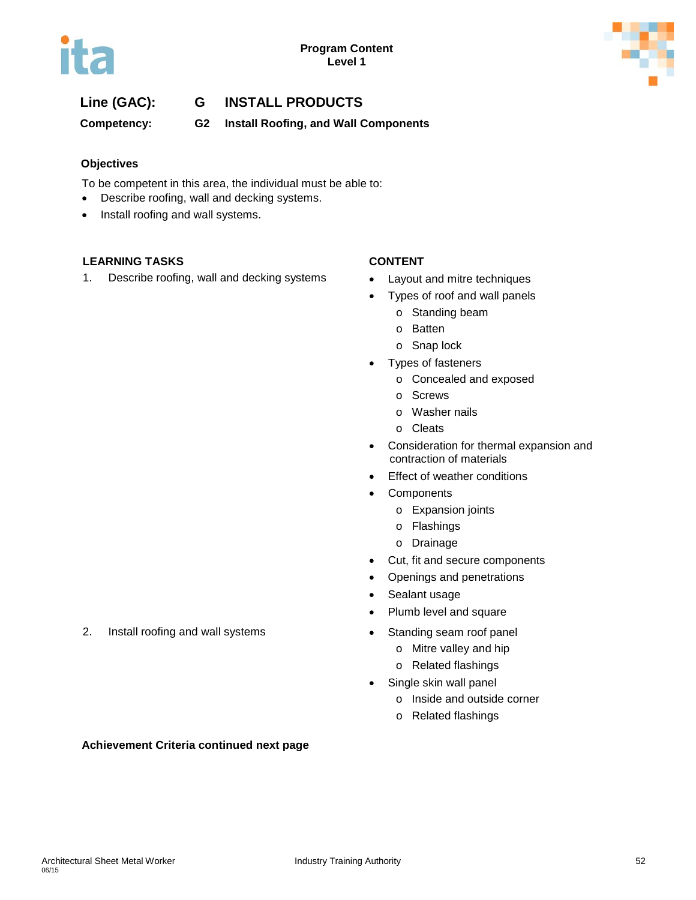**Program Content**
**Level 1**

## Line (GAC): G INSTALL PRODUCTS

**Competency: G2 Install Roofing, and Wall Components**

### Objectives

To be competent in this area, the individual must be able to:

- Describe roofing, wall and decking systems.
- Install roofing and wall systems.

| LEARNING TASKS | CONTENT |
|---|---|
| 1. Describe roofing, wall and decking systems | • Layout and mitre techniques<br>• Types of roof and wall panels<br>  o Standing beam<br>  o Batten<br>  o Snap lock<br>• Types of fasteners<br>  o Concealed and exposed<br>  o Screws<br>  o Washer nails<br>  o Cleats<br>• Consideration for thermal expansion and contraction of materials<br>• Effect of weather conditions<br>• Components<br>  o Expansion joints<br>  o Flashings<br>  o Drainage<br>• Cut, fit and secure components<br>• Openings and penetrations<br>• Sealant usage<br>• Plumb level and square |
| 2. Install roofing and wall systems | • Standing seam roof panel<br>  o Mitre valley and hip<br>  o Related flashings<br>• Single skin wall panel<br>  o Inside and outside corner<br>  o Related flashings |

**Achievement Criteria continued next page**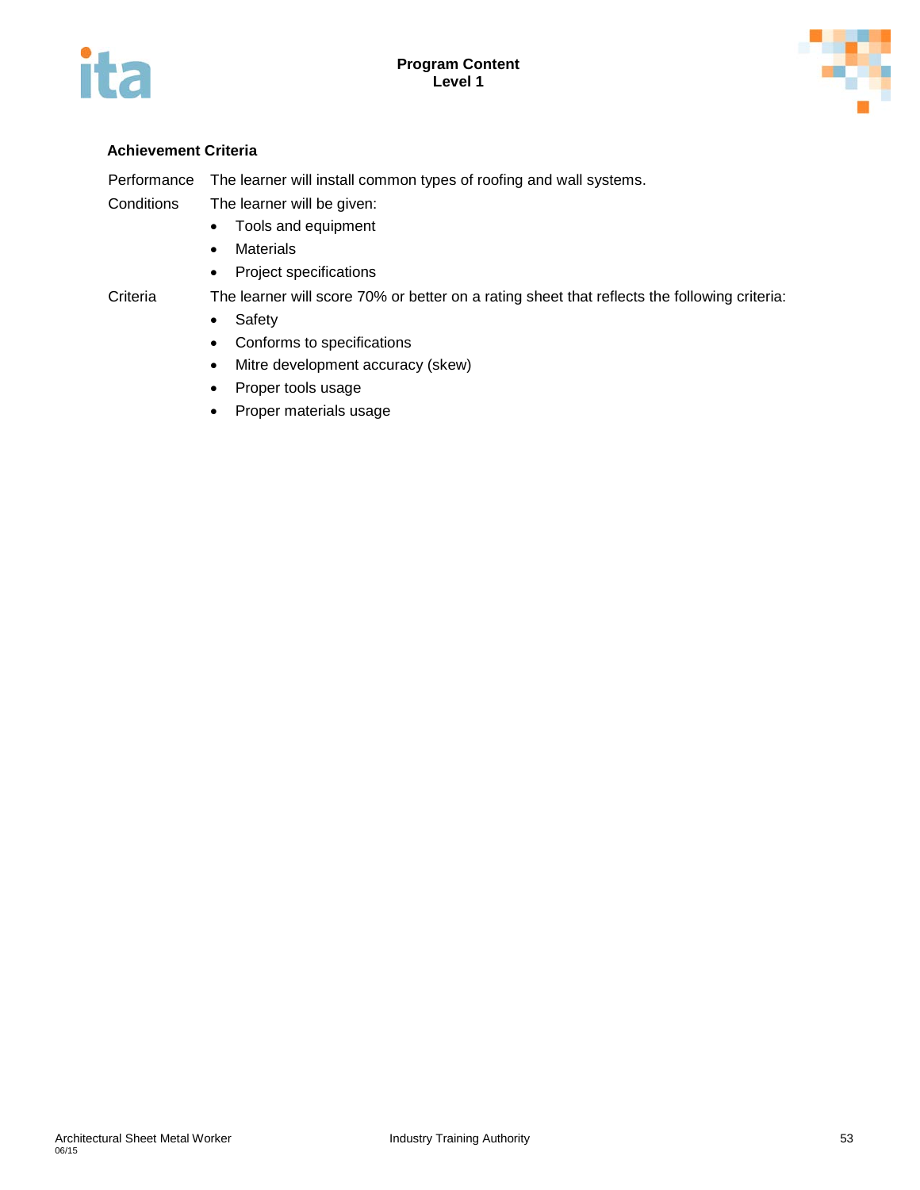### Achievement Criteria

Performance The learner will install common types of roofing and wall systems.

Conditions The learner will be given:

- Tools and equipment
- Materials
- Project specifications

Criteria The learner will score 70% or better on a rating sheet that reflects the following criteria:

- Safety
- Conforms to specifications
- Mitre development accuracy (skew)
- Proper tools usage
- Proper materials usage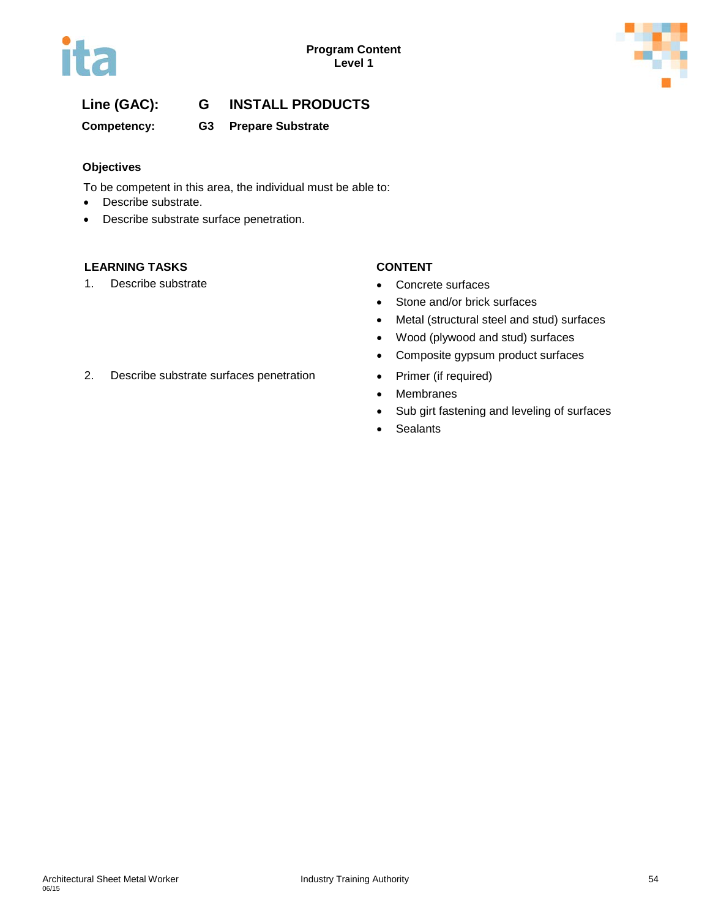**Line (GAC):** **G** **INSTALL PRODUCTS**

**Competency:** **G3** **Prepare Substrate**

**Objectives**

To be competent in this area, the individual must be able to:

- Describe substrate.
- Describe substrate surface penetration.

| LEARNING TASKS | CONTENT |
|---|---|
| 1. Describe substrate | • Concrete surfaces<br>• Stone and/or brick surfaces<br>• Metal (structural steel and stud) surfaces<br>• Wood (plywood and stud) surfaces<br>• Composite gypsum product surfaces |
| 2. Describe substrate surfaces penetration | • Primer (if required)<br>• Membranes<br>• Sub girt fastening and leveling of surfaces<br>• Sealants |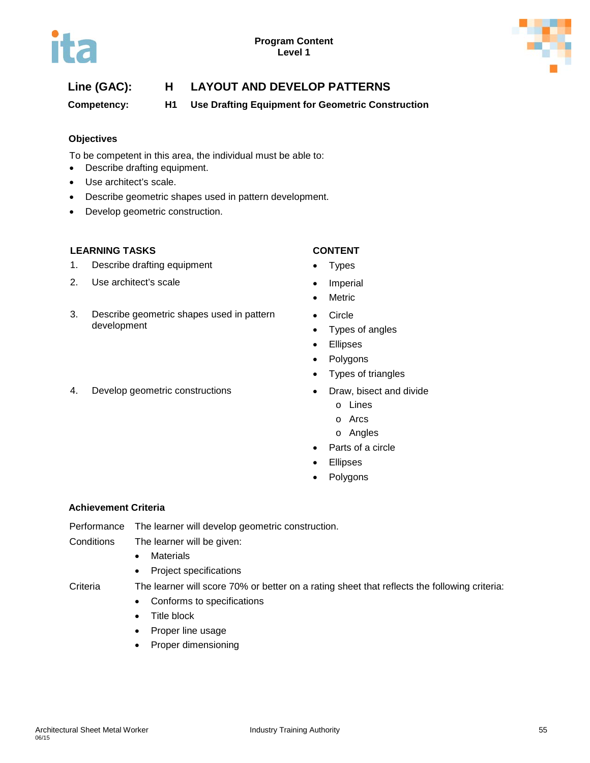**Line (GAC):** **H** **LAYOUT AND DEVELOP PATTERNS**

**Competency:** **H1** **Use Drafting Equipment for Geometric Construction**

### Objectives

To be competent in this area, the individual must be able to:

- Describe drafting equipment.
- Use architect's scale.
- Describe geometric shapes used in pattern development.
- Develop geometric construction.

| LEARNING TASKS | CONTENT |
|---|---|
| 1. Describe drafting equipment | • Types |
| 2. Use architect's scale | • Imperial<br>• Metric |
| 3. Describe geometric shapes used in pattern development | • Circle<br>• Types of angles<br>• Ellipses<br>• Polygons<br>• Types of triangles |
| 4. Develop geometric constructions | • Draw, bisect and divide<br>  o Lines<br>  o Arcs<br>  o Angles<br>• Parts of a circle<br>• Ellipses<br>• Polygons |

### Achievement Criteria

Performance: The learner will develop geometric construction.

Conditions: The learner will be given:

- Materials
- Project specifications

Criteria: The learner will score 70% or better on a rating sheet that reflects the following criteria:

- Conforms to specifications
- Title block
- Proper line usage
- Proper dimensioning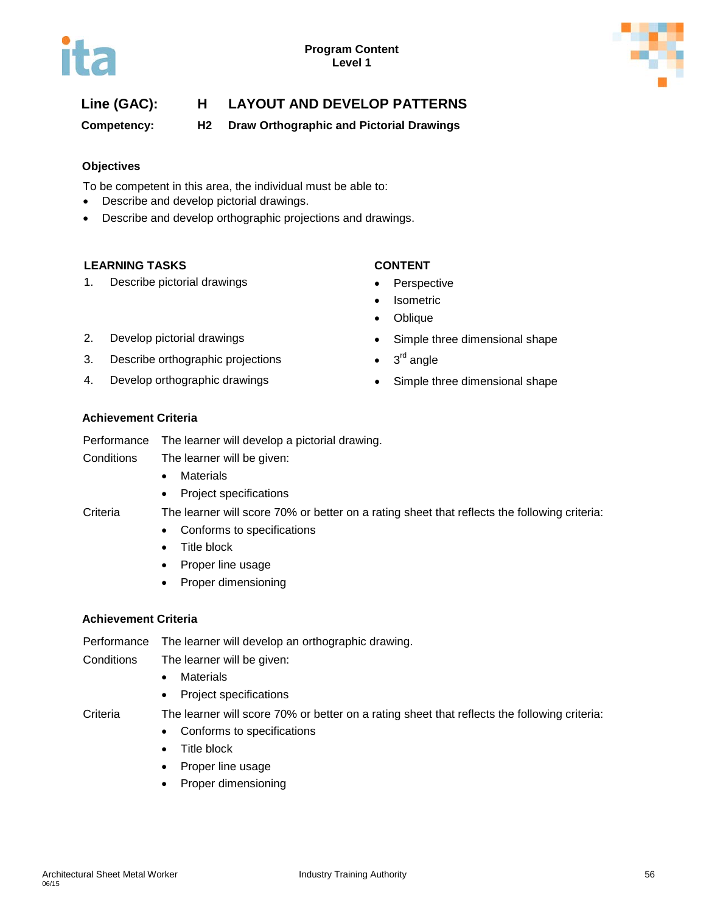**Line (GAC):** **H LAYOUT AND DEVELOP PATTERNS**

**Competency:** **H2 Draw Orthographic and Pictorial Drawings**

### Objectives

To be competent in this area, the individual must be able to:

- Describe and develop pictorial drawings.
- Describe and develop orthographic projections and drawings.

| LEARNING TASKS | CONTENT |
|---|---|
| 1. Describe pictorial drawings | • Perspective<br>• Isometric<br>• Oblique |
| 2. Develop pictorial drawings | • Simple three dimensional shape |
| 3. Describe orthographic projections | • 3rd angle |
| 4. Develop orthographic drawings | • Simple three dimensional shape |

### Achievement Criteria

**Performance** The learner will develop a pictorial drawing.

**Conditions** The learner will be given:

- Materials
- Project specifications

**Criteria** The learner will score 70% or better on a rating sheet that reflects the following criteria:

- Conforms to specifications
- Title block
- Proper line usage
- Proper dimensioning

### Achievement Criteria

**Performance** The learner will develop an orthographic drawing.

**Conditions** The learner will be given:

- Materials
- Project specifications

**Criteria** The learner will score 70% or better on a rating sheet that reflects the following criteria:

- Conforms to specifications
- Title block
- Proper line usage
- Proper dimensioning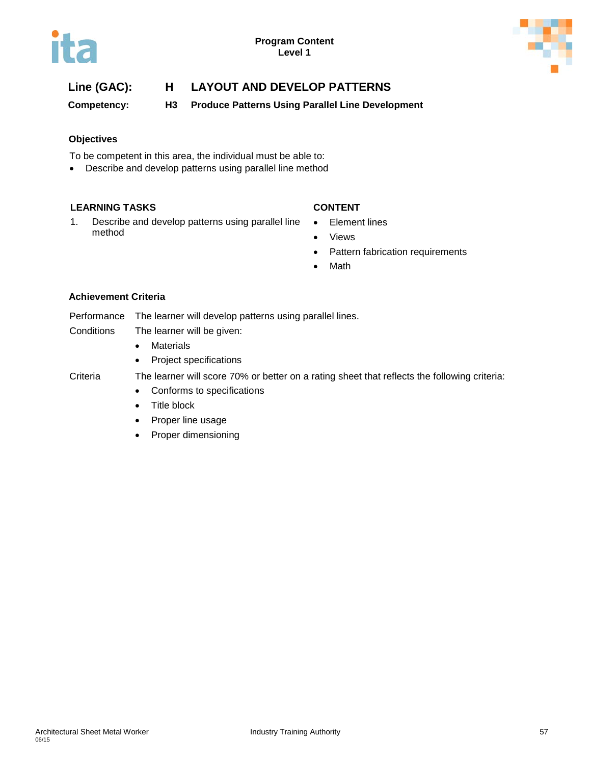**Line (GAC):** **H LAYOUT AND DEVELOP PATTERNS**

**Competency:** **H3 Produce Patterns Using Parallel Line Development**

### Objectives

To be competent in this area, the individual must be able to:

- Describe and develop patterns using parallel line method

| LEARNING TASKS | CONTENT |
| --- | --- |
| 1. Describe and develop patterns using parallel line method | • Element lines<br>• Views<br>• Pattern fabrication requirements<br>• Math |

### Achievement Criteria

Performance: The learner will develop patterns using parallel lines.

Conditions: The learner will be given:

- Materials
- Project specifications

Criteria: The learner will score 70% or better on a rating sheet that reflects the following criteria:

- Conforms to specifications
- Title block
- Proper line usage
- Proper dimensioning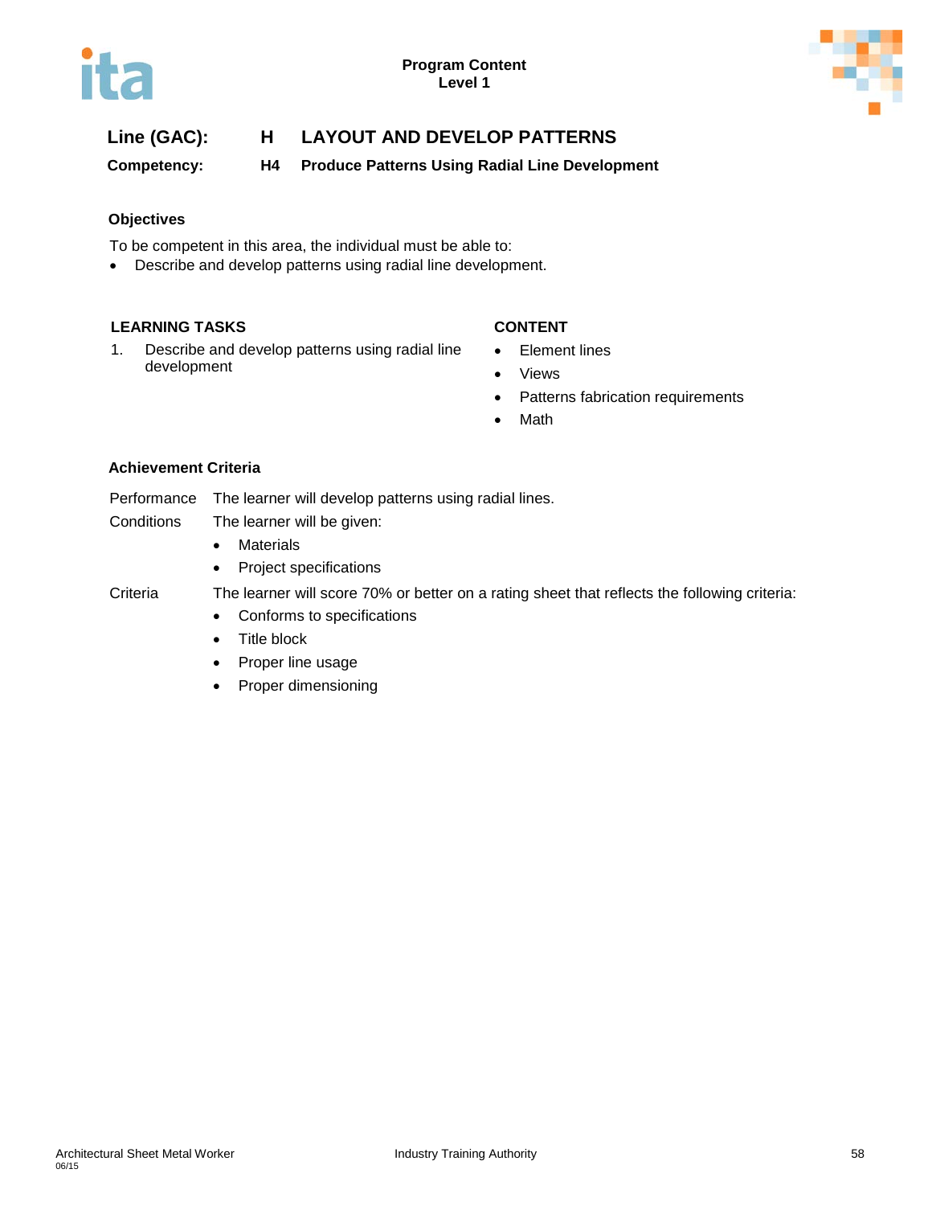**Line (GAC):** **H LAYOUT AND DEVELOP PATTERNS**

**Competency:** **H4 Produce Patterns Using Radial Line Development**

### Objectives

To be competent in this area, the individual must be able to:

- Describe and develop patterns using radial line development.

| LEARNING TASKS | CONTENT |
| --- | --- |
| 1. Describe and develop patterns using radial line development | • Element lines<br>• Views<br>• Patterns fabrication requirements<br>• Math |

### Achievement Criteria

Performance  The learner will develop patterns using radial lines.

Conditions  The learner will be given:

- Materials
- Project specifications

Criteria  The learner will score 70% or better on a rating sheet that reflects the following criteria:

- Conforms to specifications
- Title block
- Proper line usage
- Proper dimensioning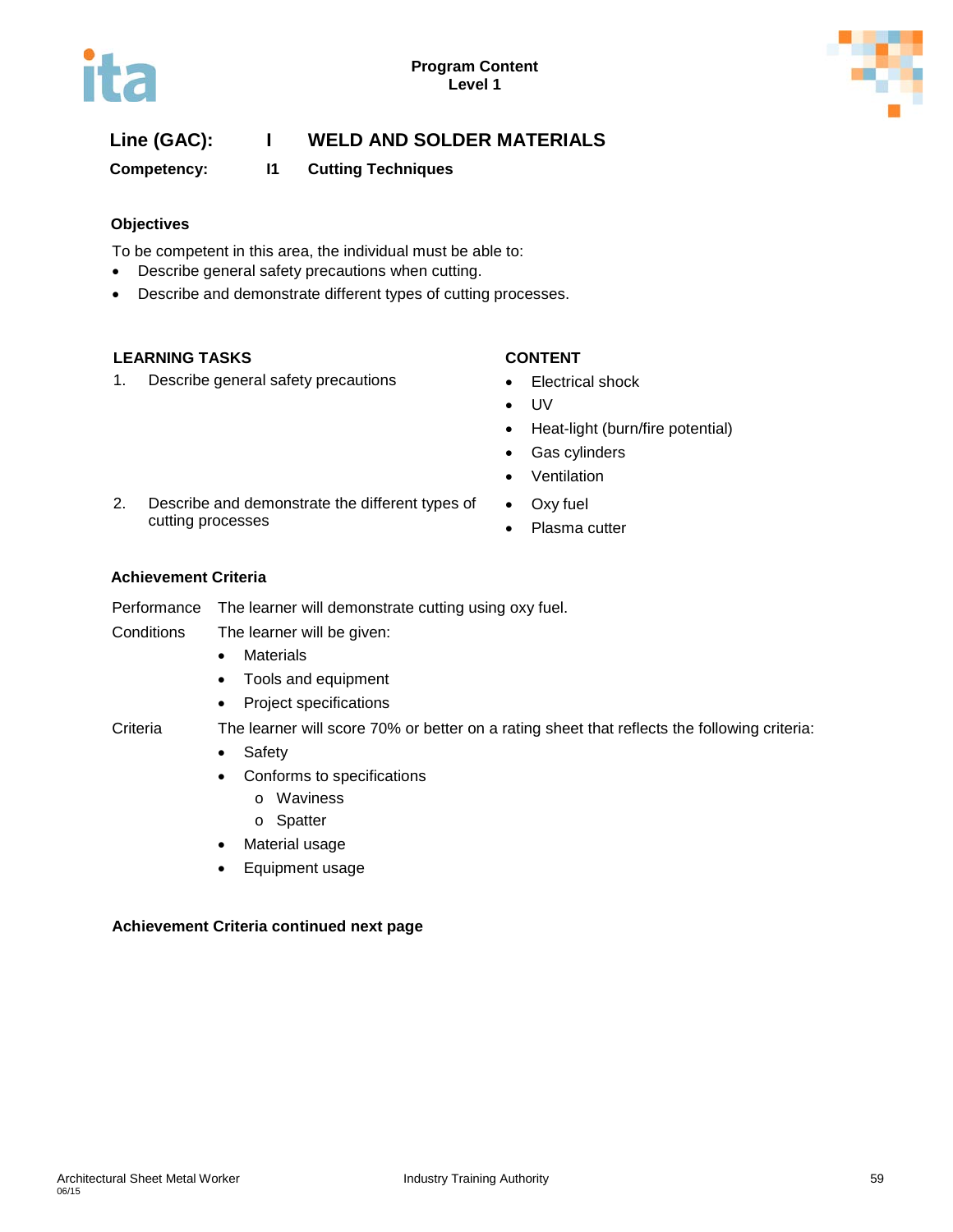Program Content
Level 1

## Line (GAC): I WELD AND SOLDER MATERIALS

**Competency: I1 Cutting Techniques**

### Objectives

To be competent in this area, the individual must be able to:

- Describe general safety precautions when cutting.
- Describe and demonstrate different types of cutting processes.

| LEARNING TASKS | CONTENT |
|---|---|
| 1. Describe general safety precautions | • Electrical shock<br>• UV<br>• Heat-light (burn/fire potential)<br>• Gas cylinders<br>• Ventilation |
| 2. Describe and demonstrate the different types of cutting processes | • Oxy fuel<br>• Plasma cutter |

### Achievement Criteria

Performance The learner will demonstrate cutting using oxy fuel.

Conditions The learner will be given:

- Materials
- Tools and equipment
- Project specifications

Criteria The learner will score 70% or better on a rating sheet that reflects the following criteria:

- Safety
- Conforms to specifications
  - o Waviness
  - o Spatter
- Material usage
- Equipment usage

**Achievement Criteria continued next page**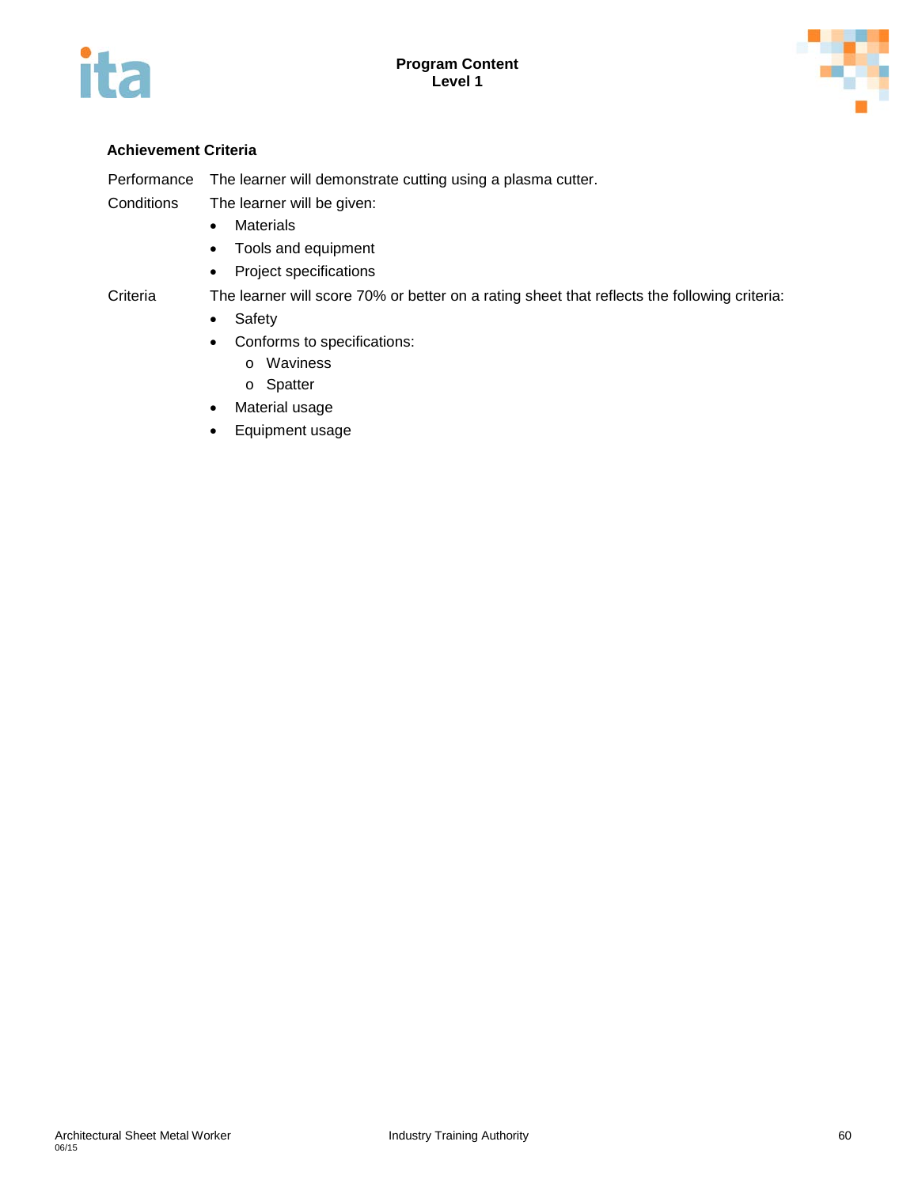### Achievement Criteria

Performance — The learner will demonstrate cutting using a plasma cutter.

Conditions — The learner will be given:

- Materials
- Tools and equipment
- Project specifications

Criteria — The learner will score 70% or better on a rating sheet that reflects the following criteria:

- Safety
- Conforms to specifications:
  - Waviness
  - Spatter
- Material usage
- Equipment usage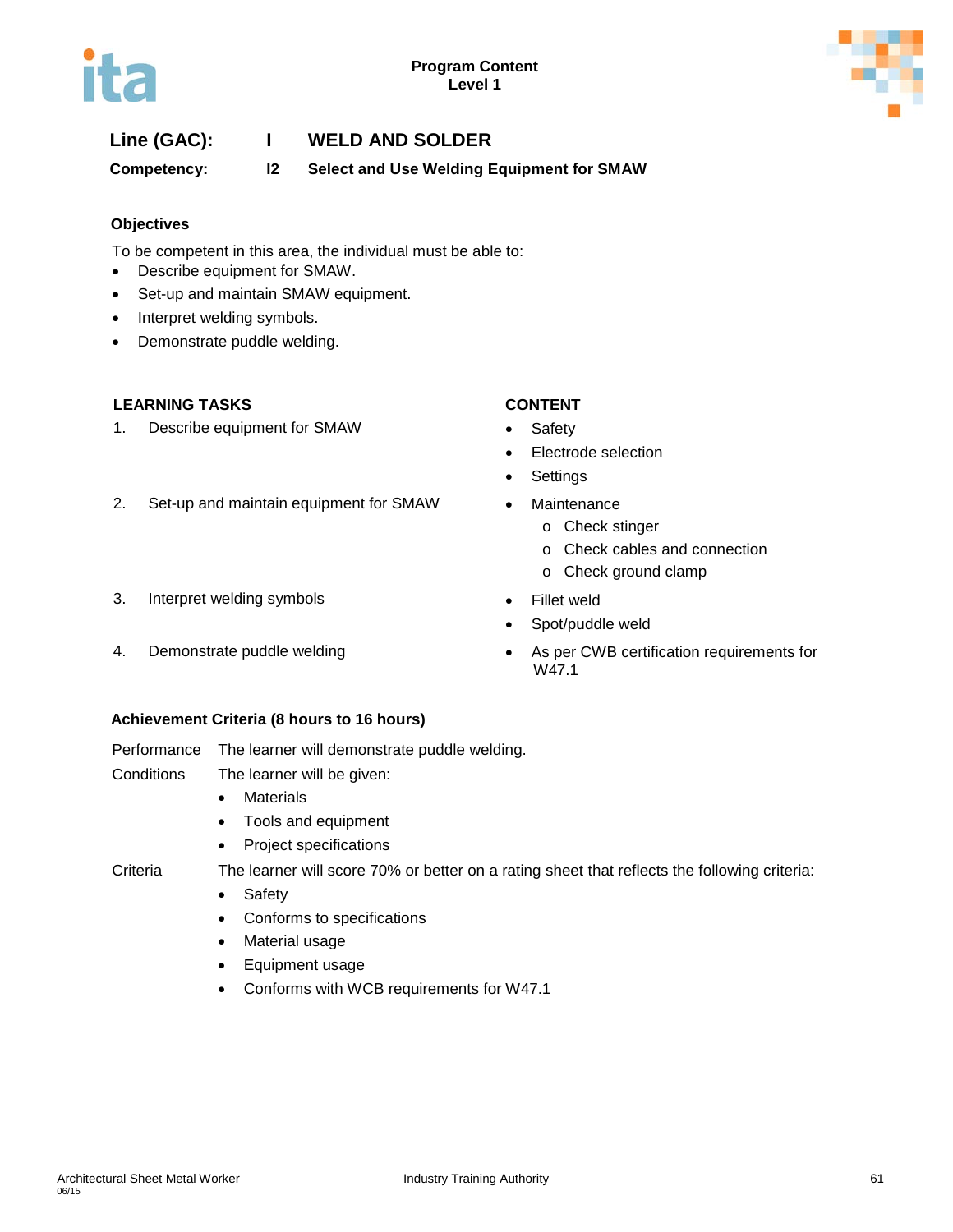Program Content
Level 1

**Line (GAC):** I **WELD AND SOLDER**

**Competency:** I2 **Select and Use Welding Equipment for SMAW**

### Objectives

To be competent in this area, the individual must be able to:

- Describe equipment for SMAW.
- Set-up and maintain SMAW equipment.
- Interpret welding symbols.
- Demonstrate puddle welding.

| LEARNING TASKS | CONTENT |
|---|---|
| 1. Describe equipment for SMAW | • Safety<br>• Electrode selection<br>• Settings |
| 2. Set-up and maintain equipment for SMAW | • Maintenance<br>  o Check stinger<br>  o Check cables and connection<br>  o Check ground clamp |
| 3. Interpret welding symbols | • Fillet weld<br>• Spot/puddle weld |
| 4. Demonstrate puddle welding | • As per CWB certification requirements for W47.1 |

### Achievement Criteria (8 hours to 16 hours)

Performance The learner will demonstrate puddle welding.

Conditions The learner will be given:

- Materials
- Tools and equipment
- Project specifications

Criteria The learner will score 70% or better on a rating sheet that reflects the following criteria:

- Safety
- Conforms to specifications
- Material usage
- Equipment usage
- Conforms with WCB requirements for W47.1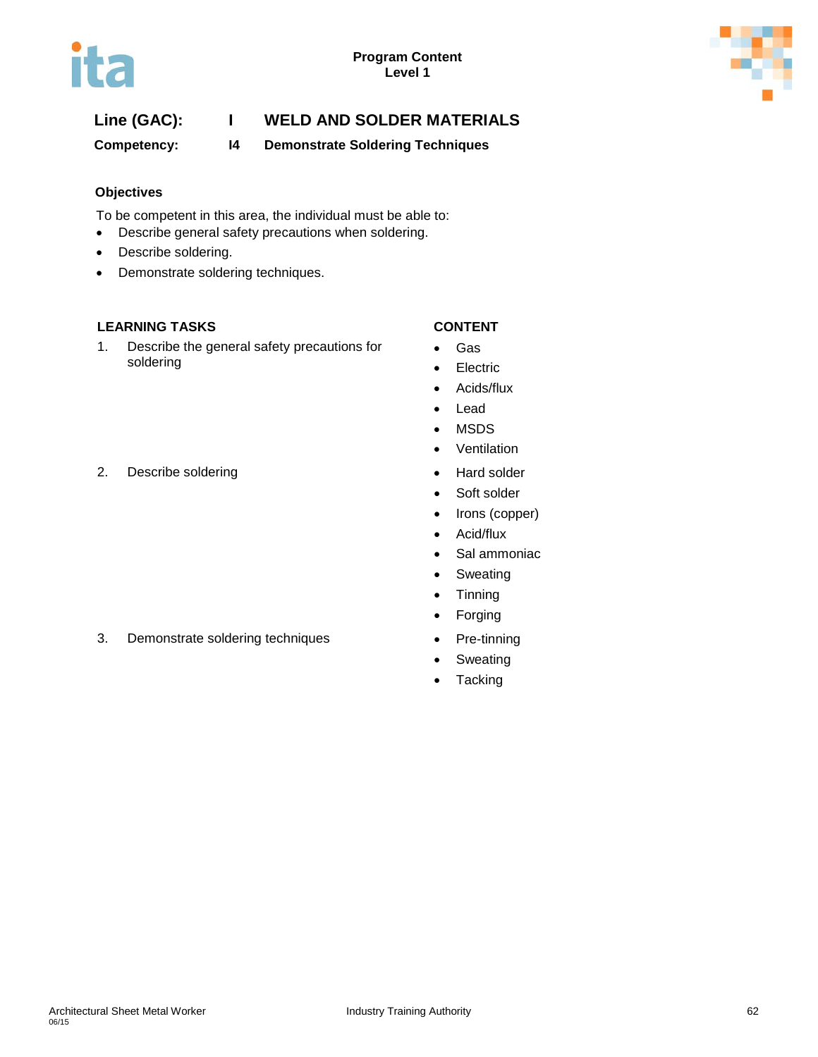Program Content
Level 1

**Line (GAC):** I WELD AND SOLDER MATERIALS

**Competency:** I4 Demonstrate Soldering Techniques

### Objectives

To be competent in this area, the individual must be able to:

- Describe general safety precautions when soldering.
- Describe soldering.
- Demonstrate soldering techniques.

| LEARNING TASKS | CONTENT |
|---|---|
| 1. Describe the general safety precautions for soldering | • Gas<br>• Electric<br>• Acids/flux<br>• Lead<br>• MSDS<br>• Ventilation |
| 2. Describe soldering | • Hard solder<br>• Soft solder<br>• Irons (copper)<br>• Acid/flux<br>• Sal ammoniac<br>• Sweating<br>• Tinning<br>• Forging |
| 3. Demonstrate soldering techniques | • Pre-tinning<br>• Sweating<br>• Tacking |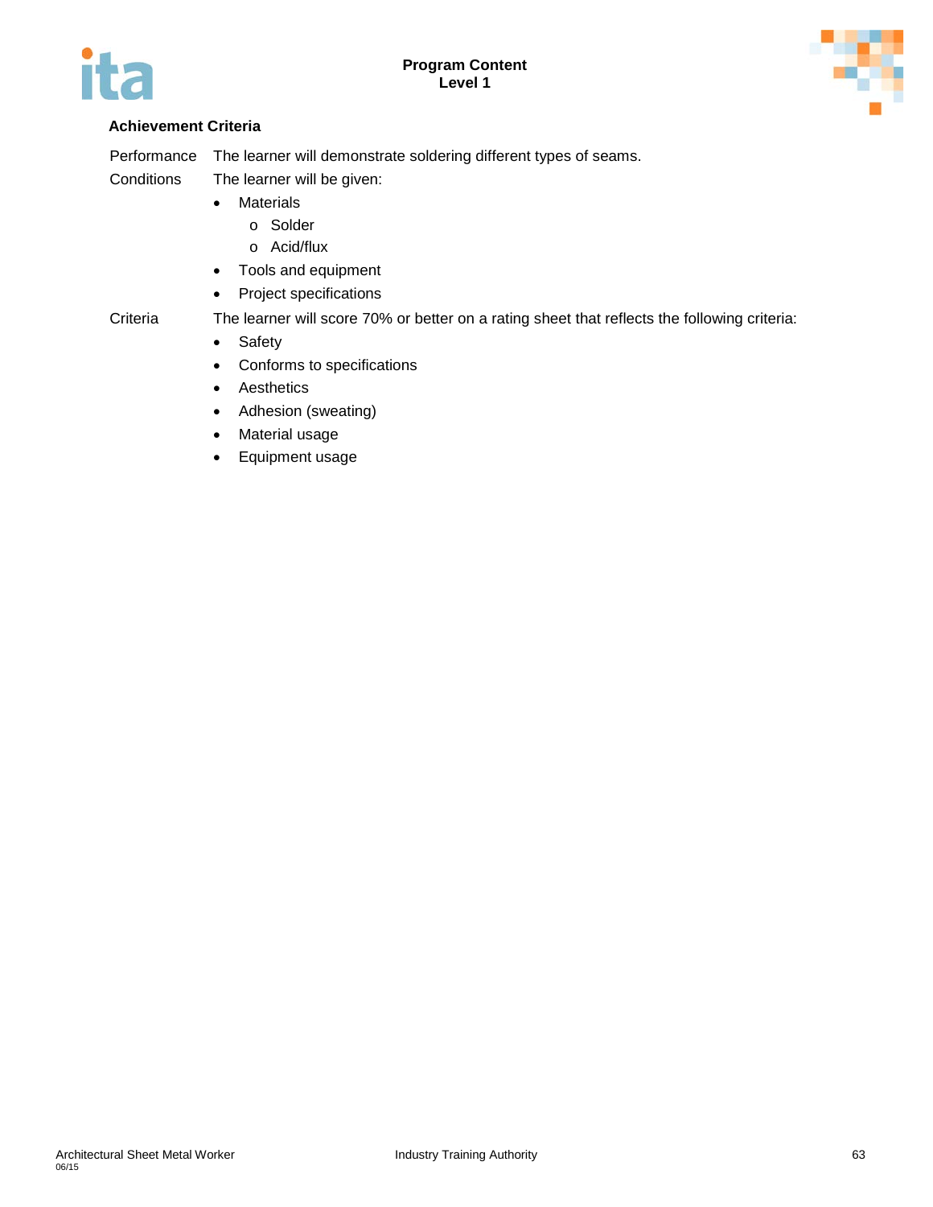#### Achievement Criteria

Performance — The learner will demonstrate soldering different types of seams.

Conditions — The learner will be given:

- Materials
  - Solder
  - Acid/flux
- Tools and equipment
- Project specifications

Criteria — The learner will score 70% or better on a rating sheet that reflects the following criteria:

- Safety
- Conforms to specifications
- Aesthetics
- Adhesion (sweating)
- Material usage
- Equipment usage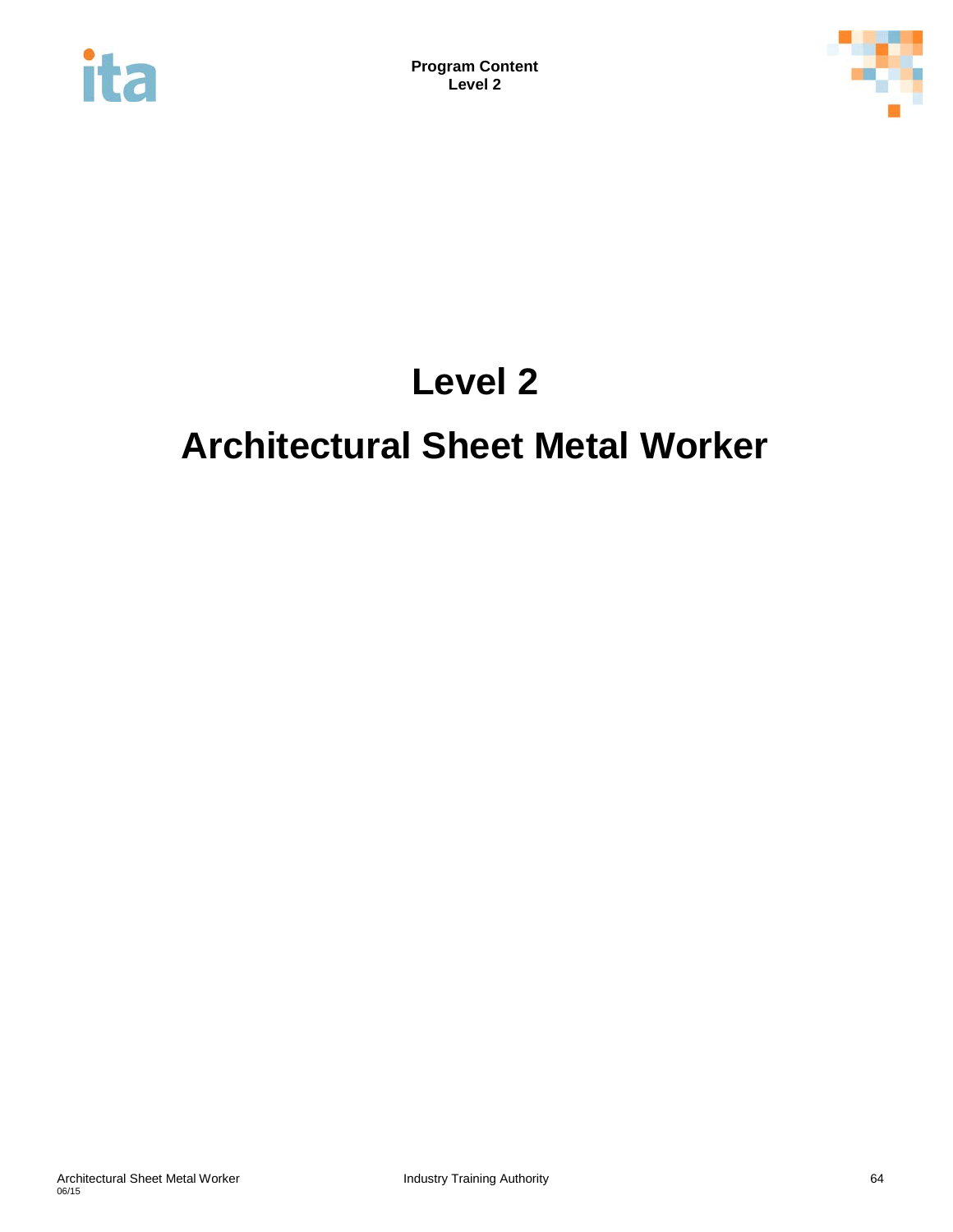# Level 2

# Architectural Sheet Metal Worker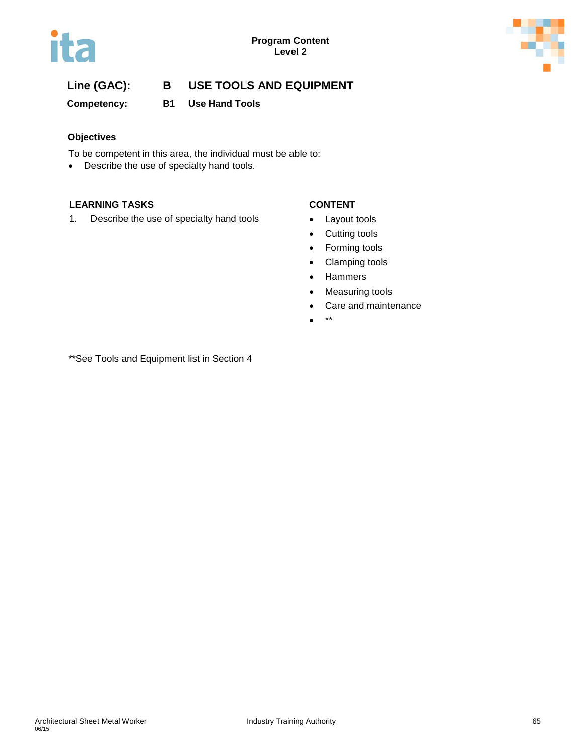**Line (GAC): B USE TOOLS AND EQUIPMENT**

**Competency: B1 Use Hand Tools**

**Objectives**

To be competent in this area, the individual must be able to:

- Describe the use of specialty hand tools.

| LEARNING TASKS | CONTENT |
|---|---|
| 1. Describe the use of specialty hand tools | • Layout tools<br>• Cutting tools<br>• Forming tools<br>• Clamping tools<br>• Hammers<br>• Measuring tools<br>• Care and maintenance<br>• ** |

**See Tools and Equipment list in Section 4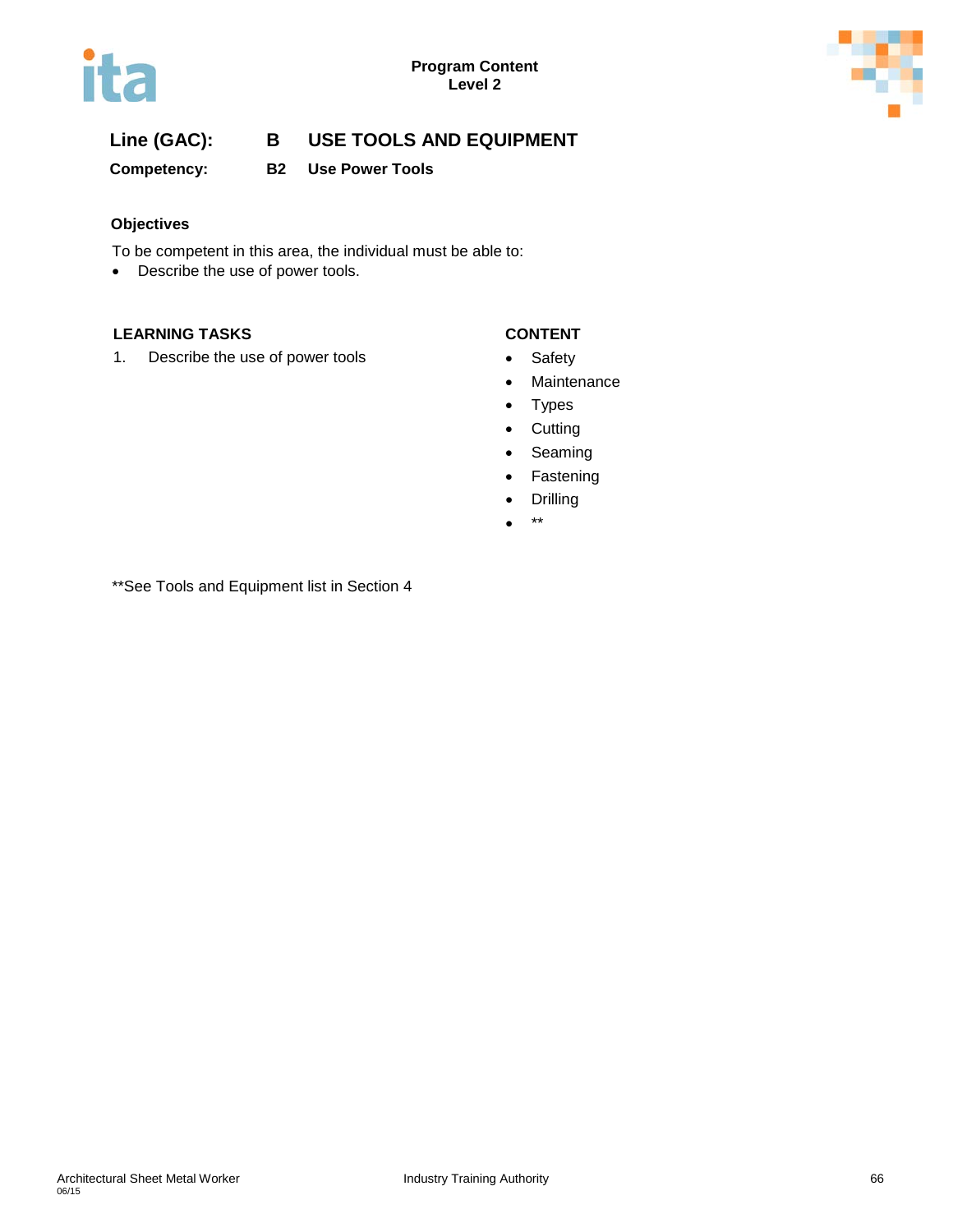**Line (GAC): B USE TOOLS AND EQUIPMENT**

**Competency: B2 Use Power Tools**

**Objectives**

To be competent in this area, the individual must be able to:

- Describe the use of power tools.

| LEARNING TASKS | CONTENT |
|---|---|
| 1. Describe the use of power tools | • Safety<br>• Maintenance<br>• Types<br>• Cutting<br>• Seaming<br>• Fastening<br>• Drilling<br>• ** |

**See Tools and Equipment list in Section 4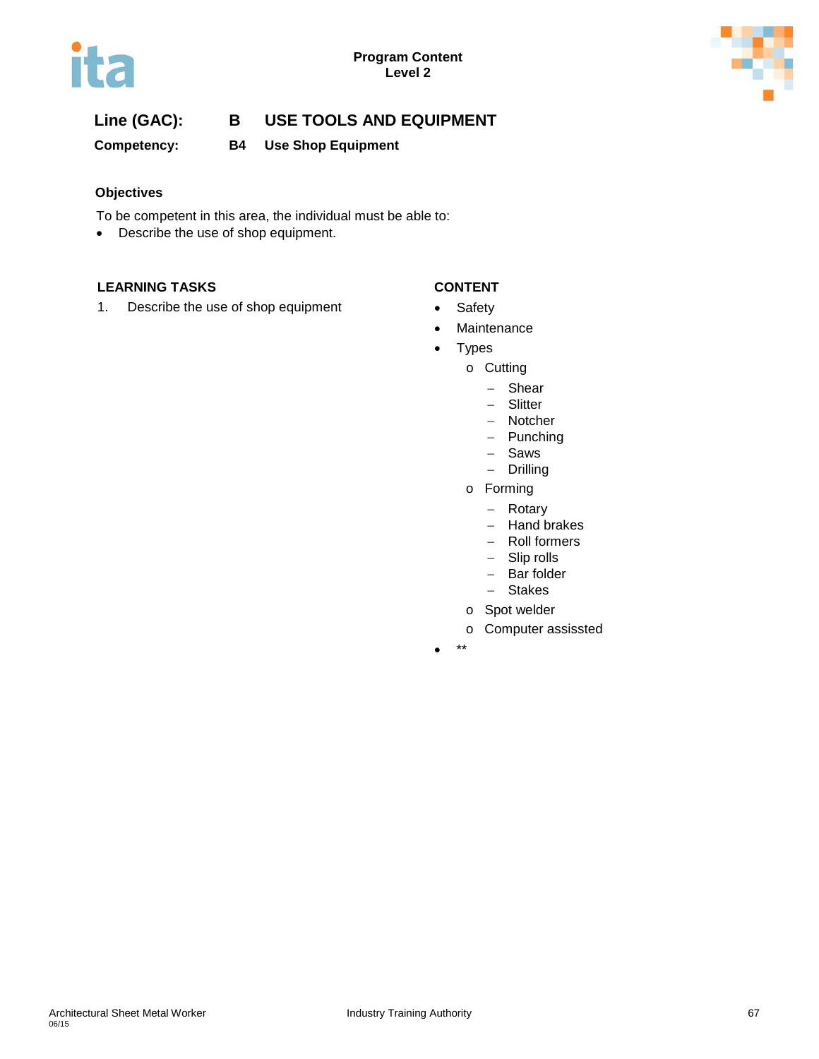**Line (GAC):** **B USE TOOLS AND EQUIPMENT**

**Competency:** **B4 Use Shop Equipment**

### Objectives

To be competent in this area, the individual must be able to:

- Describe the use of shop equipment.

| LEARNING TASKS | CONTENT |
|---|---|
| 1. Describe the use of shop equipment | • Safety<br>• Maintenance<br>• Types<br>&nbsp;&nbsp;o Cutting<br>&nbsp;&nbsp;&nbsp;&nbsp;– Shear<br>&nbsp;&nbsp;&nbsp;&nbsp;– Slitter<br>&nbsp;&nbsp;&nbsp;&nbsp;– Notcher<br>&nbsp;&nbsp;&nbsp;&nbsp;– Punching<br>&nbsp;&nbsp;&nbsp;&nbsp;– Saws<br>&nbsp;&nbsp;&nbsp;&nbsp;– Drilling<br>&nbsp;&nbsp;o Forming<br>&nbsp;&nbsp;&nbsp;&nbsp;– Rotary<br>&nbsp;&nbsp;&nbsp;&nbsp;– Hand brakes<br>&nbsp;&nbsp;&nbsp;&nbsp;– Roll formers<br>&nbsp;&nbsp;&nbsp;&nbsp;– Slip rolls<br>&nbsp;&nbsp;&nbsp;&nbsp;– Bar folder<br>&nbsp;&nbsp;&nbsp;&nbsp;– Stakes<br>&nbsp;&nbsp;o Spot welder<br>&nbsp;&nbsp;o Computer assissted<br>• ** |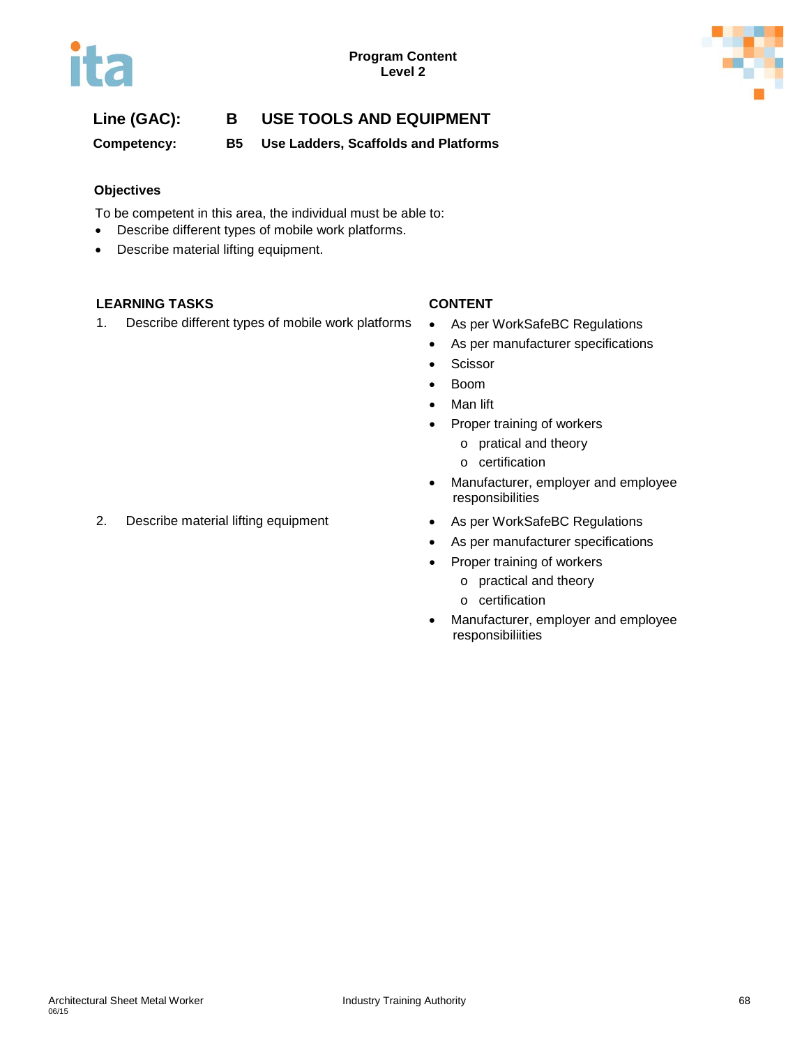## Line (GAC): B USE TOOLS AND EQUIPMENT

**Competency: B5 Use Ladders, Scaffolds and Platforms**

### Objectives

To be competent in this area, the individual must be able to:

- Describe different types of mobile work platforms.
- Describe material lifting equipment.

| LEARNING TASKS | CONTENT |
|---|---|
| 1. Describe different types of mobile work platforms | • As per WorkSafeBC Regulations<br>• As per manufacturer specifications<br>• Scissor<br>• Boom<br>• Man lift<br>• Proper training of workers<br>  o pratical and theory<br>  o certification<br>• Manufacturer, employer and employee responsibilities |
| 2. Describe material lifting equipment | • As per WorkSafeBC Regulations<br>• As per manufacturer specifications<br>• Proper training of workers<br>  o practical and theory<br>  o certification<br>• Manufacturer, employer and employee responsibiliities |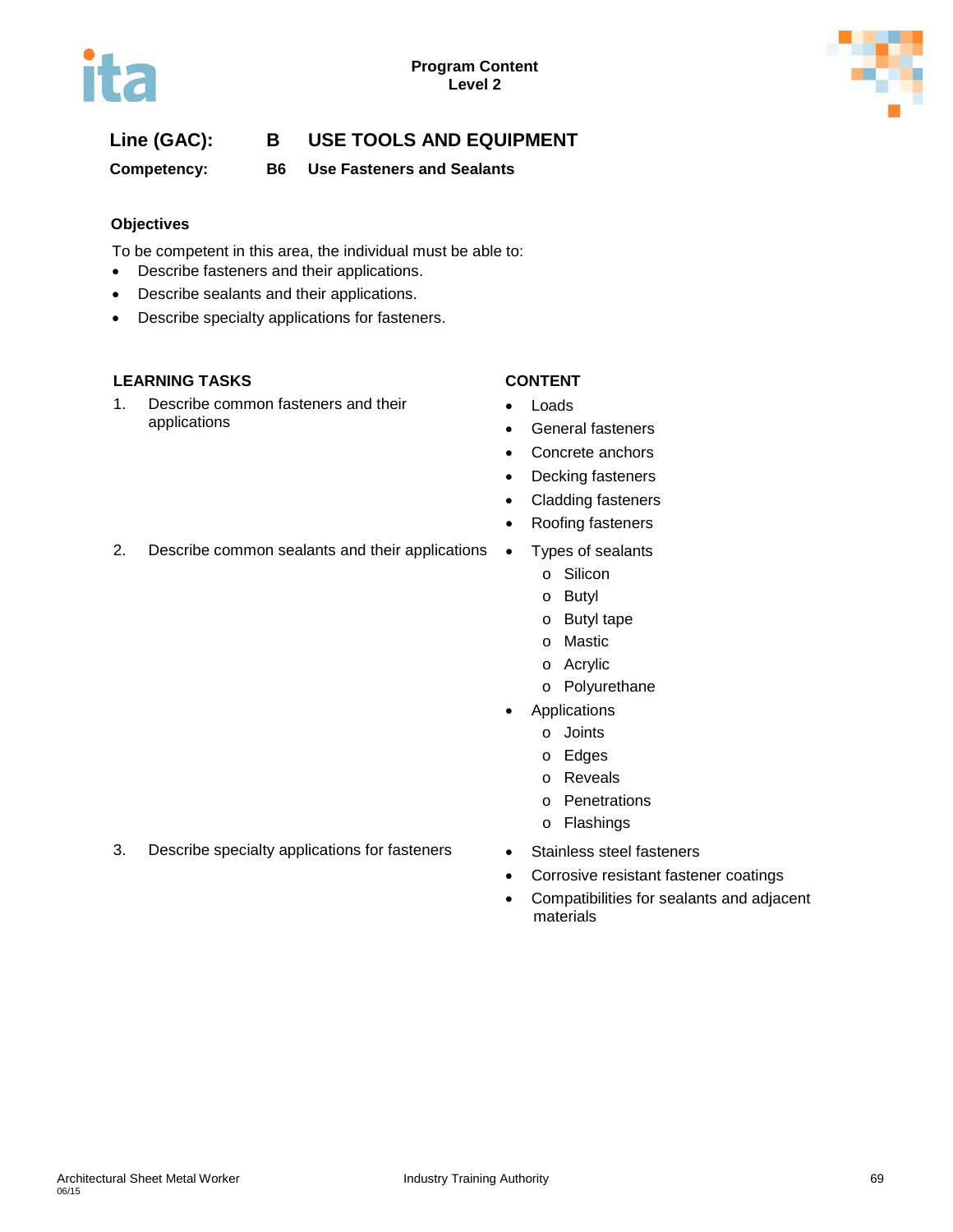**Line (GAC): B USE TOOLS AND EQUIPMENT**

**Competency: B6 Use Fasteners and Sealants**

### Objectives

To be competent in this area, the individual must be able to:

- Describe fasteners and their applications.
- Describe sealants and their applications.
- Describe specialty applications for fasteners.

| LEARNING TASKS | CONTENT |
|---|---|
| 1. Describe common fasteners and their applications | • Loads<br>• General fasteners<br>• Concrete anchors<br>• Decking fasteners<br>• Cladding fasteners<br>• Roofing fasteners |
| 2. Describe common sealants and their applications | • Types of sealants<br>  o Silicon<br>  o Butyl<br>  o Butyl tape<br>  o Mastic<br>  o Acrylic<br>  o Polyurethane<br>• Applications<br>  o Joints<br>  o Edges<br>  o Reveals<br>  o Penetrations<br>  o Flashings |
| 3. Describe specialty applications for fasteners | • Stainless steel fasteners<br>• Corrosive resistant fastener coatings<br>• Compatibilities for sealants and adjacent materials |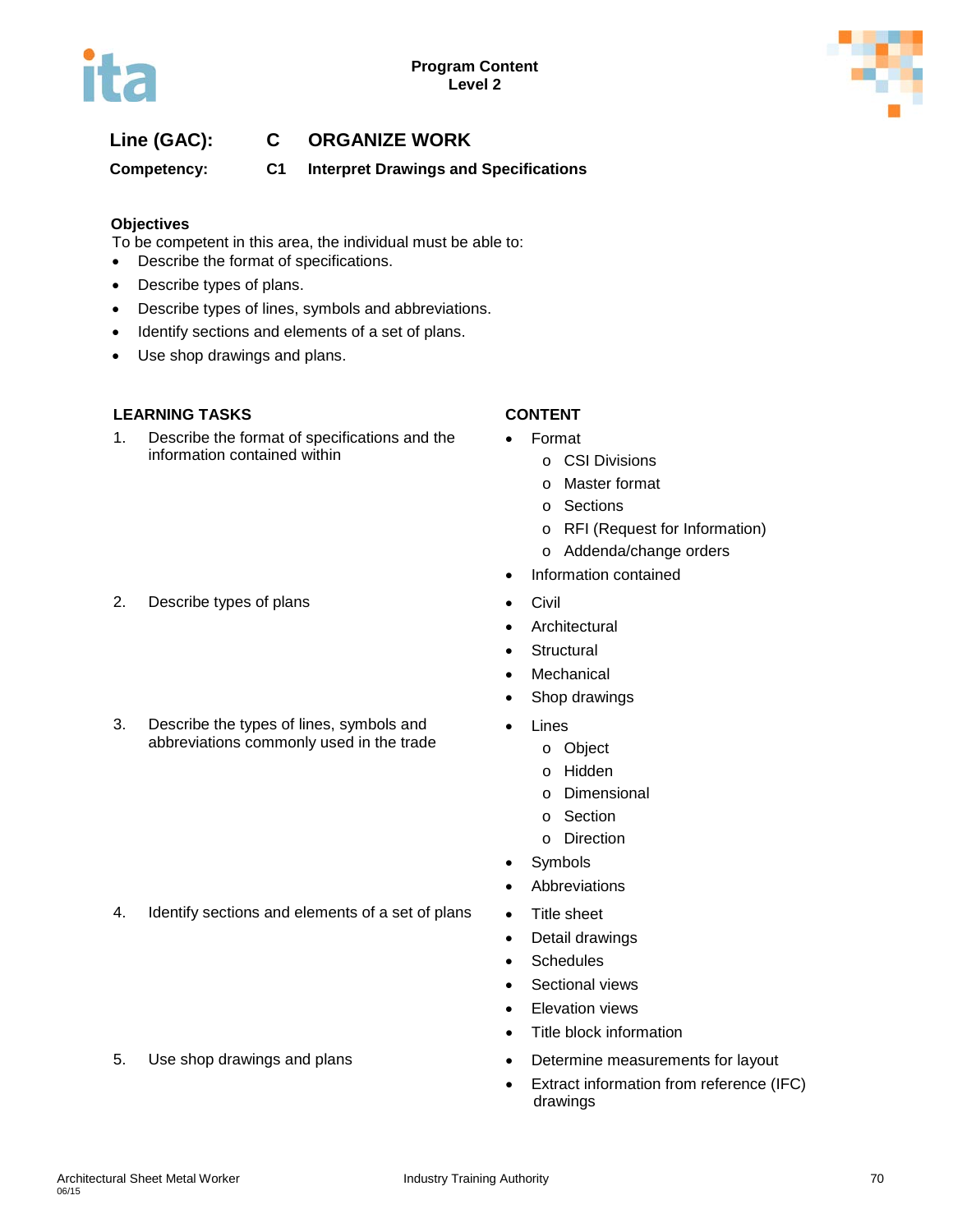**Program Content**
**Level 2**

## Line (GAC): C ORGANIZE WORK

### Competency: C1 Interpret Drawings and Specifications

**Objectives**

To be competent in this area, the individual must be able to:

- Describe the format of specifications.
- Describe types of plans.
- Describe types of lines, symbols and abbreviations.
- Identify sections and elements of a set of plans.
- Use shop drawings and plans.

| LEARNING TASKS | CONTENT |
|---|---|
| 1. Describe the format of specifications and the information contained within | • Format<br>o CSI Divisions<br>o Master format<br>o Sections<br>o RFI (Request for Information)<br>o Addenda/change orders<br>• Information contained |
| 2. Describe types of plans | • Civil<br>• Architectural<br>• Structural<br>• Mechanical<br>• Shop drawings |
| 3. Describe the types of lines, symbols and abbreviations commonly used in the trade | • Lines<br>o Object<br>o Hidden<br>o Dimensional<br>o Section<br>o Direction<br>• Symbols<br>• Abbreviations |
| 4. Identify sections and elements of a set of plans | • Title sheet<br>• Detail drawings<br>• Schedules<br>• Sectional views<br>• Elevation views<br>• Title block information |
| 5. Use shop drawings and plans | • Determine measurements for layout<br>• Extract information from reference (IFC) drawings |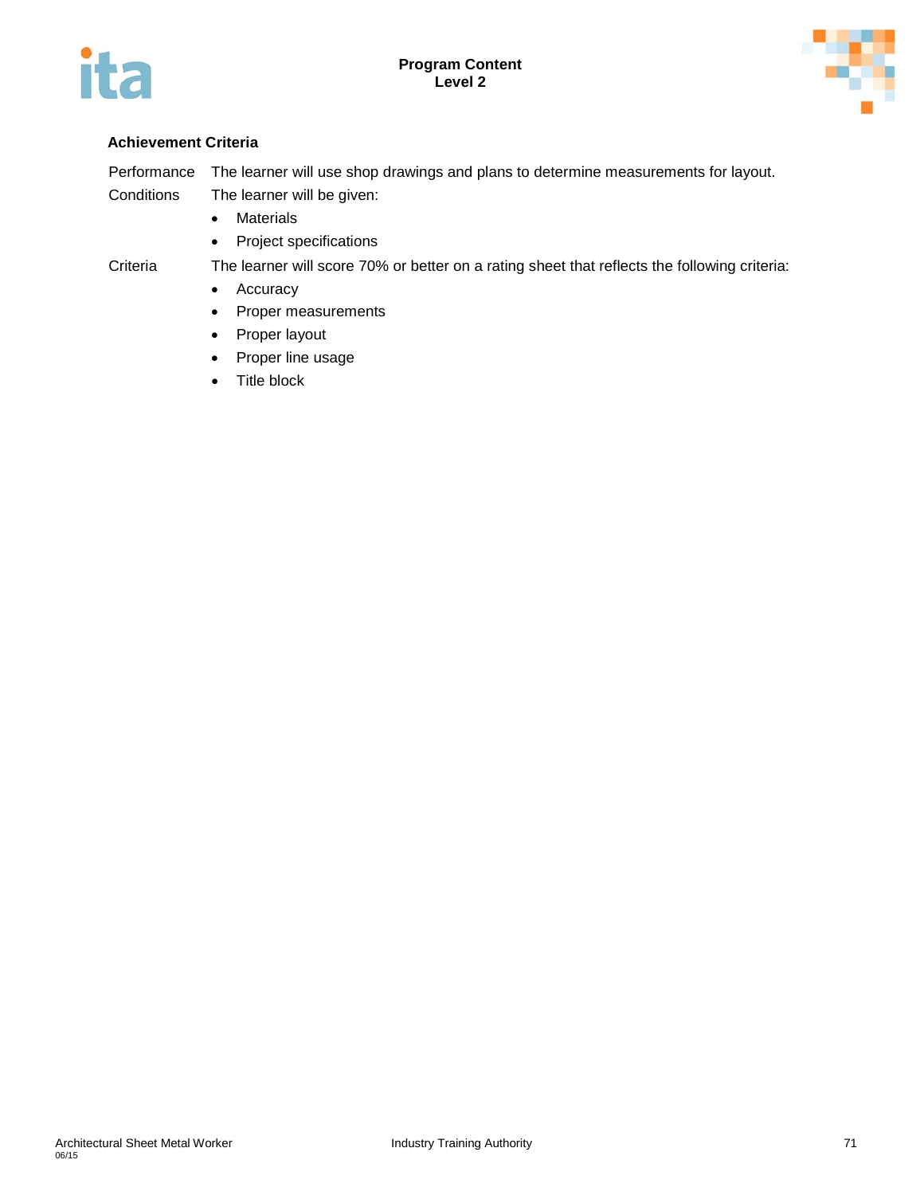**Achievement Criteria**

| | |
|---|---|
| Performance | The learner will use shop drawings and plans to determine measurements for layout. |
| Conditions | The learner will be given:<br>• Materials<br>• Project specifications |
| Criteria | The learner will score 70% or better on a rating sheet that reflects the following criteria:<br>• Accuracy<br>• Proper measurements<br>• Proper layout<br>• Proper line usage<br>• Title block |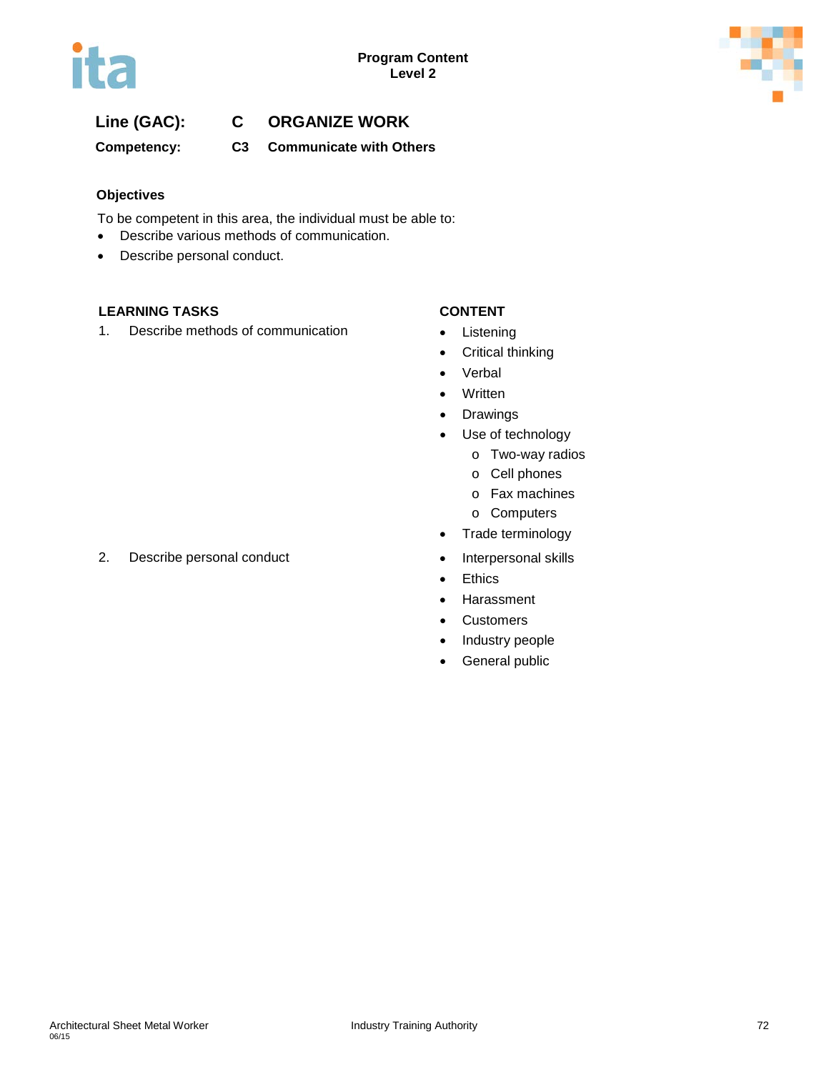**Line (GAC):** C ORGANIZE WORK

**Competency:** C3 Communicate with Others

### Objectives

To be competent in this area, the individual must be able to:

- Describe various methods of communication.
- Describe personal conduct.

| LEARNING TASKS | CONTENT |
|---|---|
| 1. Describe methods of communication | • Listening<br>• Critical thinking<br>• Verbal<br>• Written<br>• Drawings<br>• Use of technology<br>&nbsp;&nbsp;&nbsp;&nbsp;o Two-way radios<br>&nbsp;&nbsp;&nbsp;&nbsp;o Cell phones<br>&nbsp;&nbsp;&nbsp;&nbsp;o Fax machines<br>&nbsp;&nbsp;&nbsp;&nbsp;o Computers<br>• Trade terminology |
| 2. Describe personal conduct | • Interpersonal skills<br>• Ethics<br>• Harassment<br>• Customers<br>• Industry people<br>• General public |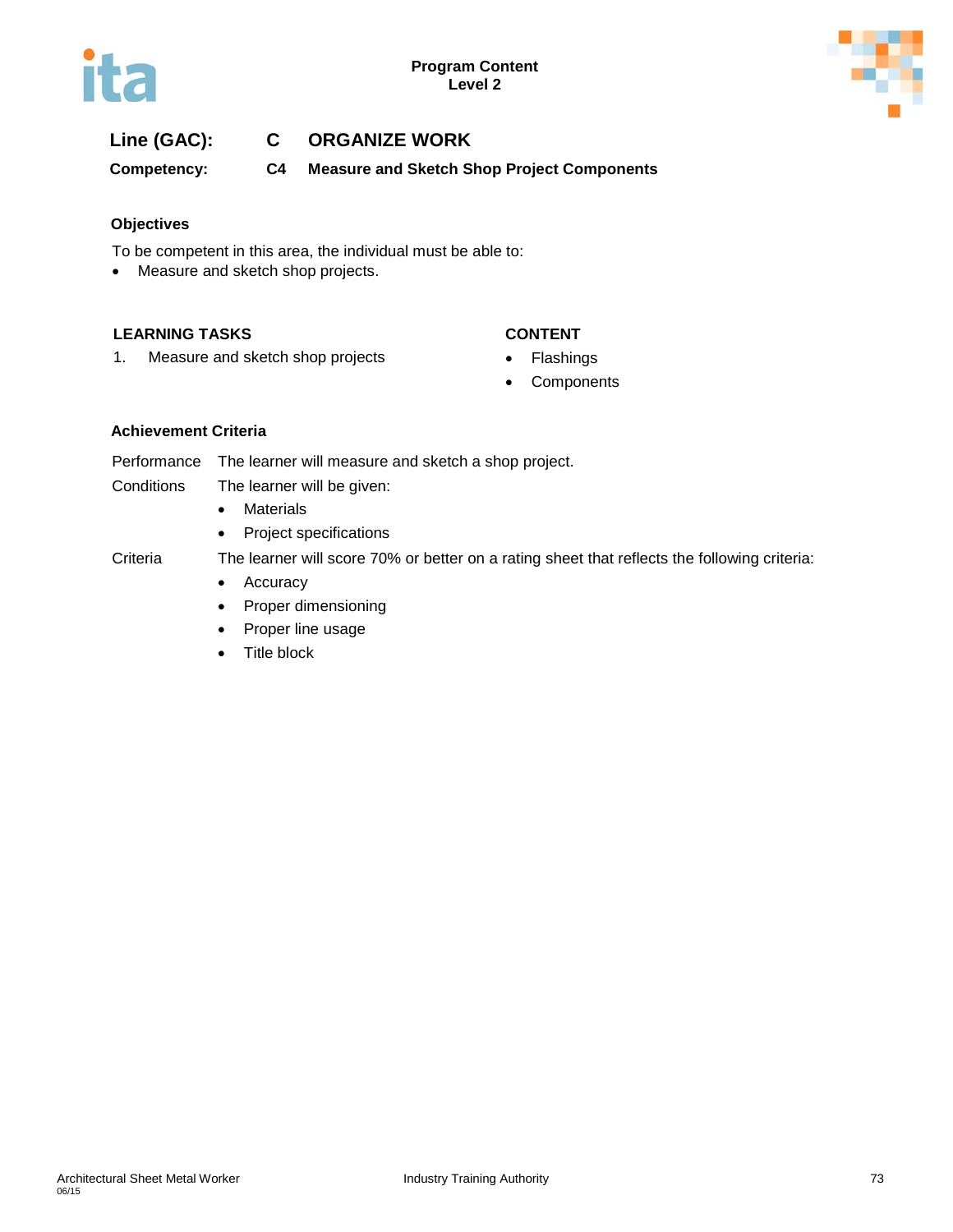**Line (GAC):** C ORGANIZE WORK

**Competency:** C4 Measure and Sketch Shop Project Components

### Objectives

To be competent in this area, the individual must be able to:

- Measure and sketch shop projects.

| LEARNING TASKS | CONTENT |
|---|---|
| 1. Measure and sketch shop projects | • Flashings<br>• Components |

### Achievement Criteria

| | |
|---|---|
| Performance | The learner will measure and sketch a shop project. |
| Conditions | The learner will be given:<br>• Materials<br>• Project specifications |
| Criteria | The learner will score 70% or better on a rating sheet that reflects the following criteria:<br>• Accuracy<br>• Proper dimensioning<br>• Proper line usage<br>• Title block |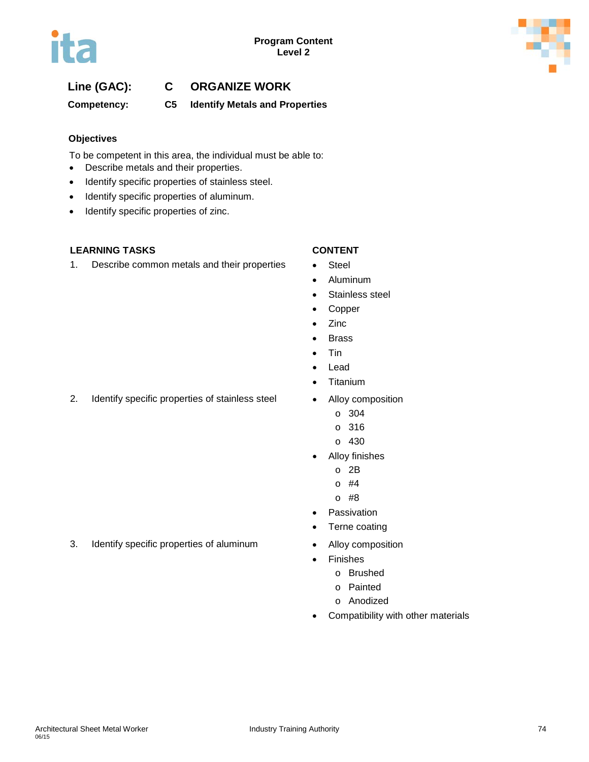**Line (GAC):** C ORGANIZE WORK

**Competency:** C5 Identify Metals and Properties

### Objectives

To be competent in this area, the individual must be able to:

- Describe metals and their properties.
- Identify specific properties of stainless steel.
- Identify specific properties of aluminum.
- Identify specific properties of zinc.

| LEARNING TASKS | CONTENT |
|---|---|
| 1. Describe common metals and their properties | • Steel<br>• Aluminum<br>• Stainless steel<br>• Copper<br>• Zinc<br>• Brass<br>• Tin<br>• Lead<br>• Titanium |
| 2. Identify specific properties of stainless steel | • Alloy composition<br>&nbsp;&nbsp;o 304<br>&nbsp;&nbsp;o 316<br>&nbsp;&nbsp;o 430<br>• Alloy finishes<br>&nbsp;&nbsp;o 2B<br>&nbsp;&nbsp;o #4<br>&nbsp;&nbsp;o #8<br>• Passivation<br>• Terne coating |
| 3. Identify specific properties of aluminum | • Alloy composition<br>• Finishes<br>&nbsp;&nbsp;o Brushed<br>&nbsp;&nbsp;o Painted<br>&nbsp;&nbsp;o Anodized<br>• Compatibility with other materials |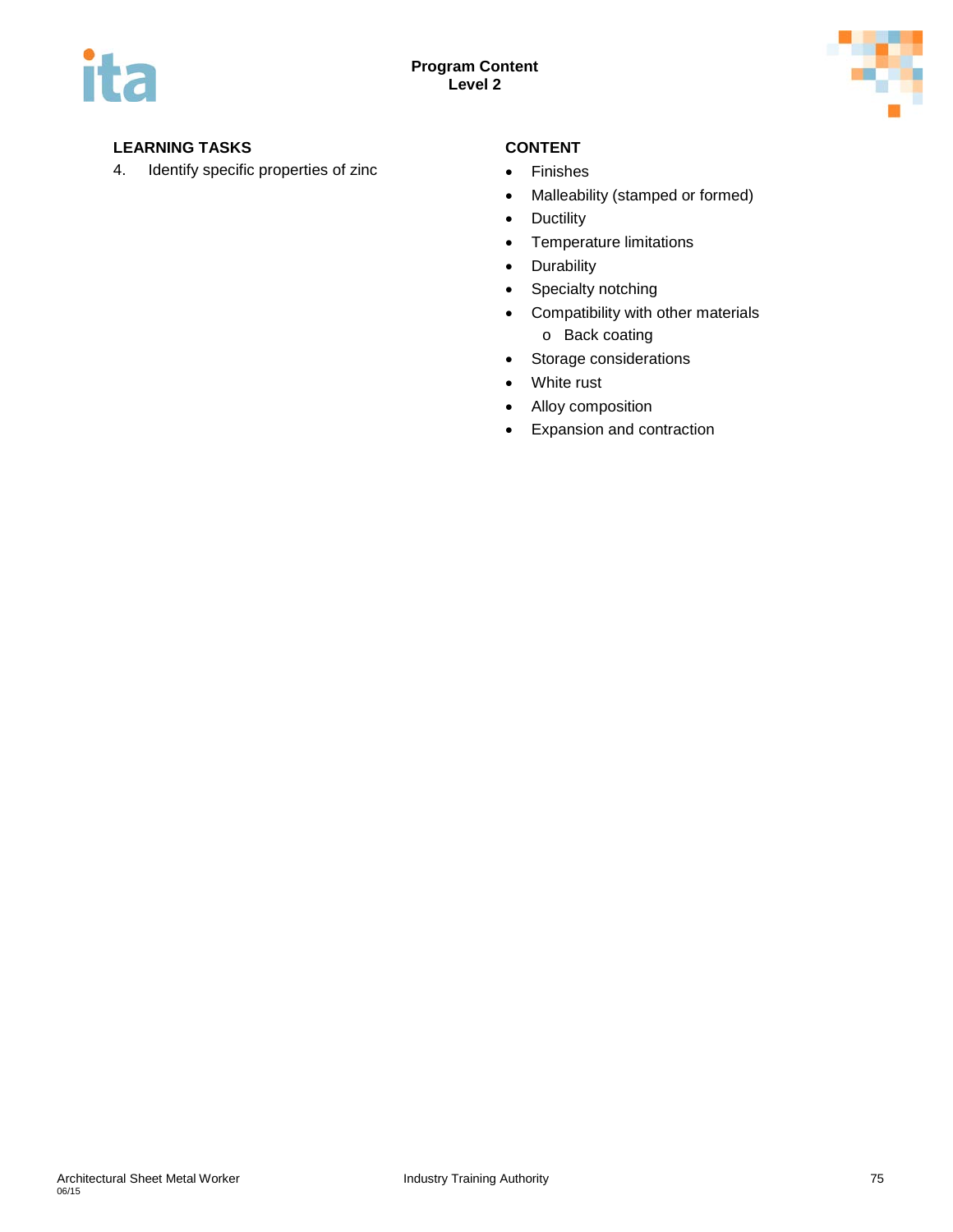| LEARNING TASKS | CONTENT |
| --- | --- |
| 4. Identify specific properties of zinc | • Finishes<br>• Malleability (stamped or formed)<br>• Ductility<br>• Temperature limitations<br>• Durability<br>• Specialty notching<br>• Compatibility with other materials<br>&nbsp;&nbsp;&nbsp;&nbsp;o Back coating<br>• Storage considerations<br>• White rust<br>• Alloy composition<br>• Expansion and contraction |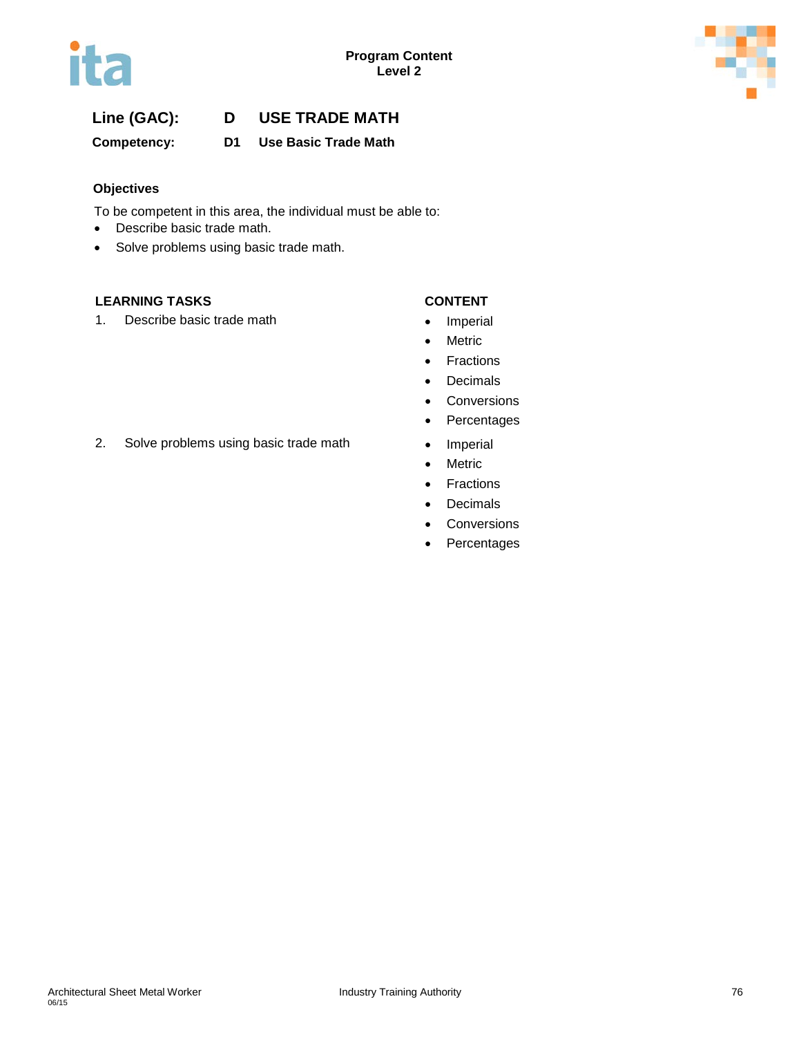**Line (GAC):** D **USE TRADE MATH**

**Competency:** D1 **Use Basic Trade Math**

**Objectives**

To be competent in this area, the individual must be able to:

- Describe basic trade math.
- Solve problems using basic trade math.

| LEARNING TASKS | CONTENT |
| --- | --- |
| 1. Describe basic trade math | • Imperial<br>• Metric<br>• Fractions<br>• Decimals<br>• Conversions<br>• Percentages |
| 2. Solve problems using basic trade math | • Imperial<br>• Metric<br>• Fractions<br>• Decimals<br>• Conversions<br>• Percentages |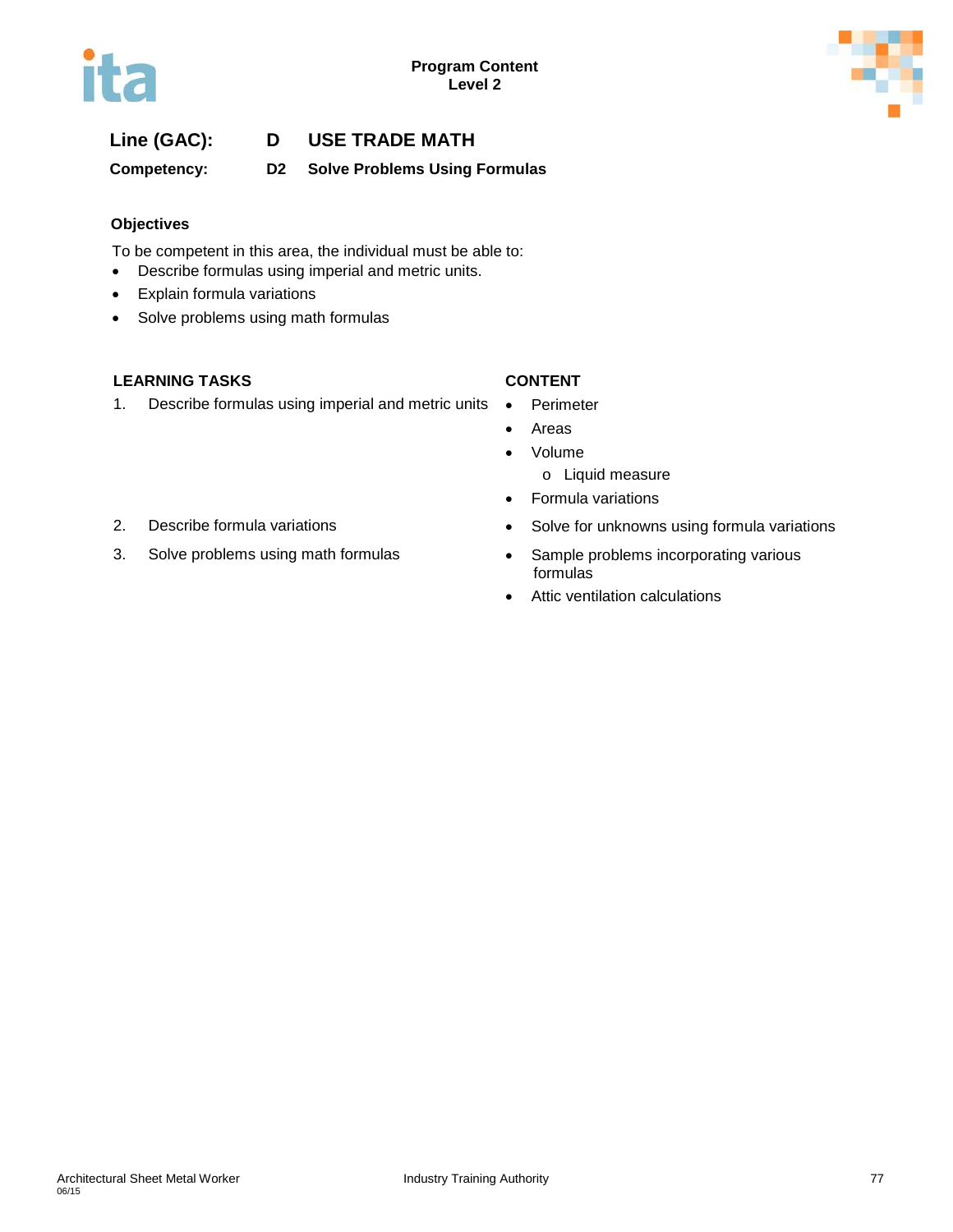**Line (GAC):** **D USE TRADE MATH**

**Competency:** **D2 Solve Problems Using Formulas**

### Objectives

To be competent in this area, the individual must be able to:

- Describe formulas using imperial and metric units.
- Explain formula variations
- Solve problems using math formulas

| LEARNING TASKS | CONTENT |
| --- | --- |
| 1. Describe formulas using imperial and metric units | • Perimeter<br>• Areas<br>• Volume<br>&nbsp;&nbsp;&nbsp;o Liquid measure<br>• Formula variations |
| 2. Describe formula variations | • Solve for unknowns using formula variations |
| 3. Solve problems using math formulas | • Sample problems incorporating various formulas<br>• Attic ventilation calculations |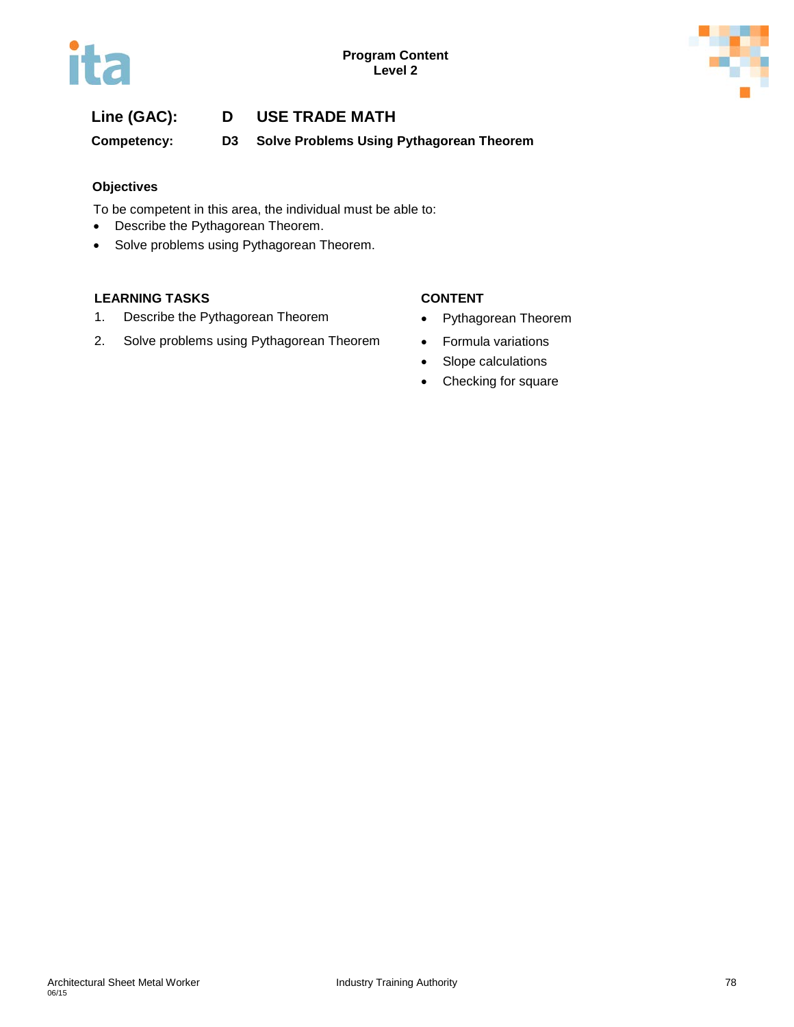**Line (GAC):** **D** **USE TRADE MATH**

**Competency:** **D3** **Solve Problems Using Pythagorean Theorem**

**Objectives**

To be competent in this area, the individual must be able to:

- Describe the Pythagorean Theorem.
- Solve problems using Pythagorean Theorem.

| LEARNING TASKS | CONTENT |
| --- | --- |
| 1. Describe the Pythagorean Theorem | • Pythagorean Theorem |
| 2. Solve problems using Pythagorean Theorem | • Formula variations<br>• Slope calculations<br>• Checking for square |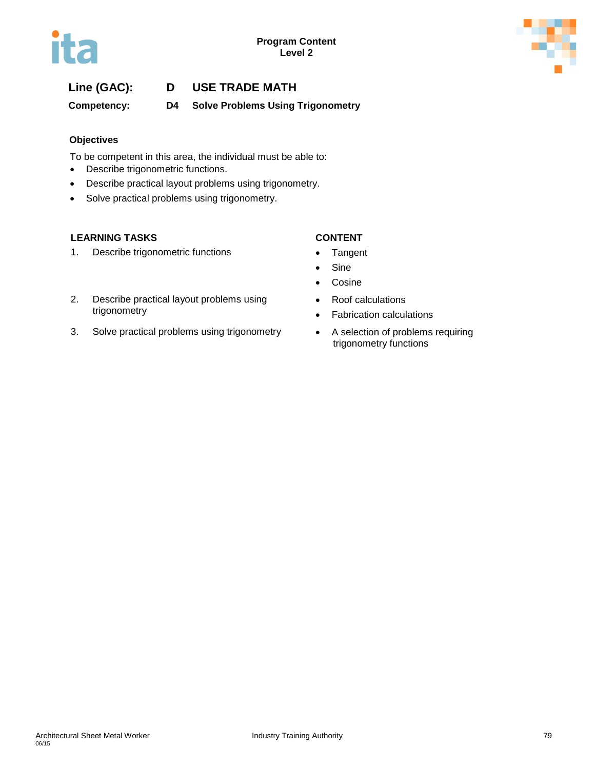**Program Content**
**Level 2**

## Line (GAC): D USE TRADE MATH

**Competency: D4 Solve Problems Using Trigonometry**

### Objectives

To be competent in this area, the individual must be able to:

- Describe trigonometric functions.
- Describe practical layout problems using trigonometry.
- Solve practical problems using trigonometry.

| LEARNING TASKS | CONTENT |
|---|---|
| 1. Describe trigonometric functions | • Tangent<br>• Sine<br>• Cosine |
| 2. Describe practical layout problems using trigonometry | • Roof calculations<br>• Fabrication calculations |
| 3. Solve practical problems using trigonometry | • A selection of problems requiring trigonometry functions |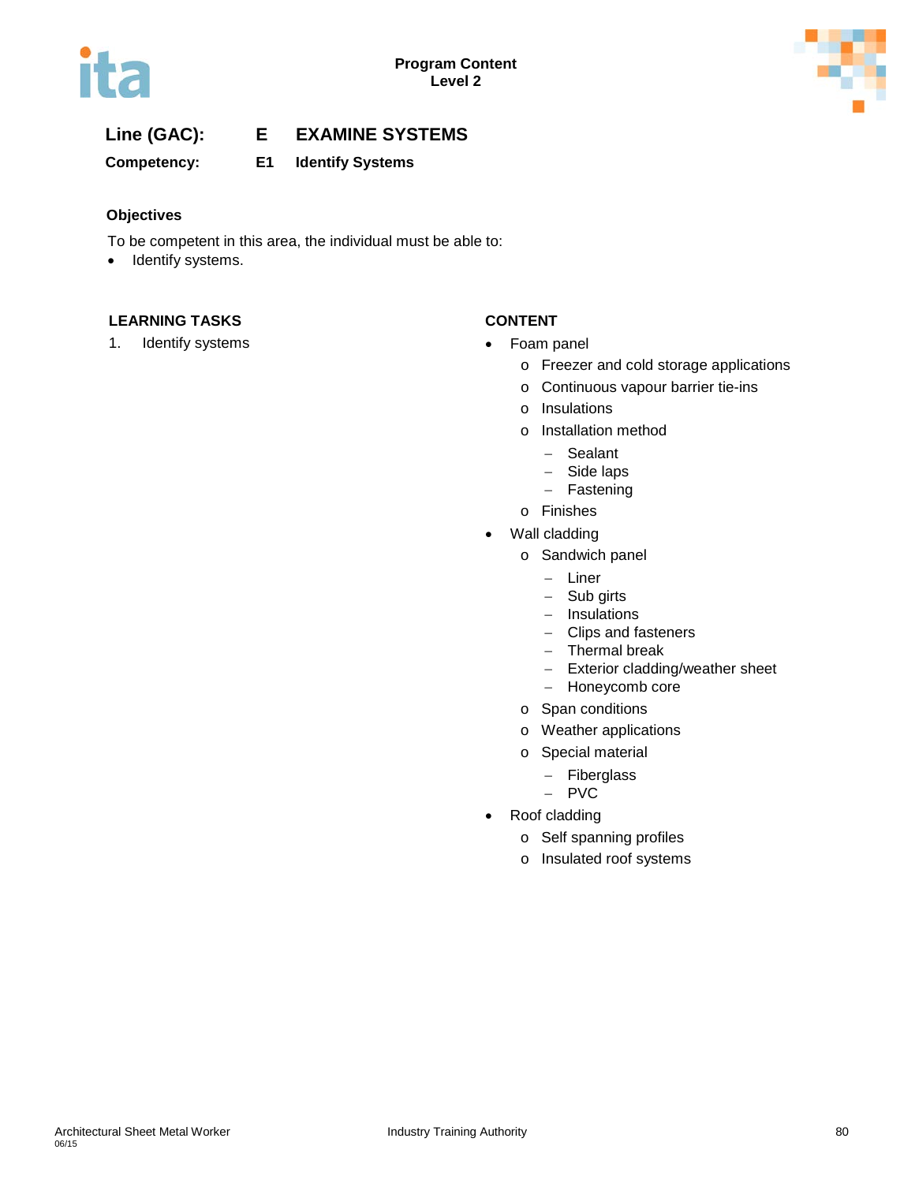**Line (GAC): E EXAMINE SYSTEMS**

**Competency: E1 Identify Systems**

### Objectives

To be competent in this area, the individual must be able to:

- Identify systems.

### LEARNING TASKS

1. Identify systems

### CONTENT

- Foam panel
  - Freezer and cold storage applications
  - Continuous vapour barrier tie-ins
  - Insulations
  - Installation method
    - Sealant
    - Side laps
    - Fastening
  - Finishes
- Wall cladding
  - Sandwich panel
    - Liner
    - Sub girts
    - Insulations
    - Clips and fasteners
    - Thermal break
    - Exterior cladding/weather sheet
    - Honeycomb core
  - Span conditions
  - Weather applications
  - Special material
    - Fiberglass
    - PVC
- Roof cladding
  - Self spanning profiles
  - Insulated roof systems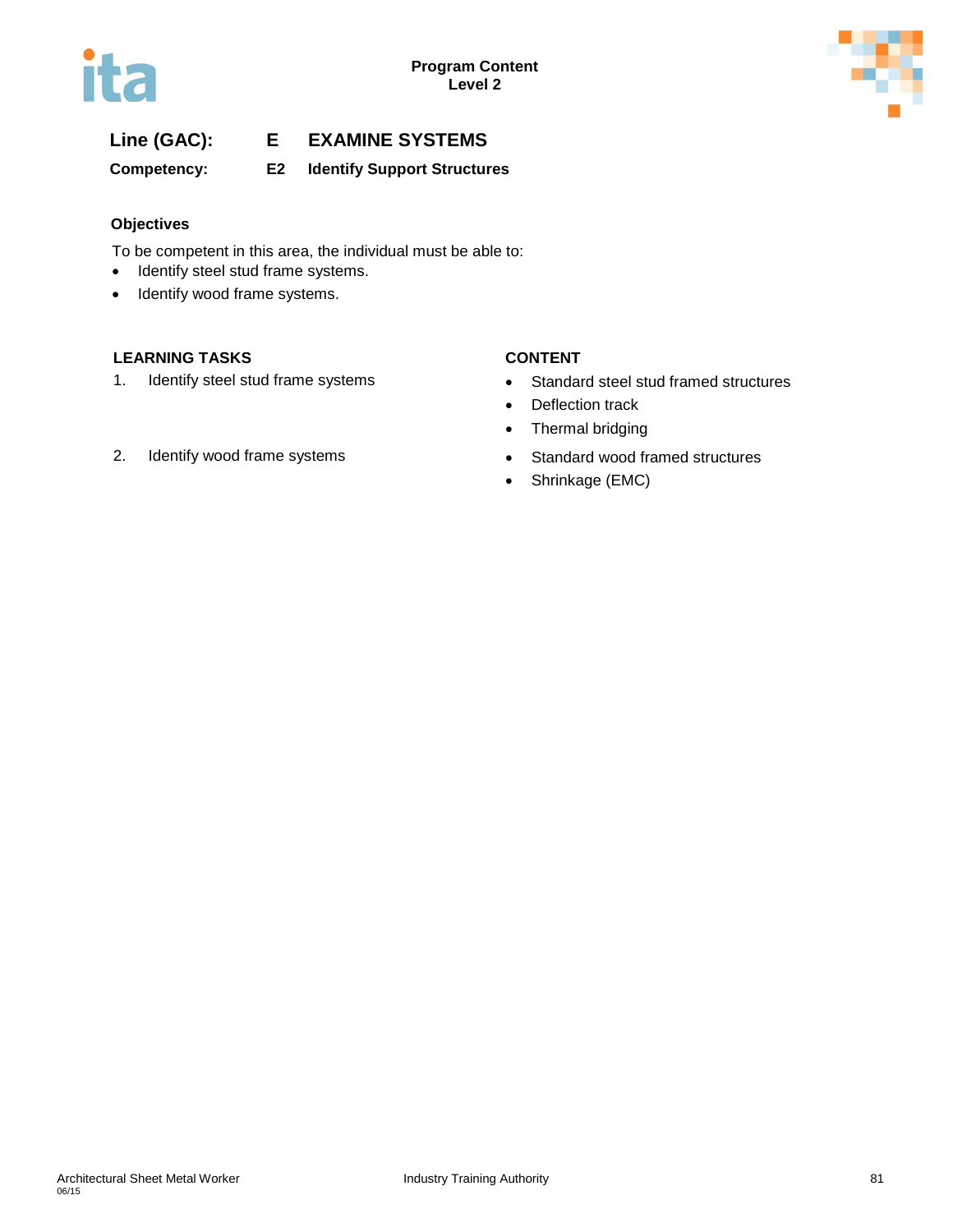Program Content
Level 2

**Line (GAC):** **E** **EXAMINE SYSTEMS**

**Competency:** **E2** **Identify Support Structures**

### Objectives

To be competent in this area, the individual must be able to:

- Identify steel stud frame systems.
- Identify wood frame systems.

| LEARNING TASKS | CONTENT |
|---|---|
| 1. Identify steel stud frame systems | • Standard steel stud framed structures<br>• Deflection track<br>• Thermal bridging |
| 2. Identify wood frame systems | • Standard wood framed structures<br>• Shrinkage (EMC) |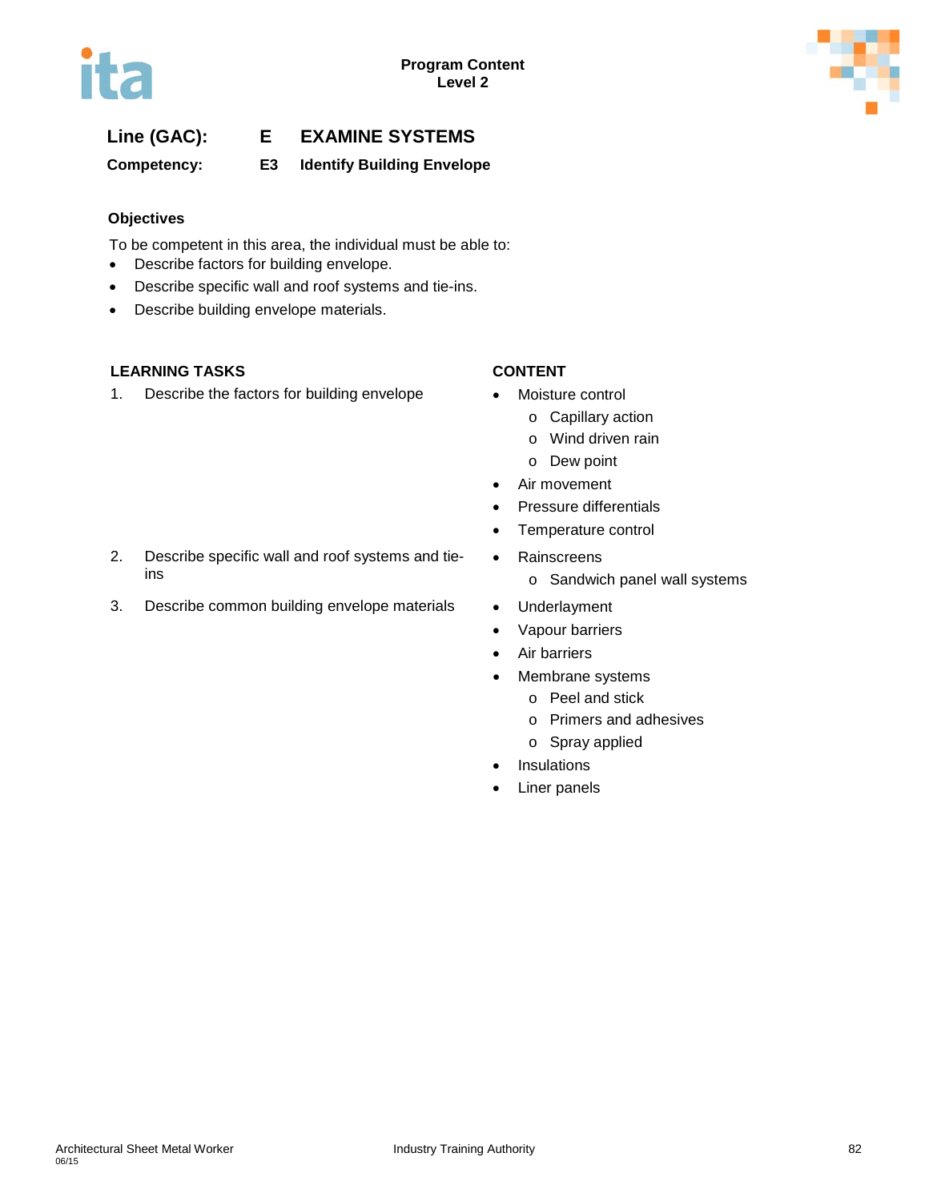**Line (GAC):** E EXAMINE SYSTEMS

**Competency:** E3 Identify Building Envelope

### Objectives

To be competent in this area, the individual must be able to:

- Describe factors for building envelope.
- Describe specific wall and roof systems and tie-ins.
- Describe building envelope materials.

| LEARNING TASKS | CONTENT |
|---|---|
| 1. Describe the factors for building envelope | • Moussture control<br>  o Capillary action<br>  o Wind driven rain<br>  o Dew point<br>• Air movement<br>• Pressure differentials<br>• Temperature control |
| 2. Describe specific wall and roof systems and tie-ins | • Rainscreens<br>  o Sandwich panel wall systems |
| 3. Describe common building envelope materials | • Underlayment<br>• Vapour barriers<br>• Air barriers<br>• Membrane systems<br>  o Peel and stick<br>  o Primers and adhesives<br>  o Spray applied<br>• Insulations<br>• Liner panels |

**Line (GAC):** E EXAMINE SYSTEMS

**Competency:** E3 Identify Building Envelope

### Objectives

To be competent in this area, the individual must be able to:

- Describe factors for building envelope.
- Describe specific wall and roof systems and tie-ins.
- Describe building envelope materials.

| LEARNING TASKS | CONTENT |
|---|---|
| 1. Describe the factors for building envelope | • Moisture control<br>  o Capillary action<br>  o Wind driven rain<br>  o Dew point<br>• Air movement<br>• Pressure differentials<br>• Temperature control |
| 2. Describe specific wall and roof systems and tie-ins | • Rainscreens<br>  o Sandwich panel wall systems |
| 3. Describe common building envelope materials | • Underlayment<br>• Vapour barriers<br>• Air barriers<br>• Membrane systems<br>  o Peel and stick<br>  o Primers and adhesives<br>  o Spray applied<br>• Insulations<br>• Liner panels |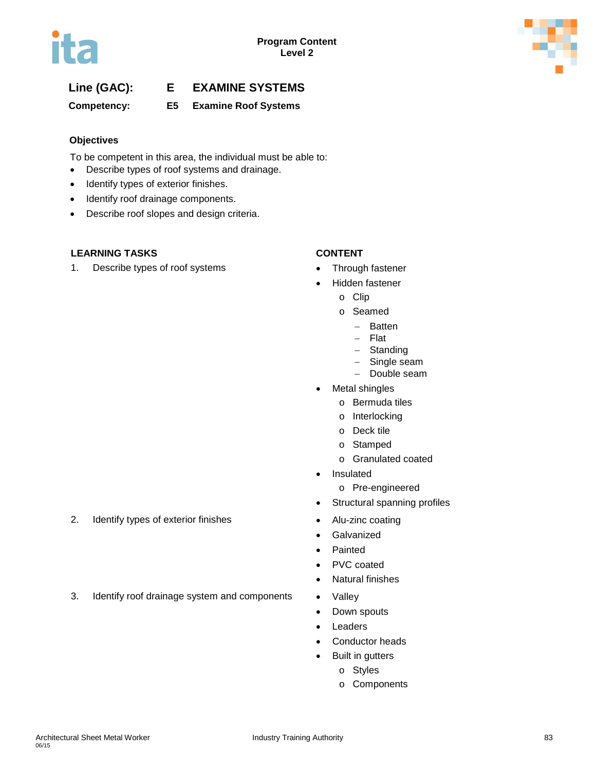**Line (GAC):** E **EXAMINE SYSTEMS**

**Competency:** E5 **Examine Roof Systems**

### Objectives

To be competent in this area, the individual must be able to:

- Describe types of roof systems and drainage.
- Identify types of exterior finishes.
- Identify roof drainage components.
- Describe roof slopes and design criteria.

| LEARNING TASKS | CONTENT |
|---|---|
| 1. Describe types of roof systems | • Through fastener<br>• Hidden fastener<br>  o Clip<br>  o Seamed<br>    – Batten<br>    – Flat<br>    – Standing<br>    – Single seam<br>    – Double seam<br>• Metal shingles<br>  o Bermuda tiles<br>  o Interlocking<br>  o Deck tile<br>  o Stamped<br>  o Granulated coated<br>• Insulated<br>  o Pre-engineered<br>• Structural spanning profiles |
| 2. Identify types of exterior finishes | • Alu-zinc coating<br>• Galvanized<br>• Painted<br>• PVC coated<br>• Natural finishes |
| 3. Identify roof drainage system and components | • Valley<br>• Down spouts<br>• Leaders<br>• Conductor heads<br>• Built in gutters<br>  o Styles<br>  o Components |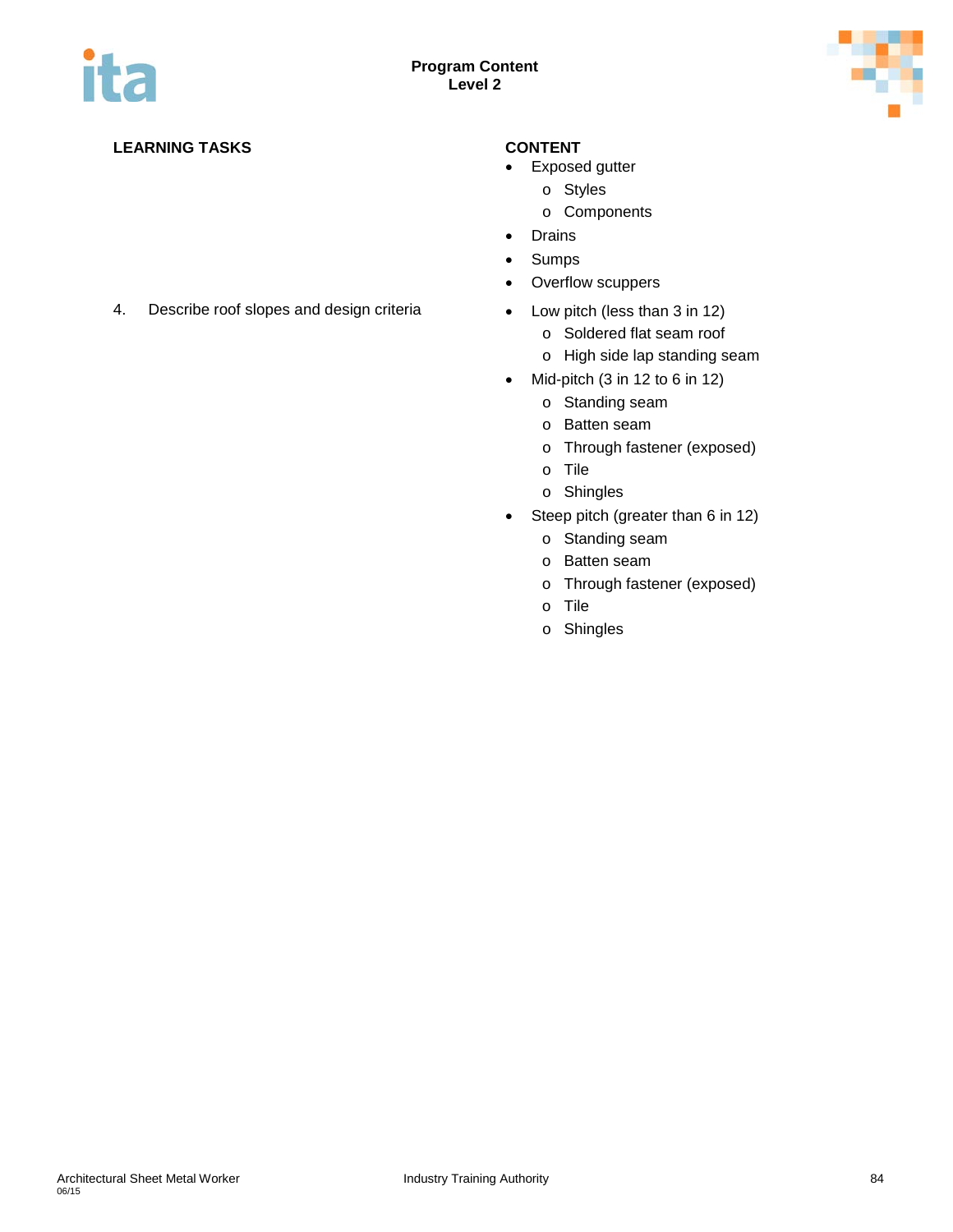| LEARNING TASKS | CONTENT |
|---|---|
| | • Exposed gutter<br>  o Styles<br>  o Components<br>• Drains<br>• Sumps<br>• Overflow scuppers |
| 4. Describe roof slopes and design criteria | • Low pitch (less than 3 in 12)<br>  o Soldered flat seam roof<br>  o High side lap standing seam<br>• Mid-pitch (3 in 12 to 6 in 12)<br>  o Standing seam<br>  o Batten seam<br>  o Through fastener (exposed)<br>  o Tile<br>  o Shingles<br>• Steep pitch (greater than 6 in 12)<br>  o Standing seam<br>  o Batten seam<br>  o Through fastener (exposed)<br>  o Tile<br>  o Shingles |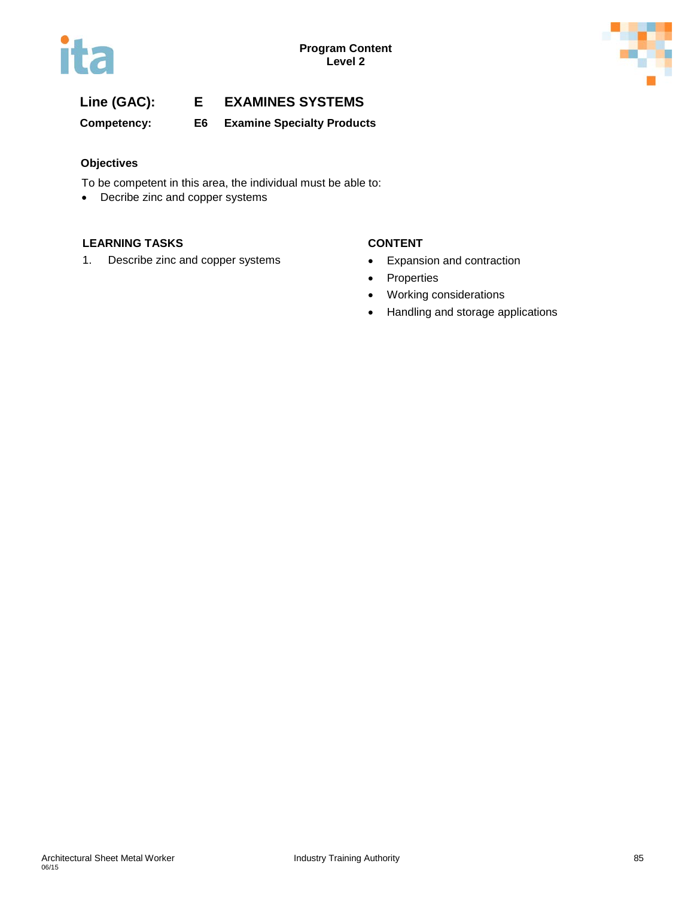## Line (GAC): E EXAMINES SYSTEMS

### Competency: E6 Examine Specialty Products

**Objectives**

To be competent in this area, the individual must be able to:

- Decribe zinc and copper systems

**LEARNING TASKS**

1. Describe zinc and copper systems

**CONTENT**

- Expansion and contraction
- Properties
- Working considerations
- Handling and storage applications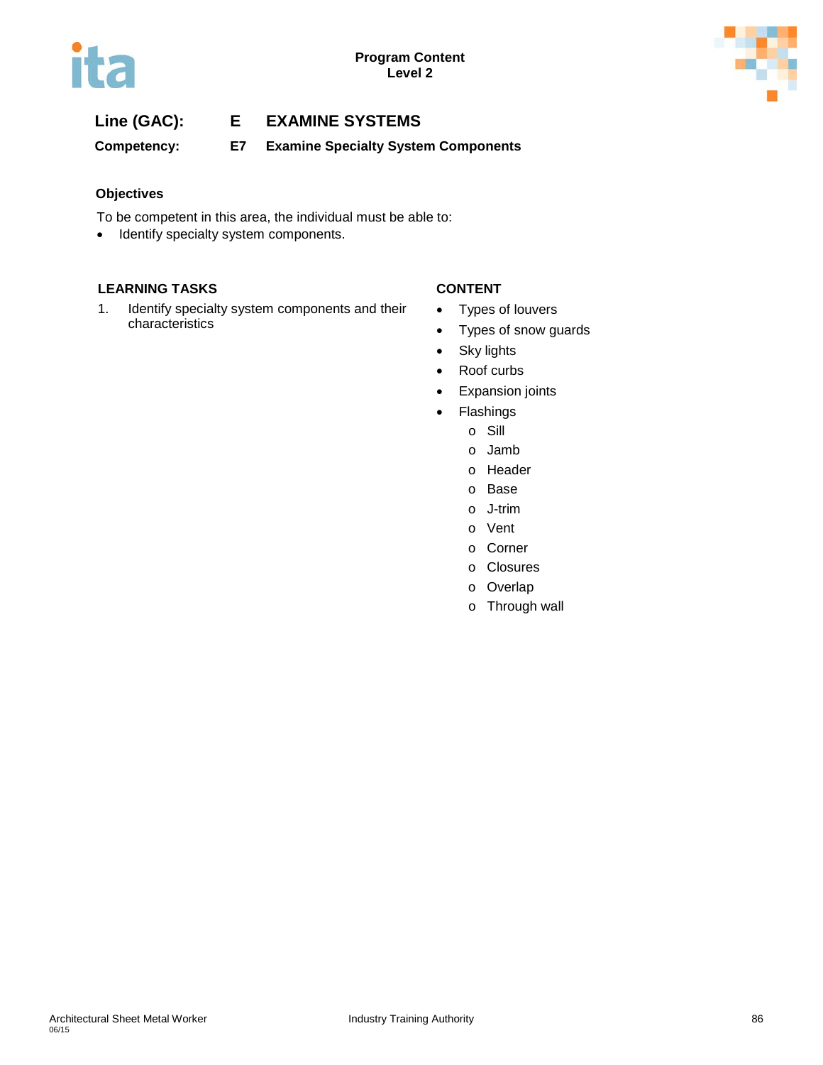**Line (GAC):** E EXAMINE SYSTEMS

**Competency:** E7 Examine Specialty System Components

### Objectives

To be competent in this area, the individual must be able to:

- Identify specialty system components.

| LEARNING TASKS | CONTENT |
|---|---|
| 1. Identify specialty system components and their characteristics | • Types of louvers<br>• Types of snow guards<br>• Sky lights<br>• Roof curbs<br>• Expansion joints<br>• Flashings<br>  o Sill<br>  o Jamb<br>  o Header<br>  o Base<br>  o J-trim<br>  o Vent<br>  o Corner<br>  o Closures<br>  o Overlap<br>  o Through wall |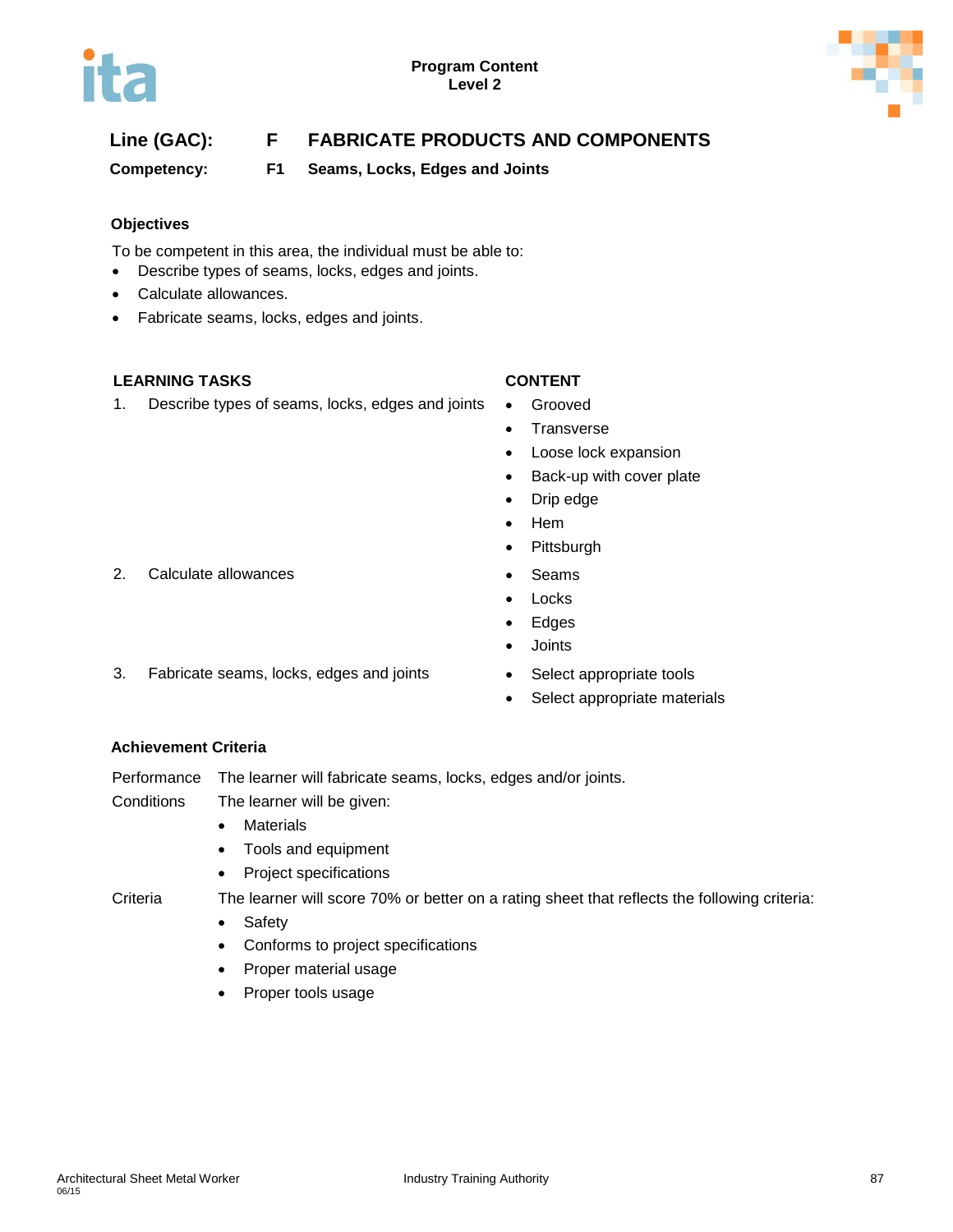Program Content
Level 2

## Line (GAC): F FABRICATE PRODUCTS AND COMPONENTS

**Competency: F1 Seams, Locks, Edges and Joints**

### Objectives

To be competent in this area, the individual must be able to:

- Describe types of seams, locks, edges and joints.
- Calculate allowances.
- Fabricate seams, locks, edges and joints.

| LEARNING TASKS | CONTENT |
|---|---|
| 1. Describe types of seams, locks, edges and joints | • Grooved<br>• Transverse<br>• Loose lock expansion<br>• Back-up with cover plate<br>• Drip edge<br>• Hem<br>• Pittsburgh |
| 2. Calculate allowances | • Seams<br>• Locks<br>• Edges<br>• Joints |
| 3. Fabricate seams, locks, edges and joints | • Select appropriate tools<br>• Select appropriate materials |

### Achievement Criteria

Performance The learner will fabricate seams, locks, edges and/or joints.

Conditions The learner will be given:

- Materials
- Tools and equipment
- Project specifications

Criteria The learner will score 70% or better on a rating sheet that reflects the following criteria:

- Safety
- Conforms to project specifications
- Proper material usage
- Proper tools usage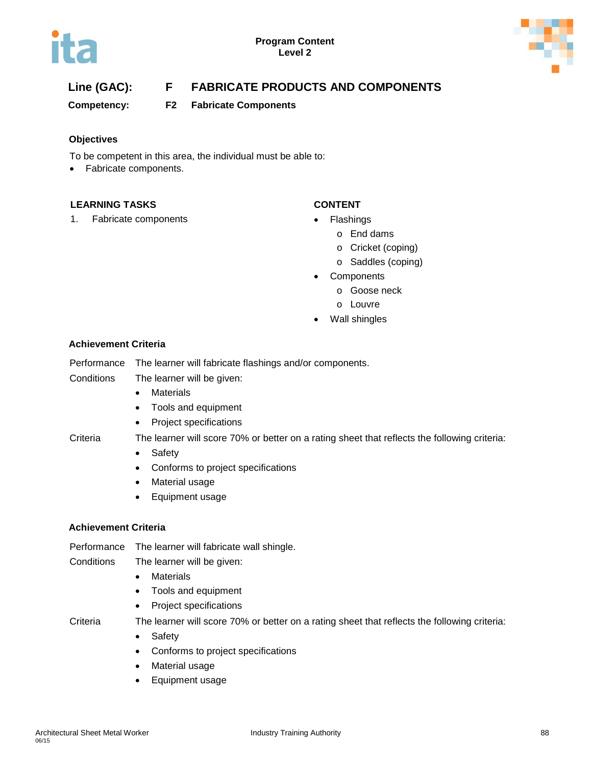**Line (GAC):** **F FABRICATE PRODUCTS AND COMPONENTS**

**Competency:** **F2 Fabricate Components**

### Objectives

To be competent in this area, the individual must be able to:

- Fabricate components.

| LEARNING TASKS | CONTENT |
|---|---|
| 1. Fabricate components | • Flashings<br>  o End dams<br>  o Cricket (coping)<br>  o Saddles (coping)<br>• Components<br>  o Goose neck<br>  o Louvre<br>• Wall shingles |

### Achievement Criteria

**Performance** The learner will fabricate flashings and/or components.

**Conditions** The learner will be given:

- Materials
- Tools and equipment
- Project specifications

**Criteria** The learner will score 70% or better on a rating sheet that reflects the following criteria:

- Safety
- Conforms to project specifications
- Material usage
- Equipment usage

### Achievement Criteria

**Performance** The learner will fabricate wall shingle.

**Conditions** The learner will be given:

- Materials
- Tools and equipment
- Project specifications

**Criteria** The learner will score 70% or better on a rating sheet that reflects the following criteria:

- Safety
- Conforms to project specifications
- Material usage
- Equipment usage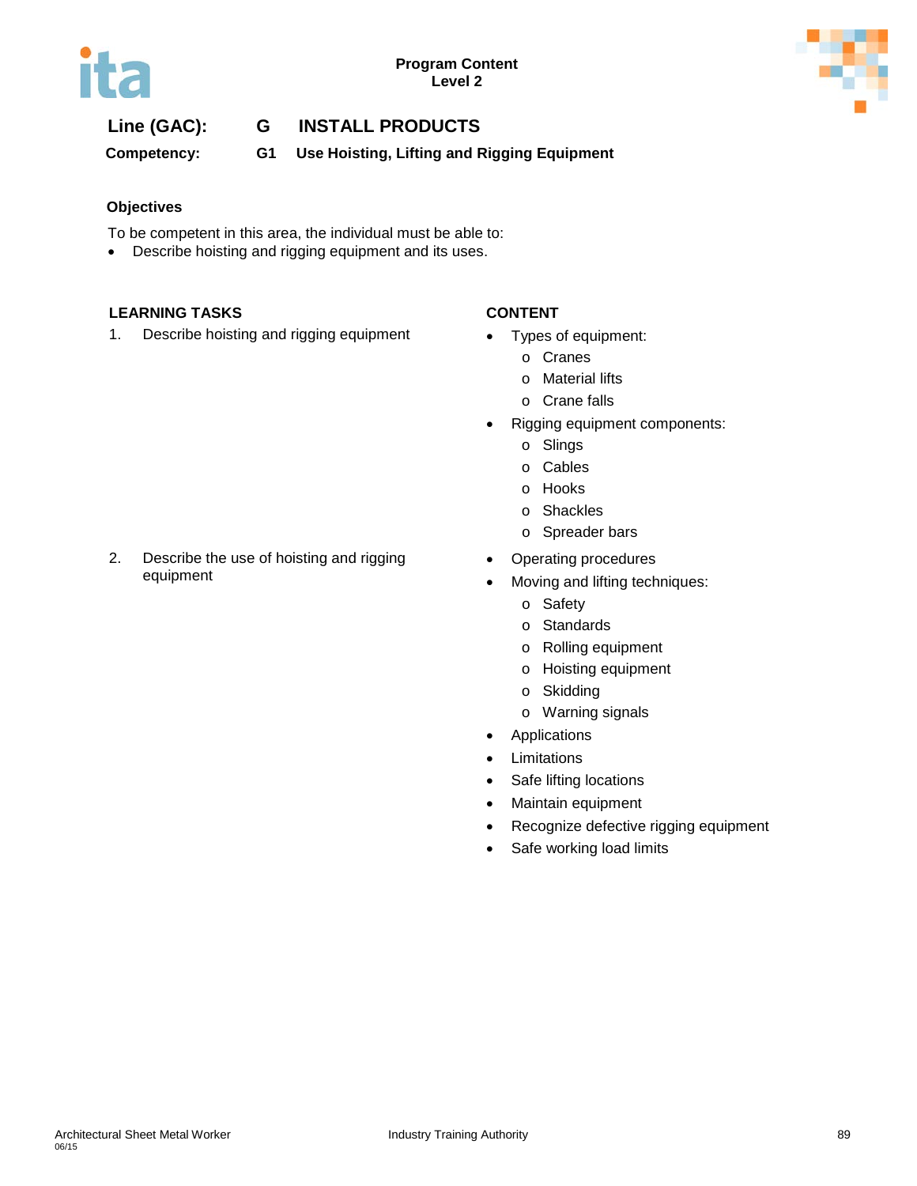**Program Content**
**Level 2**

## Line (GAC): G INSTALL PRODUCTS

### Competency: G1 Use Hoisting, Lifting and Rigging Equipment

#### Objectives

To be competent in this area, the individual must be able to:

- Describe hoisting and rigging equipment and its uses.

| LEARNING TASKS | CONTENT |
|---|---|
| 1. Describe hoisting and rigging equipment | • Types of equipment:<br>o Cranes<br>o Material lifts<br>o Crane falls<br>• Rigging equipment components:<br>o Slings<br>o Cables<br>o Hooks<br>o Shackles<br>o Spreader bars |
| 2. Describe the use of hoisting and rigging equipment | • Operating procedures<br>• Moving and lifting techniques:<br>o Safety<br>o Standards<br>o Rolling equipment<br>o Hoisting equipment<br>o Skidding<br>o Warning signals<br>• Applications<br>• Limitations<br>• Safe lifting locations<br>• Maintain equipment<br>• Recognize defective rigging equipment<br>• Safe working load limits |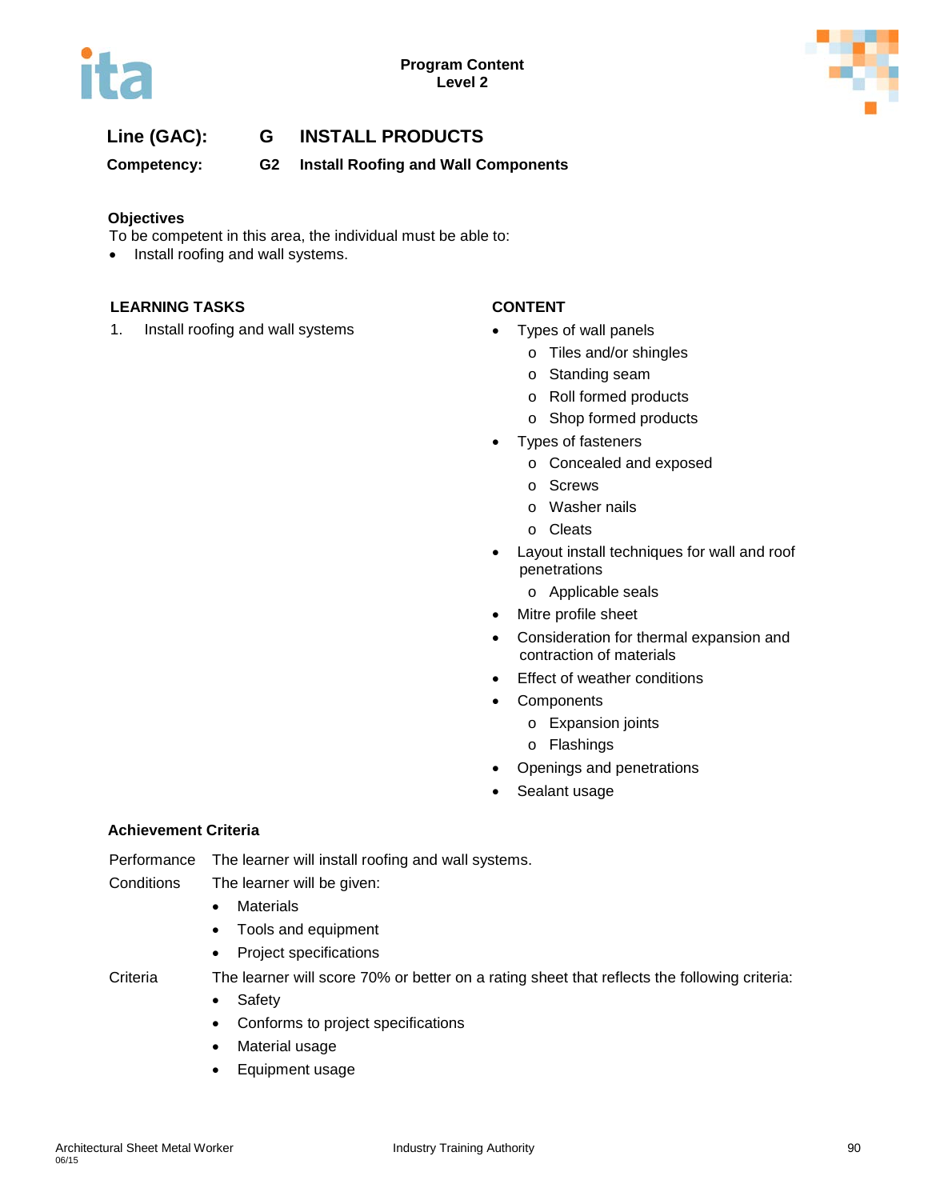**Program Content**
**Level 2**

## Line (GAC): G INSTALL PRODUCTS

### Competency: G2 Install Roofing and Wall Components

**Objectives**

To be competent in this area, the individual must be able to:

- Install roofing and wall systems.

| LEARNING TASKS | CONTENT |
|---|---|
| 1. Install roofing and wall systems | • Types of wall panels<br>o Tiles and/or shingles<br>o Standing seam<br>o Roll formed products<br>o Shop formed products<br>• Types of fasteners<br>o Concealed and exposed<br>o Screws<br>o Washer nails<br>o Cleats<br>• Layout install techniques for wall and roof penetrations<br>o Applicable seals<br>• Mitre profile sheet<br>• Consideration for thermal expansion and contraction of materials<br>• Effect of weather conditions<br>• Components<br>o Expansion joints<br>o Flashings<br>• Openings and penetrations<br>• Sealant usage |

**Achievement Criteria**

Performance — The learner will install roofing and wall systems.

Conditions — The learner will be given:

- Materials
- Tools and equipment
- Project specifications

Criteria — The learner will score 70% or better on a rating sheet that reflects the following criteria:

- Safety
- Conforms to project specifications
- Material usage
- Equipment usage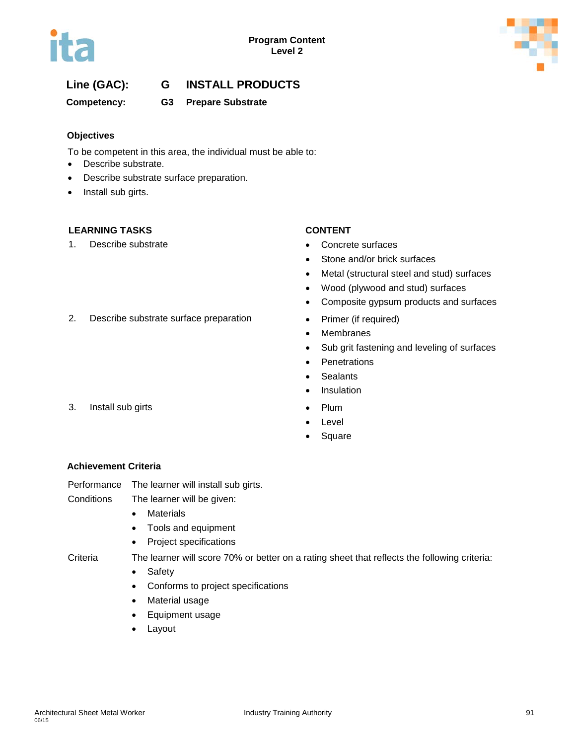**Program Content**
**Level 2**

## Line (GAC): G INSTALL PRODUCTS

### Competency: G3 Prepare Substrate

#### Objectives

To be competent in this area, the individual must be able to:

- Describe substrate.
- Describe substrate surface preparation.
- Install sub girts.

| LEARNING TASKS | CONTENT |
|---|---|
| 1. Describe substrate | • Concrete surfaces<br>• Stone and/or brick surfaces<br>• Metal (structural steel and stud) surfaces<br>• Wood (plywood and stud) surfaces<br>• Composite gypsum products and surfaces |
| 2. Describe substrate surface preparation | • Primer (if required)<br>• Membranes<br>• Sub grit fastening and leveling of surfaces<br>• Penetrations<br>• Sealants<br>• Insulation |
| 3. Install sub girts | • Plum<br>• Level<br>• Square |

#### Achievement Criteria

**Performance** The learner will install sub girts.

**Conditions** The learner will be given:

- Materials
- Tools and equipment
- Project specifications

**Criteria** The learner will score 70% or better on a rating sheet that reflects the following criteria:

- Safety
- Conforms to project specifications
- Material usage
- Equipment usage
- Layout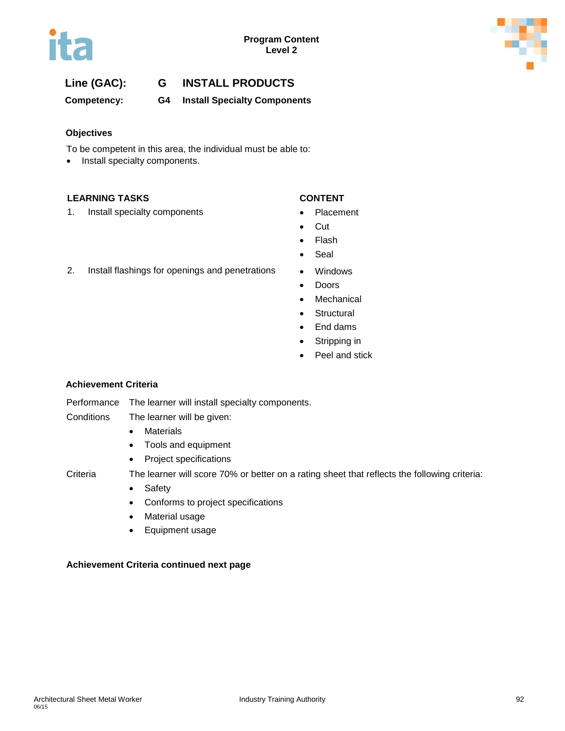## Line (GAC): G INSTALL PRODUCTS

**Competency: G4 Install Specialty Components**

### Objectives

To be competent in this area, the individual must be able to:

- Install specialty components.

| LEARNING TASKS | CONTENT |
|---|---|
| 1. Install specialty components | • Placement<br>• Cut<br>• Flash<br>• Seal |
| 2. Install flashings for openings and penetrations | • Windows<br>• Doors<br>• Mechanical<br>• Structural<br>• End dams<br>• Stripping in<br>• Peel and stick |

### Achievement Criteria

**Performance** The learner will install specialty components.

**Conditions** The learner will be given:

- Materials
- Tools and equipment
- Project specifications

**Criteria** The learner will score 70% or better on a rating sheet that reflects the following criteria:

- Safety
- Conforms to project specifications
- Material usage
- Equipment usage

**Achievement Criteria continued next page**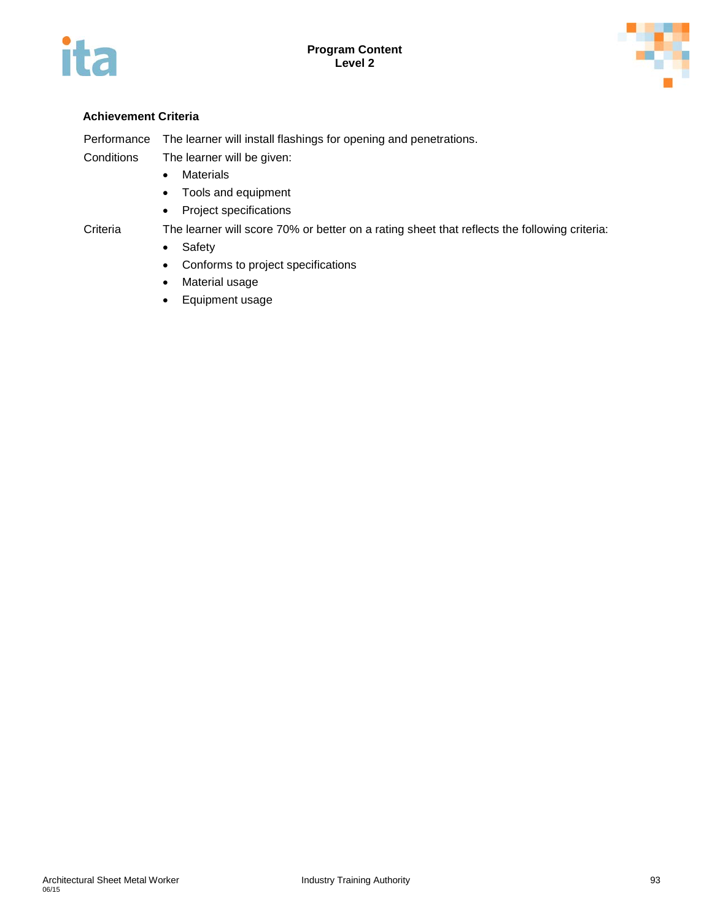### Achievement Criteria

Performance The learner will install flashings for opening and penetrations.

Conditions The learner will be given:

- Materials
- Tools and equipment
- Project specifications

Criteria The learner will score 70% or better on a rating sheet that reflects the following criteria:

- Safety
- Conforms to project specifications
- Material usage
- Equipment usage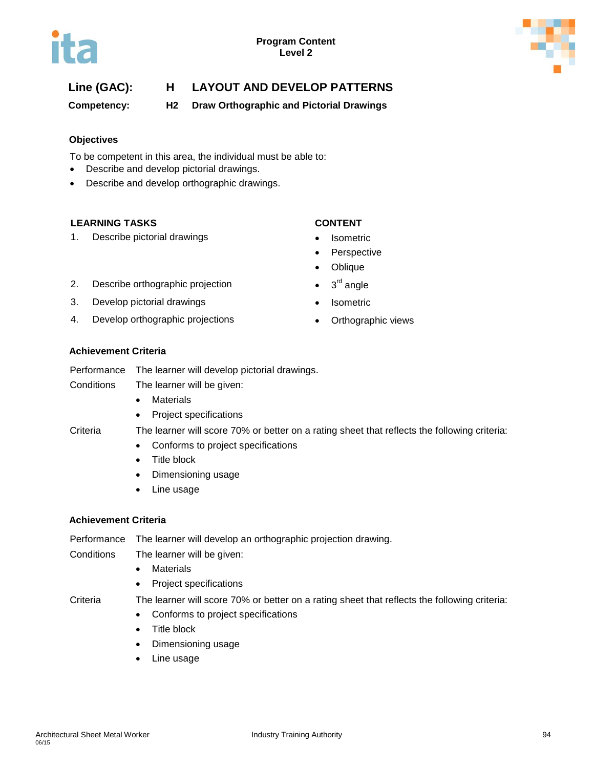**Line (GAC):** **H** **LAYOUT AND DEVELOP PATTERNS**

**Competency:** **H2** **Draw Orthographic and Pictorial Drawings**

### Objectives

To be competent in this area, the individual must be able to:

- Describe and develop pictorial drawings.
- Describe and develop orthographic drawings.

| LEARNING TASKS | CONTENT |
|---|---|
| 1. Describe pictorial drawings | • Isometric<br>• Perspective<br>• Oblique |
| 2. Describe orthographic projection | • 3rd angle |
| 3. Develop pictorial drawings | • Isometric |
| 4. Develop orthographic projections | • Orthographic views |

### Achievement Criteria

**Performance** The learner will develop pictorial drawings.

**Conditions** The learner will be given:

- Materials
- Project specifications

**Criteria** The learner will score 70% or better on a rating sheet that reflects the following criteria:

- Conforms to project specifications
- Title block
- Dimensioning usage
- Line usage

### Achievement Criteria

**Performance** The learner will develop an orthographic projection drawing.

**Conditions** The learner will be given:

- Materials
- Project specifications

**Criteria** The learner will score 70% or better on a rating sheet that reflects the following criteria:

- Conforms to project specifications
- Title block
- Dimensioning usage
- Line usage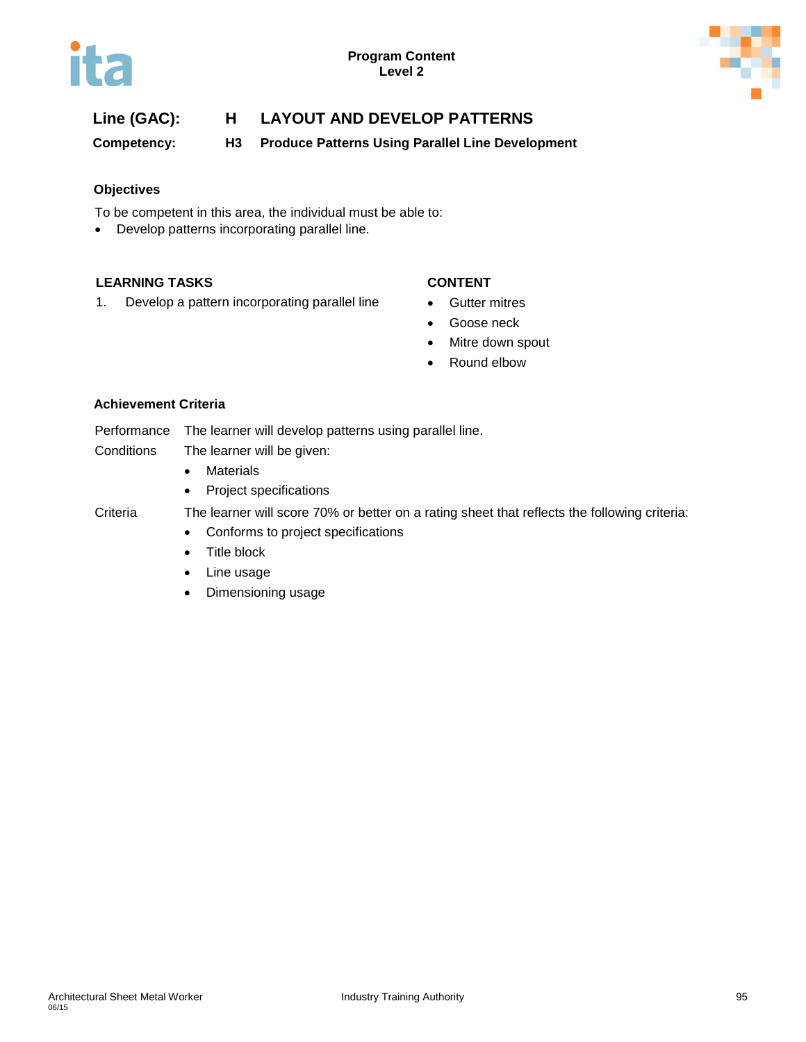**Line (GAC):** **H** **LAYOUT AND DEVELOP PATTERNS**

**Competency:** **H3** **Produce Patterns Using Parallel Line Development**

### Objectives

To be competent in this area, the individual must be able to:

- Develop patterns incorporating parallel line.

| LEARNING TASKS | CONTENT |
|---|---|
| 1. Develop a pattern incorporating parallel line | • Gutter mitres<br>• Goose neck<br>• Mitre down spout<br>• Round elbow |

### Achievement Criteria

Performance — The learner will develop patterns using parallel line.

Conditions — The learner will be given:

- Materials
- Project specifications

Criteria — The learner will score 70% or better on a rating sheet that reflects the following criteria:

- Conforms to project specifications
- Title block
- Line usage
- Dimensioning usage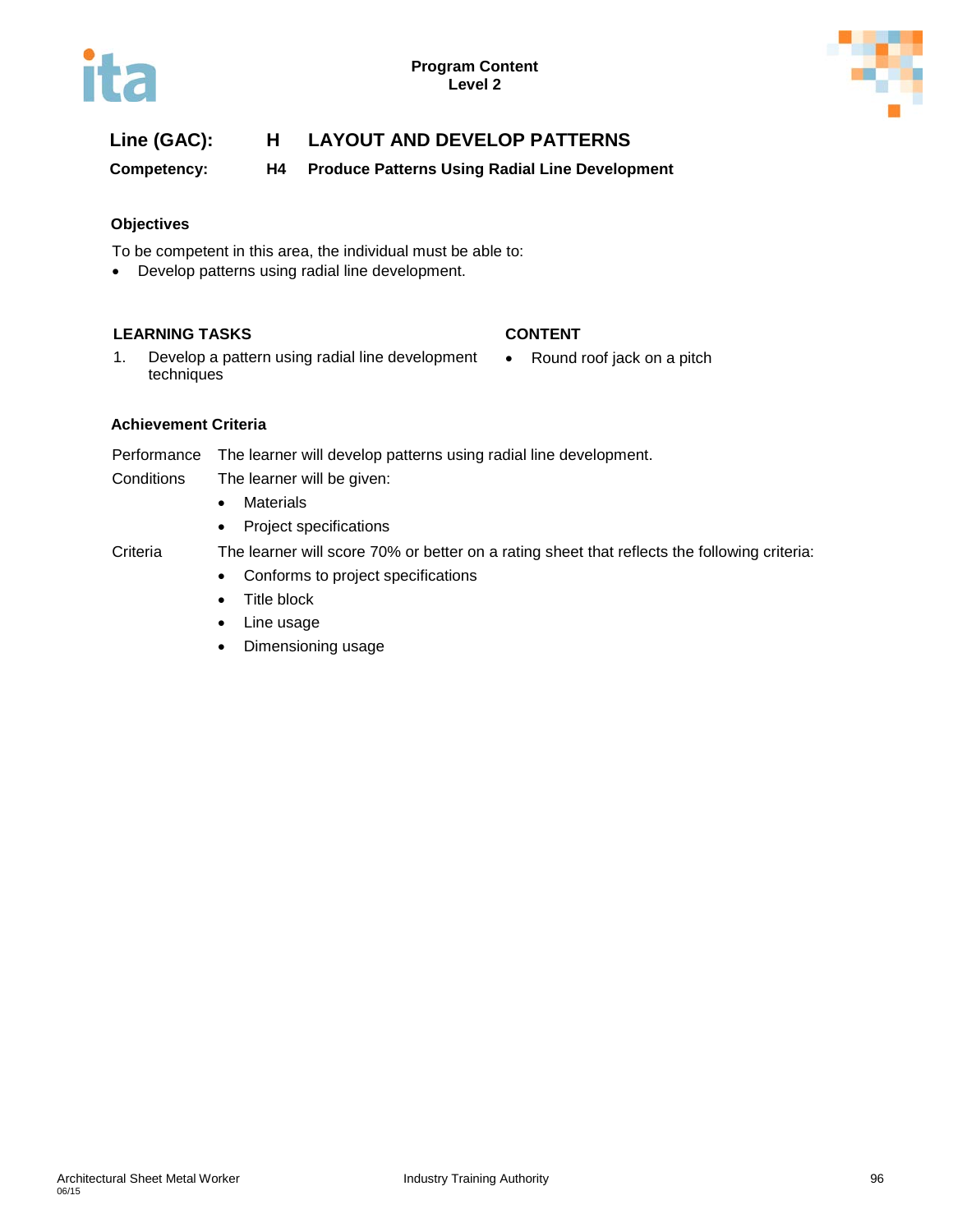**Program Content**
**Level 2**

## Line (GAC): H LAYOUT AND DEVELOP PATTERNS

### Competency: H4 Produce Patterns Using Radial Line Development

**Objectives**

To be competent in this area, the individual must be able to:

- Develop patterns using radial line development.

| LEARNING TASKS | CONTENT |
|---|---|
| 1. Develop a pattern using radial line development techniques | • Round roof jack on a pitch |

**Achievement Criteria**

Performance The learner will develop patterns using radial line development.

Conditions The learner will be given:

- Materials
- Project specifications

Criteria The learner will score 70% or better on a rating sheet that reflects the following criteria:

- Conforms to project specifications
- Title block
- Line usage
- Dimensioning usage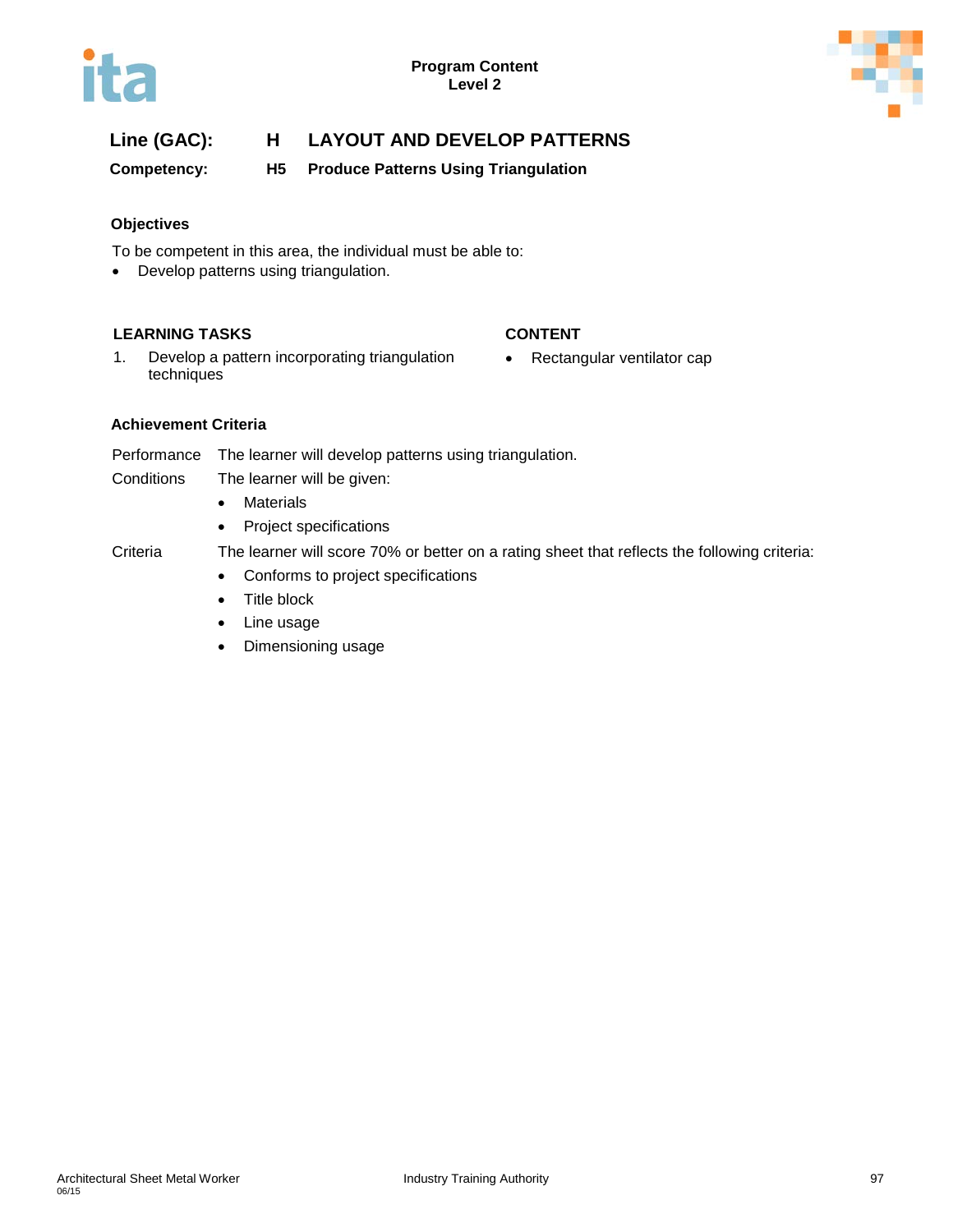**Program Content**
**Level 2**

## Line (GAC): H LAYOUT AND DEVELOP PATTERNS

### Competency: H5 Produce Patterns Using Triangulation

#### Objectives

To be competent in this area, the individual must be able to:

- Develop patterns using triangulation.

| LEARNING TASKS | CONTENT |
|---|---|
| 1. Develop a pattern incorporating triangulation techniques | • Rectangular ventilator cap |

#### Achievement Criteria

Performance The learner will develop patterns using triangulation.

Conditions The learner will be given:

- Materials
- Project specifications

Criteria The learner will score 70% or better on a rating sheet that reflects the following criteria:

- Conforms to project specifications
- Title block
- Line usage
- Dimensioning usage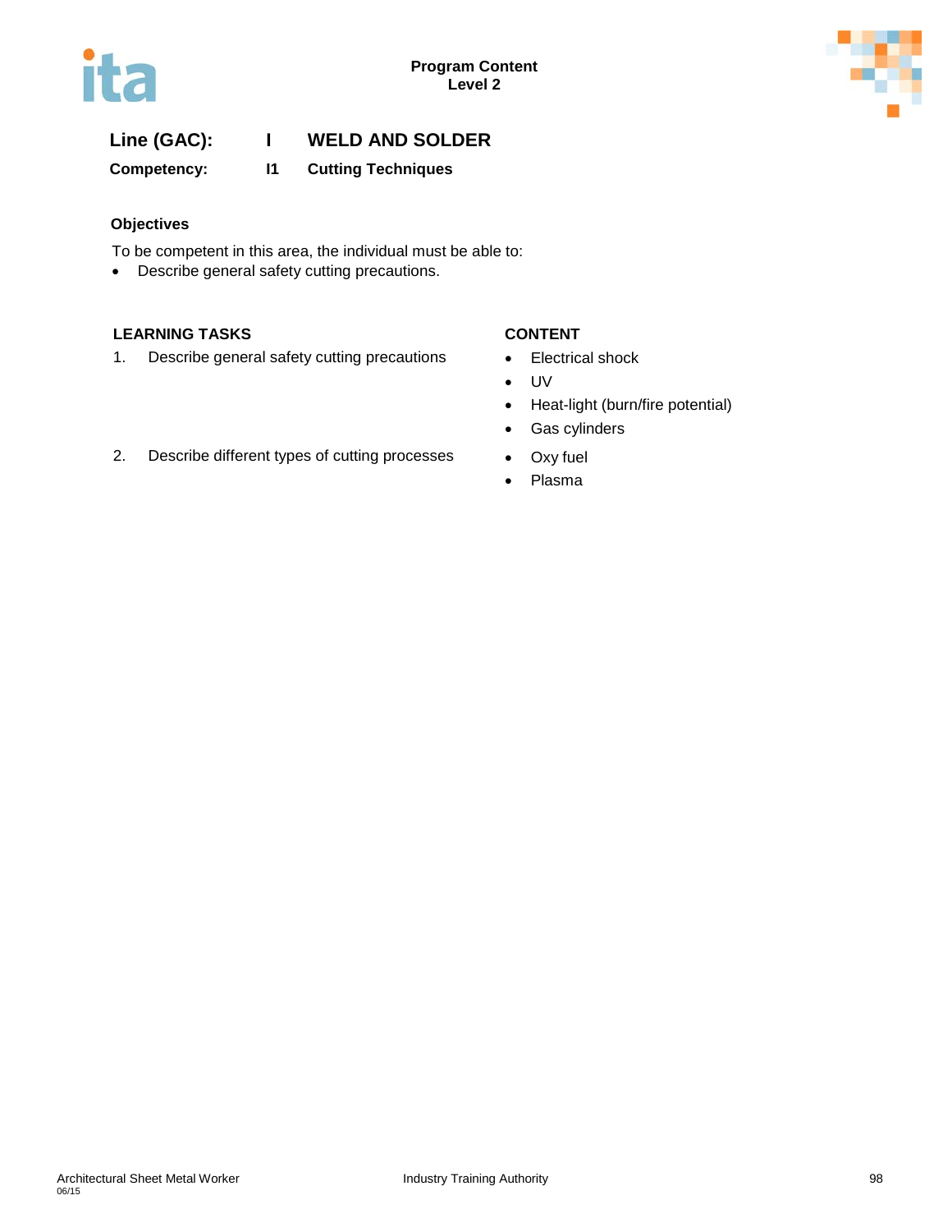**Line (GAC):** I **WELD AND SOLDER**

**Competency:** I1 **Cutting Techniques**

### Objectives

To be competent in this area, the individual must be able to:

- Describe general safety cutting precautions.

| LEARNING TASKS | CONTENT |
| --- | --- |
| 1. Describe general safety cutting precautions | • Electrical shock<br>• UV<br>• Heat-light (burn/fire potential)<br>• Gas cylinders |
| 2. Describe different types of cutting processes | • Oxy fuel<br>• Plasma |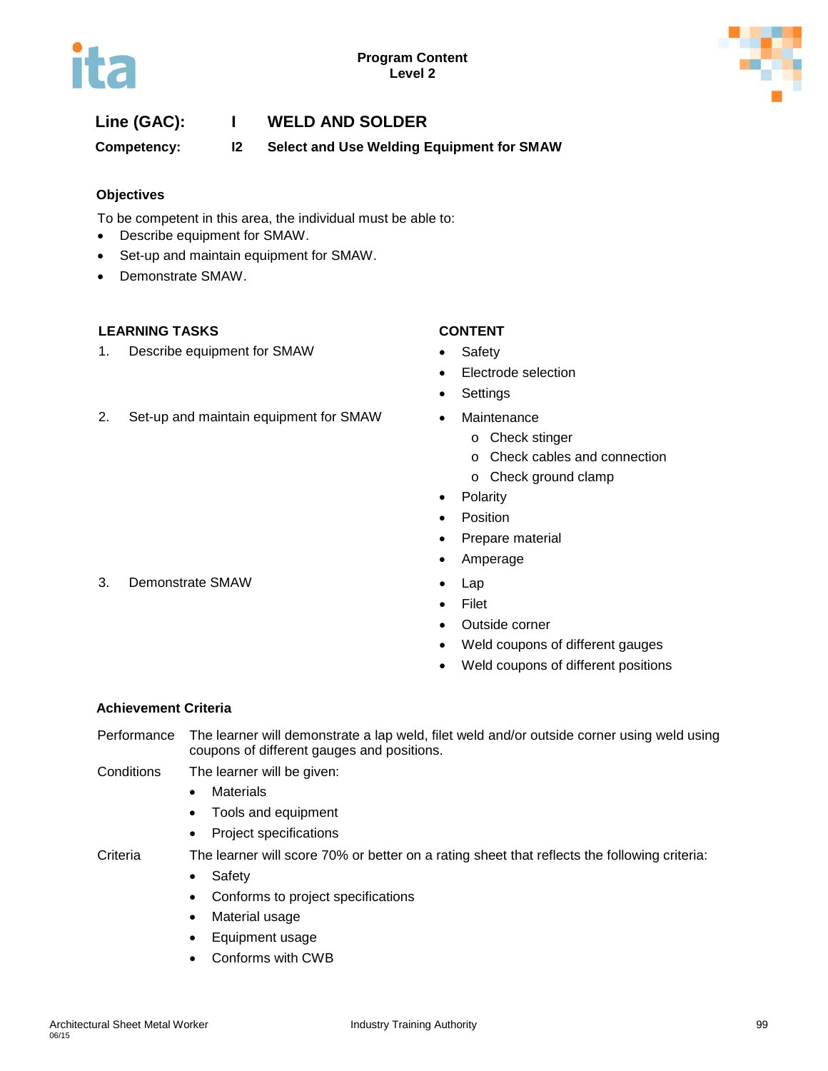**Program Content**
**Level 2**

## Line (GAC): I WELD AND SOLDER

**Competency: I2 Select and Use Welding Equipment for SMAW**

### Objectives

To be competent in this area, the individual must be able to:

- Describe equipment for SMAW.
- Set-up and maintain equipment for SMAW.
- Demonstrate SMAW.

| LEARNING TASKS | CONTENT |
|---|---|
| 1. Describe equipment for SMAW | • Safety<br>• Electrode selection<br>• Settings |
| 2. Set-up and maintain equipment for SMAW | • Maintenance<br>  o Check stinger<br>  o Check cables and connection<br>  o Check ground clamp<br>• Polarity<br>• Position<br>• Prepare material<br>• Amperage |
| 3. Demonstrate SMAW | • Lap<br>• Filet<br>• Outside corner<br>• Weld coupons of different gauges<br>• Weld coupons of different positions |

### Achievement Criteria

**Performance** The learner will demonstrate a lap weld, filet weld and/or outside corner using weld using coupons of different gauges and positions.

**Conditions** The learner will be given:

- Materials
- Tools and equipment
- Project specifications

**Criteria** The learner will score 70% or better on a rating sheet that reflects the following criteria:

- Safety
- Conforms to project specifications
- Material usage
- Equipment usage
- Conforms with CWB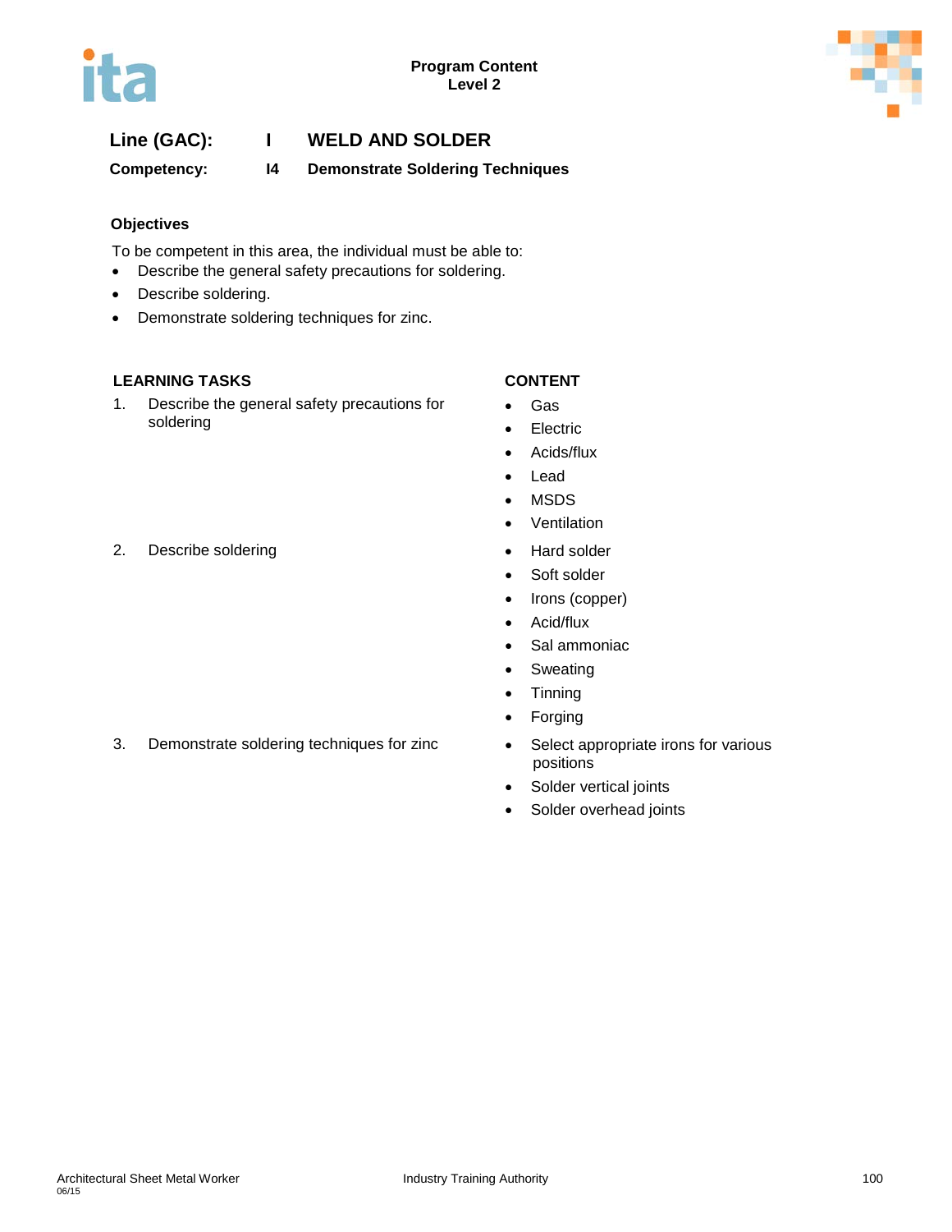**Line (GAC):** I WELD AND SOLDER

**Competency:** I4 Demonstrate Soldering Techniques

### Objectives

To be competent in this area, the individual must be able to:

- Describe the general safety precautions for soldering.
- Describe soldering.
- Demonstrate soldering techniques for zinc.

| LEARNING TASKS | CONTENT |
|---|---|
| 1. Describe the general safety precautions for soldering | • Gas<br>• Electric<br>• Acids/flux<br>• Lead<br>• MSDS<br>• Ventilation |
| 2. Describe soldering | • Hard solder<br>• Soft solder<br>• Irons (copper)<br>• Acid/flux<br>• Sal ammoniac<br>• Sweating<br>• Tinning<br>• Forging |
| 3. Demonstrate soldering techniques for zinc | • Select appropriate irons for various positions<br>• Solder vertical joints<br>• Solder overhead joints |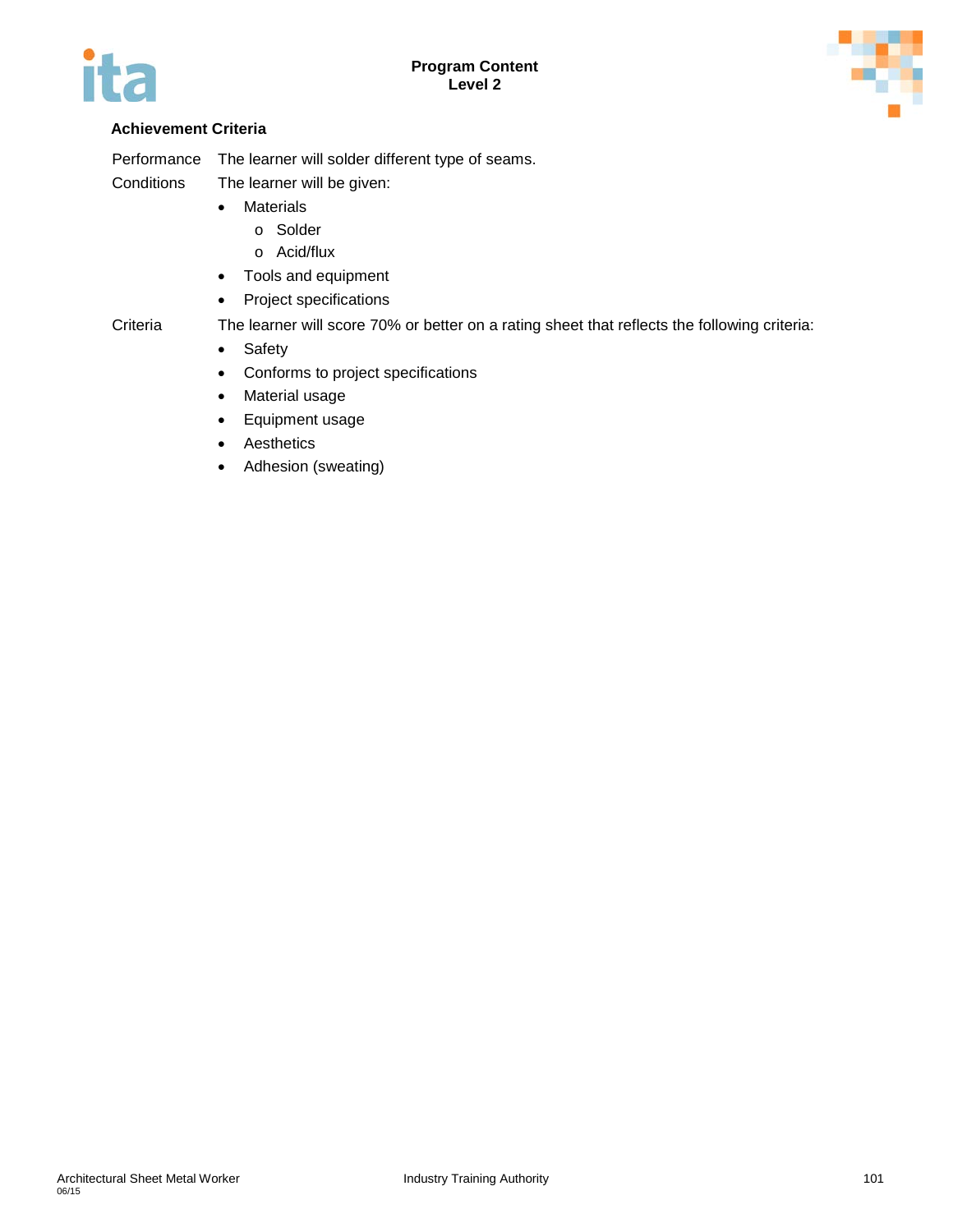### Achievement Criteria

Performance — The learner will solder different type of seams.

Conditions — The learner will be given:

- Materials
  - Solder
  - Acid/flux
- Tools and equipment
- Project specifications

Criteria — The learner will score 70% or better on a rating sheet that reflects the following criteria:

- Safety
- Conforms to project specifications
- Material usage
- Equipment usage
- Aesthetics
- Adhesion (sweating)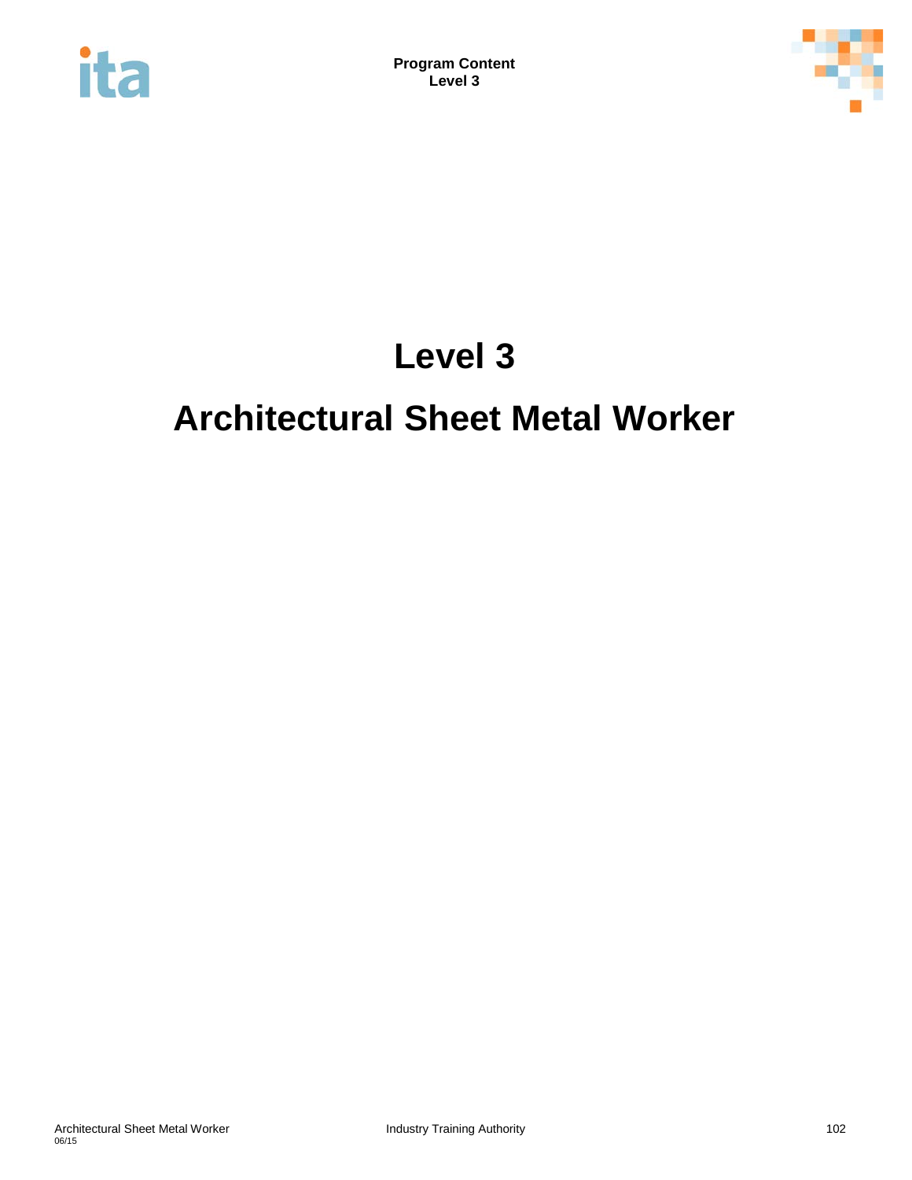# Level 3

# Architectural Sheet Metal Worker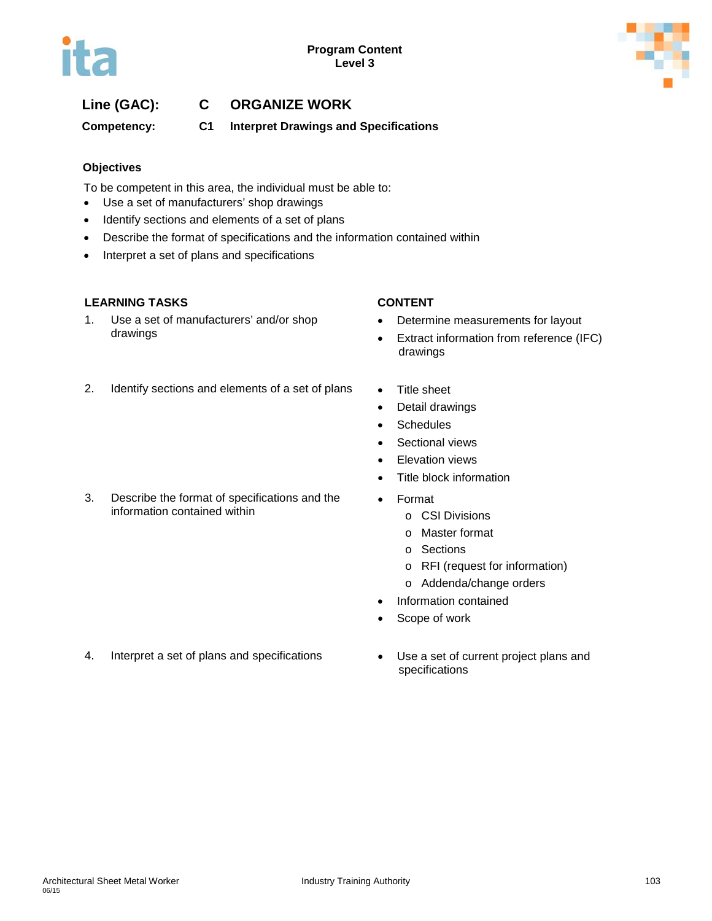**Line (GAC):** C ORGANIZE WORK

**Competency:** C1 Interpret Drawings and Specifications

### Objectives

To be competent in this area, the individual must be able to:

- Use a set of manufacturers' shop drawings
- Identify sections and elements of a set of plans
- Describe the format of specifications and the information contained within
- Interpret a set of plans and specifications

| LEARNING TASKS | CONTENT |
|---|---|
| 1. Use a set of manufacturers' and/or shop drawings | • Determine measurements for layout<br>• Extract information from reference (IFC) drawings |
| 2. Identify sections and elements of a set of plans | • Title sheet<br>• Detail drawings<br>• Schedules<br>• Sectional views<br>• Elevation views<br>• Title block information |
| 3. Describe the format of specifications and the information contained within | • Format<br>  o CSI Divisions<br>  o Master format<br>  o Sections<br>  o RFI (request for information)<br>  o Addenda/change orders<br>• Information contained<br>• Scope of work |
| 4. Interpret a set of plans and specifications | • Use a set of current project plans and specifications |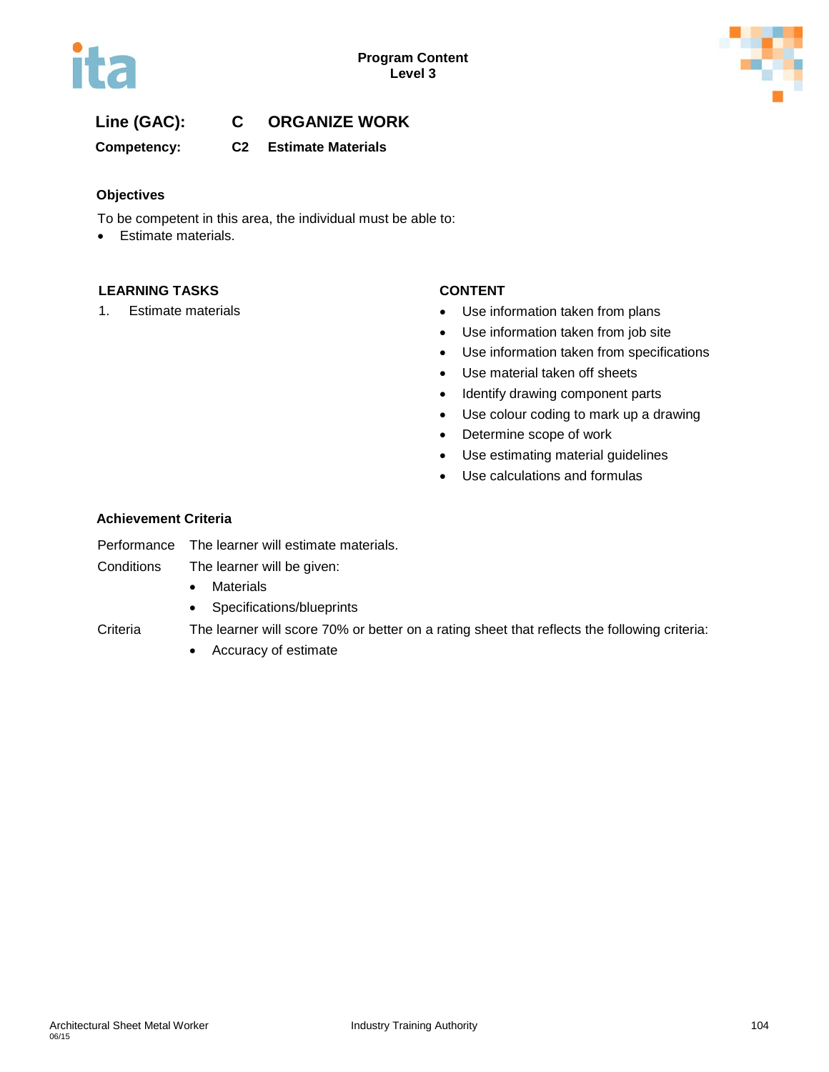**Line (GAC):** **C ORGANIZE WORK**

**Competency:** **C2 Estimate Materials**

### Objectives

To be competent in this area, the individual must be able to:

- Estimate materials.

| LEARNING TASKS | CONTENT |
|---|---|
| 1. Estimate materials | • Use information taken from plans<br>• Use information taken from job site<br>• Use information taken from specifications<br>• Use material taken off sheets<br>• Identify drawing component parts<br>• Use colour coding to mark up a drawing<br>• Determine scope of work<br>• Use estimating material guidelines<br>• Use calculations and formulas |

### Achievement Criteria

| | |
|---|---|
| Performance | The learner will estimate materials. |
| Conditions | The learner will be given:<br>• Materials<br>• Specifications/blueprints |
| Criteria | The learner will score 70% or better on a rating sheet that reflects the following criteria:<br>• Accuracy of estimate |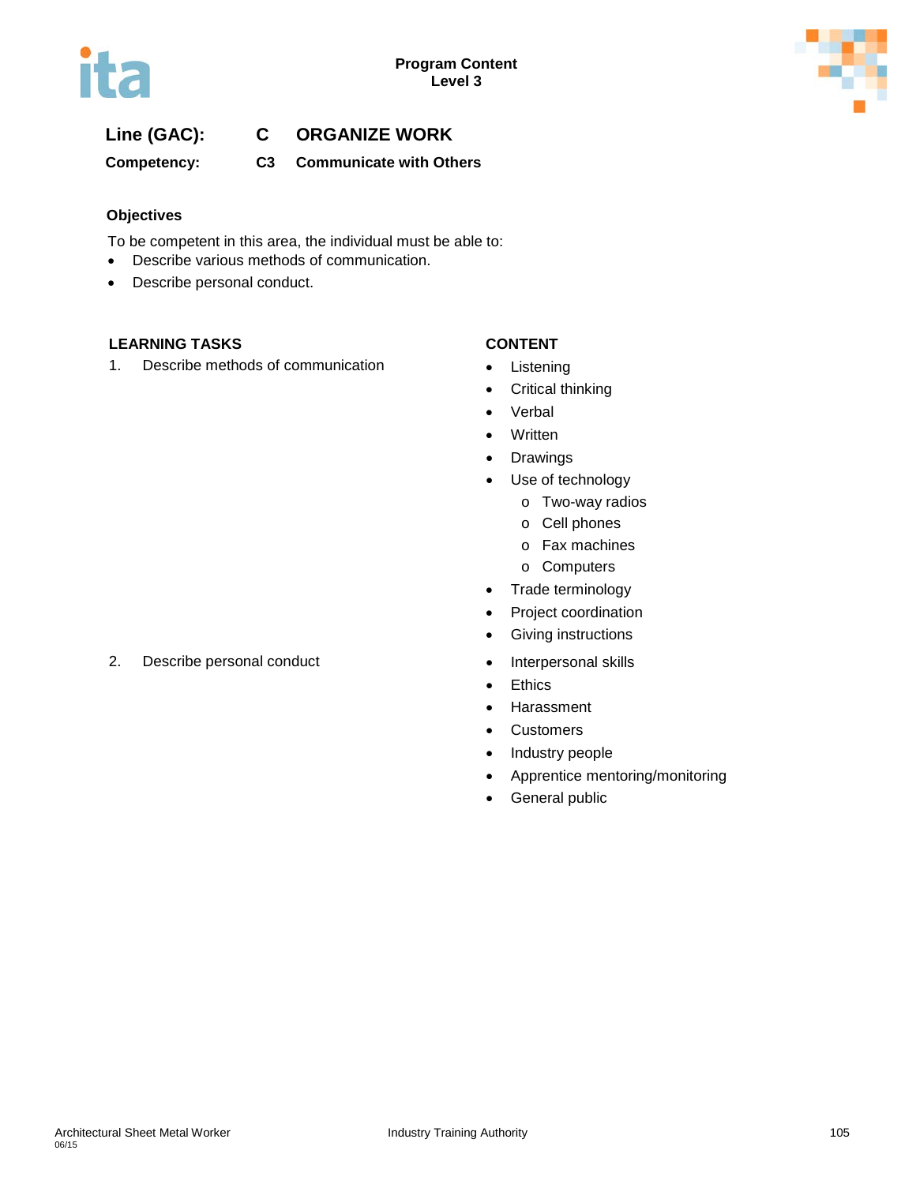**Line (GAC):** C ORGANIZE WORK

**Competency:** C3 Communicate with Others

### Objectives

To be competent in this area, the individual must be able to:

- Describe various methods of communication.
- Describe personal conduct.

| LEARNING TASKS | CONTENT |
|---|---|
| 1. Describe methods of communication | • Listening<br>• Critical thinking<br>• Verbal<br>• Written<br>• Drawings<br>• Use of technology<br>&nbsp;&nbsp;&nbsp;o Two-way radios<br>&nbsp;&nbsp;&nbsp;o Cell phones<br>&nbsp;&nbsp;&nbsp;o Fax machines<br>&nbsp;&nbsp;&nbsp;o Computers<br>• Trade terminology<br>• Project coordination<br>• Giving instructions |
| 2. Describe personal conduct | • Interpersonal skills<br>• Ethics<br>• Harassment<br>• Customers<br>• Industry people<br>• Apprentice mentoring/monitoring<br>• General public |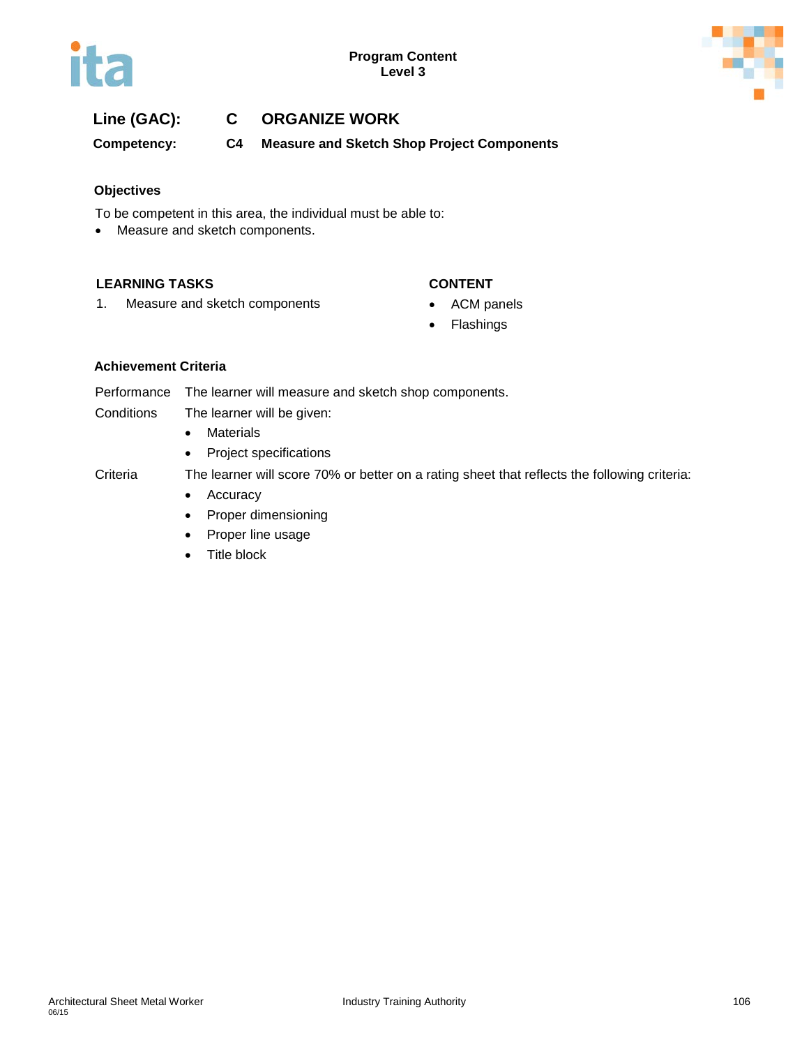**Line (GAC):** C ORGANIZE WORK

**Competency:** C4 Measure and Sketch Shop Project Components

### Objectives

To be competent in this area, the individual must be able to:

- Measure and sketch components.

| LEARNING TASKS | CONTENT |
|---|---|
| 1. Measure and sketch components | • ACM panels<br>• Flashings |

### Achievement Criteria

**Performance** The learner will measure and sketch shop components.

**Conditions** The learner will be given:

- Materials
- Project specifications

**Criteria** The learner will score 70% or better on a rating sheet that reflects the following criteria:

- Accuracy
- Proper dimensioning
- Proper line usage
- Title block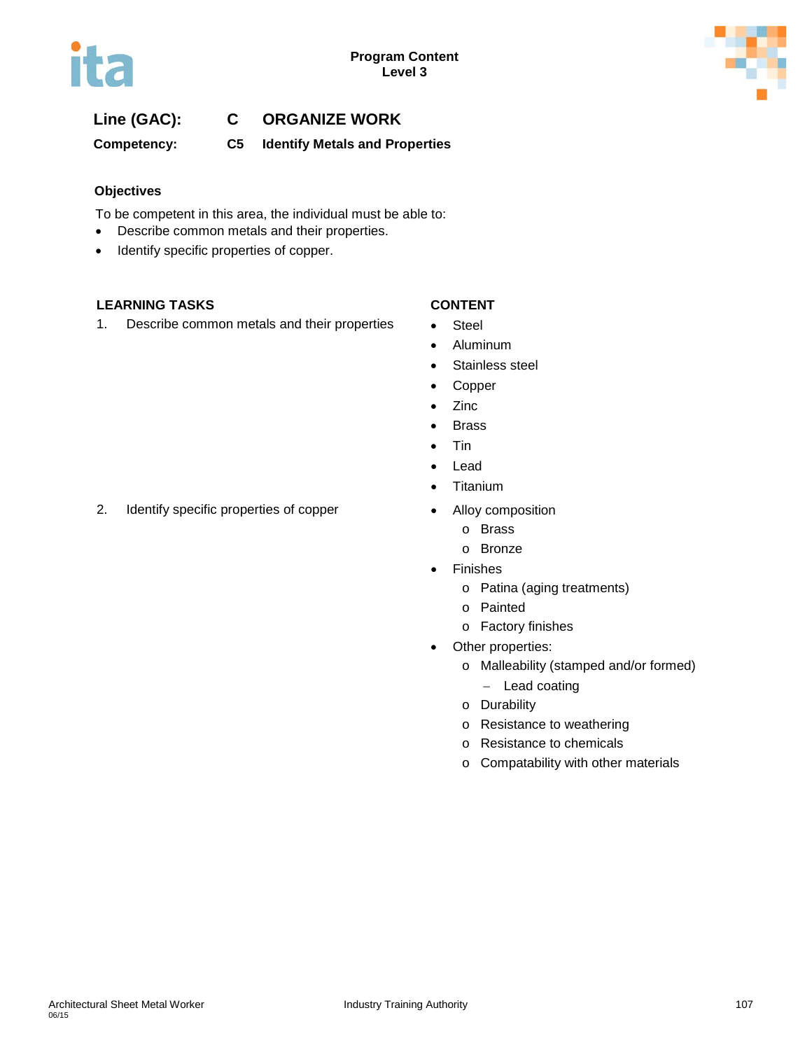**Line (GAC):** C ORGANIZE WORK

**Competency:** C5 Identify Metals and Properties

### Objectives

To be competent in this area, the individual must be able to:

- Describe common metals and their properties.
- Identify specific properties of copper.

| LEARNING TASKS | CONTENT |
| --- | --- |
| 1. Describe common metals and their properties | • Steel<br>• Aluminum<br>• Stainless steel<br>• Copper<br>• Zinc<br>• Brass<br>• Tin<br>• Lead<br>• Titanium |
| 2. Identify specific properties of copper | • Alloy composition<br>  o Brass<br>  o Bronze<br>• Finishes<br>  o Patina (aging treatments)<br>  o Painted<br>  o Factory finishes<br>• Other properties:<br>  o Malleability (stamped and/or formed)<br>    – Lead coating<br>  o Durability<br>  o Resistance to weathering<br>  o Resistance to chemicals<br>  o Compatability with other materials |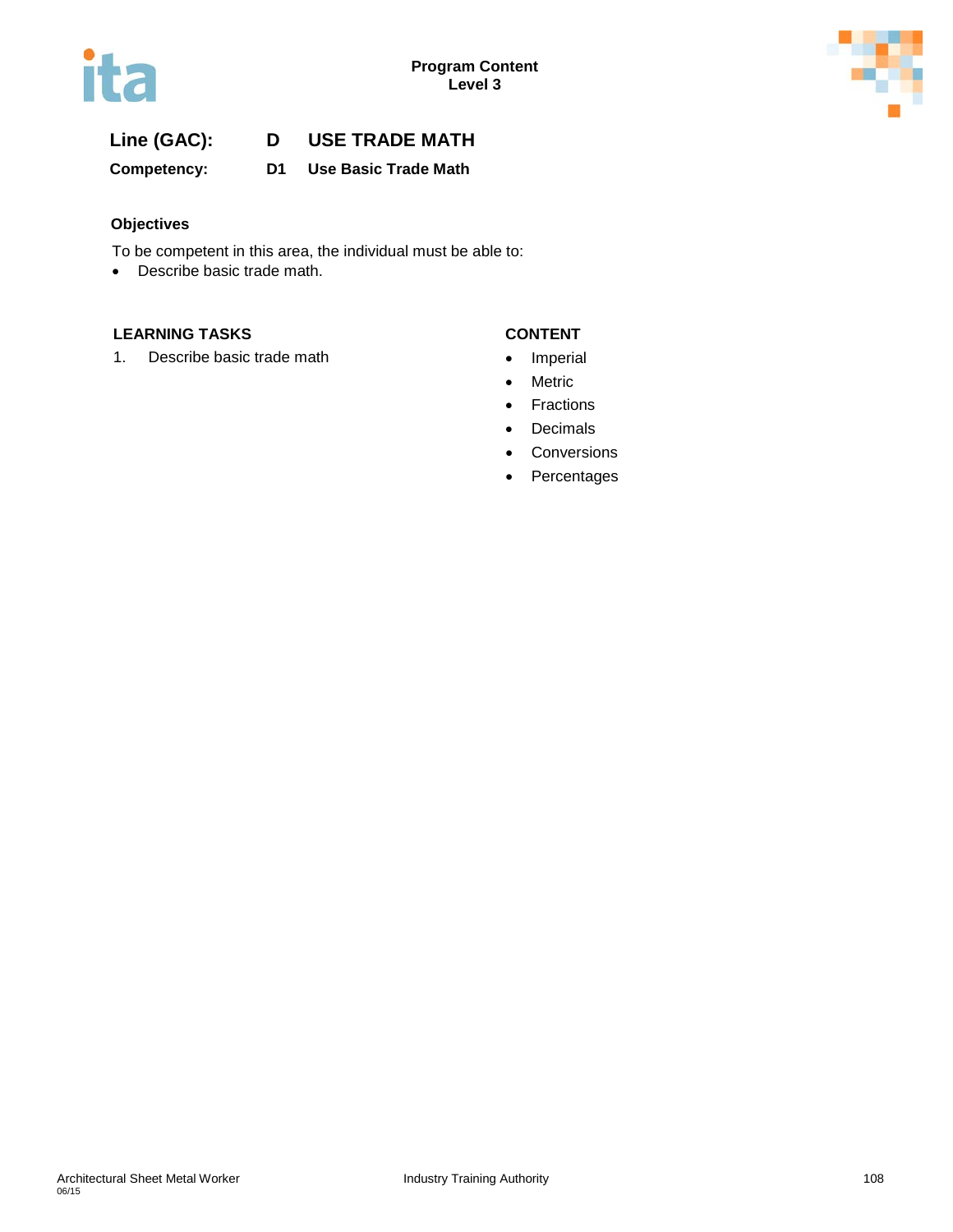**Line (GAC):** D USE TRADE MATH

**Competency:** D1 Use Basic Trade Math

**Objectives**

To be competent in this area, the individual must be able to:

- Describe basic trade math.

| LEARNING TASKS | CONTENT |
|---|---|
| 1. Describe basic trade math | • Imperial<br>• Metric<br>• Fractions<br>• Decimals<br>• Conversions<br>• Percentages |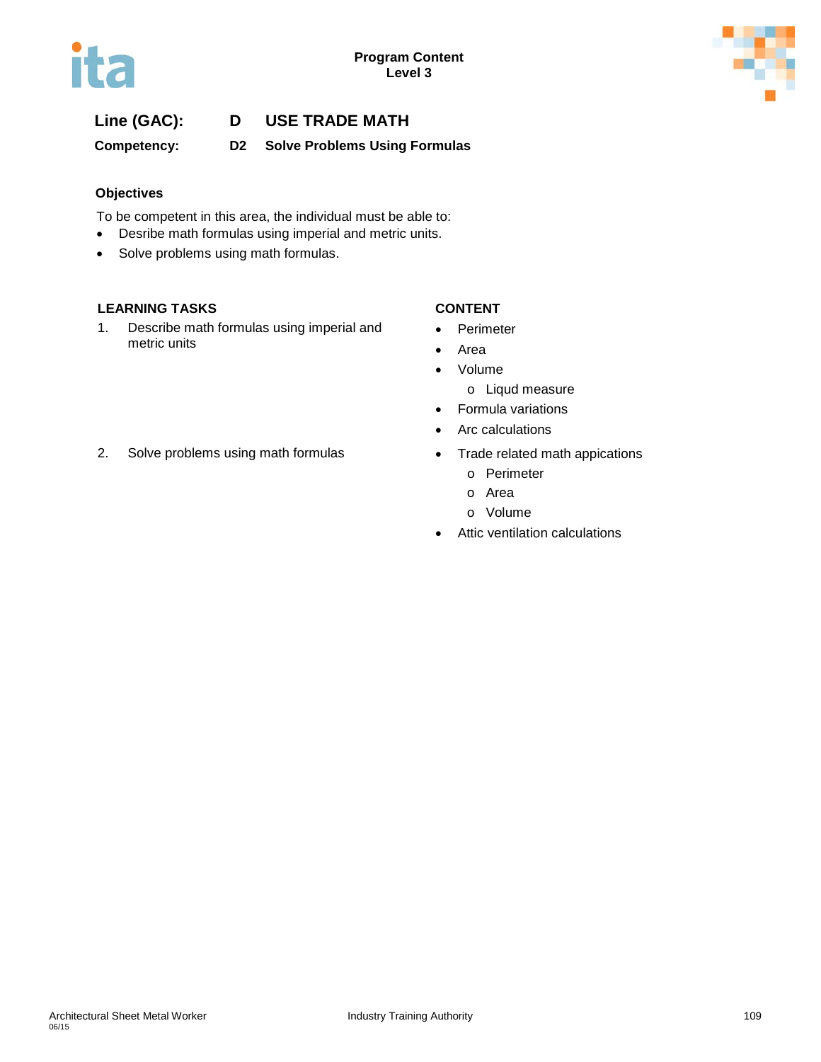**Program Content**
**Level 3**

## Line (GAC): D USE TRADE MATH

**Competency: D2 Solve Problems Using Formulas**

### Objectives

To be competent in this area, the individual must be able to:

- Desribe math formulas using imperial and metric units.
- Solve problems using math formulas.

| LEARNING TASKS | CONTENT |
| --- | --- |
| 1. Describe math formulas using imperial and metric units | • Perimeter<br>• Area<br>• Volume<br>  o Liqud measure<br>• Formula variations<br>• Arc calculations |
| 2. Solve problems using math formulas | • Trade related math appications<br>  o Perimeter<br>  o Area<br>  o Volume<br>• Attic ventilation calculations |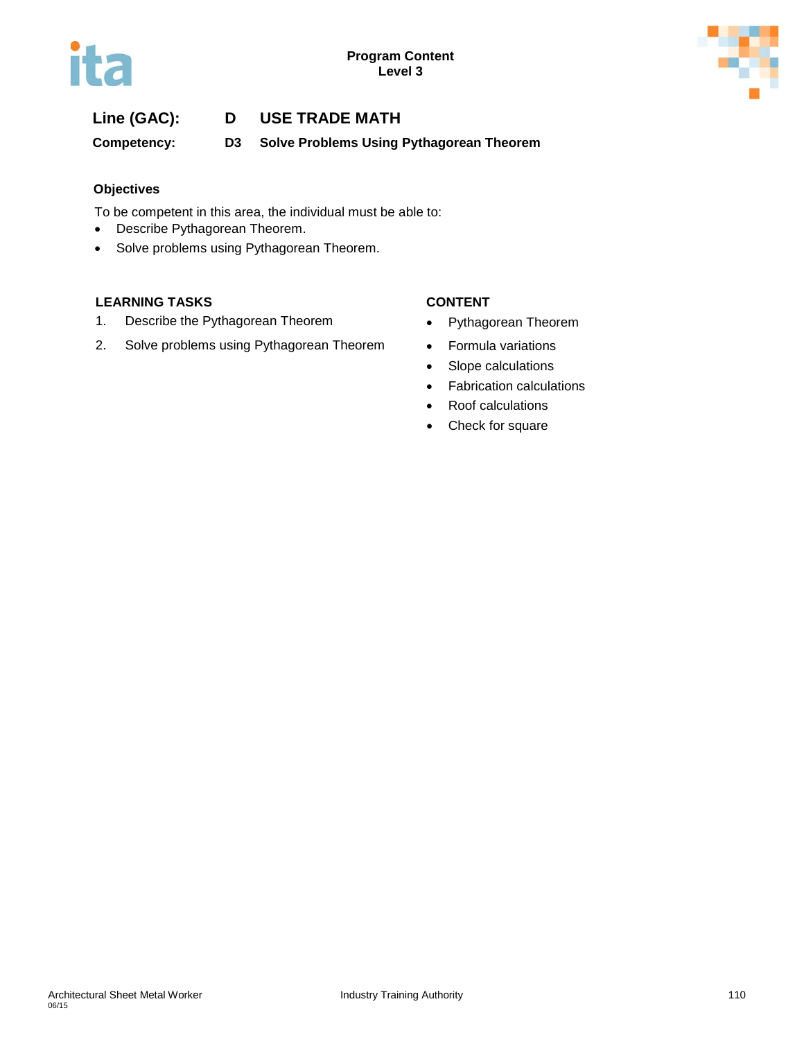**Line (GAC): D USE TRADE MATH**

**Competency: D3 Solve Problems Using Pythagorean Theorem**

### Objectives

To be competent in this area, the individual must be able to:

- Describe Pythagorean Theorem.
- Solve problems using Pythagorean Theorem.

| LEARNING TASKS | CONTENT |
|---|---|
| 1. Describe the Pythagorean Theorem | • Pythagorean Theorem<br>• Formula variations |
| 2. Solve problems using Pythagorean Theorem | • Slope calculations<br>• Fabrication calculations<br>• Roof calculations<br>• Check for square |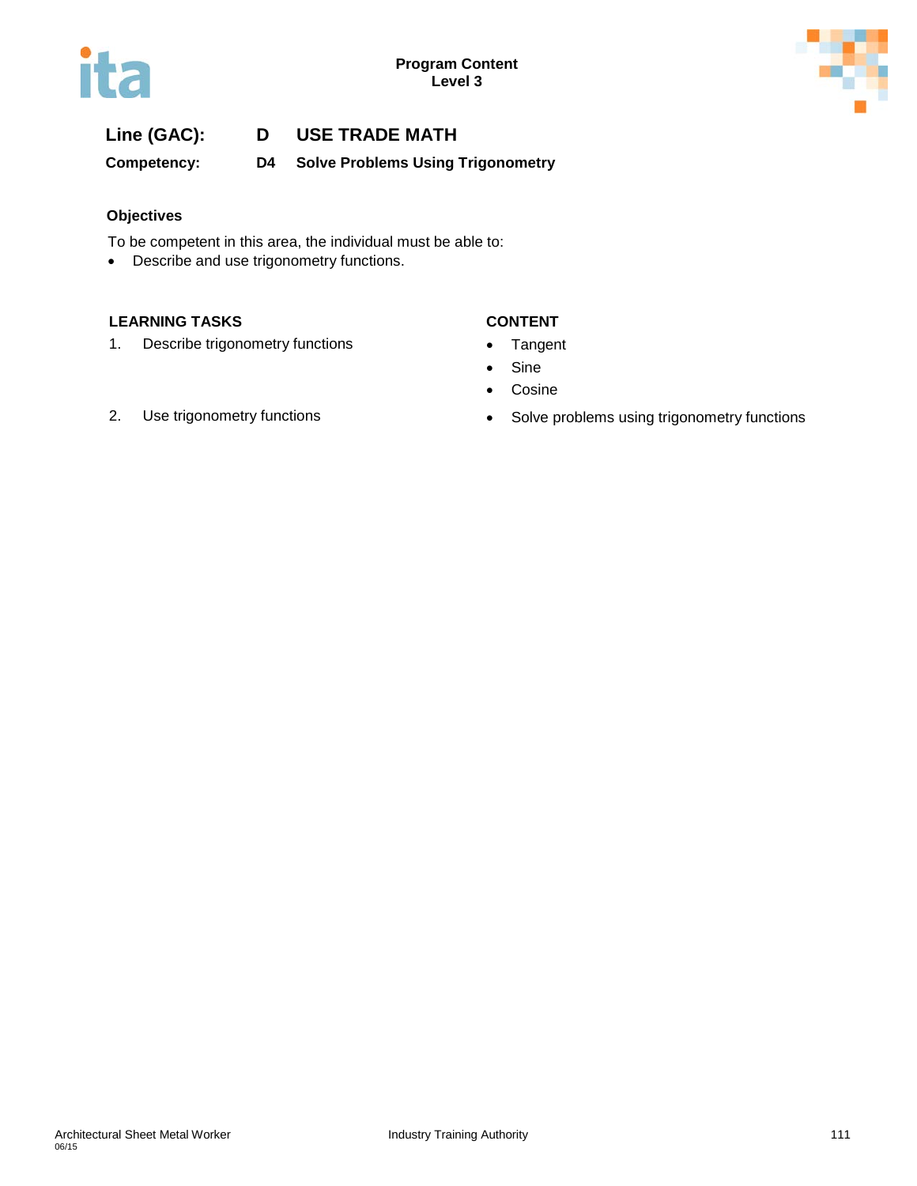**Line (GAC):** D USE TRADE MATH

**Competency:** D4 Solve Problems Using Trigonometry

### Objectives

To be competent in this area, the individual must be able to:

- Describe and use trigonometry functions.

| LEARNING TASKS | CONTENT |
| --- | --- |
| 1. Describe trigonometry functions | • Tangent<br>• Sine<br>• Cosine |
| 2. Use trigonometry functions | • Solve problems using trigonometry functions |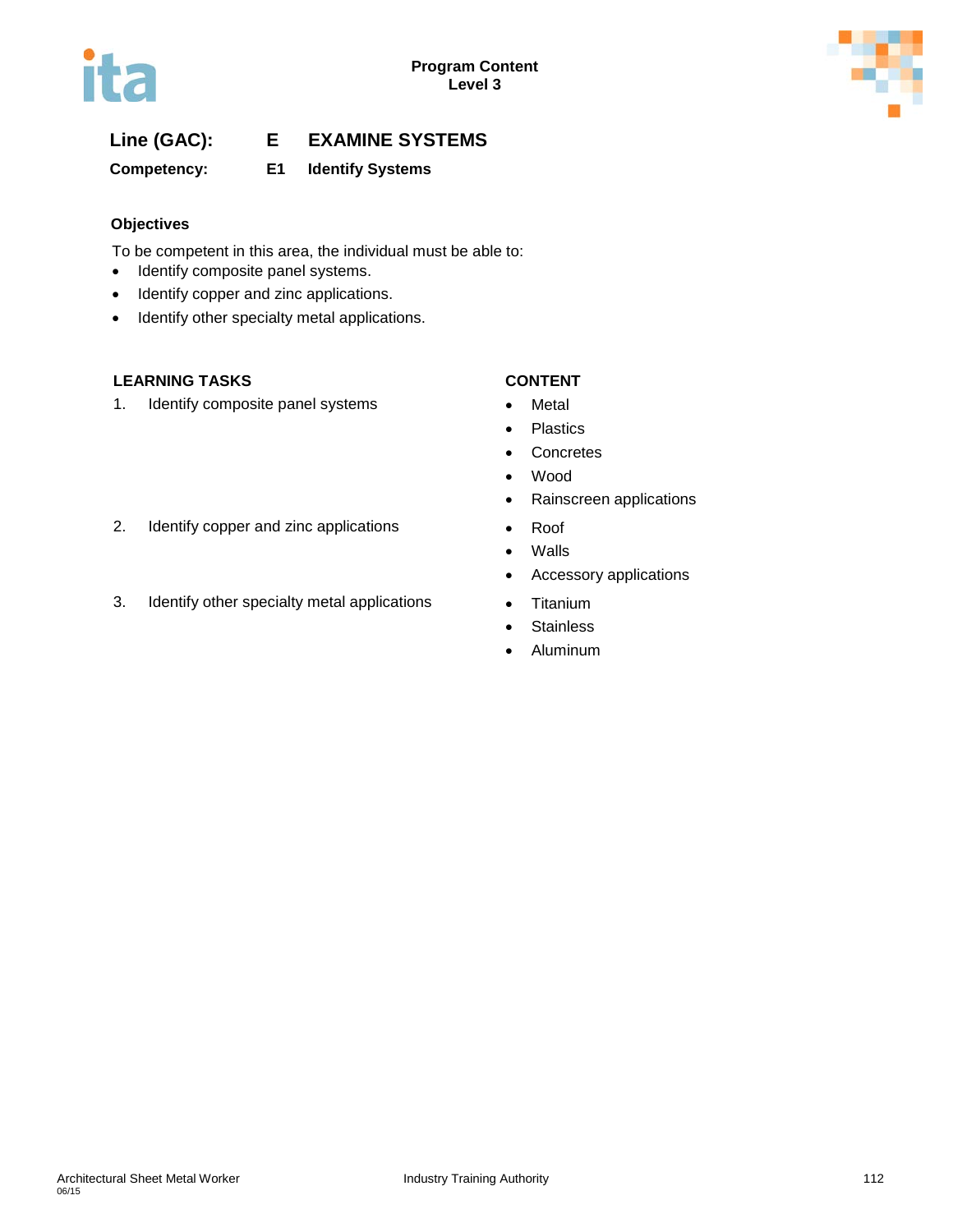**Line (GAC):** **E** **EXAMINE SYSTEMS**

**Competency:** **E1** **Identify Systems**

### Objectives

To be competent in this area, the individual must be able to:

- Identify composite panel systems.
- Identify copper and zinc applications.
- Identify other specialty metal applications.

| LEARNING TASKS | CONTENT |
|---|---|
| 1. Identify composite panel systems | • Metal<br>• Plastics<br>• Concretes<br>• Wood<br>• Rainscreen applications |
| 2. Identify copper and zinc applications | • Roof<br>• Walls<br>• Accessory applications |
| 3. Identify other specialty metal applications | • Titanium<br>• Stainless<br>• Aluminum |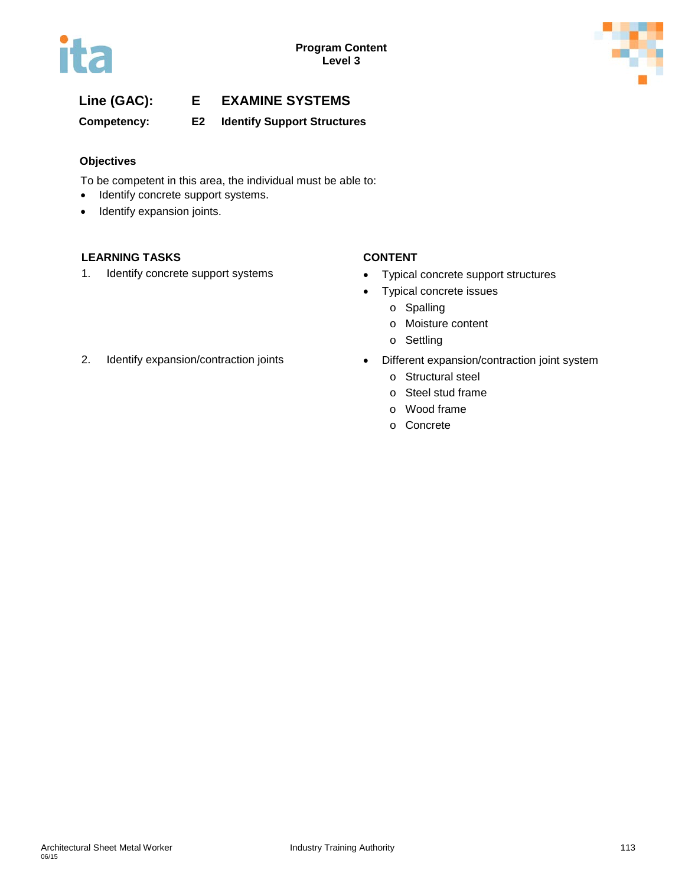**Line (GAC):** **E EXAMINE SYSTEMS**

**Competency:** **E2 Identify Support Structures**

### Objectives

To be competent in this area, the individual must be able to:

- Identify concrete support systems.
- Identify expansion joints.

| LEARNING TASKS | CONTENT |
| --- | --- |
| 1. Identify concrete support systems | • Typical concrete support structures<br>• Typical concrete issues<br>  o Spalling<br>  o Moisture content<br>  o Settling |
| 2. Identify expansion/contraction joints | • Different expansion/contraction joint system<br>  o Structural steel<br>  o Steel stud frame<br>  o Wood frame<br>  o Concrete |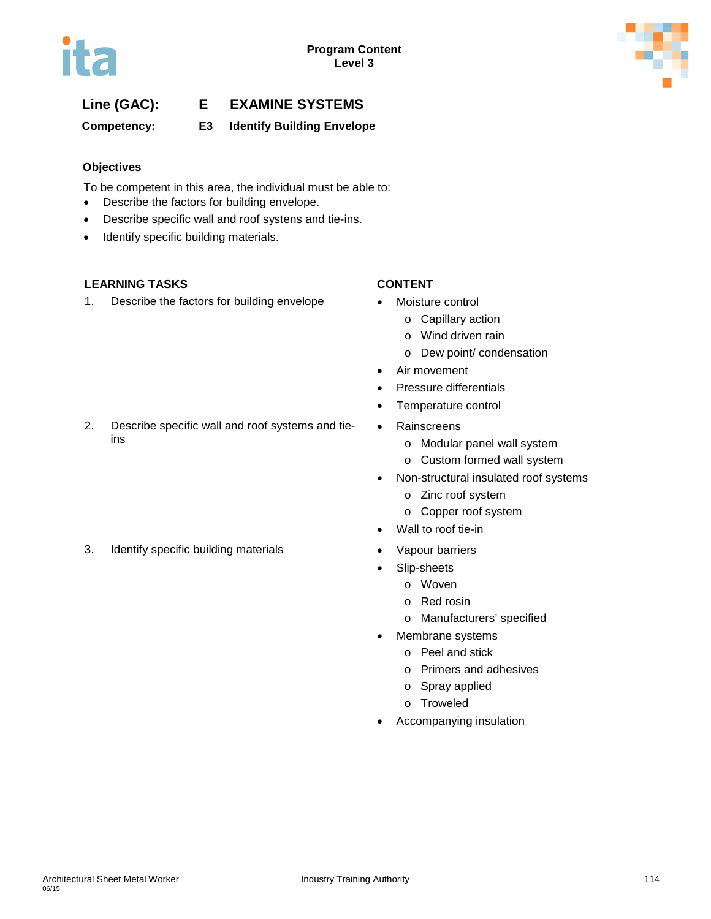**Program Content**
**Level 3**

## Line (GAC): E EXAMINE SYSTEMS

### Competency: E3 Identify Building Envelope

#### Objectives

To be competent in this area, the individual must be able to:

- Describe the factors for building envelope.
- Describe specific wall and roof systens and tie-ins.
- Identify specific building materials.

| LEARNING TASKS | CONTENT |
|---|---|
| 1. Describe the factors for building envelope | • Moisture control<br>  o Capillary action<br>  o Wind driven rain<br>  o Dew point/ condensation<br>• Air movement<br>• Pressure differentials<br>• Temperature control |
| 2. Describe specific wall and roof systems and tie-ins | • Rainscreens<br>  o Modular panel wall system<br>  o Custom formed wall system<br>• Non-structural insulated roof systems<br>  o Zinc roof system<br>  o Copper roof system<br>• Wall to roof tie-in |
| 3. Identify specific building materials | • Vapour barriers<br>• Slip-sheets<br>  o Woven<br>  o Red rosin<br>  o Manufacturers' specified<br>• Membrane systems<br>  o Peel and stick<br>  o Primers and adhesives<br>  o Spray applied<br>  o Troweled<br>• Accompanying insulation |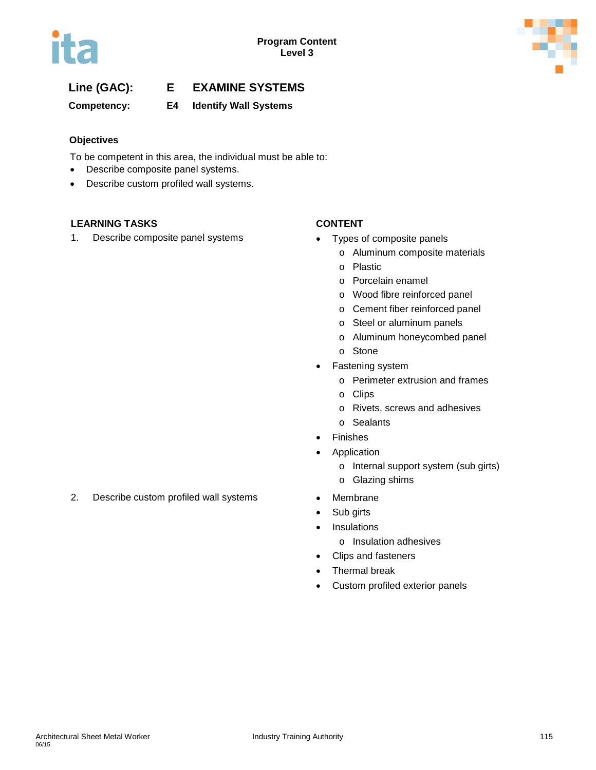**Line (GAC):** E **EXAMINE SYSTEMS**

**Competency:** E4 **Identify Wall Systems**

### Objectives

To be competent in this area, the individual must be able to:

- Describe composite panel systems.
- Describe custom profiled wall systems.

| LEARNING TASKS | CONTENT |
| --- | --- |
| 1. Describe composite panel systems | • Types of composite panels<br>  o Aluminum composite materials<br>  o Plastic<br>  o Porcelain enamel<br>  o Wood fibre reinforced panel<br>  o Cement fiber reinforced panel<br>  o Steel or aluminum panels<br>  o Aluminum honeycombed panel<br>  o Stone<br>• Fastening system<br>  o Perimeter extrusion and frames<br>  o Clips<br>  o Rivets, screws and adhesives<br>  o Sealants<br>• Finishes<br>• Application<br>  o Internal support system (sub girts)<br>  o Glazing shims |
| 2. Describe custom profiled wall systems | • Membrane<br>• Sub girts<br>• Insulations<br>  o Insulation adhesives<br>• Clips and fasteners<br>• Thermal break<br>• Custom profiled exterior panels |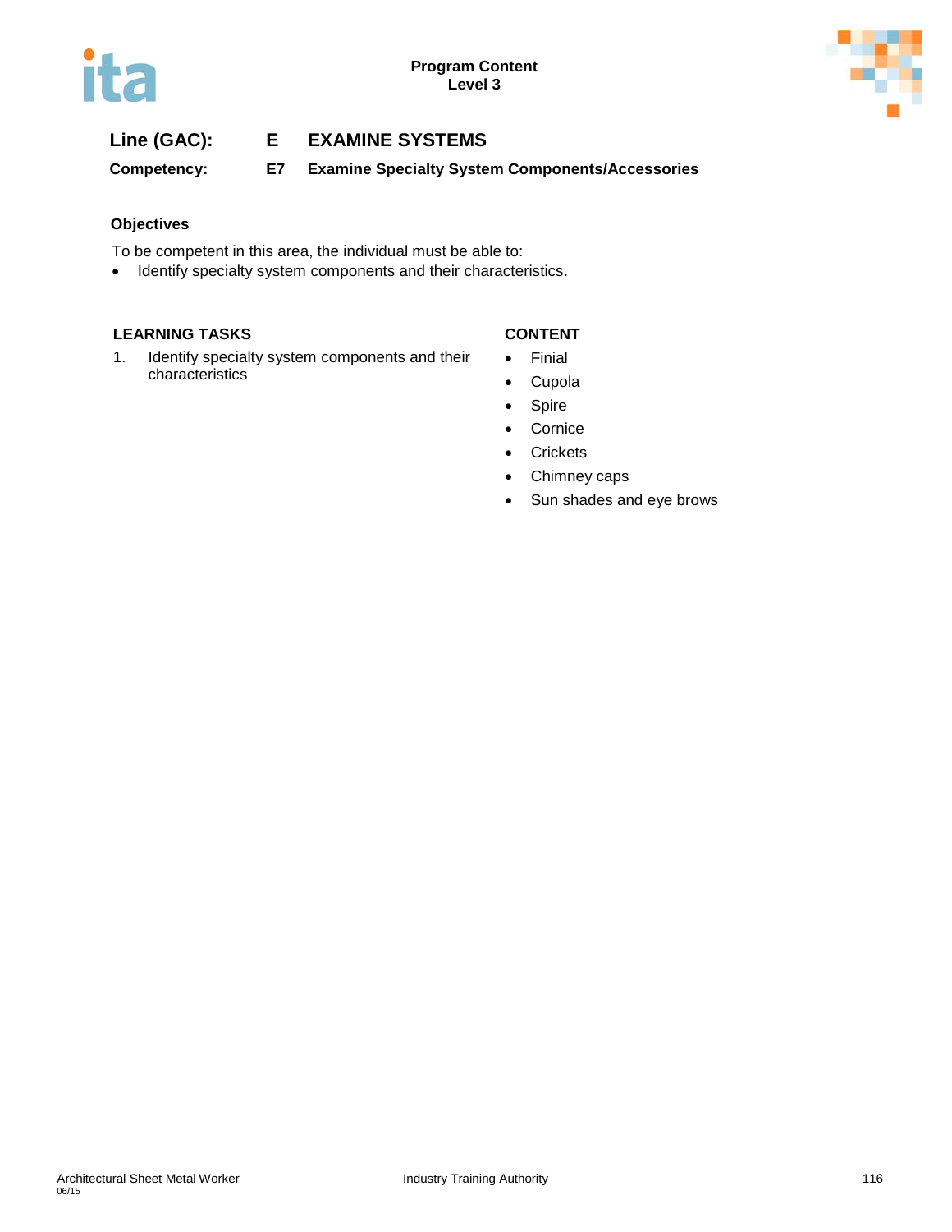**Line (GAC):** **E EXAMINE SYSTEMS**

**Competency:** **E7 Examine Specialty System Components/Accessories**

### Objectives

To be competent in this area, the individual must be able to:

- Identify specialty system components and their characteristics.

| LEARNING TASKS | CONTENT |
|---|---|
| 1. Identify specialty system components and their characteristics | • Finial<br>• Cupola<br>• Spire<br>• Cornice<br>• Crickets<br>• Chimney caps<br>• Sun shades and eye brows |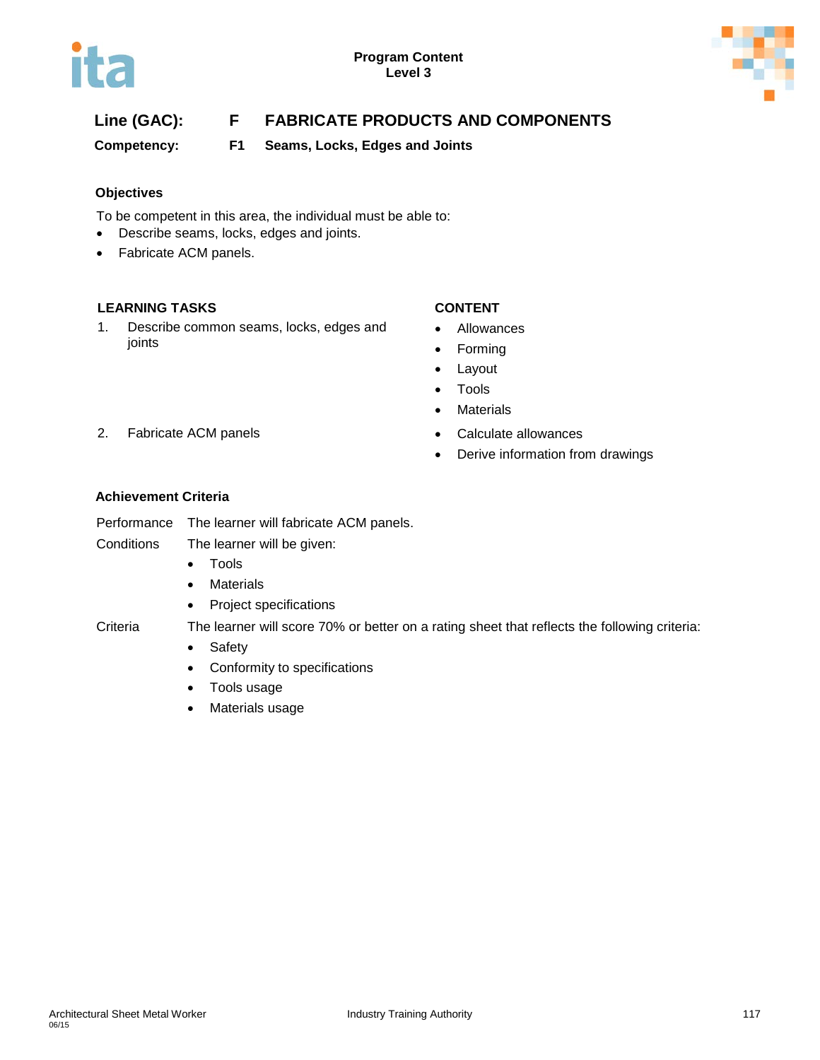Program Content
Level 3

## Line (GAC): F FABRICATE PRODUCTS AND COMPONENTS

**Competency: F1 Seams, Locks, Edges and Joints**

### Objectives

To be competent in this area, the individual must be able to:

- Describe seams, locks, edges and joints.
- Fabricate ACM panels.

| LEARNING TASKS | CONTENT |
|---|---|
| 1. Describe common seams, locks, edges and joints | • Allowances<br>• Forming<br>• Layout<br>• Tools<br>• Materials |
| 2. Fabricate ACM panels | • Calculate allowances<br>• Derive information from drawings |

### Achievement Criteria

Performance The learner will fabricate ACM panels.

Conditions The learner will be given:

- Tools
- Materials
- Project specifications

Criteria The learner will score 70% or better on a rating sheet that reflects the following criteria:

- Safety
- Conformity to specifications
- Tools usage
- Materials usage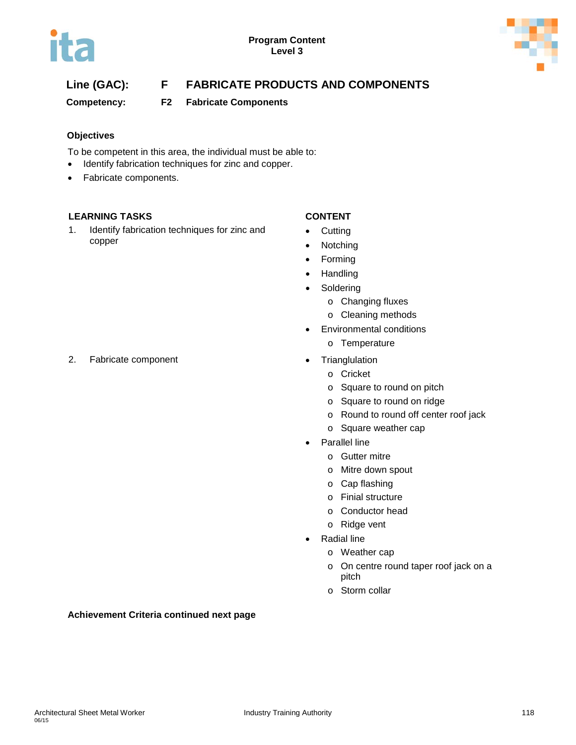Program Content
Level 3

## Line (GAC): F FABRICATE PRODUCTS AND COMPONENTS

**Competency: F2 Fabricate Components**

### Objectives

To be competent in this area, the individual must be able to:

- Identify fabrication techniques for zinc and copper.
- Fabricate components.

| LEARNING TASKS | CONTENT |
|---|---|
| 1. Identify fabrication techniques for zinc and copper | • Cutting<br>• Notching<br>• Forming<br>• Handling<br>• Soldering<br>  o Changing fluxes<br>  o Cleaning methods<br>• Environmental conditions<br>  o Temperature |
| 2. Fabricate component | • Triangulation<br>  o Cricket<br>  o Square to round on pitch<br>  o Square to round on ridge<br>  o Round to round off center roof jack<br>  o Square weather cap<br>• Parallel line<br>  o Gutter mitre<br>  o Mitre down spout<br>  o Cap flashing<br>  o Finial structure<br>  o Conductor head<br>  o Ridge vent<br>• Radial line<br>  o Weather cap<br>  o On centre round taper roof jack on a pitch<br>  o Storm collar |

**Achievement Criteria continued next page**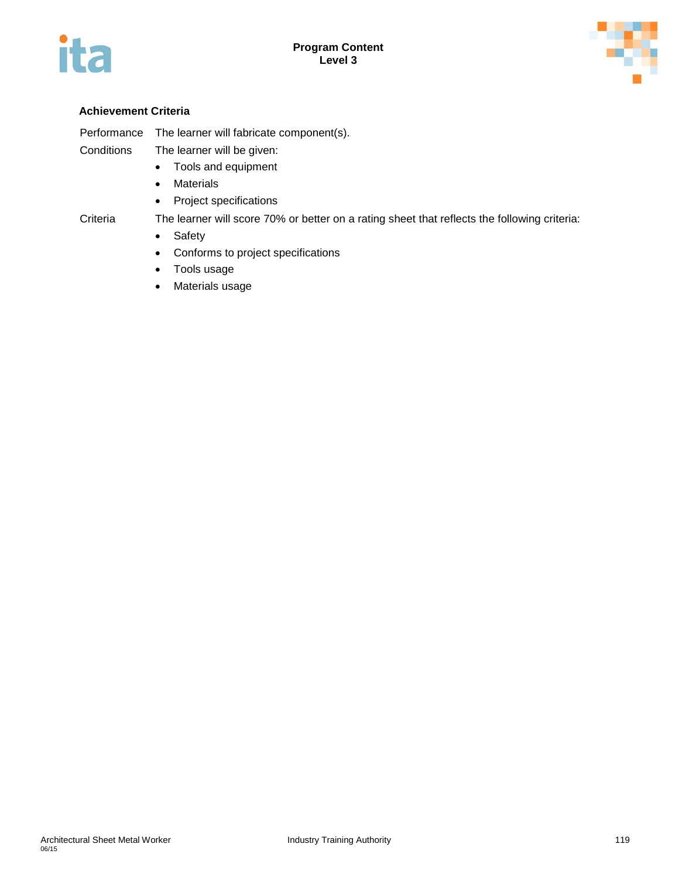### Achievement Criteria

Performance	The learner will fabricate component(s).

Conditions	The learner will be given:

- Tools and equipment
- Materials
- Project specifications

Criteria	The learner will score 70% or better on a rating sheet that reflects the following criteria:

- Safety
- Conforms to project specifications
- Tools usage
- Materials usage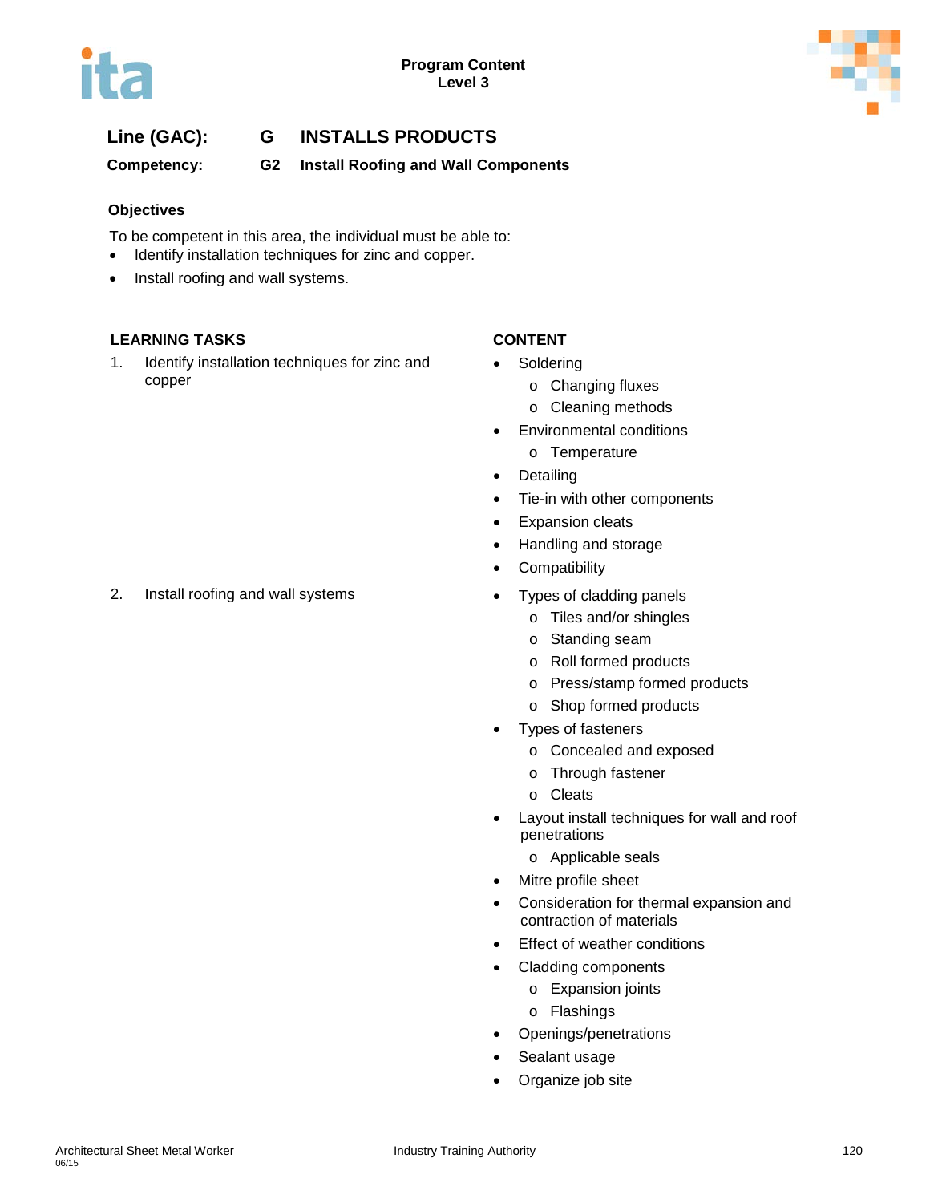Program Content
Level 3

**Line (GAC):** **G INSTALLS PRODUCTS**

**Competency:** **G2 Install Roofing and Wall Components**

### Objectives

To be competent in this area, the individual must be able to:

- Identify installation techniques for zinc and copper.
- Install roofing and wall systems.

| LEARNING TASKS | CONTENT |
|---|---|
| 1. Identify installation techniques for zinc and copper | • Soldering<br>  o Changing fluxes<br>  o Cleaning methods<br>• Environmental conditions<br>  o Temperature<br>• Detailing<br>• Tie-in with other components<br>• Expansion cleats<br>• Handling and storage<br>• Compatibility |
| 2. Install roofing and wall systems | • Types of cladding panels<br>  o Tiles and/or shingles<br>  o Standing seam<br>  o Roll formed products<br>  o Press/stamp formed products<br>  o Shop formed products<br>• Types of fasteners<br>  o Concealed and exposed<br>  o Through fastener<br>  o Cleats<br>• Layout install techniques for wall and roof penetrations<br>  o Applicable seals<br>• Mitre profile sheet<br>• Consideration for thermal expansion and contraction of materials<br>• Effect of weather conditions<br>• Cladding components<br>  o Expansion joints<br>  o Flashings<br>• Openings/penetrations<br>• Sealant usage<br>• Organize job site |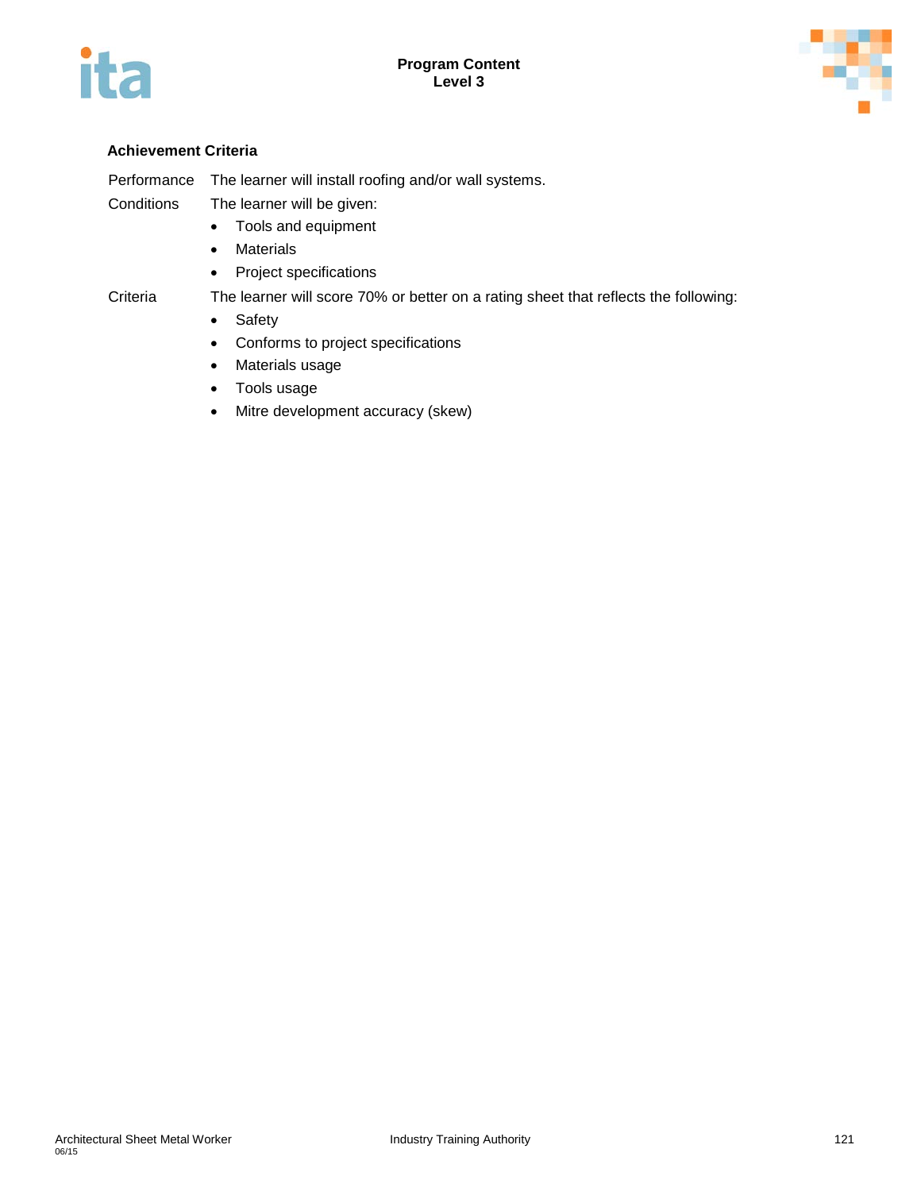### Achievement Criteria

Performance The learner will install roofing and/or wall systems.

Conditions The learner will be given:

- Tools and equipment
- Materials
- Project specifications

Criteria The learner will score 70% or better on a rating sheet that reflects the following:

- Safety
- Conforms to project specifications
- Materials usage
- Tools usage
- Mitre development accuracy (skew)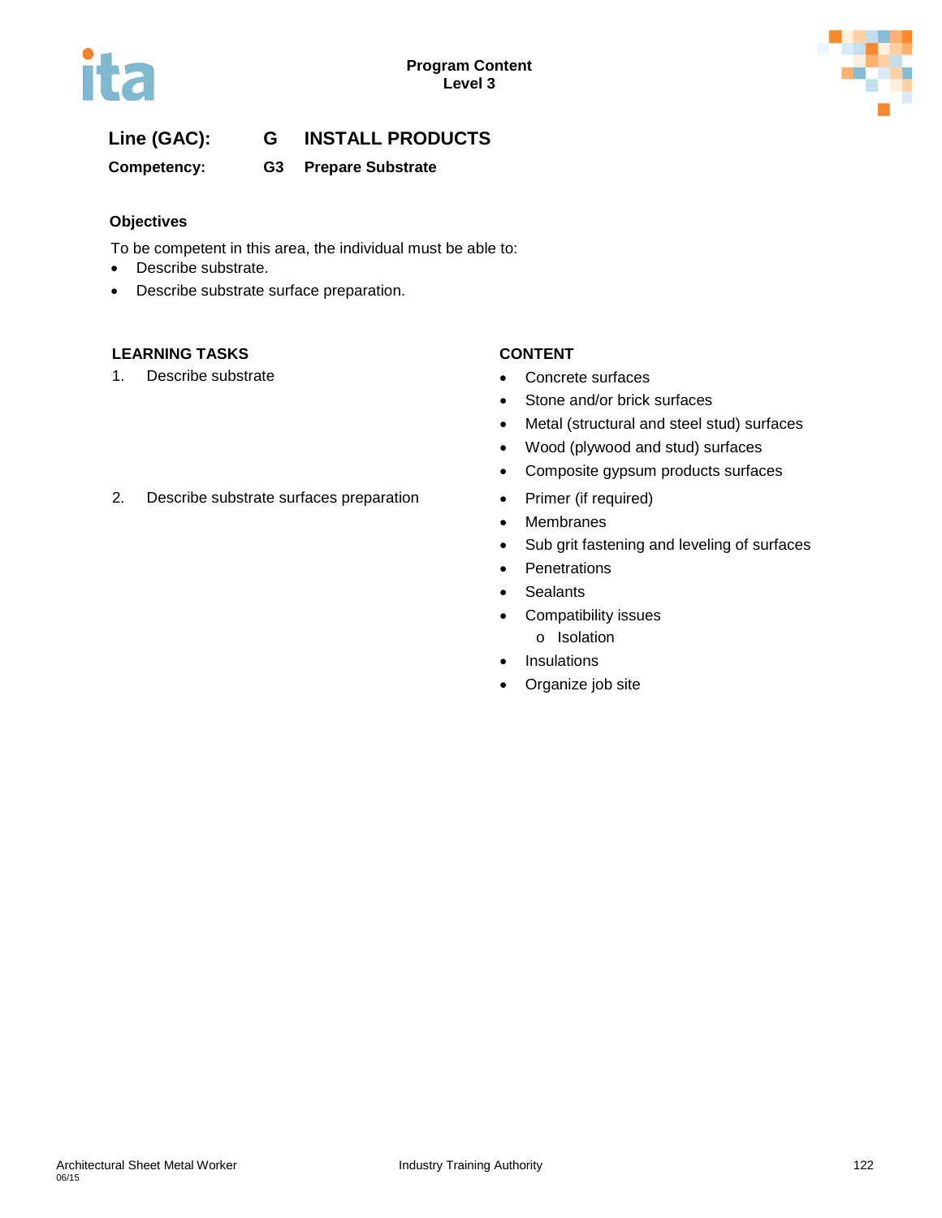**Program Content**
**Level 3**

## Line (GAC): G INSTALL PRODUCTS

**Competency: G3 Prepare Substrate**

### Objectives

To be competent in this area, the individual must be able to:

- Describe substrate.
- Describe substrate surface preparation.

| LEARNING TASKS | CONTENT |
|---|---|
| 1. Describe substrate | • Concrete surfaces<br>• Stone and/or brick surfaces<br>• Metal (structural and steel stud) surfaces<br>• Wood (plywood and stud) surfaces<br>• Composite gypsum products surfaces |
| 2. Describe substrate surfaces preparation | • Primer (if required)<br>• Membranes<br>• Sub grit fastening and leveling of surfaces<br>• Penetrations<br>• Sealants<br>• Compatibility issues<br>&nbsp;&nbsp;&nbsp;&nbsp;o Isolation<br>• Insulations<br>• Organize job site |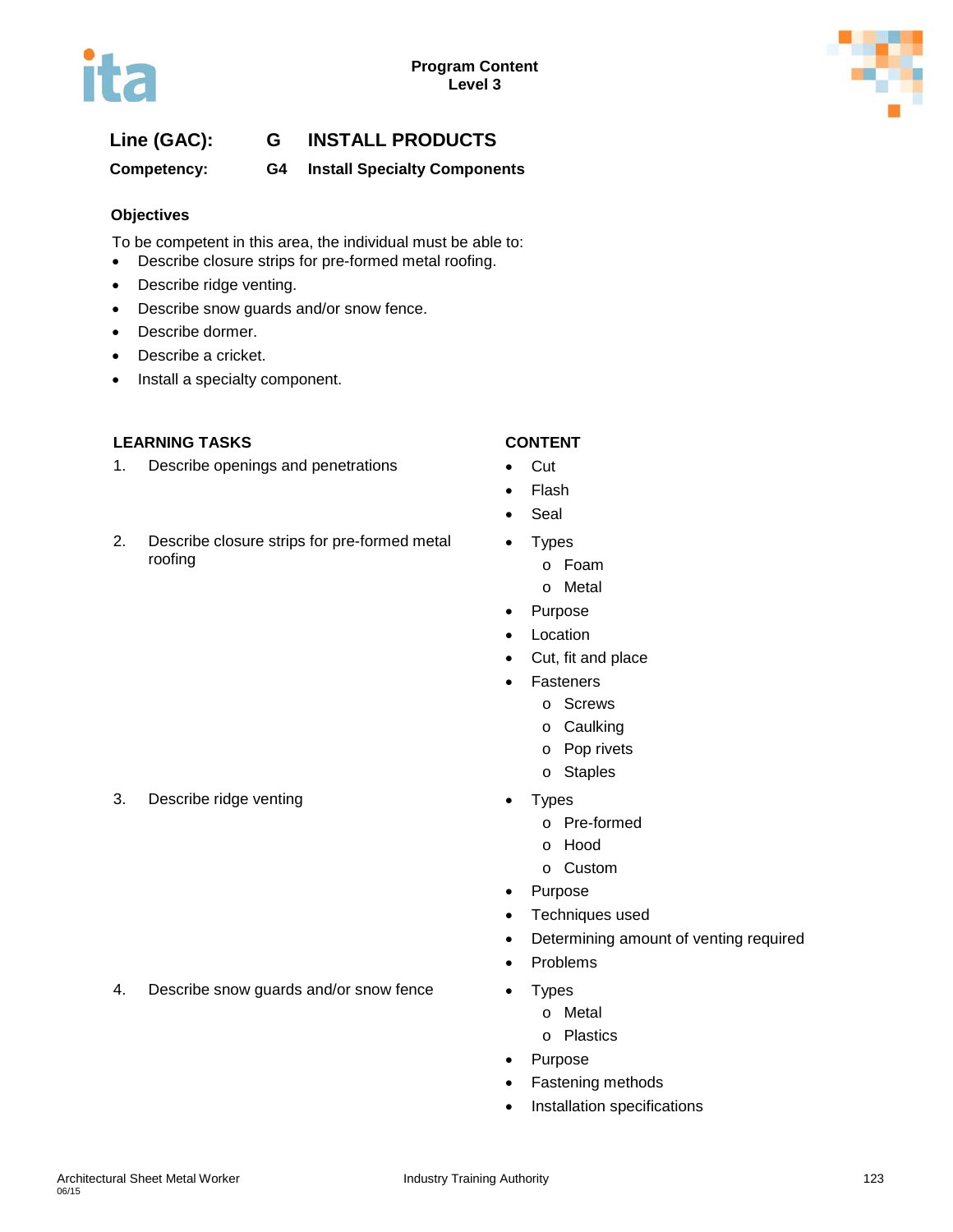Program Content
Level 3

**Line (GAC):** **G INSTALL PRODUCTS**

**Competency:** **G4 Install Specialty Components**

### Objectives

To be competent in this area, the individual must be able to:

- Describe closure strips for pre-formed metal roofing.
- Describe ridge venting.
- Describe snow guards and/or snow fence.
- Describe dormer.
- Describe a cricket.
- Install a specialty component.

| LEARNING TASKS | CONTENT |
|---|---|
| 1. Describe openings and penetrations | • Cut<br>• Flash<br>• Seal |
| 2. Describe closure strips for pre-formed metal roofing | • Types<br>  o Foam<br>  o Metal<br>• Purpose<br>• Location<br>• Cut, fit and place<br>• Fasteners<br>  o Screws<br>  o Caulking<br>  o Pop rivets<br>  o Staples |
| 3. Describe ridge venting | • Types<br>  o Pre-formed<br>  o Hood<br>  o Custom<br>• Purpose<br>• Techniques used<br>• Determining amount of venting required<br>• Problems |
| 4. Describe snow guards and/or snow fence | • Types<br>  o Metal<br>  o Plastics<br>• Purpose<br>• Fastening methods<br>• Installation specifications |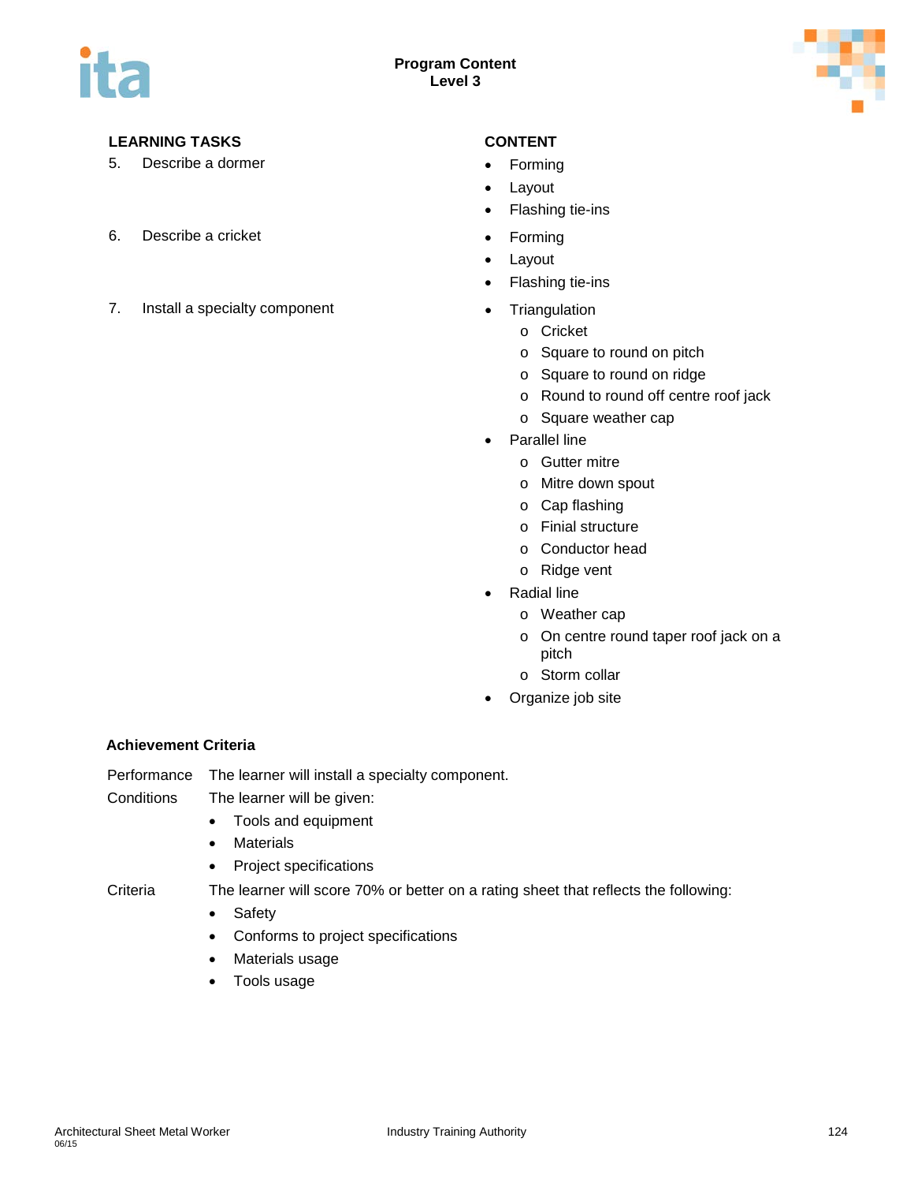| LEARNING TASKS | CONTENT |
|---|---|
| 5. Describe a dormer | • Forming<br>• Layout<br>• Flashing tie-ins |
| 6. Describe a cricket | • Forming<br>• Layout<br>• Flashing tie-ins |
| 7. Install a specialty component | • Triangulation<br>  o Cricket<br>  o Square to round on pitch<br>  o Square to round on ridge<br>  o Round to round off centre roof jack<br>  o Square weather cap<br>• Parallel line<br>  o Gutter mitre<br>  o Mitre down spout<br>  o Cap flashing<br>  o Finial structure<br>  o Conductor head<br>  o Ridge vent<br>• Radial line<br>  o Weather cap<br>  o On centre round taper roof jack on a pitch<br>  o Storm collar<br>• Organize job site |

**Achievement Criteria**

Performance: The learner will install a specialty component.

Conditions: The learner will be given:

- Tools and equipment
- Materials
- Project specifications

Criteria: The learner will score 70% or better on a rating sheet that reflects the following:

- Safety
- Conforms to project specifications
- Materials usage
- Tools usage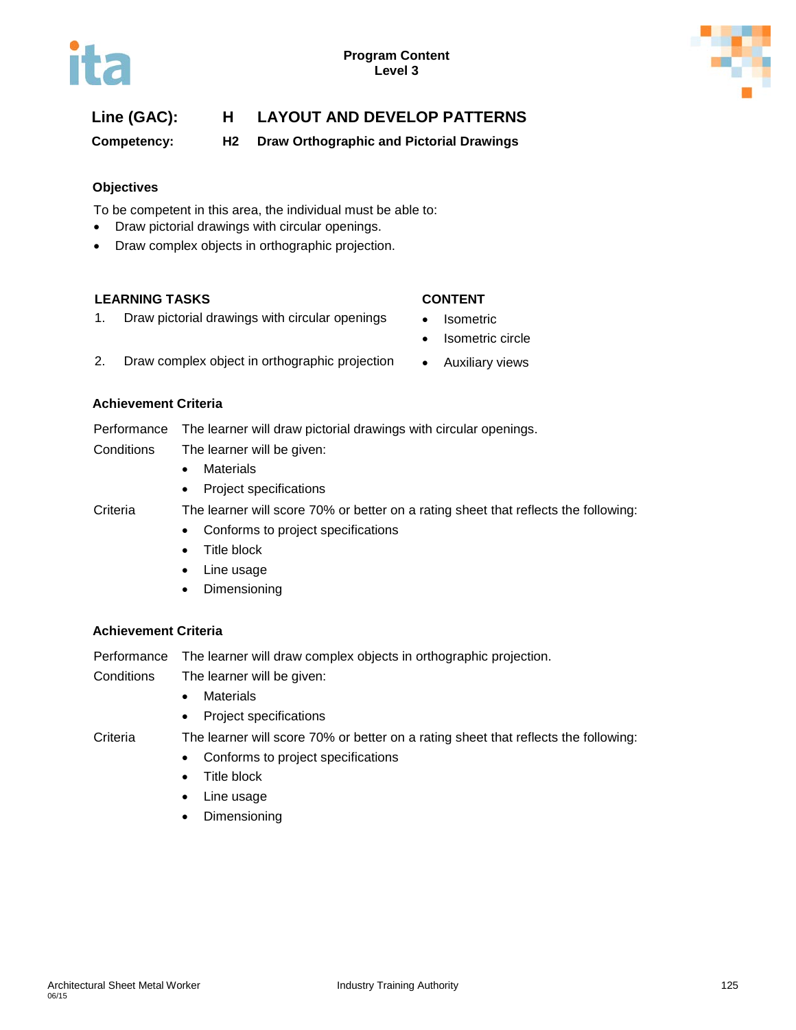**Line (GAC):** **H** **LAYOUT AND DEVELOP PATTERNS**

**Competency:** **H2** **Draw Orthographic and Pictorial Drawings**

### Objectives

To be competent in this area, the individual must be able to:

- Draw pictorial drawings with circular openings.
- Draw complex objects in orthographic projection.

| LEARNING TASKS | CONTENT |
|---|---|
| 1. Draw pictorial drawings with circular openings | • Isometric<br>• Isometric circle |
| 2. Draw complex object in orthographic projection | • Auxiliary views |

### Achievement Criteria

Performance: The learner will draw pictorial drawings with circular openings.

Conditions: The learner will be given:

- Materials
- Project specifications

Criteria: The learner will score 70% or better on a rating sheet that reflects the following:

- Conforms to project specifications
- Title block
- Line usage
- Dimensioning

### Achievement Criteria

Performance: The learner will draw complex objects in orthographic projection.

Conditions: The learner will be given:

- Materials
- Project specifications

Criteria: The learner will score 70% or better on a rating sheet that reflects the following:

- Conforms to project specifications
- Title block
- Line usage
- Dimensioning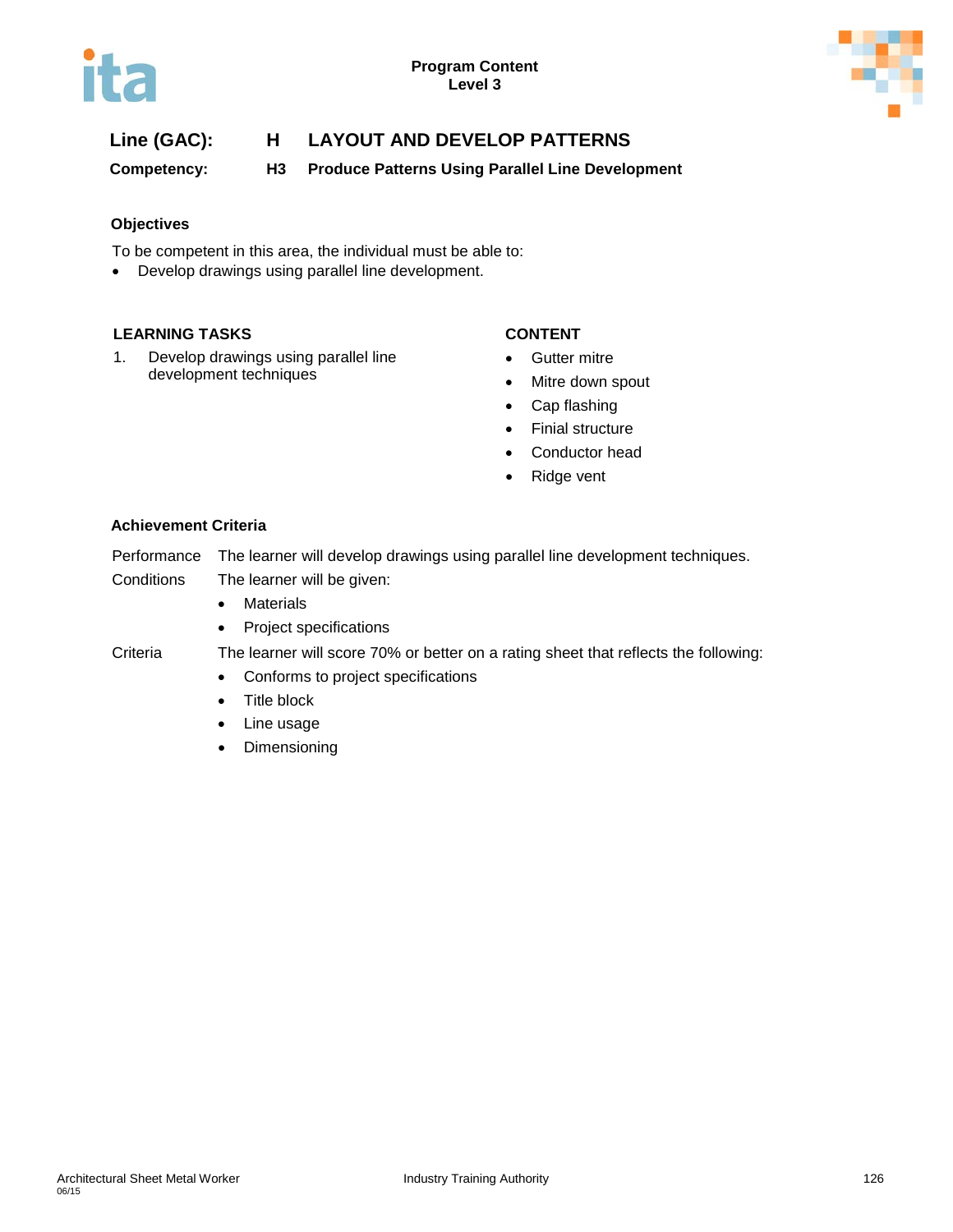**Line (GAC):** **H LAYOUT AND DEVELOP PATTERNS**

**Competency:** **H3 Produce Patterns Using Parallel Line Development**

### Objectives

To be competent in this area, the individual must be able to:

- Develop drawings using parallel line development.

| LEARNING TASKS | CONTENT |
| --- | --- |
| 1. Develop drawings using parallel line development techniques | • Gutter mitre<br>• Mitre down spout<br>• Cap flashing<br>• Finial structure<br>• Conductor head<br>• Ridge vent |

### Achievement Criteria

| | |
| --- | --- |
| Performance | The learner will develop drawings using parallel line development techniques. |
| Conditions | The learner will be given:<br>• Materials<br>• Project specifications |
| Criteria | The learner will score 70% or better on a rating sheet that reflects the following:<br>• Conforms to project specifications<br>• Title block<br>• Line usage<br>• Dimensioning |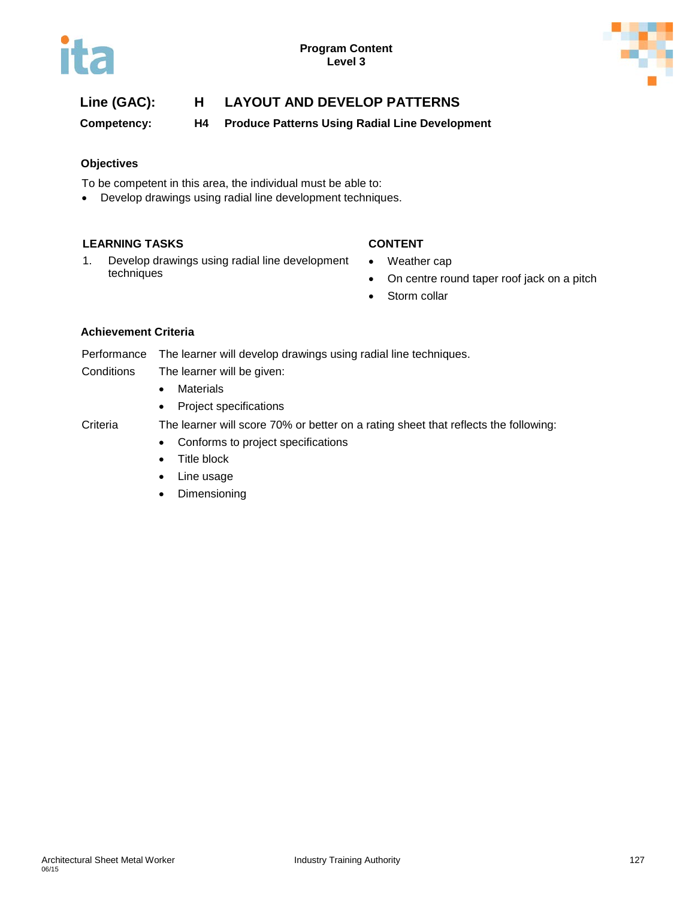**Line (GAC): H LAYOUT AND DEVELOP PATTERNS**

**Competency: H4 Produce Patterns Using Radial Line Development**

### Objectives

To be competent in this area, the individual must be able to:

- Develop drawings using radial line development techniques.

| LEARNING TASKS | CONTENT |
|---|---|
| 1. Develop drawings using radial line development techniques | • Weather cap<br>• On centre round taper roof jack on a pitch<br>• Storm collar |

### Achievement Criteria

Performance The learner will develop drawings using radial line techniques.

Conditions The learner will be given:

- Materials
- Project specifications

Criteria The learner will score 70% or better on a rating sheet that reflects the following:

- Conforms to project specifications
- Title block
- Line usage
- Dimensioning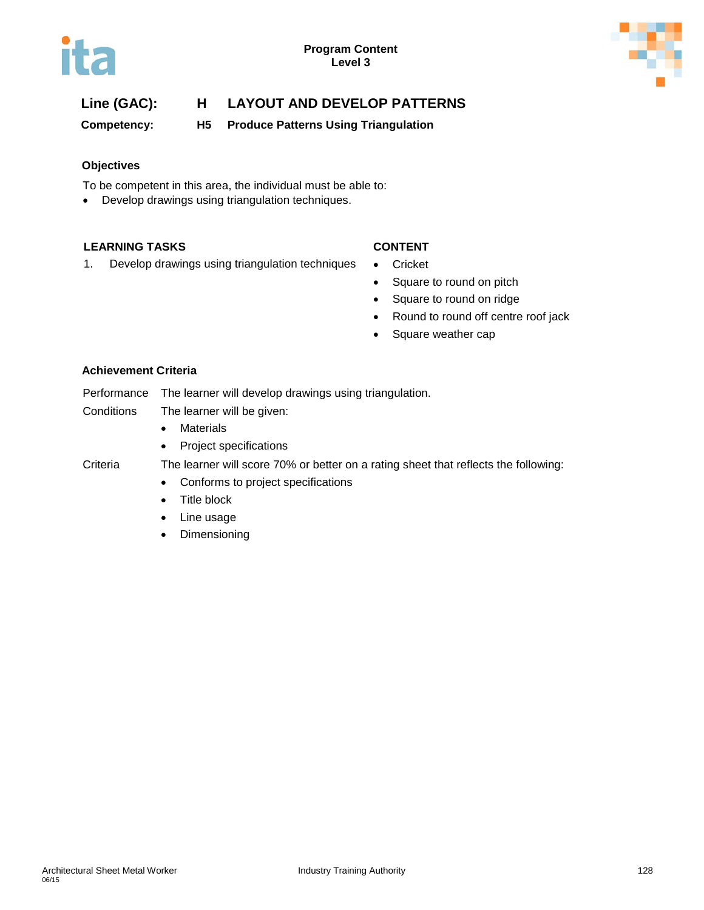**Program Content**
**Level 3**

## Line (GAC): H LAYOUT AND DEVELOP PATTERNS

### Competency: H5 Produce Patterns Using Triangulation

#### Objectives

To be competent in this area, the individual must be able to:

- Develop drawings using triangulation techniques.

| LEARNING TASKS | CONTENT |
|---|---|
| 1. Develop drawings using triangulation techniques | • Cricket<br>• Square to round on pitch<br>• Square to round on ridge<br>• Round to round off centre roof jack<br>• Square weather cap |

#### Achievement Criteria

| | |
|---|---|
| Performance | The learner will develop drawings using triangulation. |
| Conditions | The learner will be given:<br>• Materials<br>• Project specifications |
| Criteria | The learner will score 70% or better on a rating sheet that reflects the following:<br>• Conforms to project specifications<br>• Title block<br>• Line usage<br>• Dimensioning |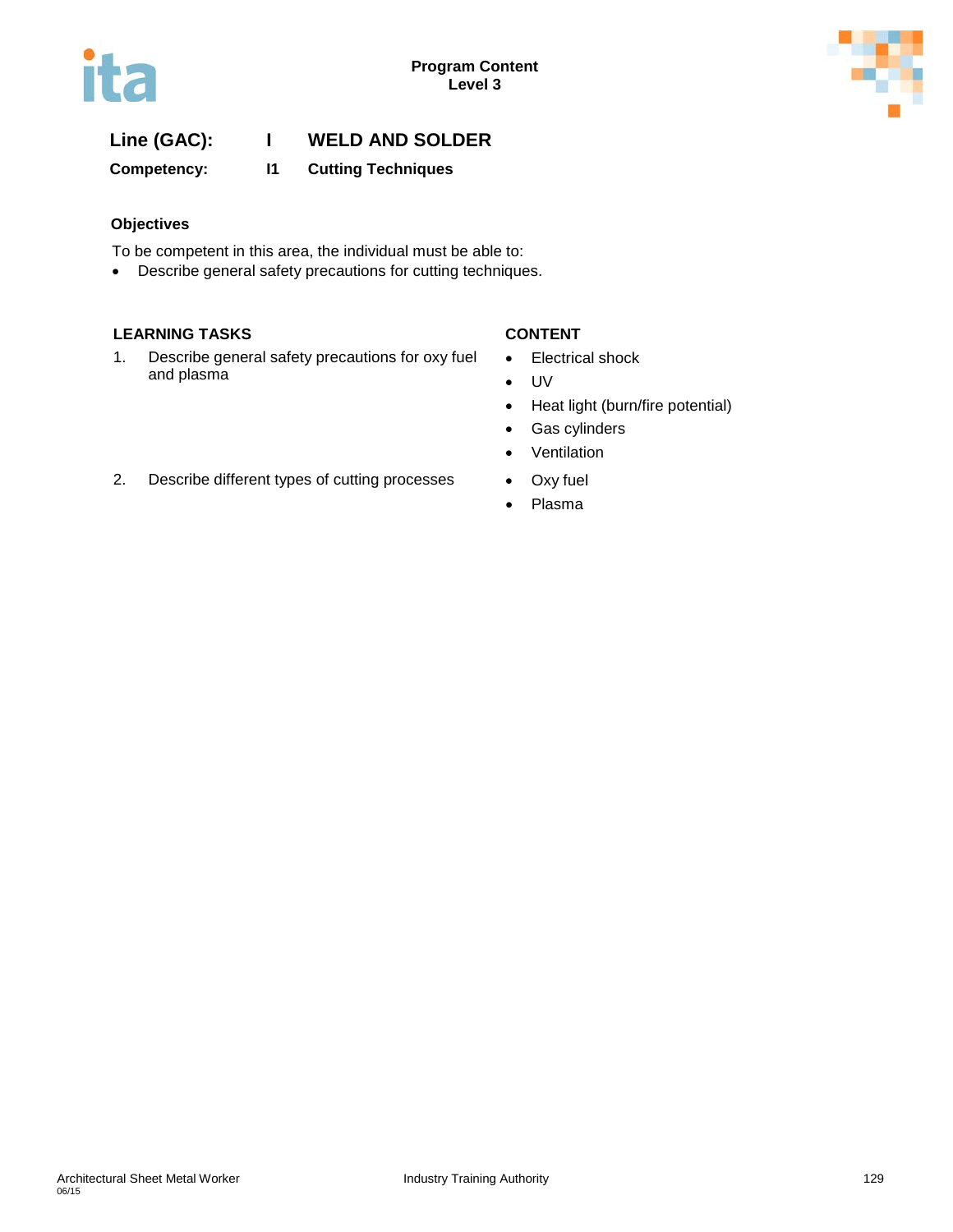**Line (GAC):** I WELD AND SOLDER

**Competency:** I1 Cutting Techniques

### Objectives

To be competent in this area, the individual must be able to:

- Describe general safety precautions for cutting techniques.

| LEARNING TASKS | CONTENT |
|---|---|
| 1. Describe general safety precautions for oxy fuel and plasma | • Electrical shock<br>• UV<br>• Heat light (burn/fire potential)<br>• Gas cylinders<br>• Ventilation |
| 2. Describe different types of cutting processes | • Oxy fuel<br>• Plasma |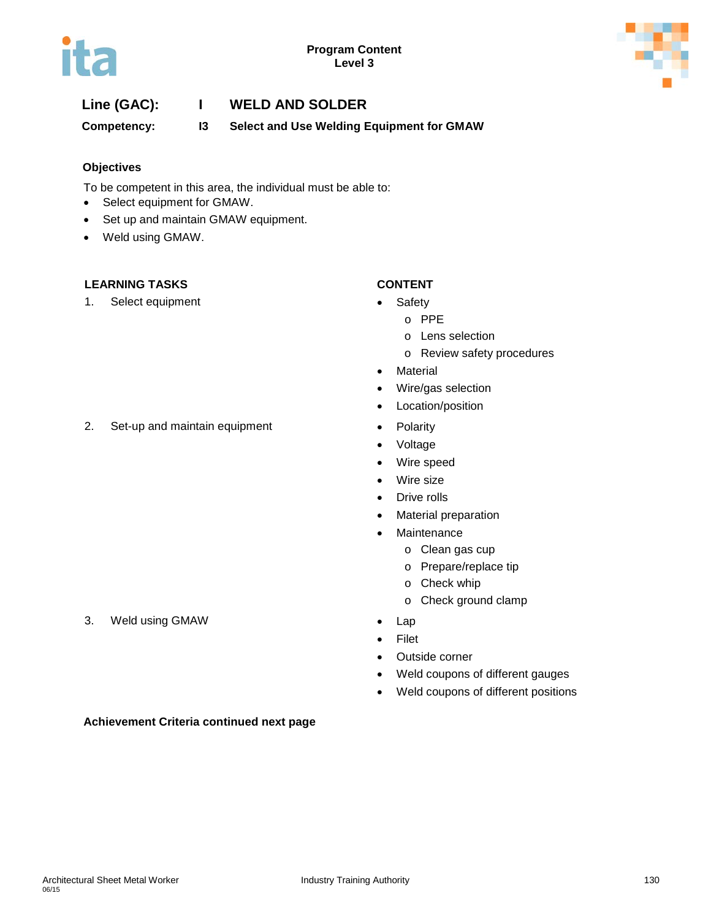Program Content
Level 3

**Line (GAC):** I **WELD AND SOLDER**

**Competency:** I3 **Select and Use Welding Equipment for GMAW**

### Objectives

To be competent in this area, the individual must be able to:

- Select equipment for GMAW.
- Set up and maintain GMAW equipment.
- Weld using GMAW.

| LEARNING TASKS | CONTENT |
|---|---|
| 1. Select equipment | • Safety<br>  o PPE<br>  o Lens selection<br>  o Review safety procedures<br>• Material<br>• Wire/gas selection<br>• Location/position |
| 2. Set-up and maintain equipment | • Polarity<br>• Voltage<br>• Wire speed<br>• Wire size<br>• Drive rolls<br>• Material preparation<br>• Maintenance<br>  o Clean gas cup<br>  o Prepare/replace tip<br>  o Check whip<br>  o Check ground clamp |
| 3. Weld using GMAW | • Lap<br>• Filet<br>• Outside corner<br>• Weld coupons of different gauges<br>• Weld coupons of different positions |

**Achievement Criteria continued next page**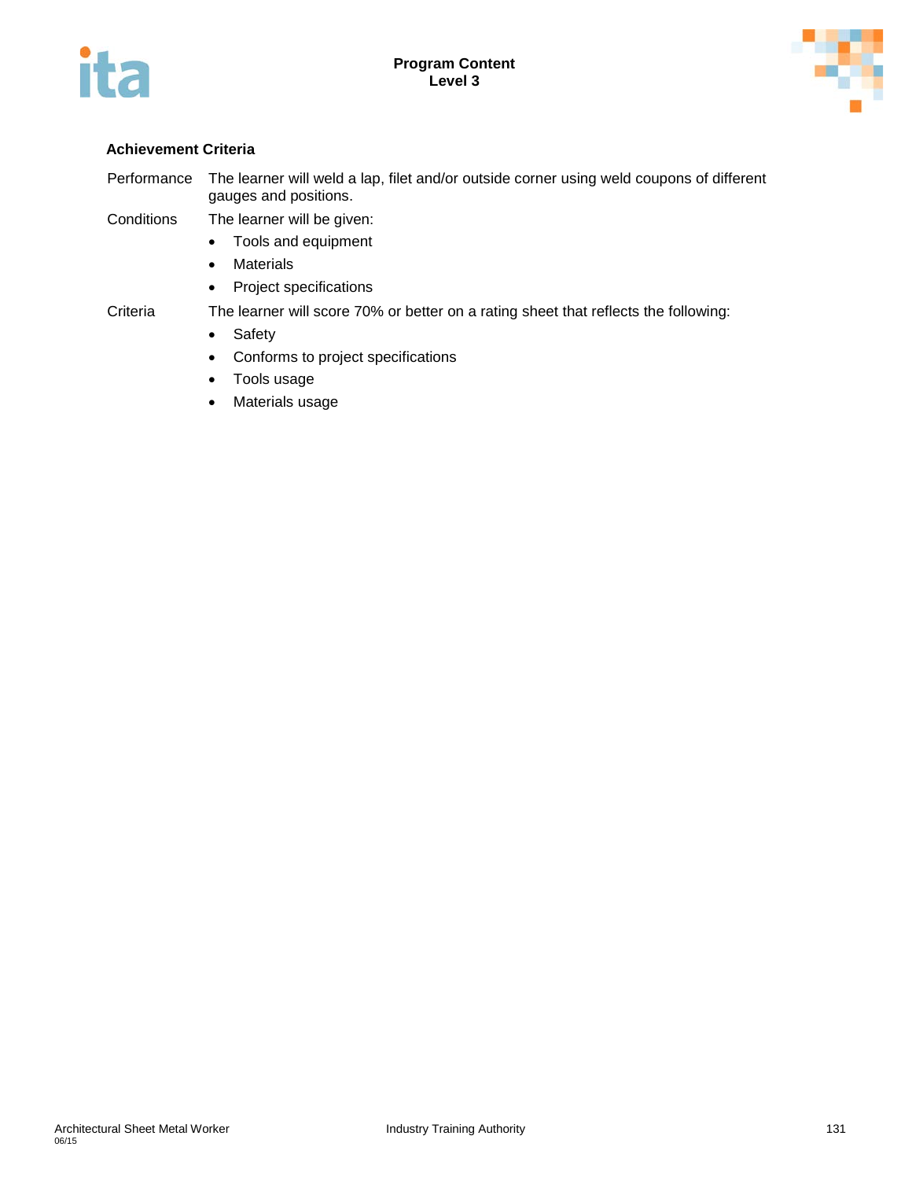**Achievement Criteria**

| | |
|---|---|
| Performance | The learner will weld a lap, filet and/or outside corner using weld coupons of different gauges and positions. |
| Conditions | The learner will be given:<br>• Tools and equipment<br>• Materials<br>• Project specifications |
| Criteria | The learner will score 70% or better on a rating sheet that reflects the following:<br>• Safety<br>• Conforms to project specifications<br>• Tools usage<br>• Materials usage |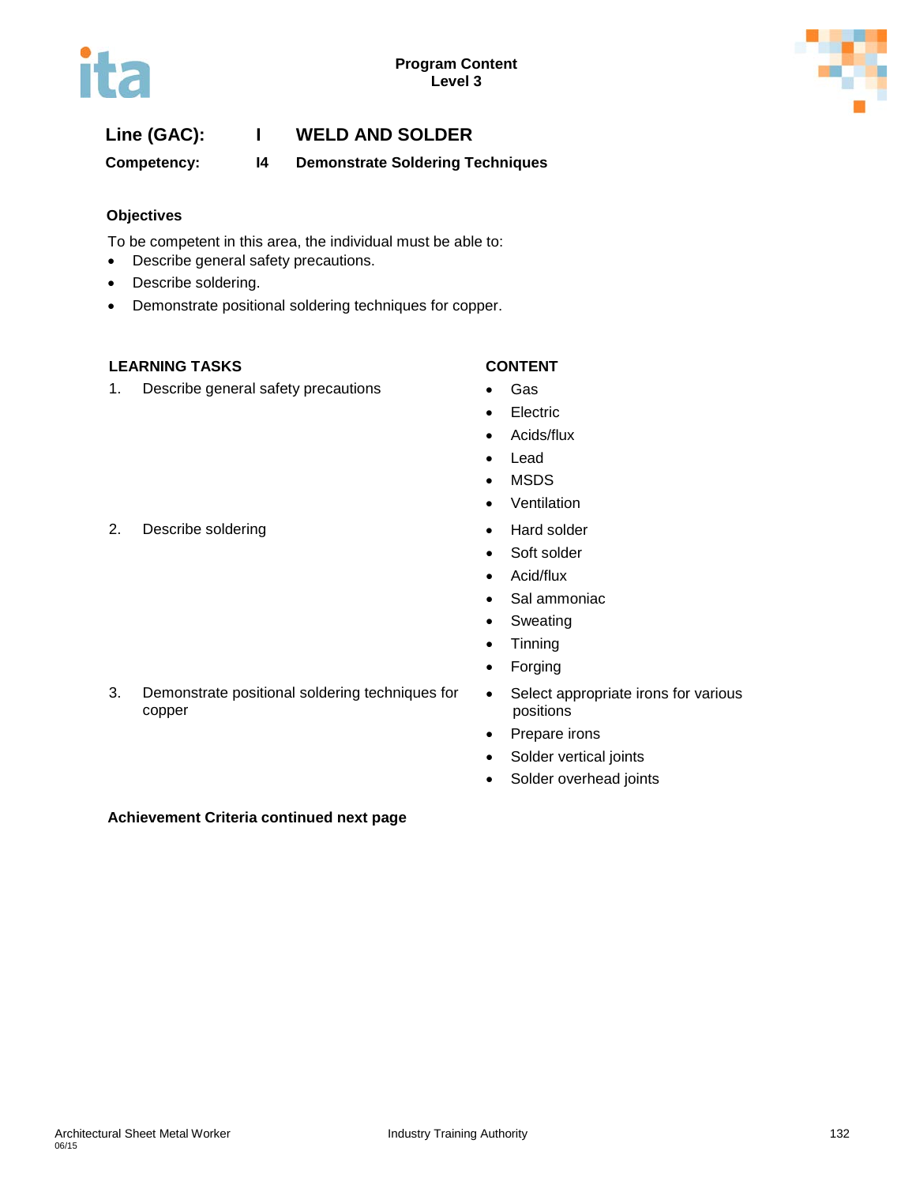**Line (GAC):** I WELD AND SOLDER

**Competency:** I4 Demonstrate Soldering Techniques

### Objectives

To be competent in this area, the individual must be able to:

- Describe general safety precautions.
- Describe soldering.
- Demonstrate positional soldering techniques for copper.

| LEARNING TASKS | CONTENT |
| --- | --- |
| 1. Describe general safety precautions | • Gas<br>• Electric<br>• Acids/flux<br>• Lead<br>• MSDS<br>• Ventilation |
| 2. Describe soldering | • Hard solder<br>• Soft solder<br>• Acid/flux<br>• Sal ammoniac<br>• Sweating<br>• Tinning<br>• Forging |
| 3. Demonstrate positional soldering techniques for copper | • Select appropriate irons for various positions<br>• Prepare irons<br>• Solder vertical joints<br>• Solder overhead joints |

**Achievement Criteria continued next page**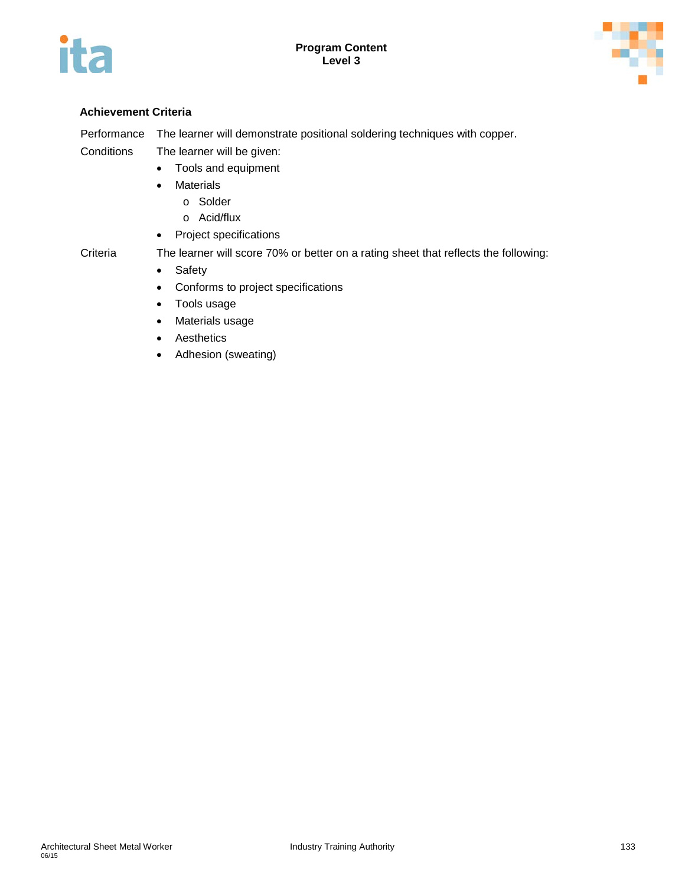### Achievement Criteria

Performance — The learner will demonstrate positional soldering techniques with copper.

Conditions — The learner will be given:

- Tools and equipment
- Materials
  - Solder
  - Acid/flux
- Project specifications

Criteria — The learner will score 70% or better on a rating sheet that reflects the following:

- Safety
- Conforms to project specifications
- Tools usage
- Materials usage
- Aesthetics
- Adhesion (sweating)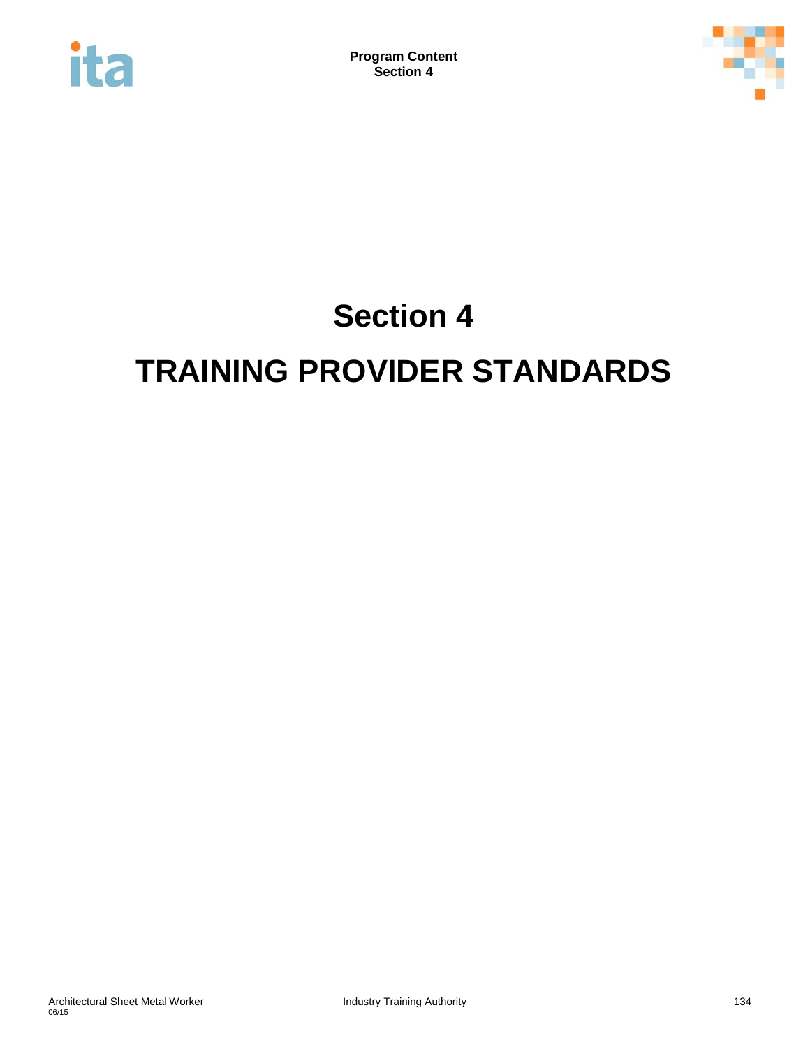# Section 4

# TRAINING PROVIDER STANDARDS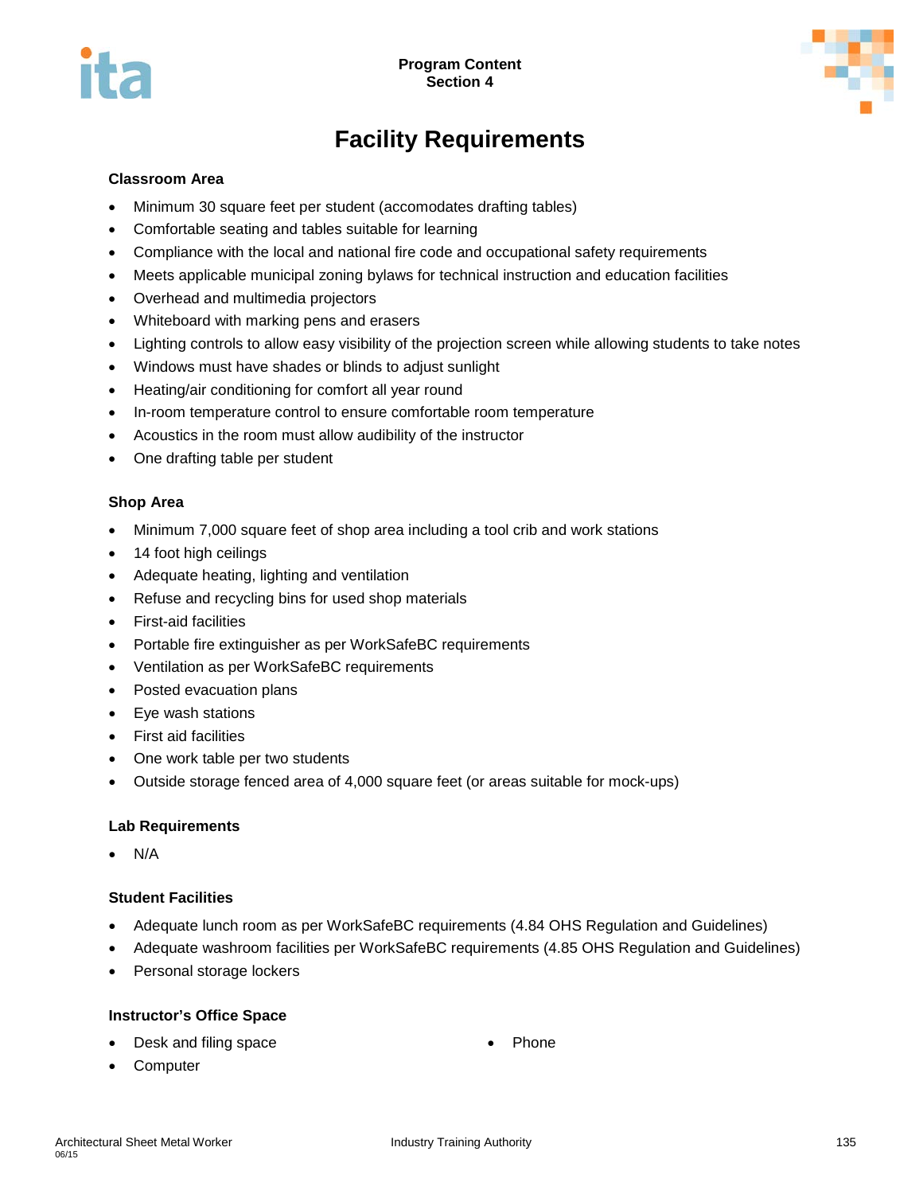# Facility Requirements

### Classroom Area

- Minimum 30 square feet per student (accomodates drafting tables)
- Comfortable seating and tables suitable for learning
- Compliance with the local and national fire code and occupational safety requirements
- Meets applicable municipal zoning bylaws for technical instruction and education facilities
- Overhead and multimedia projectors
- Whiteboard with marking pens and erasers
- Lighting controls to allow easy visibility of the projection screen while allowing students to take notes
- Windows must have shades or blinds to adjust sunlight
- Heating/air conditioning for comfort all year round
- In-room temperature control to ensure comfortable room temperature
- Acoustics in the room must allow audibility of the instructor
- One drafting table per student

### Shop Area

- Minimum 7,000 square feet of shop area including a tool crib and work stations
- 14 foot high ceilings
- Adequate heating, lighting and ventilation
- Refuse and recycling bins for used shop materials
- First-aid facilities
- Portable fire extinguisher as per WorkSafeBC requirements
- Ventilation as per WorkSafeBC requirements
- Posted evacuation plans
- Eye wash stations
- First aid facilities
- One work table per two students
- Outside storage fenced area of 4,000 square feet (or areas suitable for mock-ups)

### Lab Requirements

- N/A

### Student Facilities

- Adequate lunch room as per WorkSafeBC requirements (4.84 OHS Regulation and Guidelines)
- Adequate washroom facilities per WorkSafeBC requirements (4.85 OHS Regulation and Guidelines)
- Personal storage lockers

### Instructor's Office Space

- Desk and filing space
- Computer
- Phone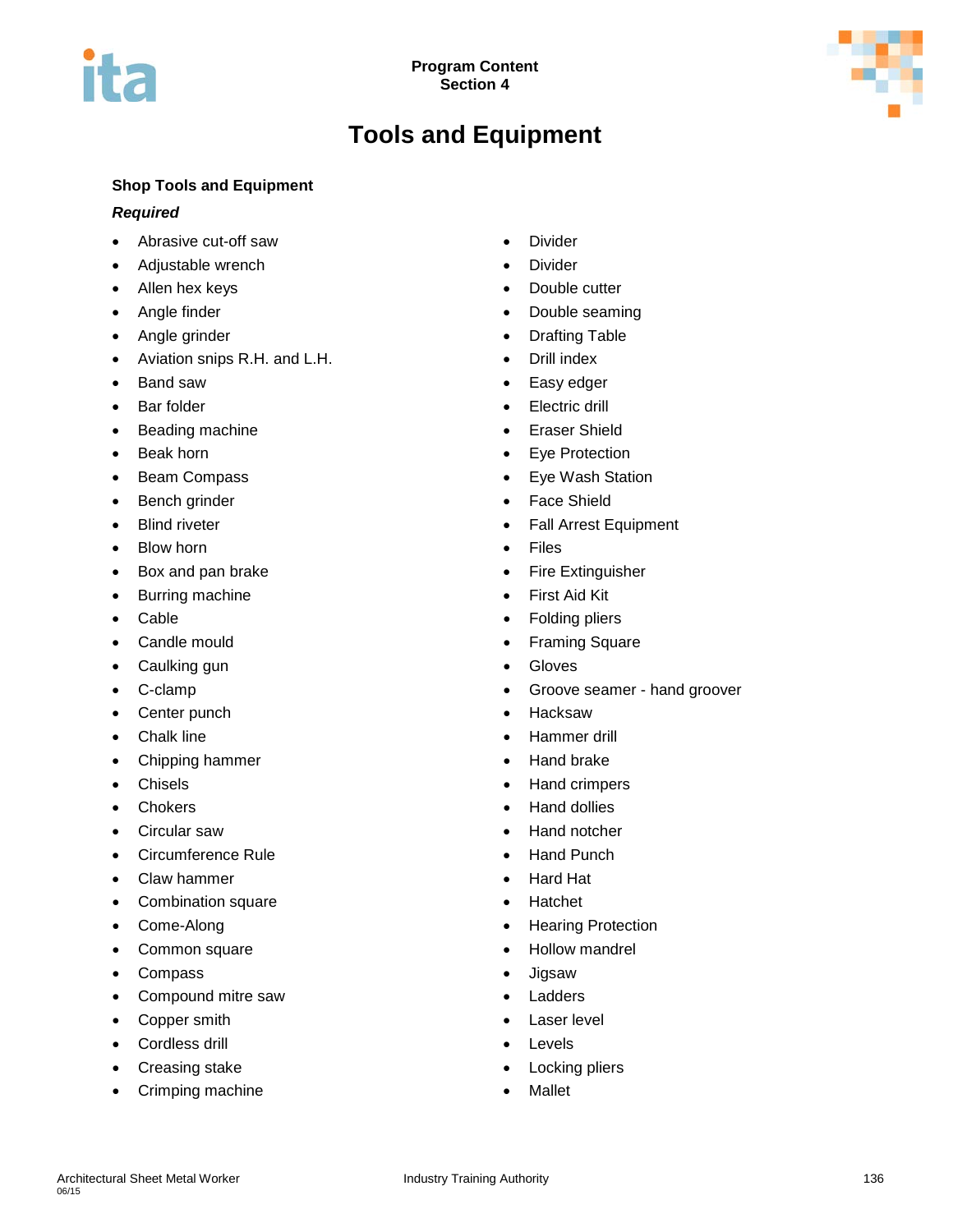# Tools and Equipment

## Shop Tools and Equipment

### *Required*

- Abrasive cut-off saw
- Adjustable wrench
- Allen hex keys
- Angle finder
- Angle grinder
- Aviation snips R.H. and L.H.
- Band saw
- Bar folder
- Beading machine
- Beak horn
- Beam Compass
- Bench grinder
- Blind riveter
- Blow horn
- Box and pan brake
- Burring machine
- Cable
- Candle mould
- Caulking gun
- C-clamp
- Center punch
- Chalk line
- Chipping hammer
- Chisels
- Chokers
- Circular saw
- Circumference Rule
- Claw hammer
- Combination square
- Come-Along
- Common square
- Compass
- Compound mitre saw
- Copper smith
- Cordless drill
- Creasing stake
- Crimping machine
- Divider
- Divider
- Double cutter
- Double seaming
- Drafting Table
- Drill index
- Easy edger
- Electric drill
- Eraser Shield
- Eye Protection
- Eye Wash Station
- Face Shield
- Fall Arrest Equipment
- Files
- Fire Extinguisher
- First Aid Kit
- Folding pliers
- Framing Square
- Gloves
- Groove seamer - hand groover
- Hacksaw
- Hammer drill
- Hand brake
- Hand crimpers
- Hand dollies
- Hand notcher
- Hand Punch
- Hard Hat
- Hatchet
- Hearing Protection
- Hollow mandrel
- Jigsaw
- Ladders
- Laser level
- Levels
- Locking pliers
- Mallet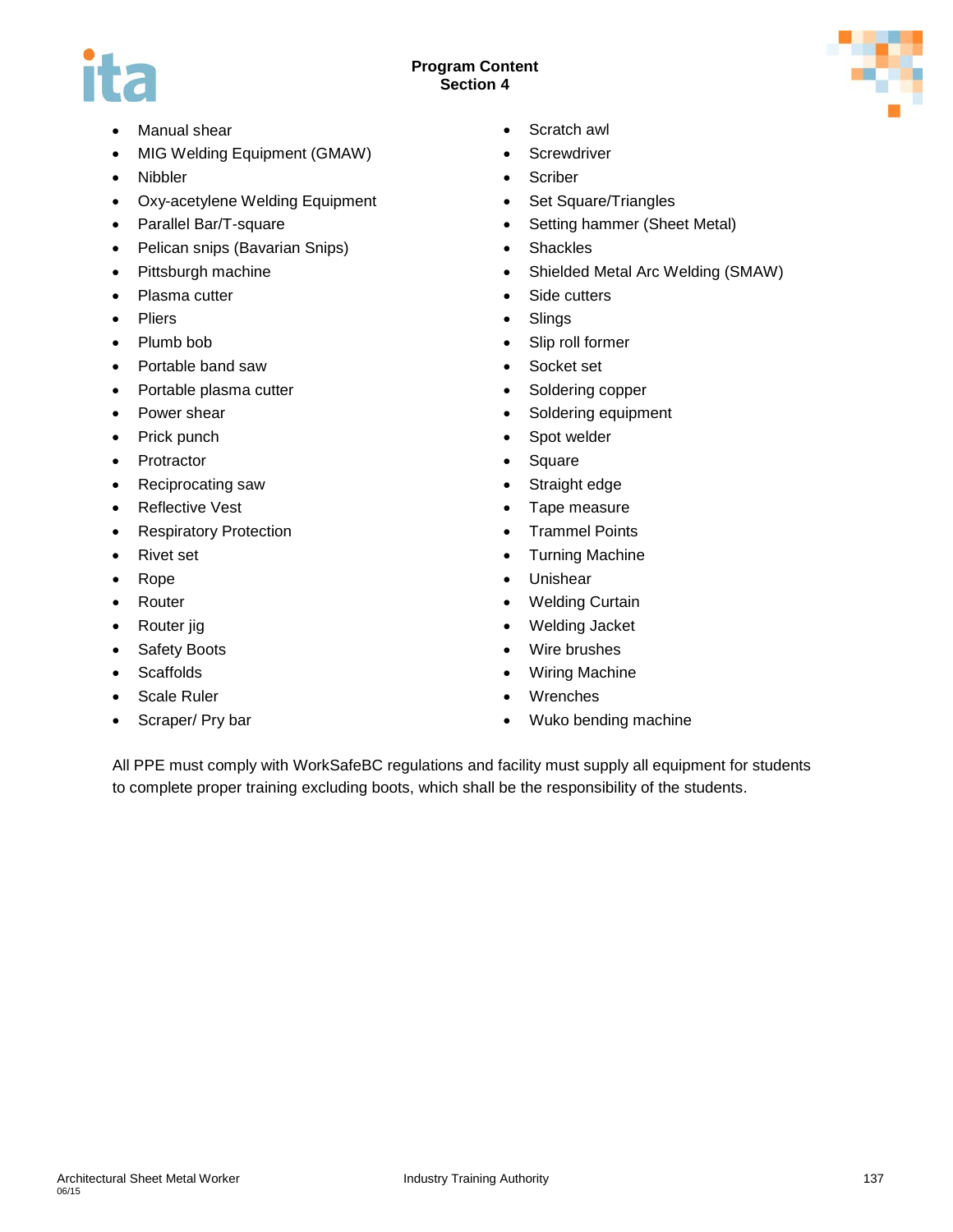- Manual shear
- MIG Welding Equipment (GMAW)
- Nibbler
- Oxy-acetylene Welding Equipment
- Parallel Bar/T-square
- Pelican snips (Bavarian Snips)
- Pittsburgh machine
- Plasma cutter
- Pliers
- Plumb bob
- Portable band saw
- Portable plasma cutter
- Power shear
- Prick punch
- Protractor
- Reciprocating saw
- Reflective Vest
- Respiratory Protection
- Rivet set
- Rope
- Router
- Router jig
- Safety Boots
- Scaffolds
- Scale Ruler
- Scraper/ Pry bar
- Scratch awl
- Screwdriver
- Scriber
- Set Square/Triangles
- Setting hammer (Sheet Metal)
- Shackles
- Shielded Metal Arc Welding (SMAW)
- Side cutters
- Slings
- Slip roll former
- Socket set
- Soldering copper
- Soldering equipment
- Spot welder
- Square
- Straight edge
- Tape measure
- Trammel Points
- Turning Machine
- Unishear
- Welding Curtain
- Welding Jacket
- Wire brushes
- Wiring Machine
- Wrenches
- Wuko bending machine

All PPE must comply with WorkSafeBC regulations and facility must supply all equipment for students to complete proper training excluding boots, which shall be the responsibility of the students.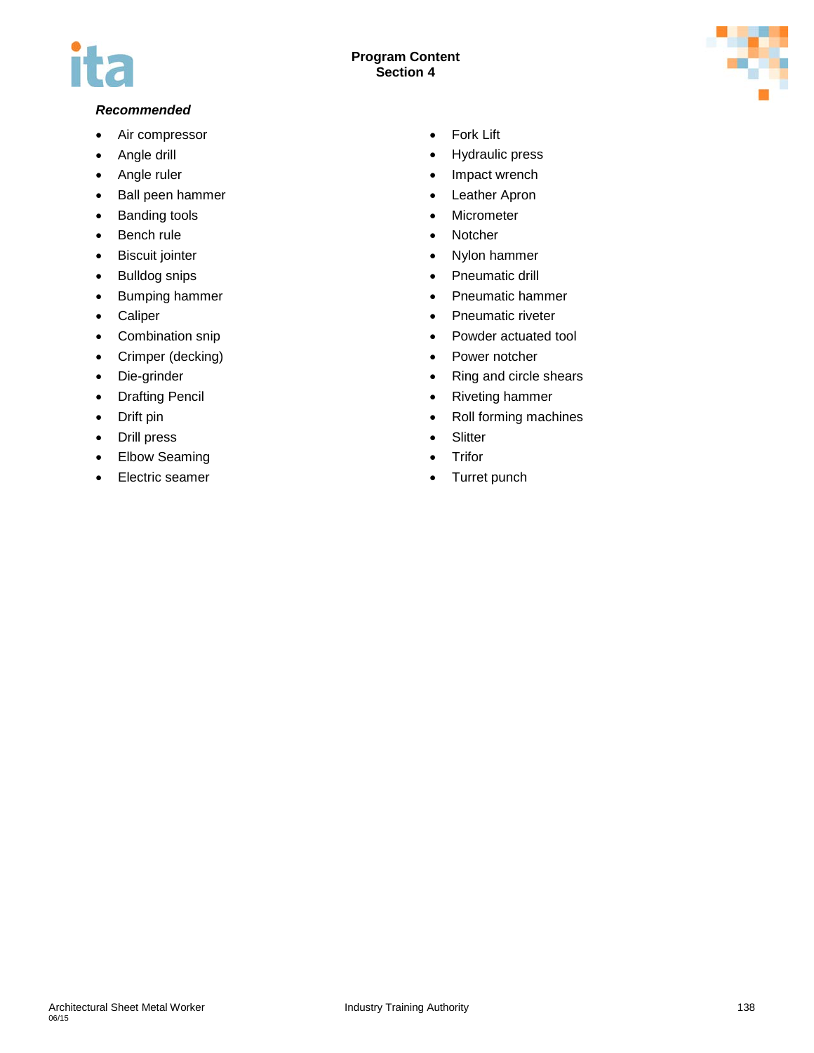***Recommended***

- Air compressor
- Angle drill
- Angle ruler
- Ball peen hammer
- Banding tools
- Bench rule
- Biscuit jointer
- Bulldog snips
- Bumping hammer
- Caliper
- Combination snip
- Crimper (decking)
- Die-grinder
- Drafting Pencil
- Drift pin
- Drill press
- Elbow Seaming
- Electric seamer
- Fork Lift
- Hydraulic press
- Impact wrench
- Leather Apron
- Micrometer
- Notcher
- Nylon hammer
- Pneumatic drill
- Pneumatic hammer
- Pneumatic riveter
- Powder actuated tool
- Power notcher
- Ring and circle shears
- Riveting hammer
- Roll forming machines
- Slitter
- Trifor
- Turret punch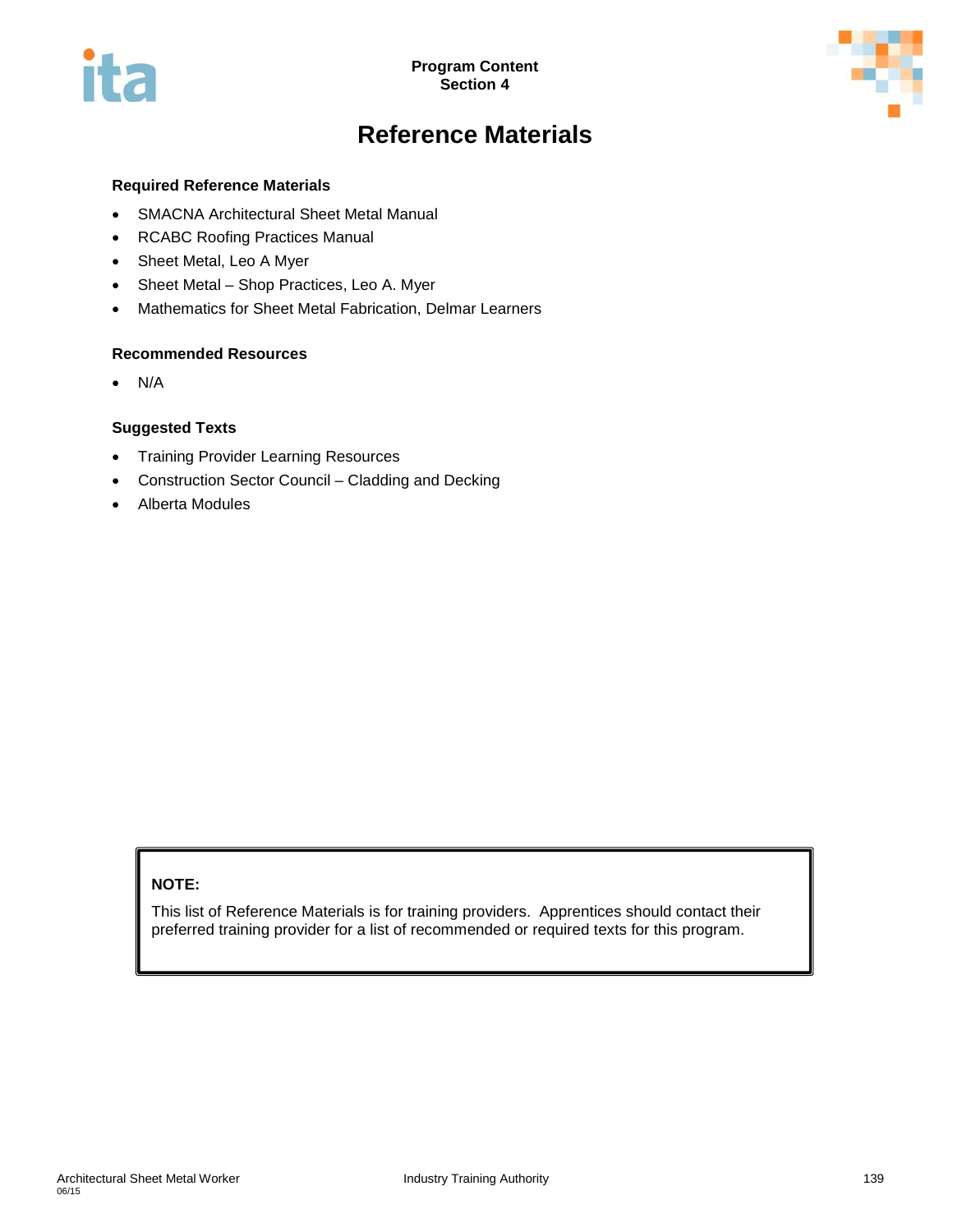# Reference Materials

### Required Reference Materials

- SMACNA Architectural Sheet Metal Manual
- RCABC Roofing Practices Manual
- Sheet Metal, Leo A Myer
- Sheet Metal – Shop Practices, Leo A. Myer
- Mathematics for Sheet Metal Fabrication, Delmar Learners

### Recommended Resources

- N/A

### Suggested Texts

- Training Provider Learning Resources
- Construction Sector Council – Cladding and Decking
- Alberta Modules

**NOTE:**

This list of Reference Materials is for training providers. Apprentices should contact their preferred training provider for a list of recommended or required texts for this program.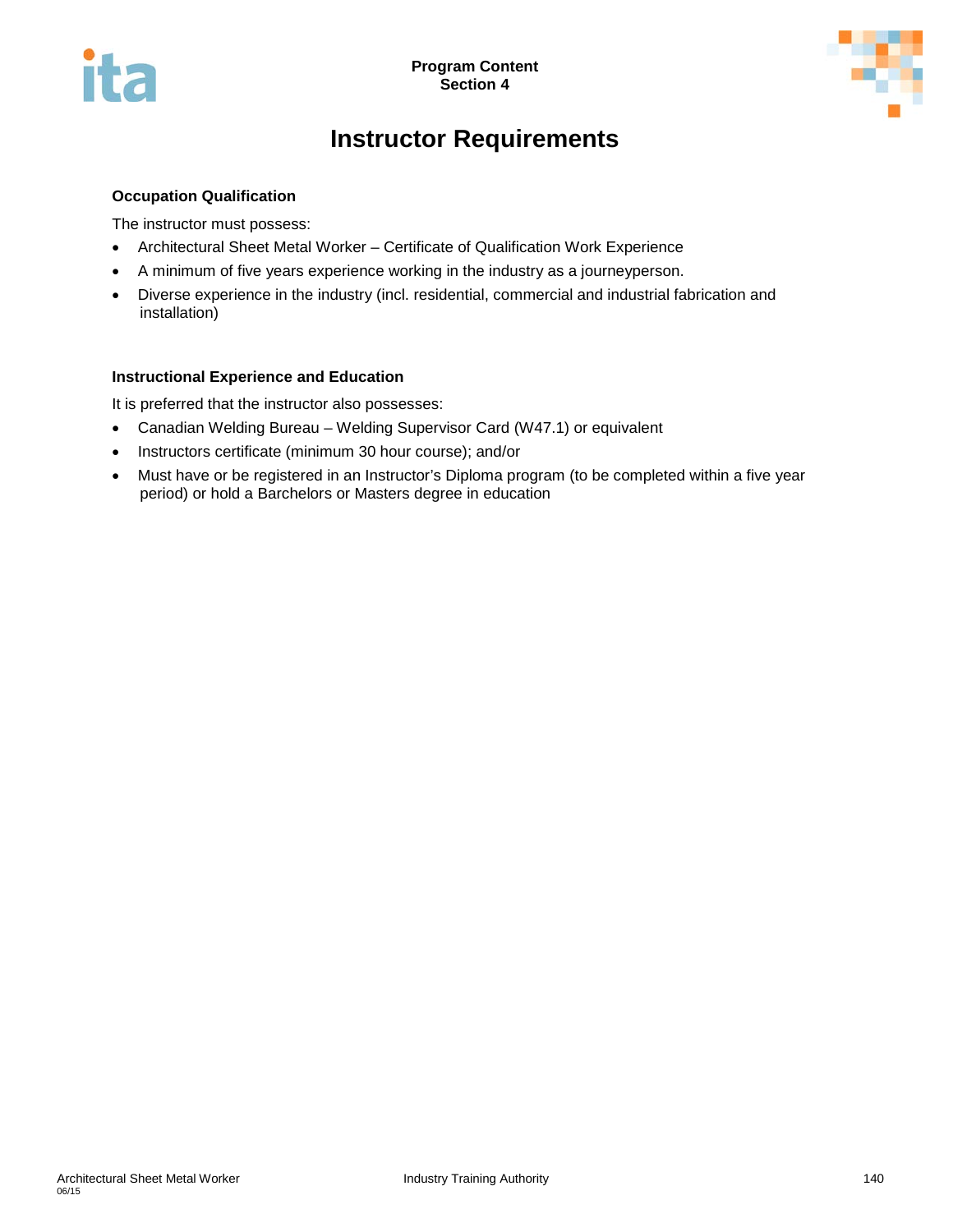Program Content
Section 4

# Instructor Requirements

### Occupation Qualification

The instructor must possess:

- Architectural Sheet Metal Worker – Certificate of Qualification Work Experience
- A minimum of five years experience working in the industry as a journeyperson.
- Diverse experience in the industry (incl. residential, commercial and industrial fabrication and installation)

### Instructional Experience and Education

It is preferred that the instructor also possesses:

- Canadian Welding Bureau – Welding Supervisor Card (W47.1) or equivalent
- Instructors certificate (minimum 30 hour course); and/or
- Must have or be registered in an Instructor's Diploma program (to be completed within a five year period) or hold a Barchelors or Masters degree in education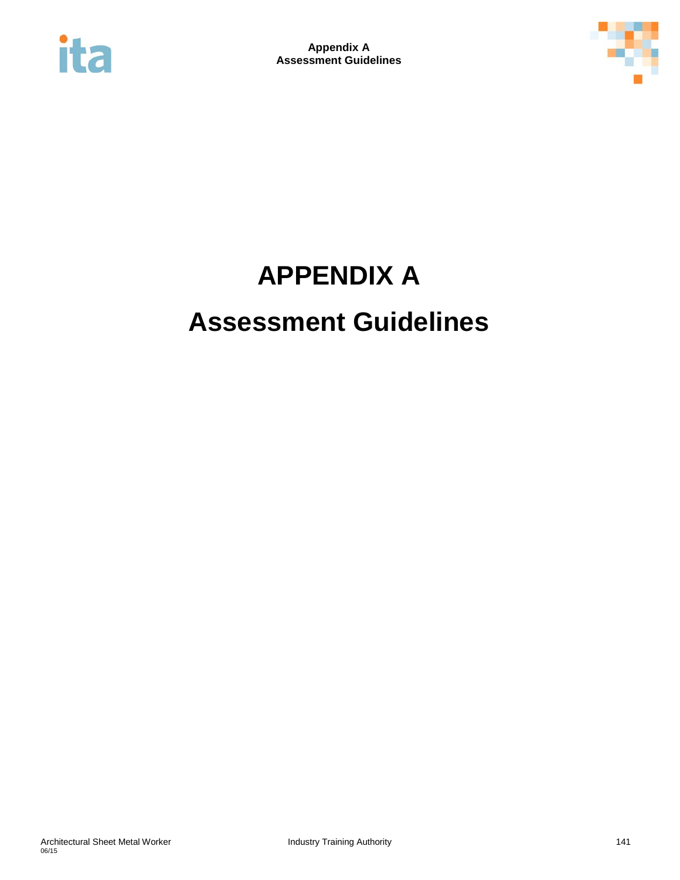# APPENDIX A

# Assessment Guidelines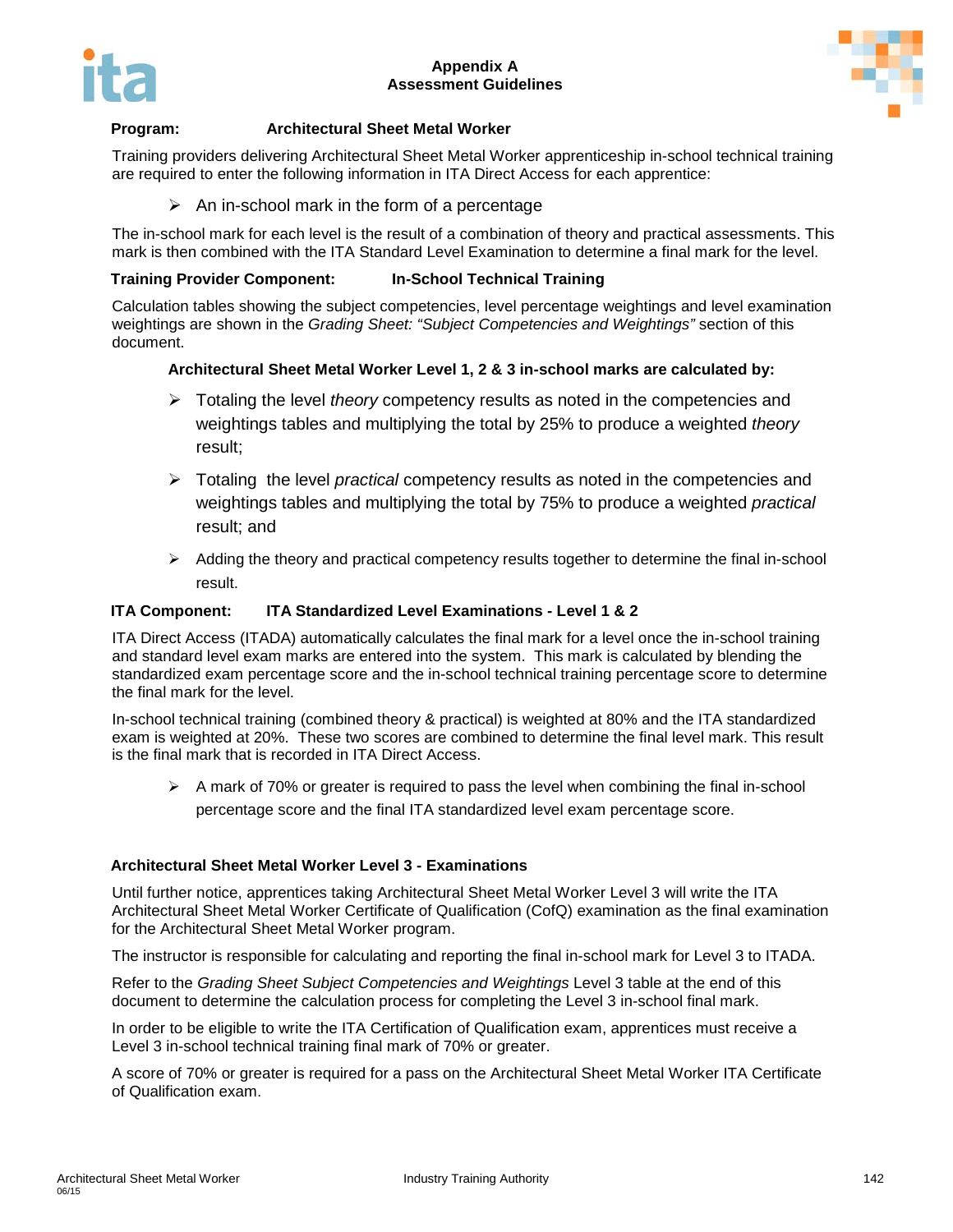# Appendix A
# Assessment Guidelines

**Program:** **Architectural Sheet Metal Worker**

Training providers delivering Architectural Sheet Metal Worker apprenticeship in-school technical training are required to enter the following information in ITA Direct Access for each apprentice:

- An in-school mark in the form of a percentage

The in-school mark for each level is the result of a combination of theory and practical assessments. This mark is then combined with the ITA Standard Level Examination to determine a final mark for the level.

**Training Provider Component:** **In-School Technical Training**

Calculation tables showing the subject competencies, level percentage weightings and level examination weightings are shown in the *Grading Sheet: "Subject Competencies and Weightings"* section of this document.

**Architectural Sheet Metal Worker Level 1, 2 & 3 in-school marks are calculated by:**

- Totaling the level *theory* competency results as noted in the competencies and weightings tables and multiplying the total by 25% to produce a weighted *theory* result;
- Totaling the level *practical* competency results as noted in the competencies and weightings tables and multiplying the total by 75% to produce a weighted *practical* result; and
- Adding the theory and practical competency results together to determine the final in-school result.

**ITA Component:** **ITA Standardized Level Examinations - Level 1 & 2**

ITA Direct Access (ITADA) automatically calculates the final mark for a level once the in-school training and standard level exam marks are entered into the system. This mark is calculated by blending the standardized exam percentage score and the in-school technical training percentage score to determine the final mark for the level.

In-school technical training (combined theory & practical) is weighted at 80% and the ITA standardized exam is weighted at 20%. These two scores are combined to determine the final level mark. This result is the final mark that is recorded in ITA Direct Access.

- A mark of 70% or greater is required to pass the level when combining the final in-school percentage score and the final ITA standardized level exam percentage score.

**Architectural Sheet Metal Worker Level 3 - Examinations**

Until further notice, apprentices taking Architectural Sheet Metal Worker Level 3 will write the ITA Architectural Sheet Metal Worker Certificate of Qualification (CofQ) examination as the final examination for the Architectural Sheet Metal Worker program.

The instructor is responsible for calculating and reporting the final in-school mark for Level 3 to ITADA.

Refer to the *Grading Sheet Subject Competencies and Weightings* Level 3 table at the end of this document to determine the calculation process for completing the Level 3 in-school final mark.

In order to be eligible to write the ITA Certification of Qualification exam, apprentices must receive a Level 3 in-school technical training final mark of 70% or greater.

A score of 70% or greater is required for a pass on the Architectural Sheet Metal Worker ITA Certificate of Qualification exam.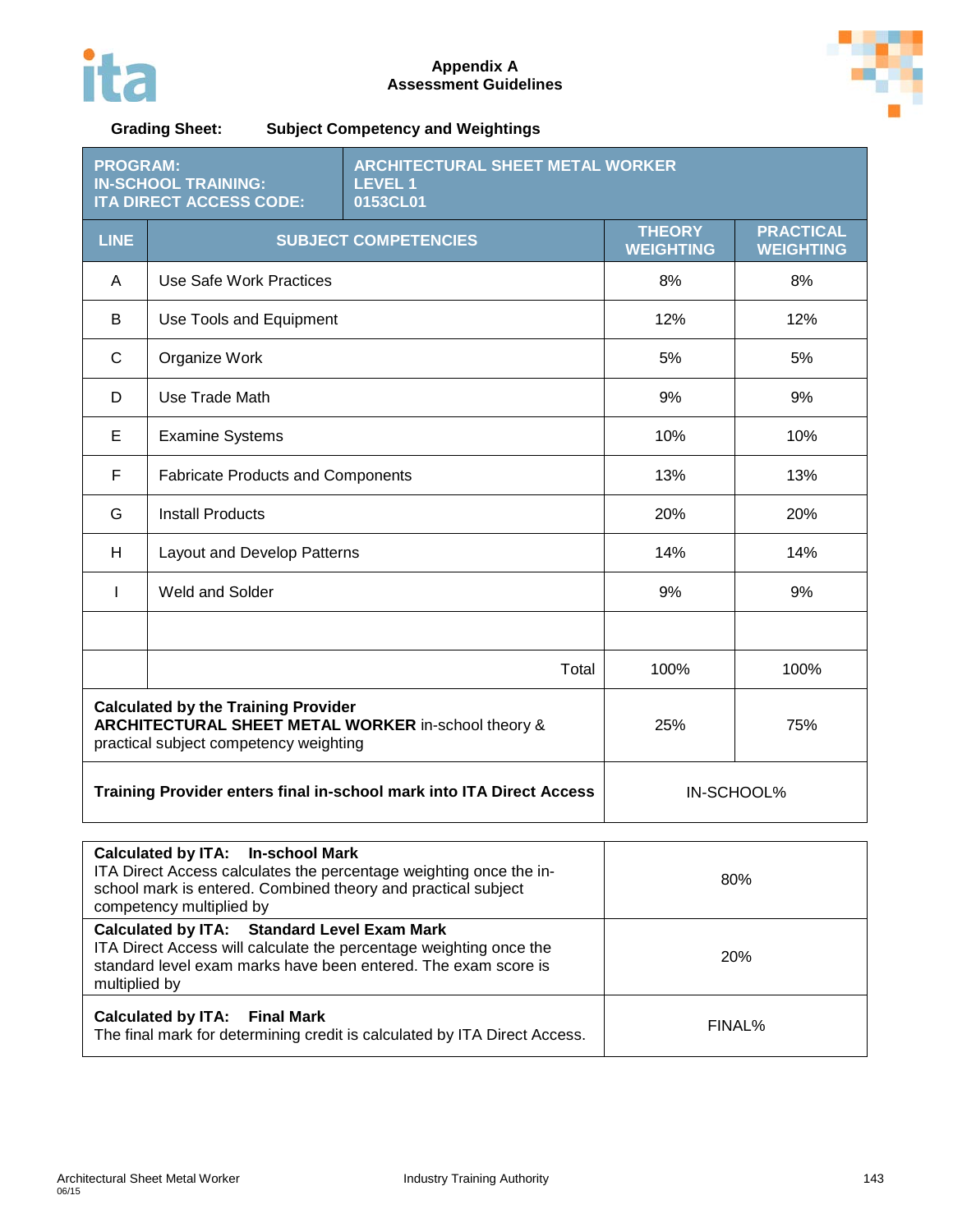**Appendix A**
**Assessment Guidelines**

**Grading Sheet: Subject Competency and Weightings**

| **PROGRAM:**<br>**IN-SCHOOL TRAINING:**<br>**ITA DIRECT ACCESS CODE:** | **ARCHITECTURAL SHEET METAL WORKER**<br>**LEVEL 1**<br>**0153CL01** | | |
|---|---|---|---|
| **LINE** | **SUBJECT COMPETENCIES** | **THEORY WEIGHTING** | **PRACTICAL WEIGHTING** |
| A | Use Safe Work Practices | 8% | 8% |
| B | Use Tools and Equipment | 12% | 12% |
| C | Organize Work | 5% | 5% |
| D | Use Trade Math | 9% | 9% |
| E | Examine Systems | 10% | 10% |
| F | Fabricate Products and Components | 13% | 13% |
| G | Install Products | 20% | 20% |
| H | Layout and Develop Patterns | 14% | 14% |
| I | Weld and Solder | 9% | 9% |
| | | | |
| | Total | 100% | 100% |
| **Calculated by the Training Provider**<br>**ARCHITECTURAL SHEET METAL WORKER** in-school theory & practical subject competency weighting | | 25% | 75% |
| **Training Provider enters final in-school mark into ITA Direct Access** | | IN-SCHOOL% | |

| | |
|---|---|
| **Calculated by ITA: In-school Mark**<br>ITA Direct Access calculates the percentage weighting once the in-school mark is entered. Combined theory and practical subject competency multiplied by | 80% |
| **Calculated by ITA: Standard Level Exam Mark**<br>ITA Direct Access will calculate the percentage weighting once the standard level exam marks have been entered. The exam score is multiplied by | 20% |
| **Calculated by ITA: Final Mark**<br>The final mark for determining credit is calculated by ITA Direct Access. | FINAL% |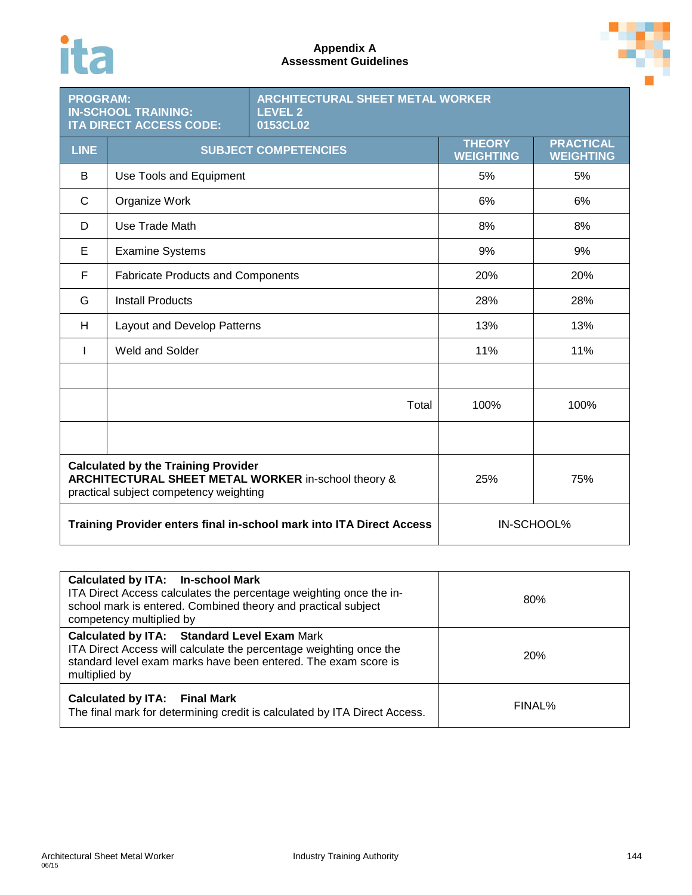# Appendix A
## Assessment Guidelines

| PROGRAM:<br>IN-SCHOOL TRAINING:<br>ITA DIRECT ACCESS CODE: | ARCHITECTURAL SHEET METAL WORKER<br>LEVEL 2<br>0153CL02 | | |
|---|---|---|---|
| **LINE** | **SUBJECT COMPETENCIES** | **THEORY WEIGHTING** | **PRACTICAL WEIGHTING** |
| B | Use Tools and Equipment | 5% | 5% |
| C | Organize Work | 6% | 6% |
| D | Use Trade Math | 8% | 8% |
| E | Examine Systems | 9% | 9% |
| F | Fabricate Products and Components | 20% | 20% |
| G | Install Products | 28% | 28% |
| H | Layout and Develop Patterns | 13% | 13% |
| I | Weld and Solder | 11% | 11% |
| | | | |
| | Total | 100% | 100% |
| | | | |
| **Calculated by the Training Provider**<br>**ARCHITECTURAL SHEET METAL WORKER** in-school theory & practical subject competency weighting | | 25% | 75% |
| **Training Provider enters final in-school mark into ITA Direct Access** | | IN-SCHOOL% | |

| | |
|---|---|
| **Calculated by ITA: In-school Mark**<br>ITA Direct Access calculates the percentage weighting once the in-school mark is entered. Combined theory and practical subject competency multiplied by | 80% |
| **Calculated by ITA: Standard Level Exam** Mark<br>ITA Direct Access will calculate the percentage weighting once the standard level exam marks have been entered. The exam score is multiplied by | 20% |
| **Calculated by ITA: Final Mark**<br>The final mark for determining credit is calculated by ITA Direct Access. | FINAL% |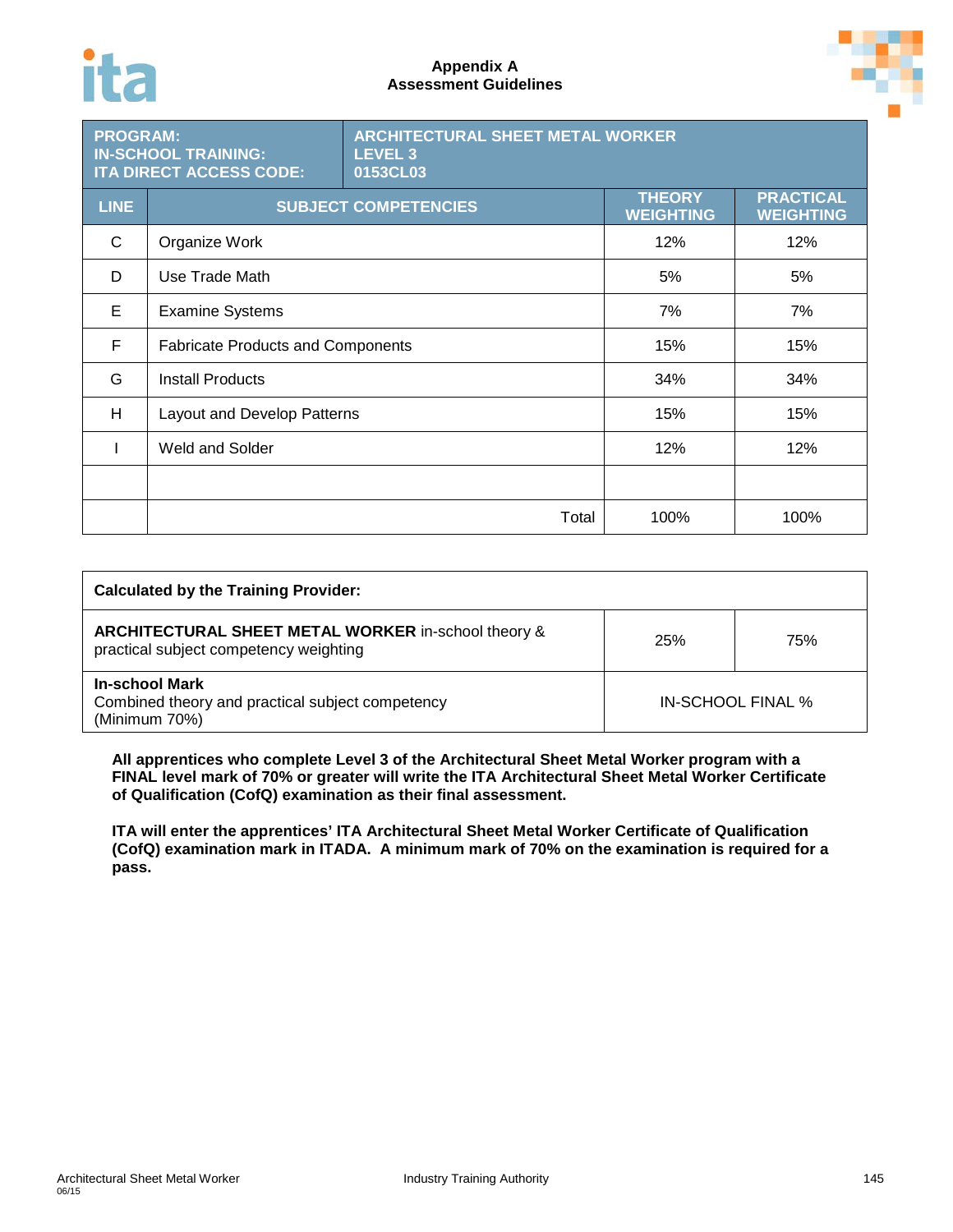## Appendix A
## Assessment Guidelines

| PROGRAM:<br>IN-SCHOOL TRAINING:<br>ITA DIRECT ACCESS CODE: | ARCHITECTURAL SHEET METAL WORKER<br>LEVEL 3<br>0153CL03 | | |
|---|---|---|---|
| **LINE** | **SUBJECT COMPETENCIES** | **THEORY WEIGHTING** | **PRACTICAL WEIGHTING** |
| C | Organize Work | 12% | 12% |
| D | Use Trade Math | 5% | 5% |
| E | Examine Systems | 7% | 7% |
| F | Fabricate Products and Components | 15% | 15% |
| G | Install Products | 34% | 34% |
| H | Layout and Develop Patterns | 15% | 15% |
| I | Weld and Solder | 12% | 12% |
| | | | |
| | Total | 100% | 100% |

| **Calculated by the Training Provider:** | | |
|---|---|---|
| **ARCHITECTURAL SHEET METAL WORKER** in-school theory & practical subject competency weighting | 25% | 75% |
| **In-school Mark**<br>Combined theory and practical subject competency<br>(Minimum 70%) | IN-SCHOOL FINAL % | |

**All apprentices who complete Level 3 of the Architectural Sheet Metal Worker program with a FINAL level mark of 70% or greater will write the ITA Architectural Sheet Metal Worker Certificate of Qualification (CofQ) examination as their final assessment.**

**ITA will enter the apprentices' ITA Architectural Sheet Metal Worker Certificate of Qualification (CofQ) examination mark in ITADA. A minimum mark of 70% on the examination is required for a pass.**